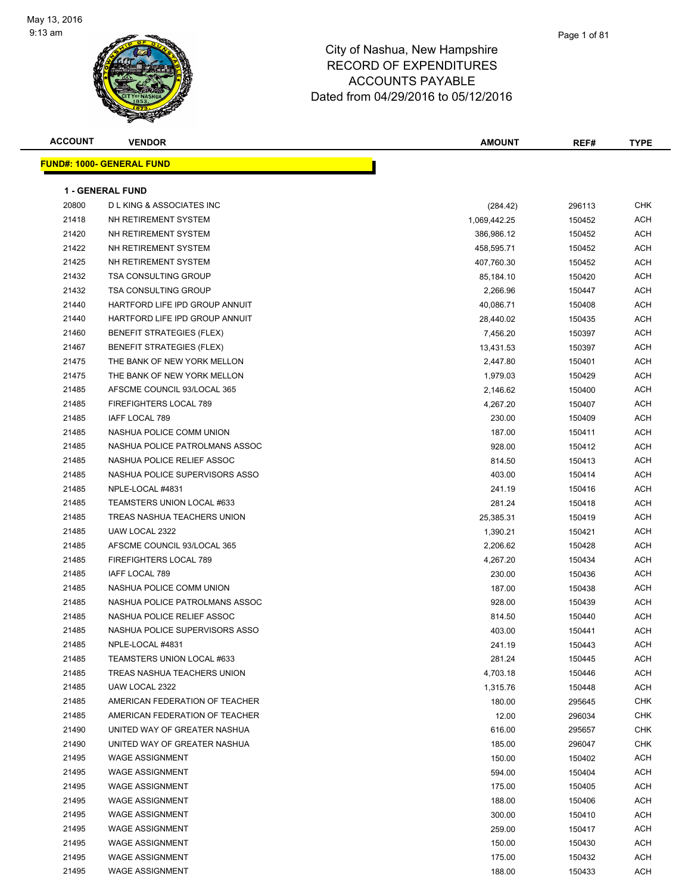May 13, 2016
9:13 am

# City of Nashua, New Hampshire
## RECORD OF EXPENDITURES
## ACCOUNTS PAYABLE
### Dated from 04/29/2016 to 05/12/2016

**FUND#: 1000- GENERAL FUND**

**1 - GENERAL FUND**

| ACCOUNT | VENDOR | AMOUNT | REF# | TYPE |
|---|---|---|---|---|
| 20800 | D L KING & ASSOCIATES INC | (284.42) | 296113 | CHK |
| 21418 | NH RETIREMENT SYSTEM | 1,069,442.25 | 150452 | ACH |
| 21420 | NH RETIREMENT SYSTEM | 386,986.12 | 150452 | ACH |
| 21422 | NH RETIREMENT SYSTEM | 458,595.71 | 150452 | ACH |
| 21425 | NH RETIREMENT SYSTEM | 407,760.30 | 150452 | ACH |
| 21432 | TSA CONSULTING GROUP | 85,184.10 | 150420 | ACH |
| 21432 | TSA CONSULTING GROUP | 2,266.96 | 150447 | ACH |
| 21440 | HARTFORD LIFE IPD GROUP ANNUIT | 40,086.71 | 150408 | ACH |
| 21440 | HARTFORD LIFE IPD GROUP ANNUIT | 28,440.02 | 150435 | ACH |
| 21460 | BENEFIT STRATEGIES (FLEX) | 7,456.20 | 150397 | ACH |
| 21467 | BENEFIT STRATEGIES (FLEX) | 13,431.53 | 150397 | ACH |
| 21475 | THE BANK OF NEW YORK MELLON | 2,447.80 | 150401 | ACH |
| 21475 | THE BANK OF NEW YORK MELLON | 1,979.03 | 150429 | ACH |
| 21485 | AFSCME COUNCIL 93/LOCAL 365 | 2,146.62 | 150400 | ACH |
| 21485 | FIREFIGHTERS LOCAL 789 | 4,267.20 | 150407 | ACH |
| 21485 | IAFF LOCAL 789 | 230.00 | 150409 | ACH |
| 21485 | NASHUA POLICE COMM UNION | 187.00 | 150411 | ACH |
| 21485 | NASHUA POLICE PATROLMANS ASSOC | 928.00 | 150412 | ACH |
| 21485 | NASHUA POLICE RELIEF ASSOC | 814.50 | 150413 | ACH |
| 21485 | NASHUA POLICE SUPERVISORS ASSO | 403.00 | 150414 | ACH |
| 21485 | NPLE-LOCAL #4831 | 241.19 | 150416 | ACH |
| 21485 | TEAMSTERS UNION LOCAL #633 | 281.24 | 150418 | ACH |
| 21485 | TREAS NASHUA TEACHERS UNION | 25,385.31 | 150419 | ACH |
| 21485 | UAW LOCAL 2322 | 1,390.21 | 150421 | ACH |
| 21485 | AFSCME COUNCIL 93/LOCAL 365 | 2,206.62 | 150428 | ACH |
| 21485 | FIREFIGHTERS LOCAL 789 | 4,267.20 | 150434 | ACH |
| 21485 | IAFF LOCAL 789 | 230.00 | 150436 | ACH |
| 21485 | NASHUA POLICE COMM UNION | 187.00 | 150438 | ACH |
| 21485 | NASHUA POLICE PATROLMANS ASSOC | 928.00 | 150439 | ACH |
| 21485 | NASHUA POLICE RELIEF ASSOC | 814.50 | 150440 | ACH |
| 21485 | NASHUA POLICE SUPERVISORS ASSO | 403.00 | 150441 | ACH |
| 21485 | NPLE-LOCAL #4831 | 241.19 | 150443 | ACH |
| 21485 | TEAMSTERS UNION LOCAL #633 | 281.24 | 150445 | ACH |
| 21485 | TREAS NASHUA TEACHERS UNION | 4,703.18 | 150446 | ACH |
| 21485 | UAW LOCAL 2322 | 1,315.76 | 150448 | ACH |
| 21485 | AMERICAN FEDERATION OF TEACHER | 180.00 | 295645 | CHK |
| 21485 | AMERICAN FEDERATION OF TEACHER | 12.00 | 296034 | CHK |
| 21490 | UNITED WAY OF GREATER NASHUA | 616.00 | 295657 | CHK |
| 21490 | UNITED WAY OF GREATER NASHUA | 185.00 | 296047 | CHK |
| 21495 | WAGE ASSIGNMENT | 150.00 | 150402 | ACH |
| 21495 | WAGE ASSIGNMENT | 594.00 | 150404 | ACH |
| 21495 | WAGE ASSIGNMENT | 175.00 | 150405 | ACH |
| 21495 | WAGE ASSIGNMENT | 188.00 | 150406 | ACH |
| 21495 | WAGE ASSIGNMENT | 300.00 | 150410 | ACH |
| 21495 | WAGE ASSIGNMENT | 259.00 | 150417 | ACH |
| 21495 | WAGE ASSIGNMENT | 150.00 | 150430 | ACH |
| 21495 | WAGE ASSIGNMENT | 175.00 | 150432 | ACH |
| 21495 | WAGE ASSIGNMENT | 188.00 | 150433 | ACH |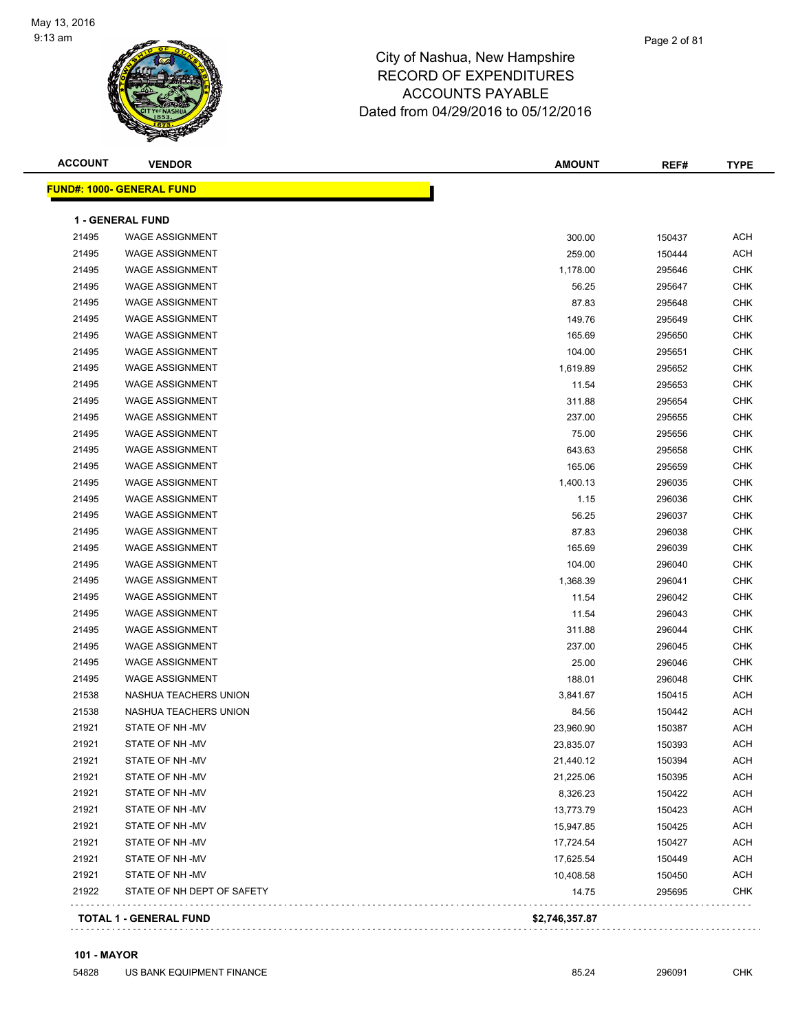May 13, 2016
9:13 am

City of Nashua, New Hampshire
RECORD OF EXPENDITURES
ACCOUNTS PAYABLE
Dated from 04/29/2016 to 05/12/2016

| ACCOUNT | VENDOR | AMOUNT | REF# | TYPE |
|---|---|---|---|---|

**FUND#: 1000- GENERAL FUND**

**1 - GENERAL FUND**

| ACCOUNT | VENDOR | AMOUNT | REF# | TYPE |
|---|---|---|---|---|
| 21495 | WAGE ASSIGNMENT | 300.00 | 150437 | ACH |
| 21495 | WAGE ASSIGNMENT | 259.00 | 150444 | ACH |
| 21495 | WAGE ASSIGNMENT | 1,178.00 | 295646 | CHK |
| 21495 | WAGE ASSIGNMENT | 56.25 | 295647 | CHK |
| 21495 | WAGE ASSIGNMENT | 87.83 | 295648 | CHK |
| 21495 | WAGE ASSIGNMENT | 149.76 | 295649 | CHK |
| 21495 | WAGE ASSIGNMENT | 165.69 | 295650 | CHK |
| 21495 | WAGE ASSIGNMENT | 104.00 | 295651 | CHK |
| 21495 | WAGE ASSIGNMENT | 1,619.89 | 295652 | CHK |
| 21495 | WAGE ASSIGNMENT | 11.54 | 295653 | CHK |
| 21495 | WAGE ASSIGNMENT | 311.88 | 295654 | CHK |
| 21495 | WAGE ASSIGNMENT | 237.00 | 295655 | CHK |
| 21495 | WAGE ASSIGNMENT | 75.00 | 295656 | CHK |
| 21495 | WAGE ASSIGNMENT | 643.63 | 295658 | CHK |
| 21495 | WAGE ASSIGNMENT | 165.06 | 295659 | CHK |
| 21495 | WAGE ASSIGNMENT | 1,400.13 | 296035 | CHK |
| 21495 | WAGE ASSIGNMENT | 1.15 | 296036 | CHK |
| 21495 | WAGE ASSIGNMENT | 56.25 | 296037 | CHK |
| 21495 | WAGE ASSIGNMENT | 87.83 | 296038 | CHK |
| 21495 | WAGE ASSIGNMENT | 165.69 | 296039 | CHK |
| 21495 | WAGE ASSIGNMENT | 104.00 | 296040 | CHK |
| 21495 | WAGE ASSIGNMENT | 1,368.39 | 296041 | CHK |
| 21495 | WAGE ASSIGNMENT | 11.54 | 296042 | CHK |
| 21495 | WAGE ASSIGNMENT | 11.54 | 296043 | CHK |
| 21495 | WAGE ASSIGNMENT | 311.88 | 296044 | CHK |
| 21495 | WAGE ASSIGNMENT | 237.00 | 296045 | CHK |
| 21495 | WAGE ASSIGNMENT | 25.00 | 296046 | CHK |
| 21495 | WAGE ASSIGNMENT | 188.01 | 296048 | CHK |
| 21538 | NASHUA TEACHERS UNION | 3,841.67 | 150415 | ACH |
| 21538 | NASHUA TEACHERS UNION | 84.56 | 150442 | ACH |
| 21921 | STATE OF NH -MV | 23,960.90 | 150387 | ACH |
| 21921 | STATE OF NH -MV | 23,835.07 | 150393 | ACH |
| 21921 | STATE OF NH -MV | 21,440.12 | 150394 | ACH |
| 21921 | STATE OF NH -MV | 21,225.06 | 150395 | ACH |
| 21921 | STATE OF NH -MV | 8,326.23 | 150422 | ACH |
| 21921 | STATE OF NH -MV | 13,773.79 | 150423 | ACH |
| 21921 | STATE OF NH -MV | 15,947.85 | 150425 | ACH |
| 21921 | STATE OF NH -MV | 17,724.54 | 150427 | ACH |
| 21921 | STATE OF NH -MV | 17,625.54 | 150449 | ACH |
| 21921 | STATE OF NH -MV | 10,408.58 | 150450 | ACH |
| 21922 | STATE OF NH DEPT OF SAFETY | 14.75 | 295695 | CHK |
| **TOTAL 1 - GENERAL FUND** | | **$2,746,357.87** | | |

**101 - MAYOR**

| ACCOUNT | VENDOR | AMOUNT | REF# | TYPE |
|---|---|---|---|---|
| 54828 | US BANK EQUIPMENT FINANCE | 85.24 | 296091 | CHK |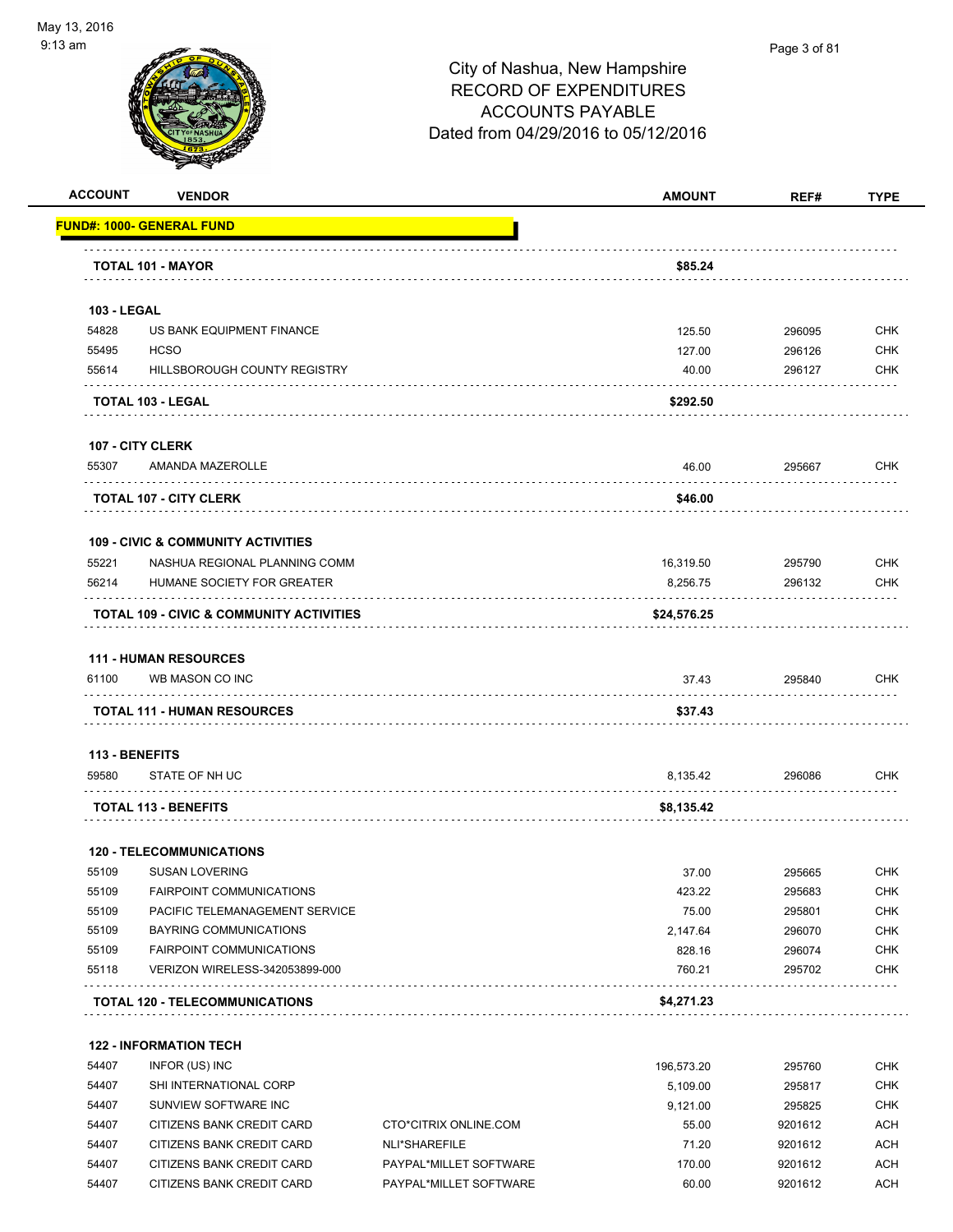City of Nashua, New Hampshire
RECORD OF EXPENDITURES
ACCOUNTS PAYABLE
Dated from 04/29/2016 to 05/12/2016

| ACCOUNT | VENDOR | | AMOUNT | REF# | TYPE |
|---|---|---|---|---|---|
| **FUND#: 1000- GENERAL FUND** | | | | | |
| | **TOTAL 101 - MAYOR** | | **$85.24** | | |
| **103 - LEGAL** | | | | | |
| 54828 | US BANK EQUIPMENT FINANCE | | 125.50 | 296095 | CHK |
| 55495 | HCSO | | 127.00 | 296126 | CHK |
| 55614 | HILLSBOROUGH COUNTY REGISTRY | | 40.00 | 296127 | CHK |
| | **TOTAL 103 - LEGAL** | | **$292.50** | | |
| **107 - CITY CLERK** | | | | | |
| 55307 | AMANDA MAZEROLLE | | 46.00 | 295667 | CHK |
| | **TOTAL 107 - CITY CLERK** | | **$46.00** | | |
| **109 - CIVIC & COMMUNITY ACTIVITIES** | | | | | |
| 55221 | NASHUA REGIONAL PLANNING COMM | | 16,319.50 | 295790 | CHK |
| 56214 | HUMANE SOCIETY FOR GREATER | | 8,256.75 | 296132 | CHK |
| | **TOTAL 109 - CIVIC & COMMUNITY ACTIVITIES** | | **$24,576.25** | | |
| **111 - HUMAN RESOURCES** | | | | | |
| 61100 | WB MASON CO INC | | 37.43 | 295840 | CHK |
| | **TOTAL 111 - HUMAN RESOURCES** | | **$37.43** | | |
| **113 - BENEFITS** | | | | | |
| 59580 | STATE OF NH UC | | 8,135.42 | 296086 | CHK |
| | **TOTAL 113 - BENEFITS** | | **$8,135.42** | | |
| **120 - TELECOMMUNICATIONS** | | | | | |
| 55109 | SUSAN LOVERING | | 37.00 | 295665 | CHK |
| 55109 | FAIRPOINT COMMUNICATIONS | | 423.22 | 295683 | CHK |
| 55109 | PACIFIC TELEMANAGEMENT SERVICE | | 75.00 | 295801 | CHK |
| 55109 | BAYRING COMMUNICATIONS | | 2,147.64 | 296070 | CHK |
| 55109 | FAIRPOINT COMMUNICATIONS | | 828.16 | 296074 | CHK |
| 55118 | VERIZON WIRELESS-342053899-000 | | 760.21 | 295702 | CHK |
| | **TOTAL 120 - TELECOMMUNICATIONS** | | **$4,271.23** | | |
| **122 - INFORMATION TECH** | | | | | |
| 54407 | INFOR (US) INC | | 196,573.20 | 295760 | CHK |
| 54407 | SHI INTERNATIONAL CORP | | 5,109.00 | 295817 | CHK |
| 54407 | SUNVIEW SOFTWARE INC | | 9,121.00 | 295825 | CHK |
| 54407 | CITIZENS BANK CREDIT CARD | CTO*CITRIX ONLINE.COM | 55.00 | 9201612 | ACH |
| 54407 | CITIZENS BANK CREDIT CARD | NLI*SHAREFILE | 71.20 | 9201612 | ACH |
| 54407 | CITIZENS BANK CREDIT CARD | PAYPAL*MILLET SOFTWARE | 170.00 | 9201612 | ACH |
| 54407 | CITIZENS BANK CREDIT CARD | PAYPAL*MILLET SOFTWARE | 60.00 | 9201612 | ACH |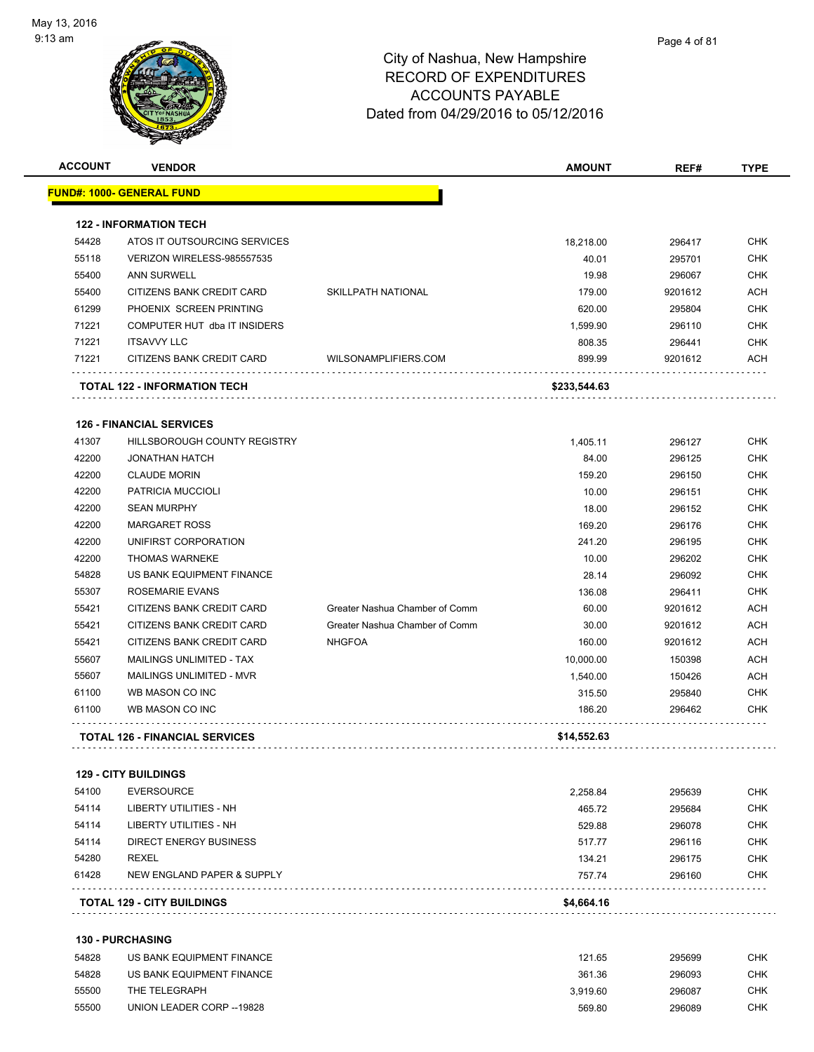# City of Nashua, New Hampshire
## RECORD OF EXPENDITURES
## ACCOUNTS PAYABLE
## Dated from 04/29/2016 to 05/12/2016

| ACCOUNT | VENDOR | | AMOUNT | REF# | TYPE |
|---|---|---|---|---|---|
| **FUND#: 1000- GENERAL FUND** | | | | | |
| **122 - INFORMATION TECH** | | | | | |
| 54428 | ATOS IT OUTSOURCING SERVICES | | 18,218.00 | 296417 | CHK |
| 55118 | VERIZON WIRELESS-985557535 | | 40.01 | 295701 | CHK |
| 55400 | ANN SURWELL | | 19.98 | 296067 | CHK |
| 55400 | CITIZENS BANK CREDIT CARD | SKILLPATH NATIONAL | 179.00 | 9201612 | ACH |
| 61299 | PHOENIX SCREEN PRINTING | | 620.00 | 295804 | CHK |
| 71221 | COMPUTER HUT dba IT INSIDERS | | 1,599.90 | 296110 | CHK |
| 71221 | ITSAVVY LLC | | 808.35 | 296441 | CHK |
| 71221 | CITIZENS BANK CREDIT CARD | WILSONAMPLIFIERS.COM | 899.99 | 9201612 | ACH |
| **TOTAL 122 - INFORMATION TECH** | | | **$233,544.63** | | |
| **126 - FINANCIAL SERVICES** | | | | | |
| 41307 | HILLSBOROUGH COUNTY REGISTRY | | 1,405.11 | 296127 | CHK |
| 42200 | JONATHAN HATCH | | 84.00 | 296125 | CHK |
| 42200 | CLAUDE MORIN | | 159.20 | 296150 | CHK |
| 42200 | PATRICIA MUCCIOLI | | 10.00 | 296151 | CHK |
| 42200 | SEAN MURPHY | | 18.00 | 296152 | CHK |
| 42200 | MARGARET ROSS | | 169.20 | 296176 | CHK |
| 42200 | UNIFIRST CORPORATION | | 241.20 | 296195 | CHK |
| 42200 | THOMAS WARNEKE | | 10.00 | 296202 | CHK |
| 54828 | US BANK EQUIPMENT FINANCE | | 28.14 | 296092 | CHK |
| 55307 | ROSEMARIE EVANS | | 136.08 | 296411 | CHK |
| 55421 | CITIZENS BANK CREDIT CARD | Greater Nashua Chamber of Comm | 60.00 | 9201612 | ACH |
| 55421 | CITIZENS BANK CREDIT CARD | Greater Nashua Chamber of Comm | 30.00 | 9201612 | ACH |
| 55421 | CITIZENS BANK CREDIT CARD | NHGFOA | 160.00 | 9201612 | ACH |
| 55607 | MAILINGS UNLIMITED - TAX | | 10,000.00 | 150398 | ACH |
| 55607 | MAILINGS UNLIMITED - MVR | | 1,540.00 | 150426 | ACH |
| 61100 | WB MASON CO INC | | 315.50 | 295840 | CHK |
| 61100 | WB MASON CO INC | | 186.20 | 296462 | CHK |
| **TOTAL 126 - FINANCIAL SERVICES** | | | **$14,552.63** | | |
| **129 - CITY BUILDINGS** | | | | | |
| 54100 | EVERSOURCE | | 2,258.84 | 295639 | CHK |
| 54114 | LIBERTY UTILITIES - NH | | 465.72 | 295684 | CHK |
| 54114 | LIBERTY UTILITIES - NH | | 529.88 | 296078 | CHK |
| 54114 | DIRECT ENERGY BUSINESS | | 517.77 | 296116 | CHK |
| 54280 | REXEL | | 134.21 | 296175 | CHK |
| 61428 | NEW ENGLAND PAPER & SUPPLY | | 757.74 | 296160 | CHK |
| **TOTAL 129 - CITY BUILDINGS** | | | **$4,664.16** | | |
| **130 - PURCHASING** | | | | | |
| 54828 | US BANK EQUIPMENT FINANCE | | 121.65 | 295699 | CHK |
| 54828 | US BANK EQUIPMENT FINANCE | | 361.36 | 296093 | CHK |
| 55500 | THE TELEGRAPH | | 3,919.60 | 296087 | CHK |
| 55500 | UNION LEADER CORP --19828 | | 569.80 | 296089 | CHK |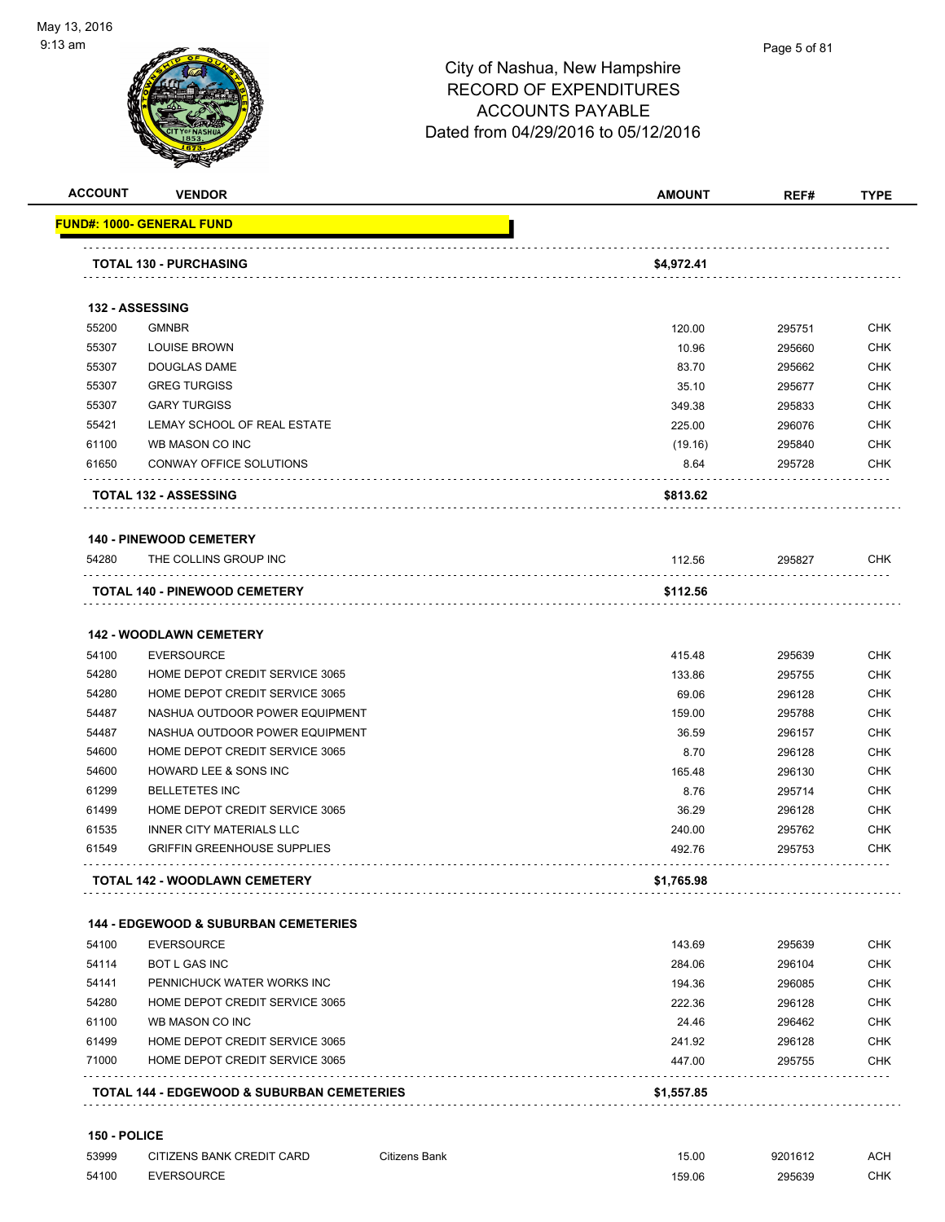# City of Nashua, New Hampshire
## RECORD OF EXPENDITURES
## ACCOUNTS PAYABLE
## Dated from 04/29/2016 to 05/12/2016

| ACCOUNT | VENDOR | | AMOUNT | REF# | TYPE |
|---|---|---|---|---|---|
| **FUND#: 1000- GENERAL FUND** | | | | | |
| | **TOTAL 130 - PURCHASING** | | **$4,972.41** | | |
| **132 - ASSESSING** | | | | | |
| 55200 | GMNBR | | 120.00 | 295751 | CHK |
| 55307 | LOUISE BROWN | | 10.96 | 295660 | CHK |
| 55307 | DOUGLAS DAME | | 83.70 | 295662 | CHK |
| 55307 | GREG TURGISS | | 35.10 | 295677 | CHK |
| 55307 | GARY TURGISS | | 349.38 | 295833 | CHK |
| 55421 | LEMAY SCHOOL OF REAL ESTATE | | 225.00 | 296076 | CHK |
| 61100 | WB MASON CO INC | | (19.16) | 295840 | CHK |
| 61650 | CONWAY OFFICE SOLUTIONS | | 8.64 | 295728 | CHK |
| | **TOTAL 132 - ASSESSING** | | **$813.62** | | |
| **140 - PINEWOOD CEMETERY** | | | | | |
| 54280 | THE COLLINS GROUP INC | | 112.56 | 295827 | CHK |
| | **TOTAL 140 - PINEWOOD CEMETERY** | | **$112.56** | | |
| **142 - WOODLAWN CEMETERY** | | | | | |
| 54100 | EVERSOURCE | | 415.48 | 295639 | CHK |
| 54280 | HOME DEPOT CREDIT SERVICE 3065 | | 133.86 | 295755 | CHK |
| 54280 | HOME DEPOT CREDIT SERVICE 3065 | | 69.06 | 296128 | CHK |
| 54487 | NASHUA OUTDOOR POWER EQUIPMENT | | 159.00 | 295788 | CHK |
| 54487 | NASHUA OUTDOOR POWER EQUIPMENT | | 36.59 | 296157 | CHK |
| 54600 | HOME DEPOT CREDIT SERVICE 3065 | | 8.70 | 296128 | CHK |
| 54600 | HOWARD LEE & SONS INC | | 165.48 | 296130 | CHK |
| 61299 | BELLETETES INC | | 8.76 | 295714 | CHK |
| 61499 | HOME DEPOT CREDIT SERVICE 3065 | | 36.29 | 296128 | CHK |
| 61535 | INNER CITY MATERIALS LLC | | 240.00 | 295762 | CHK |
| 61549 | GRIFFIN GREENHOUSE SUPPLIES | | 492.76 | 295753 | CHK |
| | **TOTAL 142 - WOODLAWN CEMETERY** | | **$1,765.98** | | |
| **144 - EDGEWOOD & SUBURBAN CEMETERIES** | | | | | |
| 54100 | EVERSOURCE | | 143.69 | 295639 | CHK |
| 54114 | BOT L GAS INC | | 284.06 | 296104 | CHK |
| 54141 | PENNICHUCK WATER WORKS INC | | 194.36 | 296085 | CHK |
| 54280 | HOME DEPOT CREDIT SERVICE 3065 | | 222.36 | 296128 | CHK |
| 61100 | WB MASON CO INC | | 24.46 | 296462 | CHK |
| 61499 | HOME DEPOT CREDIT SERVICE 3065 | | 241.92 | 296128 | CHK |
| 71000 | HOME DEPOT CREDIT SERVICE 3065 | | 447.00 | 295755 | CHK |
| | **TOTAL 144 - EDGEWOOD & SUBURBAN CEMETERIES** | | **$1,557.85** | | |
| **150 - POLICE** | | | | | |
| 53999 | CITIZENS BANK CREDIT CARD | Citizens Bank | 15.00 | 9201612 | ACH |
| 54100 | EVERSOURCE | | 159.06 | 295639 | CHK |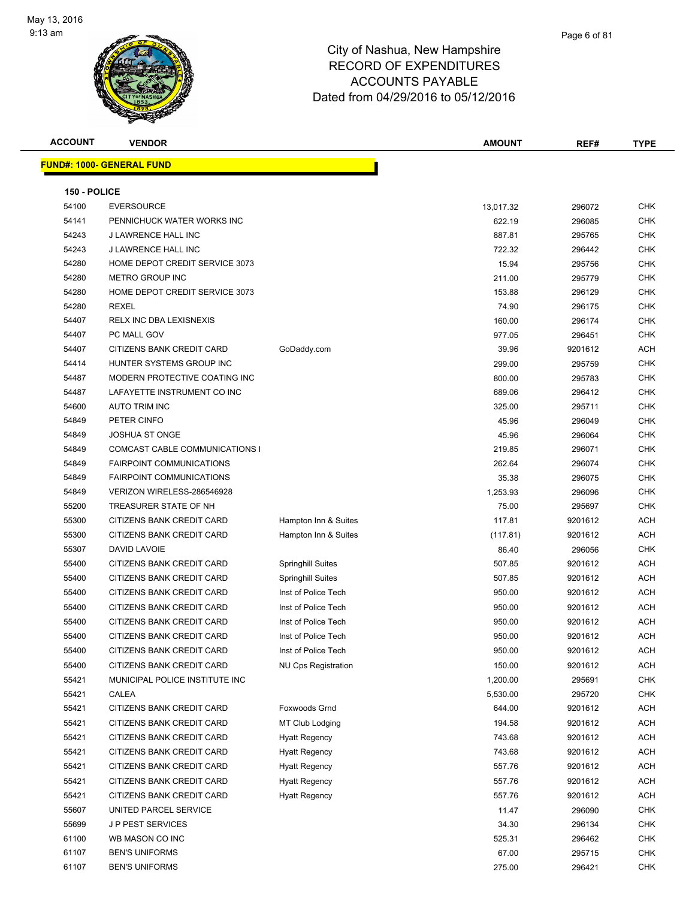# City of Nashua, New Hampshire
# RECORD OF EXPENDITURES
# ACCOUNTS PAYABLE
# Dated from 04/29/2016 to 05/12/2016

**FUND#: 1000- GENERAL FUND**

**150 - POLICE**

| ACCOUNT | VENDOR | | AMOUNT | REF# | TYPE |
|---|---|---|---|---|---|
| 54100 | EVERSOURCE | | 13,017.32 | 296072 | CHK |
| 54141 | PENNICHUCK WATER WORKS INC | | 622.19 | 296085 | CHK |
| 54243 | J LAWRENCE HALL INC | | 887.81 | 295765 | CHK |
| 54243 | J LAWRENCE HALL INC | | 722.32 | 296442 | CHK |
| 54280 | HOME DEPOT CREDIT SERVICE 3073 | | 15.94 | 295756 | CHK |
| 54280 | METRO GROUP INC | | 211.00 | 295779 | CHK |
| 54280 | HOME DEPOT CREDIT SERVICE 3073 | | 153.88 | 296129 | CHK |
| 54280 | REXEL | | 74.90 | 296175 | CHK |
| 54407 | RELX INC DBA LEXISNEXIS | | 160.00 | 296174 | CHK |
| 54407 | PC MALL GOV | | 977.05 | 296451 | CHK |
| 54407 | CITIZENS BANK CREDIT CARD | GoDaddy.com | 39.96 | 9201612 | ACH |
| 54414 | HUNTER SYSTEMS GROUP INC | | 299.00 | 295759 | CHK |
| 54487 | MODERN PROTECTIVE COATING INC | | 800.00 | 295783 | CHK |
| 54487 | LAFAYETTE INSTRUMENT CO INC | | 689.06 | 296412 | CHK |
| 54600 | AUTO TRIM INC | | 325.00 | 295711 | CHK |
| 54849 | PETER CINFO | | 45.96 | 296049 | CHK |
| 54849 | JOSHUA ST ONGE | | 45.96 | 296064 | CHK |
| 54849 | COMCAST CABLE COMMUNICATIONS I | | 219.85 | 296071 | CHK |
| 54849 | FAIRPOINT COMMUNICATIONS | | 262.64 | 296074 | CHK |
| 54849 | FAIRPOINT COMMUNICATIONS | | 35.38 | 296075 | CHK |
| 54849 | VERIZON WIRELESS-286546928 | | 1,253.93 | 296096 | CHK |
| 55200 | TREASURER STATE OF NH | | 75.00 | 295697 | CHK |
| 55300 | CITIZENS BANK CREDIT CARD | Hampton Inn & Suites | 117.81 | 9201612 | ACH |
| 55300 | CITIZENS BANK CREDIT CARD | Hampton Inn & Suites | (117.81) | 9201612 | ACH |
| 55307 | DAVID LAVOIE | | 86.40 | 296056 | CHK |
| 55400 | CITIZENS BANK CREDIT CARD | Springhill Suites | 507.85 | 9201612 | ACH |
| 55400 | CITIZENS BANK CREDIT CARD | Springhill Suites | 507.85 | 9201612 | ACH |
| 55400 | CITIZENS BANK CREDIT CARD | Inst of Police Tech | 950.00 | 9201612 | ACH |
| 55400 | CITIZENS BANK CREDIT CARD | Inst of Police Tech | 950.00 | 9201612 | ACH |
| 55400 | CITIZENS BANK CREDIT CARD | Inst of Police Tech | 950.00 | 9201612 | ACH |
| 55400 | CITIZENS BANK CREDIT CARD | Inst of Police Tech | 950.00 | 9201612 | ACH |
| 55400 | CITIZENS BANK CREDIT CARD | Inst of Police Tech | 950.00 | 9201612 | ACH |
| 55400 | CITIZENS BANK CREDIT CARD | NU Cps Registration | 150.00 | 9201612 | ACH |
| 55421 | MUNICIPAL POLICE INSTITUTE INC | | 1,200.00 | 295691 | CHK |
| 55421 | CALEA | | 5,530.00 | 295720 | CHK |
| 55421 | CITIZENS BANK CREDIT CARD | Foxwoods Grnd | 644.00 | 9201612 | ACH |
| 55421 | CITIZENS BANK CREDIT CARD | MT Club Lodging | 194.58 | 9201612 | ACH |
| 55421 | CITIZENS BANK CREDIT CARD | Hyatt Regency | 743.68 | 9201612 | ACH |
| 55421 | CITIZENS BANK CREDIT CARD | Hyatt Regency | 743.68 | 9201612 | ACH |
| 55421 | CITIZENS BANK CREDIT CARD | Hyatt Regency | 557.76 | 9201612 | ACH |
| 55421 | CITIZENS BANK CREDIT CARD | Hyatt Regency | 557.76 | 9201612 | ACH |
| 55421 | CITIZENS BANK CREDIT CARD | Hyatt Regency | 557.76 | 9201612 | ACH |
| 55607 | UNITED PARCEL SERVICE | | 11.47 | 296090 | CHK |
| 55699 | J P PEST SERVICES | | 34.30 | 296134 | CHK |
| 61100 | WB MASON CO INC | | 525.31 | 296462 | CHK |
| 61107 | BEN'S UNIFORMS | | 67.00 | 295715 | CHK |
| 61107 | BEN'S UNIFORMS | | 275.00 | 296421 | CHK |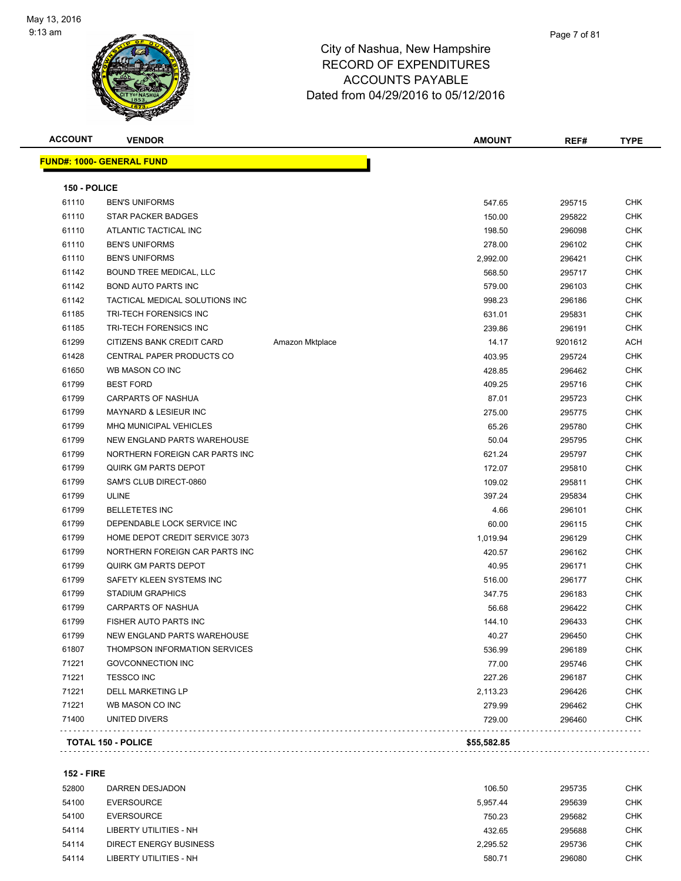# City of Nashua, New Hampshire
## RECORD OF EXPENDITURES
## ACCOUNTS PAYABLE
## Dated from 04/29/2016 to 05/12/2016

| ACCOUNT | VENDOR | | AMOUNT | REF# | TYPE |
|---|---|---|---|---|---|
| **FUND#: 1000- GENERAL FUND** | | | | | |
| **150 - POLICE** | | | | | |
| 61110 | BEN'S UNIFORMS | | 547.65 | 295715 | CHK |
| 61110 | STAR PACKER BADGES | | 150.00 | 295822 | CHK |
| 61110 | ATLANTIC TACTICAL INC | | 198.50 | 296098 | CHK |
| 61110 | BEN'S UNIFORMS | | 278.00 | 296102 | CHK |
| 61110 | BEN'S UNIFORMS | | 2,992.00 | 296421 | CHK |
| 61142 | BOUND TREE MEDICAL, LLC | | 568.50 | 295717 | CHK |
| 61142 | BOND AUTO PARTS INC | | 579.00 | 296103 | CHK |
| 61142 | TACTICAL MEDICAL SOLUTIONS INC | | 998.23 | 296186 | CHK |
| 61185 | TRI-TECH FORENSICS INC | | 631.01 | 295831 | CHK |
| 61185 | TRI-TECH FORENSICS INC | | 239.86 | 296191 | CHK |
| 61299 | CITIZENS BANK CREDIT CARD | Amazon Mktplace | 14.17 | 9201612 | ACH |
| 61428 | CENTRAL PAPER PRODUCTS CO | | 403.95 | 295724 | CHK |
| 61650 | WB MASON CO INC | | 428.85 | 296462 | CHK |
| 61799 | BEST FORD | | 409.25 | 295716 | CHK |
| 61799 | CARPARTS OF NASHUA | | 87.01 | 295723 | CHK |
| 61799 | MAYNARD & LESIEUR INC | | 275.00 | 295775 | CHK |
| 61799 | MHQ MUNICIPAL VEHICLES | | 65.26 | 295780 | CHK |
| 61799 | NEW ENGLAND PARTS WAREHOUSE | | 50.04 | 295795 | CHK |
| 61799 | NORTHERN FOREIGN CAR PARTS INC | | 621.24 | 295797 | CHK |
| 61799 | QUIRK GM PARTS DEPOT | | 172.07 | 295810 | CHK |
| 61799 | SAM'S CLUB DIRECT-0860 | | 109.02 | 295811 | CHK |
| 61799 | ULINE | | 397.24 | 295834 | CHK |
| 61799 | BELLETETES INC | | 4.66 | 296101 | CHK |
| 61799 | DEPENDABLE LOCK SERVICE INC | | 60.00 | 296115 | CHK |
| 61799 | HOME DEPOT CREDIT SERVICE 3073 | | 1,019.94 | 296129 | CHK |
| 61799 | NORTHERN FOREIGN CAR PARTS INC | | 420.57 | 296162 | CHK |
| 61799 | QUIRK GM PARTS DEPOT | | 40.95 | 296171 | CHK |
| 61799 | SAFETY KLEEN SYSTEMS INC | | 516.00 | 296177 | CHK |
| 61799 | STADIUM GRAPHICS | | 347.75 | 296183 | CHK |
| 61799 | CARPARTS OF NASHUA | | 56.68 | 296422 | CHK |
| 61799 | FISHER AUTO PARTS INC | | 144.10 | 296433 | CHK |
| 61799 | NEW ENGLAND PARTS WAREHOUSE | | 40.27 | 296450 | CHK |
| 61807 | THOMPSON INFORMATION SERVICES | | 536.99 | 296189 | CHK |
| 71221 | GOVCONNECTION INC | | 77.00 | 295746 | CHK |
| 71221 | TESSCO INC | | 227.26 | 296187 | CHK |
| 71221 | DELL MARKETING LP | | 2,113.23 | 296426 | CHK |
| 71221 | WB MASON CO INC | | 279.99 | 296462 | CHK |
| 71400 | UNITED DIVERS | | 729.00 | 296460 | CHK |
| **TOTAL 150 - POLICE** | | | **$55,582.85** | | |
| **152 - FIRE** | | | | | |
| 52800 | DARREN DESJADON | | 106.50 | 295735 | CHK |
| 54100 | EVERSOURCE | | 5,957.44 | 295639 | CHK |
| 54100 | EVERSOURCE | | 750.23 | 295682 | CHK |
| 54114 | LIBERTY UTILITIES - NH | | 432.65 | 295688 | CHK |
| 54114 | DIRECT ENERGY BUSINESS | | 2,295.52 | 295736 | CHK |
| 54114 | LIBERTY UTILITIES - NH | | 580.71 | 296080 | CHK |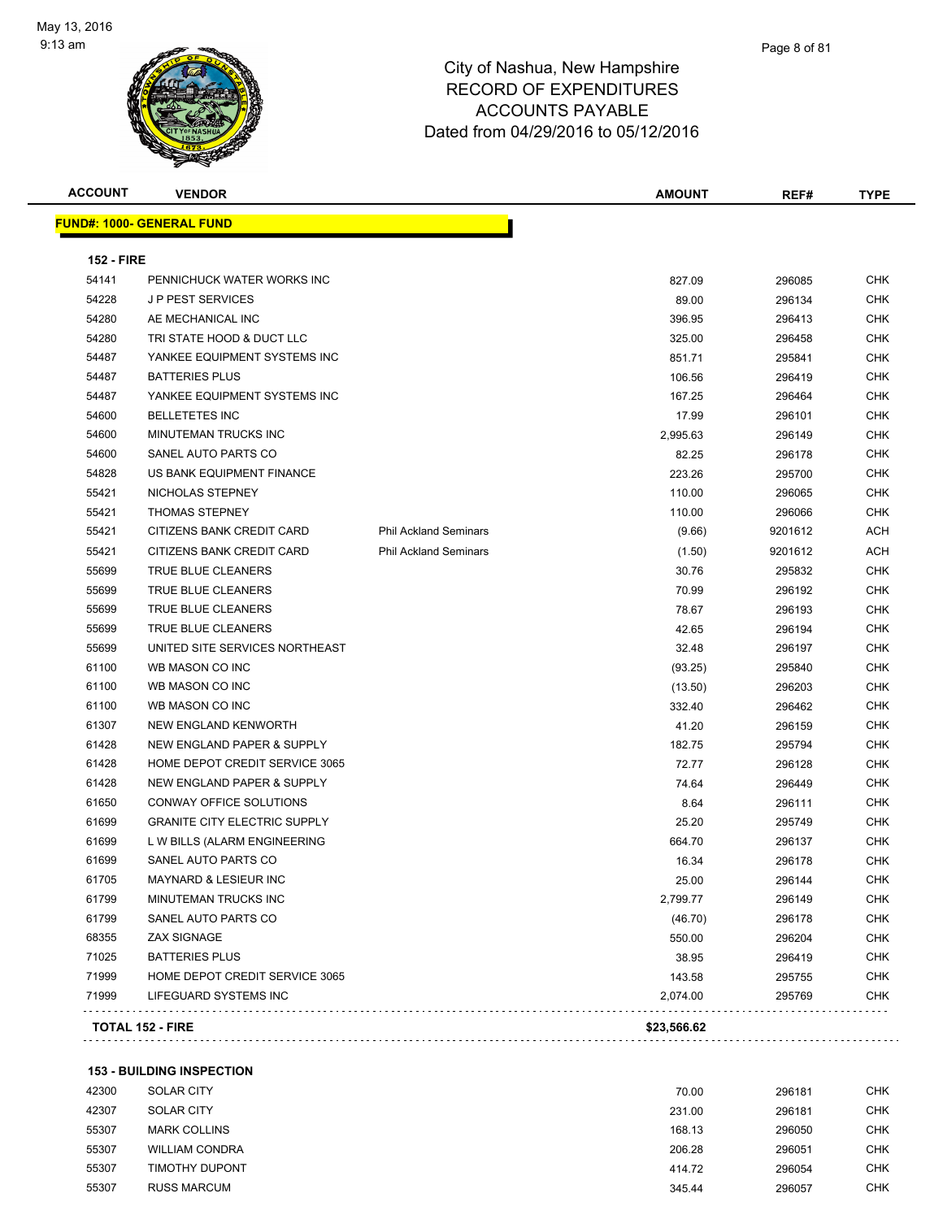City of Nashua, New Hampshire
RECORD OF EXPENDITURES
ACCOUNTS PAYABLE
Dated from 04/29/2016 to 05/12/2016

| ACCOUNT | VENDOR | | AMOUNT | REF# | TYPE |
|---|---|---|---|---|---|
| **FUND#: 1000- GENERAL FUND** | | | | | |
| **152 - FIRE** | | | | | |
| 54141 | PENNICHUCK WATER WORKS INC | | 827.09 | 296085 | CHK |
| 54228 | J P PEST SERVICES | | 89.00 | 296134 | CHK |
| 54280 | AE MECHANICAL INC | | 396.95 | 296413 | CHK |
| 54280 | TRI STATE HOOD & DUCT LLC | | 325.00 | 296458 | CHK |
| 54487 | YANKEE EQUIPMENT SYSTEMS INC | | 851.71 | 295841 | CHK |
| 54487 | BATTERIES PLUS | | 106.56 | 296419 | CHK |
| 54487 | YANKEE EQUIPMENT SYSTEMS INC | | 167.25 | 296464 | CHK |
| 54600 | BELLETETES INC | | 17.99 | 296101 | CHK |
| 54600 | MINUTEMAN TRUCKS INC | | 2,995.63 | 296149 | CHK |
| 54600 | SANEL AUTO PARTS CO | | 82.25 | 296178 | CHK |
| 54828 | US BANK EQUIPMENT FINANCE | | 223.26 | 295700 | CHK |
| 55421 | NICHOLAS STEPNEY | | 110.00 | 296065 | CHK |
| 55421 | THOMAS STEPNEY | | 110.00 | 296066 | CHK |
| 55421 | CITIZENS BANK CREDIT CARD | Phil Ackland Seminars | (9.66) | 9201612 | ACH |
| 55421 | CITIZENS BANK CREDIT CARD | Phil Ackland Seminars | (1.50) | 9201612 | ACH |
| 55699 | TRUE BLUE CLEANERS | | 30.76 | 295832 | CHK |
| 55699 | TRUE BLUE CLEANERS | | 70.99 | 296192 | CHK |
| 55699 | TRUE BLUE CLEANERS | | 78.67 | 296193 | CHK |
| 55699 | TRUE BLUE CLEANERS | | 42.65 | 296194 | CHK |
| 55699 | UNITED SITE SERVICES NORTHEAST | | 32.48 | 296197 | CHK |
| 61100 | WB MASON CO INC | | (93.25) | 295840 | CHK |
| 61100 | WB MASON CO INC | | (13.50) | 296203 | CHK |
| 61100 | WB MASON CO INC | | 332.40 | 296462 | CHK |
| 61307 | NEW ENGLAND KENWORTH | | 41.20 | 296159 | CHK |
| 61428 | NEW ENGLAND PAPER & SUPPLY | | 182.75 | 295794 | CHK |
| 61428 | HOME DEPOT CREDIT SERVICE 3065 | | 72.77 | 296128 | CHK |
| 61428 | NEW ENGLAND PAPER & SUPPLY | | 74.64 | 296449 | CHK |
| 61650 | CONWAY OFFICE SOLUTIONS | | 8.64 | 296111 | CHK |
| 61699 | GRANITE CITY ELECTRIC SUPPLY | | 25.20 | 295749 | CHK |
| 61699 | L W BILLS (ALARM ENGINEERING | | 664.70 | 296137 | CHK |
| 61699 | SANEL AUTO PARTS CO | | 16.34 | 296178 | CHK |
| 61705 | MAYNARD & LESIEUR INC | | 25.00 | 296144 | CHK |
| 61799 | MINUTEMAN TRUCKS INC | | 2,799.77 | 296149 | CHK |
| 61799 | SANEL AUTO PARTS CO | | (46.70) | 296178 | CHK |
| 68355 | ZAX SIGNAGE | | 550.00 | 296204 | CHK |
| 71025 | BATTERIES PLUS | | 38.95 | 296419 | CHK |
| 71999 | HOME DEPOT CREDIT SERVICE 3065 | | 143.58 | 295755 | CHK |
| 71999 | LIFEGUARD SYSTEMS INC | | 2,074.00 | 295769 | CHK |
| **TOTAL 152 - FIRE** | | | **$23,566.62** | | |
| **153 - BUILDING INSPECTION** | | | | | |
| 42300 | SOLAR CITY | | 70.00 | 296181 | CHK |
| 42307 | SOLAR CITY | | 231.00 | 296181 | CHK |
| 55307 | MARK COLLINS | | 168.13 | 296050 | CHK |
| 55307 | WILLIAM CONDRA | | 206.28 | 296051 | CHK |
| 55307 | TIMOTHY DUPONT | | 414.72 | 296054 | CHK |
| 55307 | RUSS MARCUM | | 345.44 | 296057 | CHK |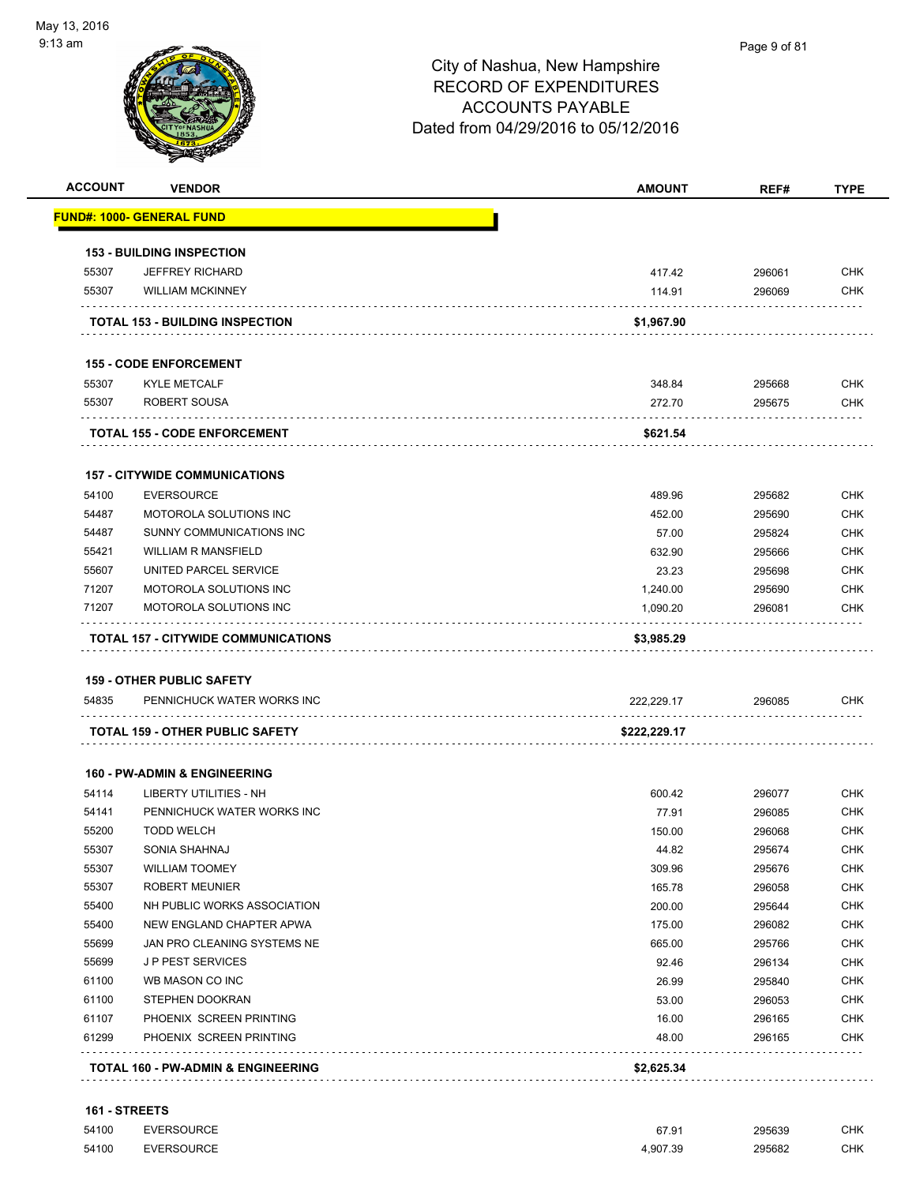City of Nashua, New Hampshire
RECORD OF EXPENDITURES
ACCOUNTS PAYABLE
Dated from 04/29/2016 to 05/12/2016

| ACCOUNT | VENDOR | AMOUNT | REF# | TYPE |
|---|---|---|---|---|
| **FUND#: 1000- GENERAL FUND** | | | | |
| **153 - BUILDING INSPECTION** | | | | |
| 55307 | JEFFREY RICHARD | 417.42 | 296061 | CHK |
| 55307 | WILLIAM MCKINNEY | 114.91 | 296069 | CHK |
| **TOTAL 153 - BUILDING INSPECTION** | | **$1,967.90** | | |
| **155 - CODE ENFORCEMENT** | | | | |
| 55307 | KYLE METCALF | 348.84 | 295668 | CHK |
| 55307 | ROBERT SOUSA | 272.70 | 295675 | CHK |
| **TOTAL 155 - CODE ENFORCEMENT** | | **$621.54** | | |
| **157 - CITYWIDE COMMUNICATIONS** | | | | |
| 54100 | EVERSOURCE | 489.96 | 295682 | CHK |
| 54487 | MOTOROLA SOLUTIONS INC | 452.00 | 295690 | CHK |
| 54487 | SUNNY COMMUNICATIONS INC | 57.00 | 295824 | CHK |
| 55421 | WILLIAM R MANSFIELD | 632.90 | 295666 | CHK |
| 55607 | UNITED PARCEL SERVICE | 23.23 | 295698 | CHK |
| 71207 | MOTOROLA SOLUTIONS INC | 1,240.00 | 295690 | CHK |
| 71207 | MOTOROLA SOLUTIONS INC | 1,090.20 | 296081 | CHK |
| **TOTAL 157 - CITYWIDE COMMUNICATIONS** | | **$3,985.29** | | |
| **159 - OTHER PUBLIC SAFETY** | | | | |
| 54835 | PENNICHUCK WATER WORKS INC | 222,229.17 | 296085 | CHK |
| **TOTAL 159 - OTHER PUBLIC SAFETY** | | **$222,229.17** | | |
| **160 - PW-ADMIN & ENGINEERING** | | | | |
| 54114 | LIBERTY UTILITIES - NH | 600.42 | 296077 | CHK |
| 54141 | PENNICHUCK WATER WORKS INC | 77.91 | 296085 | CHK |
| 55200 | TODD WELCH | 150.00 | 296068 | CHK |
| 55307 | SONIA SHAHNAJ | 44.82 | 295674 | CHK |
| 55307 | WILLIAM TOOMEY | 309.96 | 295676 | CHK |
| 55307 | ROBERT MEUNIER | 165.78 | 296058 | CHK |
| 55400 | NH PUBLIC WORKS ASSOCIATION | 200.00 | 295644 | CHK |
| 55400 | NEW ENGLAND CHAPTER APWA | 175.00 | 296082 | CHK |
| 55699 | JAN PRO CLEANING SYSTEMS NE | 665.00 | 295766 | CHK |
| 55699 | J P PEST SERVICES | 92.46 | 296134 | CHK |
| 61100 | WB MASON CO INC | 26.99 | 295840 | CHK |
| 61100 | STEPHEN DOOKRAN | 53.00 | 296053 | CHK |
| 61107 | PHOENIX SCREEN PRINTING | 16.00 | 296165 | CHK |
| 61299 | PHOENIX SCREEN PRINTING | 48.00 | 296165 | CHK |
| **TOTAL 160 - PW-ADMIN & ENGINEERING** | | **$2,625.34** | | |
| **161 - STREETS** | | | | |
| 54100 | EVERSOURCE | 67.91 | 295639 | CHK |
| 54100 | EVERSOURCE | 4,907.39 | 295682 | CHK |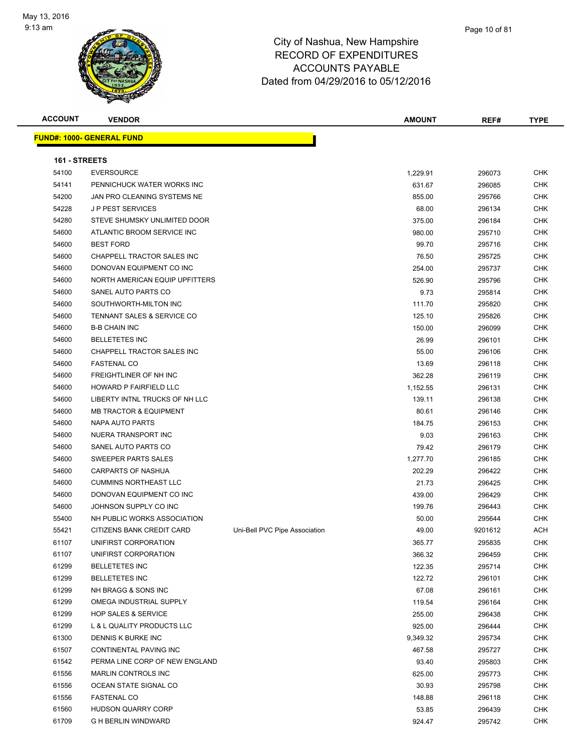# City of Nashua, New Hampshire
## RECORD OF EXPENDITURES
## ACCOUNTS PAYABLE
## Dated from 04/29/2016 to 05/12/2016

**FUND#: 1000- GENERAL FUND**

**161 - STREETS**

| ACCOUNT | VENDOR | | AMOUNT | REF# | TYPE |
|---|---|---|---|---|---|
| 54100 | EVERSOURCE | | 1,229.91 | 296073 | CHK |
| 54141 | PENNICHUCK WATER WORKS INC | | 631.67 | 296085 | CHK |
| 54200 | JAN PRO CLEANING SYSTEMS NE | | 855.00 | 295766 | CHK |
| 54228 | J P PEST SERVICES | | 68.00 | 296134 | CHK |
| 54280 | STEVE SHUMSKY UNLIMITED DOOR | | 375.00 | 296184 | CHK |
| 54600 | ATLANTIC BROOM SERVICE INC | | 980.00 | 295710 | CHK |
| 54600 | BEST FORD | | 99.70 | 295716 | CHK |
| 54600 | CHAPPELL TRACTOR SALES INC | | 76.50 | 295725 | CHK |
| 54600 | DONOVAN EQUIPMENT CO INC | | 254.00 | 295737 | CHK |
| 54600 | NORTH AMERICAN EQUIP UPFITTERS | | 526.90 | 295796 | CHK |
| 54600 | SANEL AUTO PARTS CO | | 9.73 | 295814 | CHK |
| 54600 | SOUTHWORTH-MILTON INC | | 111.70 | 295820 | CHK |
| 54600 | TENNANT SALES & SERVICE CO | | 125.10 | 295826 | CHK |
| 54600 | B-B CHAIN INC | | 150.00 | 296099 | CHK |
| 54600 | BELLETETES INC | | 26.99 | 296101 | CHK |
| 54600 | CHAPPELL TRACTOR SALES INC | | 55.00 | 296106 | CHK |
| 54600 | FASTENAL CO | | 13.69 | 296118 | CHK |
| 54600 | FREIGHTLINER OF NH INC | | 362.28 | 296119 | CHK |
| 54600 | HOWARD P FAIRFIELD LLC | | 1,152.55 | 296131 | CHK |
| 54600 | LIBERTY INTNL TRUCKS OF NH LLC | | 139.11 | 296138 | CHK |
| 54600 | MB TRACTOR & EQUIPMENT | | 80.61 | 296146 | CHK |
| 54600 | NAPA AUTO PARTS | | 184.75 | 296153 | CHK |
| 54600 | NUERA TRANSPORT INC | | 9.03 | 296163 | CHK |
| 54600 | SANEL AUTO PARTS CO | | 79.42 | 296179 | CHK |
| 54600 | SWEEPER PARTS SALES | | 1,277.70 | 296185 | CHK |
| 54600 | CARPARTS OF NASHUA | | 202.29 | 296422 | CHK |
| 54600 | CUMMINS NORTHEAST LLC | | 21.73 | 296425 | CHK |
| 54600 | DONOVAN EQUIPMENT CO INC | | 439.00 | 296429 | CHK |
| 54600 | JOHNSON SUPPLY CO INC | | 199.76 | 296443 | CHK |
| 55400 | NH PUBLIC WORKS ASSOCIATION | | 50.00 | 295644 | CHK |
| 55421 | CITIZENS BANK CREDIT CARD | Uni-Bell PVC Pipe Association | 49.00 | 9201612 | ACH |
| 61107 | UNIFIRST CORPORATION | | 365.77 | 295835 | CHK |
| 61107 | UNIFIRST CORPORATION | | 366.32 | 296459 | CHK |
| 61299 | BELLETETES INC | | 122.35 | 295714 | CHK |
| 61299 | BELLETETES INC | | 122.72 | 296101 | CHK |
| 61299 | NH BRAGG & SONS INC | | 67.08 | 296161 | CHK |
| 61299 | OMEGA INDUSTRIAL SUPPLY | | 119.54 | 296164 | CHK |
| 61299 | HOP SALES & SERVICE | | 255.00 | 296438 | CHK |
| 61299 | L & L QUALITY PRODUCTS LLC | | 925.00 | 296444 | CHK |
| 61300 | DENNIS K BURKE INC | | 9,349.32 | 295734 | CHK |
| 61507 | CONTINENTAL PAVING INC | | 467.58 | 295727 | CHK |
| 61542 | PERMA LINE CORP OF NEW ENGLAND | | 93.40 | 295803 | CHK |
| 61556 | MARLIN CONTROLS INC | | 625.00 | 295773 | CHK |
| 61556 | OCEAN STATE SIGNAL CO | | 30.93 | 295798 | CHK |
| 61556 | FASTENAL CO | | 148.88 | 296118 | CHK |
| 61560 | HUDSON QUARRY CORP | | 53.85 | 296439 | CHK |
| 61709 | G H BERLIN WINDWARD | | 924.47 | 295742 | CHK |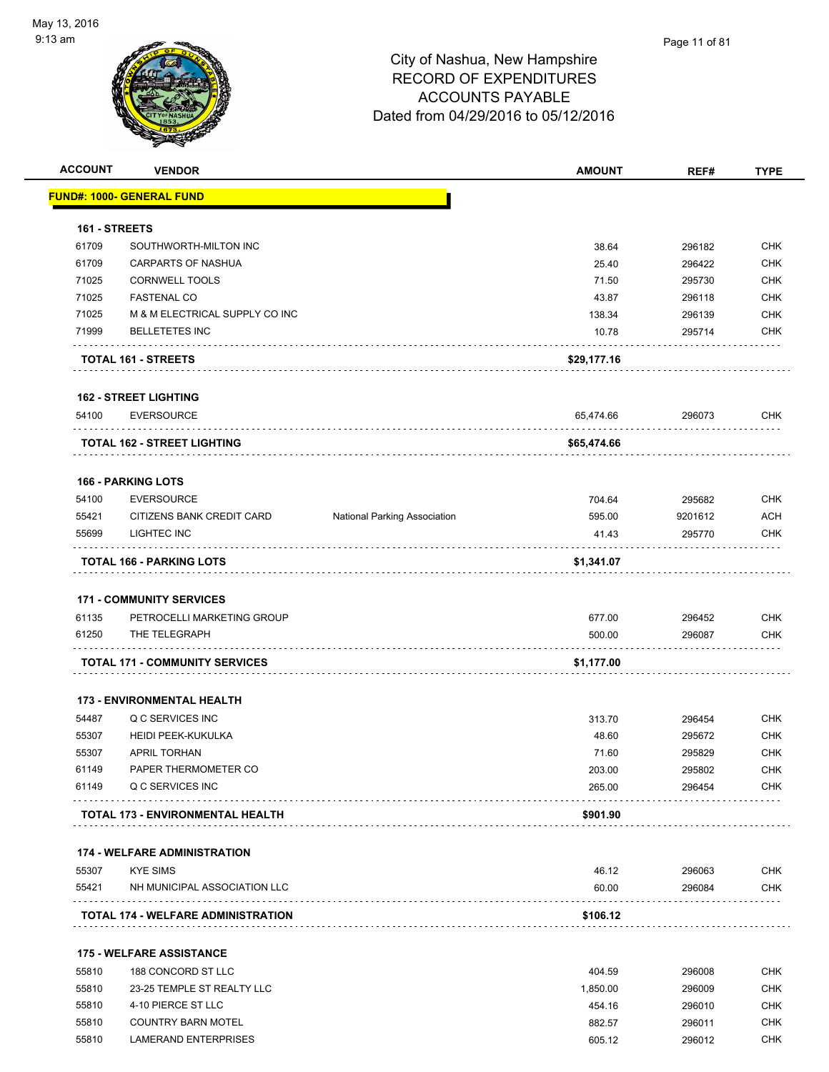City of Nashua, New Hampshire
RECORD OF EXPENDITURES
ACCOUNTS PAYABLE
Dated from 04/29/2016 to 05/12/2016

| ACCOUNT | VENDOR | | AMOUNT | REF# | TYPE |
|---|---|---|---|---|---|
| **FUND#: 1000- GENERAL FUND** | | | | | |
| **161 - STREETS** | | | | | |
| 61709 | SOUTHWORTH-MILTON INC | | 38.64 | 296182 | CHK |
| 61709 | CARPARTS OF NASHUA | | 25.40 | 296422 | CHK |
| 71025 | CORNWELL TOOLS | | 71.50 | 295730 | CHK |
| 71025 | FASTENAL CO | | 43.87 | 296118 | CHK |
| 71025 | M & M ELECTRICAL SUPPLY CO INC | | 138.34 | 296139 | CHK |
| 71999 | BELLETETES INC | | 10.78 | 295714 | CHK |
| **TOTAL 161 - STREETS** | | | **$29,177.16** | | |
| **162 - STREET LIGHTING** | | | | | |
| 54100 | EVERSOURCE | | 65,474.66 | 296073 | CHK |
| **TOTAL 162 - STREET LIGHTING** | | | **$65,474.66** | | |
| **166 - PARKING LOTS** | | | | | |
| 54100 | EVERSOURCE | | 704.64 | 295682 | CHK |
| 55421 | CITIZENS BANK CREDIT CARD | National Parking Association | 595.00 | 9201612 | ACH |
| 55699 | LIGHTEC INC | | 41.43 | 295770 | CHK |
| **TOTAL 166 - PARKING LOTS** | | | **$1,341.07** | | |
| **171 - COMMUNITY SERVICES** | | | | | |
| 61135 | PETROCELLI MARKETING GROUP | | 677.00 | 296452 | CHK |
| 61250 | THE TELEGRAPH | | 500.00 | 296087 | CHK |
| **TOTAL 171 - COMMUNITY SERVICES** | | | **$1,177.00** | | |
| **173 - ENVIRONMENTAL HEALTH** | | | | | |
| 54487 | Q C SERVICES INC | | 313.70 | 296454 | CHK |
| 55307 | HEIDI PEEK-KUKULKA | | 48.60 | 295672 | CHK |
| 55307 | APRIL TORHAN | | 71.60 | 295829 | CHK |
| 61149 | PAPER THERMOMETER CO | | 203.00 | 295802 | CHK |
| 61149 | Q C SERVICES INC | | 265.00 | 296454 | CHK |
| **TOTAL 173 - ENVIRONMENTAL HEALTH** | | | **$901.90** | | |
| **174 - WELFARE ADMINISTRATION** | | | | | |
| 55307 | KYE SIMS | | 46.12 | 296063 | CHK |
| 55421 | NH MUNICIPAL ASSOCIATION LLC | | 60.00 | 296084 | CHK |
| **TOTAL 174 - WELFARE ADMINISTRATION** | | | **$106.12** | | |
| **175 - WELFARE ASSISTANCE** | | | | | |
| 55810 | 188 CONCORD ST LLC | | 404.59 | 296008 | CHK |
| 55810 | 23-25 TEMPLE ST REALTY LLC | | 1,850.00 | 296009 | CHK |
| 55810 | 4-10 PIERCE ST LLC | | 454.16 | 296010 | CHK |
| 55810 | COUNTRY BARN MOTEL | | 882.57 | 296011 | CHK |
| 55810 | LAMERAND ENTERPRISES | | 605.12 | 296012 | CHK |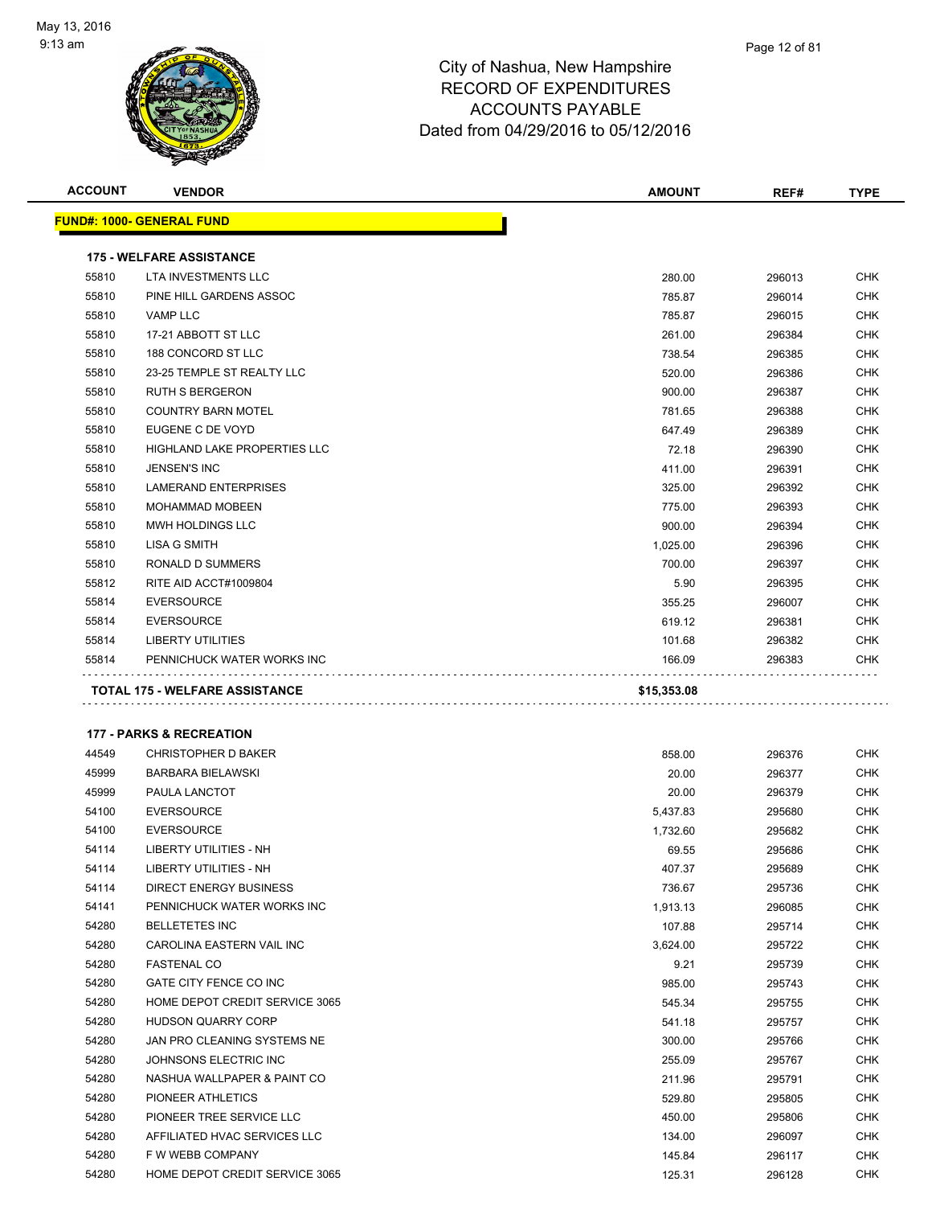# City of Nashua, New Hampshire
## RECORD OF EXPENDITURES
## ACCOUNTS PAYABLE
## Dated from 04/29/2016 to 05/12/2016

May 13, 2016
9:13 am

| ACCOUNT | VENDOR | AMOUNT | REF# | TYPE |
|---|---|---|---|---|
| **FUND#: 1000- GENERAL FUND** | | | | |
| **175 - WELFARE ASSISTANCE** | | | | |
| 55810 | LTA INVESTMENTS LLC | 280.00 | 296013 | CHK |
| 55810 | PINE HILL GARDENS ASSOC | 785.87 | 296014 | CHK |
| 55810 | VAMP LLC | 785.87 | 296015 | CHK |
| 55810 | 17-21 ABBOTT ST LLC | 261.00 | 296384 | CHK |
| 55810 | 188 CONCORD ST LLC | 738.54 | 296385 | CHK |
| 55810 | 23-25 TEMPLE ST REALTY LLC | 520.00 | 296386 | CHK |
| 55810 | RUTH S BERGERON | 900.00 | 296387 | CHK |
| 55810 | COUNTRY BARN MOTEL | 781.65 | 296388 | CHK |
| 55810 | EUGENE C DE VOYD | 647.49 | 296389 | CHK |
| 55810 | HIGHLAND LAKE PROPERTIES LLC | 72.18 | 296390 | CHK |
| 55810 | JENSEN'S INC | 411.00 | 296391 | CHK |
| 55810 | LAMERAND ENTERPRISES | 325.00 | 296392 | CHK |
| 55810 | MOHAMMAD MOBEEN | 775.00 | 296393 | CHK |
| 55810 | MWH HOLDINGS LLC | 900.00 | 296394 | CHK |
| 55810 | LISA G SMITH | 1,025.00 | 296396 | CHK |
| 55810 | RONALD D SUMMERS | 700.00 | 296397 | CHK |
| 55812 | RITE AID ACCT#1009804 | 5.90 | 296395 | CHK |
| 55814 | EVERSOURCE | 355.25 | 296007 | CHK |
| 55814 | EVERSOURCE | 619.12 | 296381 | CHK |
| 55814 | LIBERTY UTILITIES | 101.68 | 296382 | CHK |
| 55814 | PENNICHUCK WATER WORKS INC | 166.09 | 296383 | CHK |
| **TOTAL 175 - WELFARE ASSISTANCE** | | **$15,353.08** | | |
| **177 - PARKS & RECREATION** | | | | |
| 44549 | CHRISTOPHER D BAKER | 858.00 | 296376 | CHK |
| 45999 | BARBARA BIELAWSKI | 20.00 | 296377 | CHK |
| 45999 | PAULA LANCTOT | 20.00 | 296379 | CHK |
| 54100 | EVERSOURCE | 5,437.83 | 295680 | CHK |
| 54100 | EVERSOURCE | 1,732.60 | 295682 | CHK |
| 54114 | LIBERTY UTILITIES - NH | 69.55 | 295686 | CHK |
| 54114 | LIBERTY UTILITIES - NH | 407.37 | 295689 | CHK |
| 54114 | DIRECT ENERGY BUSINESS | 736.67 | 295736 | CHK |
| 54141 | PENNICHUCK WATER WORKS INC | 1,913.13 | 296085 | CHK |
| 54280 | BELLETETES INC | 107.88 | 295714 | CHK |
| 54280 | CAROLINA EASTERN VAIL INC | 3,624.00 | 295722 | CHK |
| 54280 | FASTENAL CO | 9.21 | 295739 | CHK |
| 54280 | GATE CITY FENCE CO INC | 985.00 | 295743 | CHK |
| 54280 | HOME DEPOT CREDIT SERVICE 3065 | 545.34 | 295755 | CHK |
| 54280 | HUDSON QUARRY CORP | 541.18 | 295757 | CHK |
| 54280 | JAN PRO CLEANING SYSTEMS NE | 300.00 | 295766 | CHK |
| 54280 | JOHNSONS ELECTRIC INC | 255.09 | 295767 | CHK |
| 54280 | NASHUA WALLPAPER & PAINT CO | 211.96 | 295791 | CHK |
| 54280 | PIONEER ATHLETICS | 529.80 | 295805 | CHK |
| 54280 | PIONEER TREE SERVICE LLC | 450.00 | 295806 | CHK |
| 54280 | AFFILIATED HVAC SERVICES LLC | 134.00 | 296097 | CHK |
| 54280 | F W WEBB COMPANY | 145.84 | 296117 | CHK |
| 54280 | HOME DEPOT CREDIT SERVICE 3065 | 125.31 | 296128 | CHK |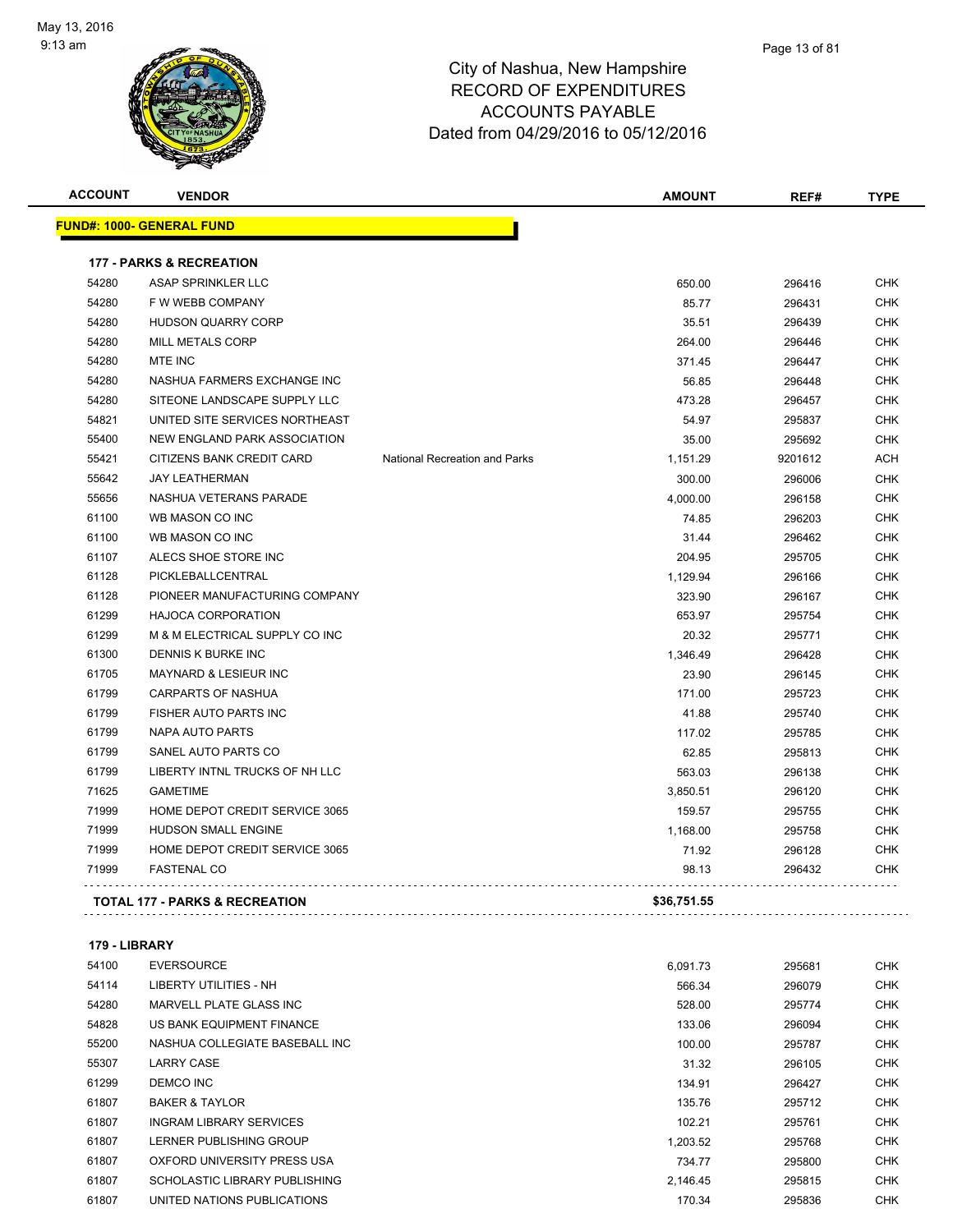# City of Nashua, New Hampshire
## RECORD OF EXPENDITURES
## ACCOUNTS PAYABLE
## Dated from 04/29/2016 to 05/12/2016

| ACCOUNT | VENDOR | | AMOUNT | REF# | TYPE |
|---|---|---|---|---|---|
| **FUND#: 1000- GENERAL FUND** | | | | | |
| **177 - PARKS & RECREATION** | | | | | |
| 54280 | ASAP SPRINKLER LLC | | 650.00 | 296416 | CHK |
| 54280 | F W WEBB COMPANY | | 85.77 | 296431 | CHK |
| 54280 | HUDSON QUARRY CORP | | 35.51 | 296439 | CHK |
| 54280 | MILL METALS CORP | | 264.00 | 296446 | CHK |
| 54280 | MTE INC | | 371.45 | 296447 | CHK |
| 54280 | NASHUA FARMERS EXCHANGE INC | | 56.85 | 296448 | CHK |
| 54280 | SITEONE LANDSCAPE SUPPLY LLC | | 473.28 | 296457 | CHK |
| 54821 | UNITED SITE SERVICES NORTHEAST | | 54.97 | 295837 | CHK |
| 55400 | NEW ENGLAND PARK ASSOCIATION | | 35.00 | 295692 | CHK |
| 55421 | CITIZENS BANK CREDIT CARD | National Recreation and Parks | 1,151.29 | 9201612 | ACH |
| 55642 | JAY LEATHERMAN | | 300.00 | 296006 | CHK |
| 55656 | NASHUA VETERANS PARADE | | 4,000.00 | 296158 | CHK |
| 61100 | WB MASON CO INC | | 74.85 | 296203 | CHK |
| 61100 | WB MASON CO INC | | 31.44 | 296462 | CHK |
| 61107 | ALECS SHOE STORE INC | | 204.95 | 295705 | CHK |
| 61128 | PICKLEBALLCENTRAL | | 1,129.94 | 296166 | CHK |
| 61128 | PIONEER MANUFACTURING COMPANY | | 323.90 | 296167 | CHK |
| 61299 | HAJOCA CORPORATION | | 653.97 | 295754 | CHK |
| 61299 | M & M ELECTRICAL SUPPLY CO INC | | 20.32 | 295771 | CHK |
| 61300 | DENNIS K BURKE INC | | 1,346.49 | 296428 | CHK |
| 61705 | MAYNARD & LESIEUR INC | | 23.90 | 296145 | CHK |
| 61799 | CARPARTS OF NASHUA | | 171.00 | 295723 | CHK |
| 61799 | FISHER AUTO PARTS INC | | 41.88 | 295740 | CHK |
| 61799 | NAPA AUTO PARTS | | 117.02 | 295785 | CHK |
| 61799 | SANEL AUTO PARTS CO | | 62.85 | 295813 | CHK |
| 61799 | LIBERTY INTNL TRUCKS OF NH LLC | | 563.03 | 296138 | CHK |
| 71625 | GAMETIME | | 3,850.51 | 296120 | CHK |
| 71999 | HOME DEPOT CREDIT SERVICE 3065 | | 159.57 | 295755 | CHK |
| 71999 | HUDSON SMALL ENGINE | | 1,168.00 | 295758 | CHK |
| 71999 | HOME DEPOT CREDIT SERVICE 3065 | | 71.92 | 296128 | CHK |
| 71999 | FASTENAL CO | | 98.13 | 296432 | CHK |
| **TOTAL 177 - PARKS & RECREATION** | | | **$36,751.55** | | |
| **179 - LIBRARY** | | | | | |
| 54100 | EVERSOURCE | | 6,091.73 | 295681 | CHK |
| 54114 | LIBERTY UTILITIES - NH | | 566.34 | 296079 | CHK |
| 54280 | MARVELL PLATE GLASS INC | | 528.00 | 295774 | CHK |
| 54828 | US BANK EQUIPMENT FINANCE | | 133.06 | 296094 | CHK |
| 55200 | NASHUA COLLEGIATE BASEBALL INC | | 100.00 | 295787 | CHK |
| 55307 | LARRY CASE | | 31.32 | 296105 | CHK |
| 61299 | DEMCO INC | | 134.91 | 296427 | CHK |
| 61807 | BAKER & TAYLOR | | 135.76 | 295712 | CHK |
| 61807 | INGRAM LIBRARY SERVICES | | 102.21 | 295761 | CHK |
| 61807 | LERNER PUBLISHING GROUP | | 1,203.52 | 295768 | CHK |
| 61807 | OXFORD UNIVERSITY PRESS USA | | 734.77 | 295800 | CHK |
| 61807 | SCHOLASTIC LIBRARY PUBLISHING | | 2,146.45 | 295815 | CHK |
| 61807 | UNITED NATIONS PUBLICATIONS | | 170.34 | 295836 | CHK |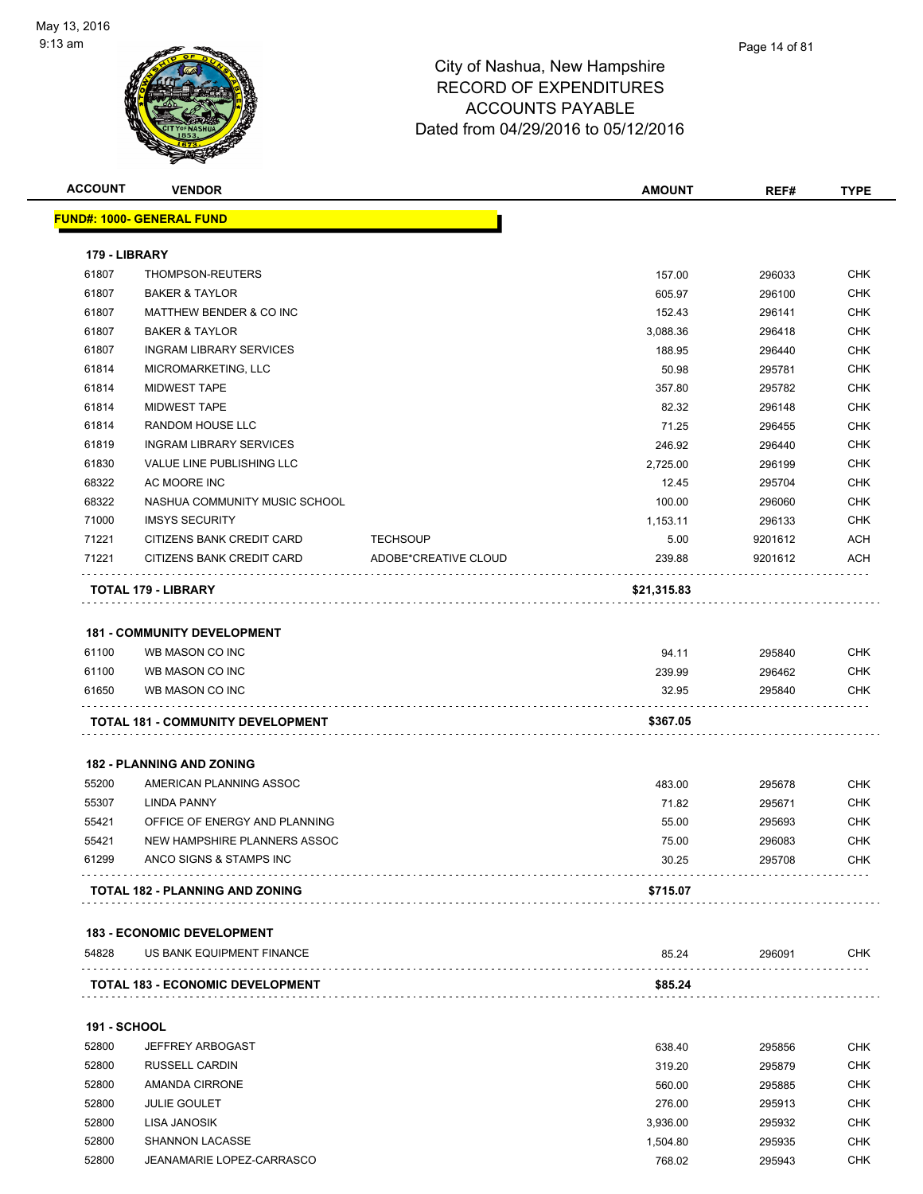City of Nashua, New Hampshire
RECORD OF EXPENDITURES
ACCOUNTS PAYABLE
Dated from 04/29/2016 to 05/12/2016

| ACCOUNT | VENDOR | | AMOUNT | REF# | TYPE |
|---|---|---|---|---|---|
| **FUND#: 1000- GENERAL FUND** | | | | | |
| **179 - LIBRARY** | | | | | |
| 61807 | THOMPSON-REUTERS | | 157.00 | 296033 | CHK |
| 61807 | BAKER & TAYLOR | | 605.97 | 296100 | CHK |
| 61807 | MATTHEW BENDER & CO INC | | 152.43 | 296141 | CHK |
| 61807 | BAKER & TAYLOR | | 3,088.36 | 296418 | CHK |
| 61807 | INGRAM LIBRARY SERVICES | | 188.95 | 296440 | CHK |
| 61814 | MICROMARKETING, LLC | | 50.98 | 295781 | CHK |
| 61814 | MIDWEST TAPE | | 357.80 | 295782 | CHK |
| 61814 | MIDWEST TAPE | | 82.32 | 296148 | CHK |
| 61814 | RANDOM HOUSE LLC | | 71.25 | 296455 | CHK |
| 61819 | INGRAM LIBRARY SERVICES | | 246.92 | 296440 | CHK |
| 61830 | VALUE LINE PUBLISHING LLC | | 2,725.00 | 296199 | CHK |
| 68322 | AC MOORE INC | | 12.45 | 295704 | CHK |
| 68322 | NASHUA COMMUNITY MUSIC SCHOOL | | 100.00 | 296060 | CHK |
| 71000 | IMSYS SECURITY | | 1,153.11 | 296133 | CHK |
| 71221 | CITIZENS BANK CREDIT CARD | TECHSOUP | 5.00 | 9201612 | ACH |
| 71221 | CITIZENS BANK CREDIT CARD | ADOBE*CREATIVE CLOUD | 239.88 | 9201612 | ACH |
| **TOTAL 179 - LIBRARY** | | | **$21,315.83** | | |
| **181 - COMMUNITY DEVELOPMENT** | | | | | |
| 61100 | WB MASON CO INC | | 94.11 | 295840 | CHK |
| 61100 | WB MASON CO INC | | 239.99 | 296462 | CHK |
| 61650 | WB MASON CO INC | | 32.95 | 295840 | CHK |
| **TOTAL 181 - COMMUNITY DEVELOPMENT** | | | **$367.05** | | |
| **182 - PLANNING AND ZONING** | | | | | |
| 55200 | AMERICAN PLANNING ASSOC | | 483.00 | 295678 | CHK |
| 55307 | LINDA PANNY | | 71.82 | 295671 | CHK |
| 55421 | OFFICE OF ENERGY AND PLANNING | | 55.00 | 295693 | CHK |
| 55421 | NEW HAMPSHIRE PLANNERS ASSOC | | 75.00 | 296083 | CHK |
| 61299 | ANCO SIGNS & STAMPS INC | | 30.25 | 295708 | CHK |
| **TOTAL 182 - PLANNING AND ZONING** | | | **$715.07** | | |
| **183 - ECONOMIC DEVELOPMENT** | | | | | |
| 54828 | US BANK EQUIPMENT FINANCE | | 85.24 | 296091 | CHK |
| **TOTAL 183 - ECONOMIC DEVELOPMENT** | | | **$85.24** | | |
| **191 - SCHOOL** | | | | | |
| 52800 | JEFFREY ARBOGAST | | 638.40 | 295856 | CHK |
| 52800 | RUSSELL CARDIN | | 319.20 | 295879 | CHK |
| 52800 | AMANDA CIRRONE | | 560.00 | 295885 | CHK |
| 52800 | JULIE GOULET | | 276.00 | 295913 | CHK |
| 52800 | LISA JANOSIK | | 3,936.00 | 295932 | CHK |
| 52800 | SHANNON LACASSE | | 1,504.80 | 295935 | CHK |
| 52800 | JEANAMARIE LOPEZ-CARRASCO | | 768.02 | 295943 | CHK |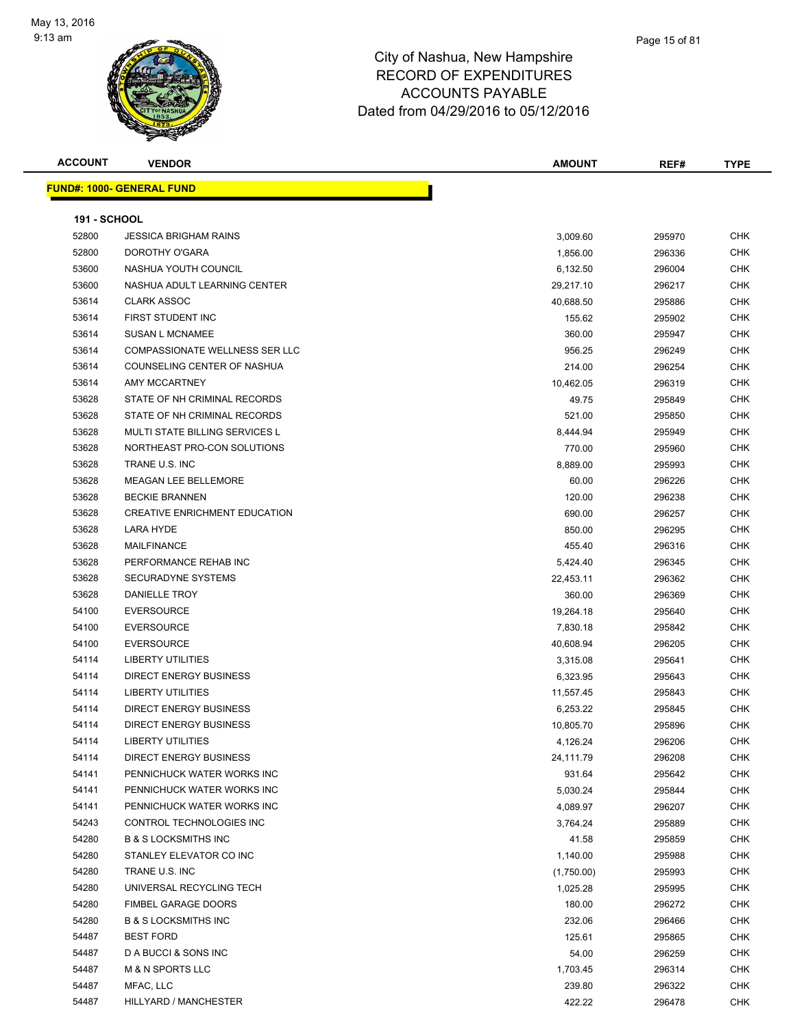# City of Nashua, New Hampshire
# RECORD OF EXPENDITURES
# ACCOUNTS PAYABLE
# Dated from 04/29/2016 to 05/12/2016

| ACCOUNT | VENDOR | AMOUNT | REF# | TYPE |
|---|---|---|---|---|

**FUND#: 1000- GENERAL FUND**

**191 - SCHOOL**

| ACCOUNT | VENDOR | AMOUNT | REF# | TYPE |
|---|---|---|---|---|
| 52800 | JESSICA BRIGHAM RAINS | 3,009.60 | 295970 | CHK |
| 52800 | DOROTHY O'GARA | 1,856.00 | 296336 | CHK |
| 53600 | NASHUA YOUTH COUNCIL | 6,132.50 | 296004 | CHK |
| 53600 | NASHUA ADULT LEARNING CENTER | 29,217.10 | 296217 | CHK |
| 53614 | CLARK ASSOC | 40,688.50 | 295886 | CHK |
| 53614 | FIRST STUDENT INC | 155.62 | 295902 | CHK |
| 53614 | SUSAN L MCNAMEE | 360.00 | 295947 | CHK |
| 53614 | COMPASSIONATE WELLNESS SER LLC | 956.25 | 296249 | CHK |
| 53614 | COUNSELING CENTER OF NASHUA | 214.00 | 296254 | CHK |
| 53614 | AMY MCCARTNEY | 10,462.05 | 296319 | CHK |
| 53628 | STATE OF NH CRIMINAL RECORDS | 49.75 | 295849 | CHK |
| 53628 | STATE OF NH CRIMINAL RECORDS | 521.00 | 295850 | CHK |
| 53628 | MULTI STATE BILLING SERVICES L | 8,444.94 | 295949 | CHK |
| 53628 | NORTHEAST PRO-CON SOLUTIONS | 770.00 | 295960 | CHK |
| 53628 | TRANE U.S. INC | 8,889.00 | 295993 | CHK |
| 53628 | MEAGAN LEE BELLEMORE | 60.00 | 296226 | CHK |
| 53628 | BECKIE BRANNEN | 120.00 | 296238 | CHK |
| 53628 | CREATIVE ENRICHMENT EDUCATION | 690.00 | 296257 | CHK |
| 53628 | LARA HYDE | 850.00 | 296295 | CHK |
| 53628 | MAILFINANCE | 455.40 | 296316 | CHK |
| 53628 | PERFORMANCE REHAB INC | 5,424.40 | 296345 | CHK |
| 53628 | SECURADYNE SYSTEMS | 22,453.11 | 296362 | CHK |
| 53628 | DANIELLE TROY | 360.00 | 296369 | CHK |
| 54100 | EVERSOURCE | 19,264.18 | 295640 | CHK |
| 54100 | EVERSOURCE | 7,830.18 | 295842 | CHK |
| 54100 | EVERSOURCE | 40,608.94 | 296205 | CHK |
| 54114 | LIBERTY UTILITIES | 3,315.08 | 295641 | CHK |
| 54114 | DIRECT ENERGY BUSINESS | 6,323.95 | 295643 | CHK |
| 54114 | LIBERTY UTILITIES | 11,557.45 | 295843 | CHK |
| 54114 | DIRECT ENERGY BUSINESS | 6,253.22 | 295845 | CHK |
| 54114 | DIRECT ENERGY BUSINESS | 10,805.70 | 295896 | CHK |
| 54114 | LIBERTY UTILITIES | 4,126.24 | 296206 | CHK |
| 54114 | DIRECT ENERGY BUSINESS | 24,111.79 | 296208 | CHK |
| 54141 | PENNICHUCK WATER WORKS INC | 931.64 | 295642 | CHK |
| 54141 | PENNICHUCK WATER WORKS INC | 5,030.24 | 295844 | CHK |
| 54141 | PENNICHUCK WATER WORKS INC | 4,089.97 | 296207 | CHK |
| 54243 | CONTROL TECHNOLOGIES INC | 3,764.24 | 295889 | CHK |
| 54280 | B & S LOCKSMITHS INC | 41.58 | 295859 | CHK |
| 54280 | STANLEY ELEVATOR CO INC | 1,140.00 | 295988 | CHK |
| 54280 | TRANE U.S. INC | (1,750.00) | 295993 | CHK |
| 54280 | UNIVERSAL RECYCLING TECH | 1,025.28 | 295995 | CHK |
| 54280 | FIMBEL GARAGE DOORS | 180.00 | 296272 | CHK |
| 54280 | B & S LOCKSMITHS INC | 232.06 | 296466 | CHK |
| 54487 | BEST FORD | 125.61 | 295865 | CHK |
| 54487 | D A BUCCI & SONS INC | 54.00 | 296259 | CHK |
| 54487 | M & N SPORTS LLC | 1,703.45 | 296314 | CHK |
| 54487 | MFAC, LLC | 239.80 | 296322 | CHK |
| 54487 | HILLYARD / MANCHESTER | 422.22 | 296478 | CHK |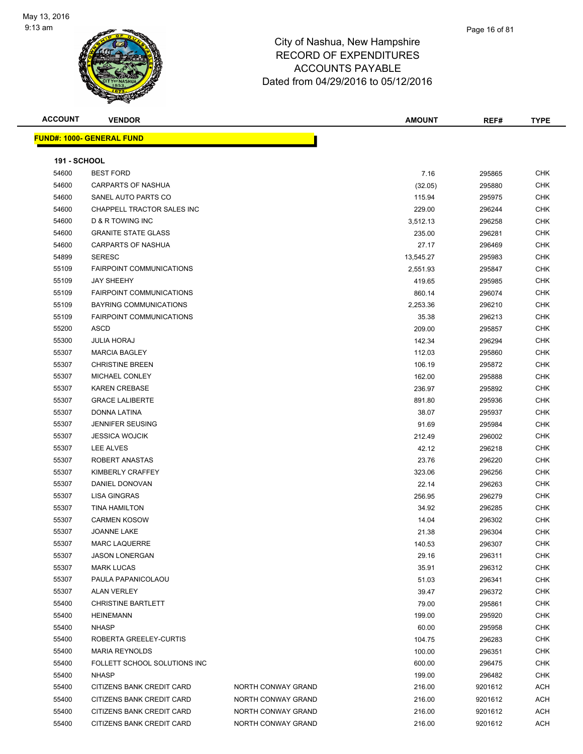City of Nashua, New Hampshire
RECORD OF EXPENDITURES
ACCOUNTS PAYABLE
Dated from 04/29/2016 to 05/12/2016

| ACCOUNT | VENDOR | | AMOUNT | REF# | TYPE |
|---|---|---|---|---|---|
| **FUND#: 1000- GENERAL FUND** | | | | | |
| **191 - SCHOOL** | | | | | |
| 54600 | BEST FORD | | 7.16 | 295865 | CHK |
| 54600 | CARPARTS OF NASHUA | | (32.05) | 295880 | CHK |
| 54600 | SANEL AUTO PARTS CO | | 115.94 | 295975 | CHK |
| 54600 | CHAPPELL TRACTOR SALES INC | | 229.00 | 296244 | CHK |
| 54600 | D & R TOWING INC | | 3,512.13 | 296258 | CHK |
| 54600 | GRANITE STATE GLASS | | 235.00 | 296281 | CHK |
| 54600 | CARPARTS OF NASHUA | | 27.17 | 296469 | CHK |
| 54899 | SERESC | | 13,545.27 | 295983 | CHK |
| 55109 | FAIRPOINT COMMUNICATIONS | | 2,551.93 | 295847 | CHK |
| 55109 | JAY SHEEHY | | 419.65 | 295985 | CHK |
| 55109 | FAIRPOINT COMMUNICATIONS | | 860.14 | 296074 | CHK |
| 55109 | BAYRING COMMUNICATIONS | | 2,253.36 | 296210 | CHK |
| 55109 | FAIRPOINT COMMUNICATIONS | | 35.38 | 296213 | CHK |
| 55200 | ASCD | | 209.00 | 295857 | CHK |
| 55300 | JULIA HORAJ | | 142.34 | 296294 | CHK |
| 55307 | MARCIA BAGLEY | | 112.03 | 295860 | CHK |
| 55307 | CHRISTINE BREEN | | 106.19 | 295872 | CHK |
| 55307 | MICHAEL CONLEY | | 162.00 | 295888 | CHK |
| 55307 | KAREN CREBASE | | 236.97 | 295892 | CHK |
| 55307 | GRACE LALIBERTE | | 891.80 | 295936 | CHK |
| 55307 | DONNA LATINA | | 38.07 | 295937 | CHK |
| 55307 | JENNIFER SEUSING | | 91.69 | 295984 | CHK |
| 55307 | JESSICA WOJCIK | | 212.49 | 296002 | CHK |
| 55307 | LEE ALVES | | 42.12 | 296218 | CHK |
| 55307 | ROBERT ANASTAS | | 23.76 | 296220 | CHK |
| 55307 | KIMBERLY CRAFFEY | | 323.06 | 296256 | CHK |
| 55307 | DANIEL DONOVAN | | 22.14 | 296263 | CHK |
| 55307 | LISA GINGRAS | | 256.95 | 296279 | CHK |
| 55307 | TINA HAMILTON | | 34.92 | 296285 | CHK |
| 55307 | CARMEN KOSOW | | 14.04 | 296302 | CHK |
| 55307 | JOANNE LAKE | | 21.38 | 296304 | CHK |
| 55307 | MARC LAQUERRE | | 140.53 | 296307 | CHK |
| 55307 | JASON LONERGAN | | 29.16 | 296311 | CHK |
| 55307 | MARK LUCAS | | 35.91 | 296312 | CHK |
| 55307 | PAULA PAPANICOLAOU | | 51.03 | 296341 | CHK |
| 55307 | ALAN VERLEY | | 39.47 | 296372 | CHK |
| 55400 | CHRISTINE BARTLETT | | 79.00 | 295861 | CHK |
| 55400 | HEINEMANN | | 199.00 | 295920 | CHK |
| 55400 | NHASP | | 60.00 | 295958 | CHK |
| 55400 | ROBERTA GREELEY-CURTIS | | 104.75 | 296283 | CHK |
| 55400 | MARIA REYNOLDS | | 100.00 | 296351 | CHK |
| 55400 | FOLLETT SCHOOL SOLUTIONS INC | | 600.00 | 296475 | CHK |
| 55400 | NHASP | | 199.00 | 296482 | CHK |
| 55400 | CITIZENS BANK CREDIT CARD | NORTH CONWAY GRAND | 216.00 | 9201612 | ACH |
| 55400 | CITIZENS BANK CREDIT CARD | NORTH CONWAY GRAND | 216.00 | 9201612 | ACH |
| 55400 | CITIZENS BANK CREDIT CARD | NORTH CONWAY GRAND | 216.00 | 9201612 | ACH |
| 55400 | CITIZENS BANK CREDIT CARD | NORTH CONWAY GRAND | 216.00 | 9201612 | ACH |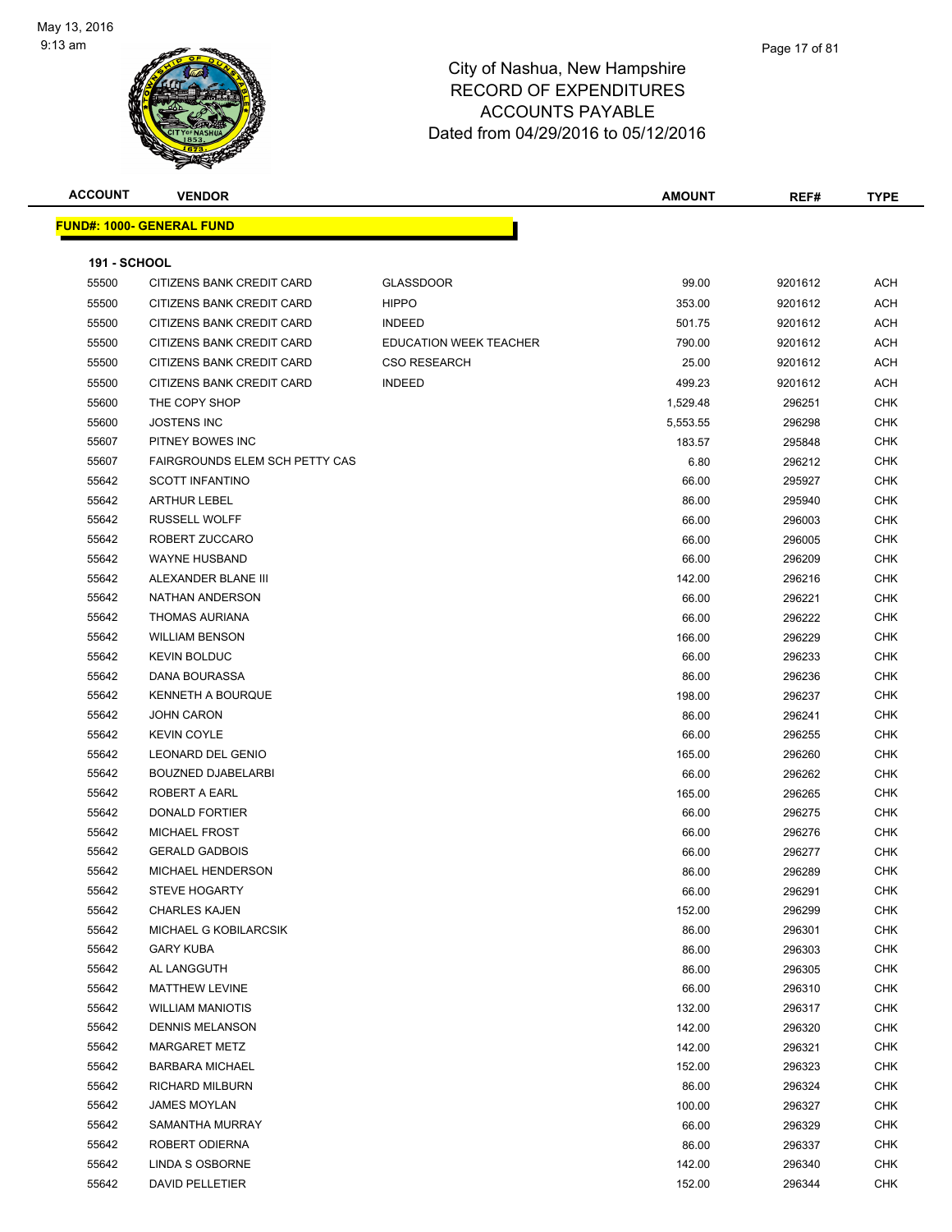# City of Nashua, New Hampshire
## RECORD OF EXPENDITURES
## ACCOUNTS PAYABLE
## Dated from 04/29/2016 to 05/12/2016

**FUND#: 1000- GENERAL FUND**

**191 - SCHOOL**

| ACCOUNT | VENDOR | | AMOUNT | REF# | TYPE |
|---|---|---|---|---|---|
| 55500 | CITIZENS BANK CREDIT CARD | GLASSDOOR | 99.00 | 9201612 | ACH |
| 55500 | CITIZENS BANK CREDIT CARD | HIPPO | 353.00 | 9201612 | ACH |
| 55500 | CITIZENS BANK CREDIT CARD | INDEED | 501.75 | 9201612 | ACH |
| 55500 | CITIZENS BANK CREDIT CARD | EDUCATION WEEK TEACHER | 790.00 | 9201612 | ACH |
| 55500 | CITIZENS BANK CREDIT CARD | CSO RESEARCH | 25.00 | 9201612 | ACH |
| 55500 | CITIZENS BANK CREDIT CARD | INDEED | 499.23 | 9201612 | ACH |
| 55600 | THE COPY SHOP | | 1,529.48 | 296251 | CHK |
| 55600 | JOSTENS INC | | 5,553.55 | 296298 | CHK |
| 55607 | PITNEY BOWES INC | | 183.57 | 295848 | CHK |
| 55607 | FAIRGROUNDS ELEM SCH PETTY CAS | | 6.80 | 296212 | CHK |
| 55642 | SCOTT INFANTINO | | 66.00 | 295927 | CHK |
| 55642 | ARTHUR LEBEL | | 86.00 | 295940 | CHK |
| 55642 | RUSSELL WOLFF | | 66.00 | 296003 | CHK |
| 55642 | ROBERT ZUCCARO | | 66.00 | 296005 | CHK |
| 55642 | WAYNE HUSBAND | | 66.00 | 296209 | CHK |
| 55642 | ALEXANDER BLANE III | | 142.00 | 296216 | CHK |
| 55642 | NATHAN ANDERSON | | 66.00 | 296221 | CHK |
| 55642 | THOMAS AURIANA | | 66.00 | 296222 | CHK |
| 55642 | WILLIAM BENSON | | 166.00 | 296229 | CHK |
| 55642 | KEVIN BOLDUC | | 66.00 | 296233 | CHK |
| 55642 | DANA BOURASSA | | 86.00 | 296236 | CHK |
| 55642 | KENNETH A BOURQUE | | 198.00 | 296237 | CHK |
| 55642 | JOHN CARON | | 86.00 | 296241 | CHK |
| 55642 | KEVIN COYLE | | 66.00 | 296255 | CHK |
| 55642 | LEONARD DEL GENIO | | 165.00 | 296260 | CHK |
| 55642 | BOUZNED DJABELARBI | | 66.00 | 296262 | CHK |
| 55642 | ROBERT A EARL | | 165.00 | 296265 | CHK |
| 55642 | DONALD FORTIER | | 66.00 | 296275 | CHK |
| 55642 | MICHAEL FROST | | 66.00 | 296276 | CHK |
| 55642 | GERALD GADBOIS | | 66.00 | 296277 | CHK |
| 55642 | MICHAEL HENDERSON | | 86.00 | 296289 | CHK |
| 55642 | STEVE HOGARTY | | 66.00 | 296291 | CHK |
| 55642 | CHARLES KAJEN | | 152.00 | 296299 | CHK |
| 55642 | MICHAEL G KOBILARCSIK | | 86.00 | 296301 | CHK |
| 55642 | GARY KUBA | | 86.00 | 296303 | CHK |
| 55642 | AL LANGGUTH | | 86.00 | 296305 | CHK |
| 55642 | MATTHEW LEVINE | | 66.00 | 296310 | CHK |
| 55642 | WILLIAM MANIOTIS | | 132.00 | 296317 | CHK |
| 55642 | DENNIS MELANSON | | 142.00 | 296320 | CHK |
| 55642 | MARGARET METZ | | 142.00 | 296321 | CHK |
| 55642 | BARBARA MICHAEL | | 152.00 | 296323 | CHK |
| 55642 | RICHARD MILBURN | | 86.00 | 296324 | CHK |
| 55642 | JAMES MOYLAN | | 100.00 | 296327 | CHK |
| 55642 | SAMANTHA MURRAY | | 66.00 | 296329 | CHK |
| 55642 | ROBERT ODIERNA | | 86.00 | 296337 | CHK |
| 55642 | LINDA S OSBORNE | | 142.00 | 296340 | CHK |
| 55642 | DAVID PELLETIER | | 152.00 | 296344 | CHK |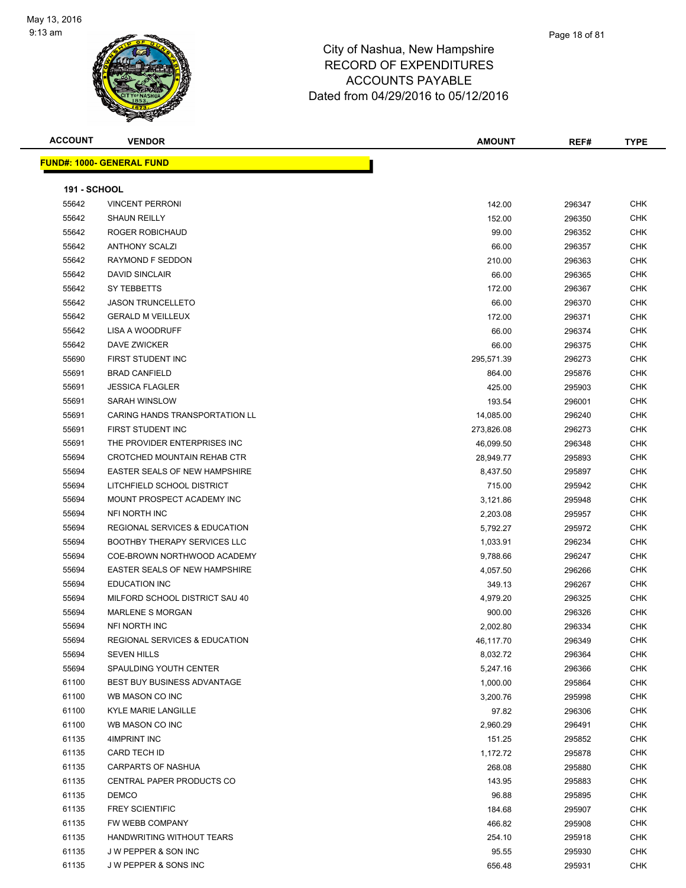# City of Nashua, New Hampshire
# RECORD OF EXPENDITURES
# ACCOUNTS PAYABLE
# Dated from 04/29/2016 to 05/12/2016

| ACCOUNT | VENDOR | AMOUNT | REF# | TYPE |
|---|---|---|---|---|

**FUND#: 1000- GENERAL FUND**

**191 - SCHOOL**

| ACCOUNT | VENDOR | AMOUNT | REF# | TYPE |
|---|---|---|---|---|
| 55642 | VINCENT PERRONI | 142.00 | 296347 | CHK |
| 55642 | SHAUN REILLY | 152.00 | 296350 | CHK |
| 55642 | ROGER ROBICHAUD | 99.00 | 296352 | CHK |
| 55642 | ANTHONY SCALZI | 66.00 | 296357 | CHK |
| 55642 | RAYMOND F SEDDON | 210.00 | 296363 | CHK |
| 55642 | DAVID SINCLAIR | 66.00 | 296365 | CHK |
| 55642 | SY TEBBETTS | 172.00 | 296367 | CHK |
| 55642 | JASON TRUNCELLETO | 66.00 | 296370 | CHK |
| 55642 | GERALD M VEILLEUX | 172.00 | 296371 | CHK |
| 55642 | LISA A WOODRUFF | 66.00 | 296374 | CHK |
| 55642 | DAVE ZWICKER | 66.00 | 296375 | CHK |
| 55690 | FIRST STUDENT INC | 295,571.39 | 296273 | CHK |
| 55691 | BRAD CANFIELD | 864.00 | 295876 | CHK |
| 55691 | JESSICA FLAGLER | 425.00 | 295903 | CHK |
| 55691 | SARAH WINSLOW | 193.54 | 296001 | CHK |
| 55691 | CARING HANDS TRANSPORTATION LL | 14,085.00 | 296240 | CHK |
| 55691 | FIRST STUDENT INC | 273,826.08 | 296273 | CHK |
| 55691 | THE PROVIDER ENTERPRISES INC | 46,099.50 | 296348 | CHK |
| 55694 | CROTCHED MOUNTAIN REHAB CTR | 28,949.77 | 295893 | CHK |
| 55694 | EASTER SEALS OF NEW HAMPSHIRE | 8,437.50 | 295897 | CHK |
| 55694 | LITCHFIELD SCHOOL DISTRICT | 715.00 | 295942 | CHK |
| 55694 | MOUNT PROSPECT ACADEMY INC | 3,121.86 | 295948 | CHK |
| 55694 | NFI NORTH INC | 2,203.08 | 295957 | CHK |
| 55694 | REGIONAL SERVICES & EDUCATION | 5,792.27 | 295972 | CHK |
| 55694 | BOOTHBY THERAPY SERVICES LLC | 1,033.91 | 296234 | CHK |
| 55694 | COE-BROWN NORTHWOOD ACADEMY | 9,788.66 | 296247 | CHK |
| 55694 | EASTER SEALS OF NEW HAMPSHIRE | 4,057.50 | 296266 | CHK |
| 55694 | EDUCATION INC | 349.13 | 296267 | CHK |
| 55694 | MILFORD SCHOOL DISTRICT SAU 40 | 4,979.20 | 296325 | CHK |
| 55694 | MARLENE S MORGAN | 900.00 | 296326 | CHK |
| 55694 | NFI NORTH INC | 2,002.80 | 296334 | CHK |
| 55694 | REGIONAL SERVICES & EDUCATION | 46,117.70 | 296349 | CHK |
| 55694 | SEVEN HILLS | 8,032.72 | 296364 | CHK |
| 55694 | SPAULDING YOUTH CENTER | 5,247.16 | 296366 | CHK |
| 61100 | BEST BUY BUSINESS ADVANTAGE | 1,000.00 | 295864 | CHK |
| 61100 | WB MASON CO INC | 3,200.76 | 295998 | CHK |
| 61100 | KYLE MARIE LANGILLE | 97.82 | 296306 | CHK |
| 61100 | WB MASON CO INC | 2,960.29 | 296491 | CHK |
| 61135 | 4IMPRINT INC | 151.25 | 295852 | CHK |
| 61135 | CARD TECH ID | 1,172.72 | 295878 | CHK |
| 61135 | CARPARTS OF NASHUA | 268.08 | 295880 | CHK |
| 61135 | CENTRAL PAPER PRODUCTS CO | 143.95 | 295883 | CHK |
| 61135 | DEMCO | 96.88 | 295895 | CHK |
| 61135 | FREY SCIENTIFIC | 184.68 | 295907 | CHK |
| 61135 | FW WEBB COMPANY | 466.82 | 295908 | CHK |
| 61135 | HANDWRITING WITHOUT TEARS | 254.10 | 295918 | CHK |
| 61135 | J W PEPPER & SON INC | 95.55 | 295930 | CHK |
| 61135 | J W PEPPER & SONS INC | 656.48 | 295931 | CHK |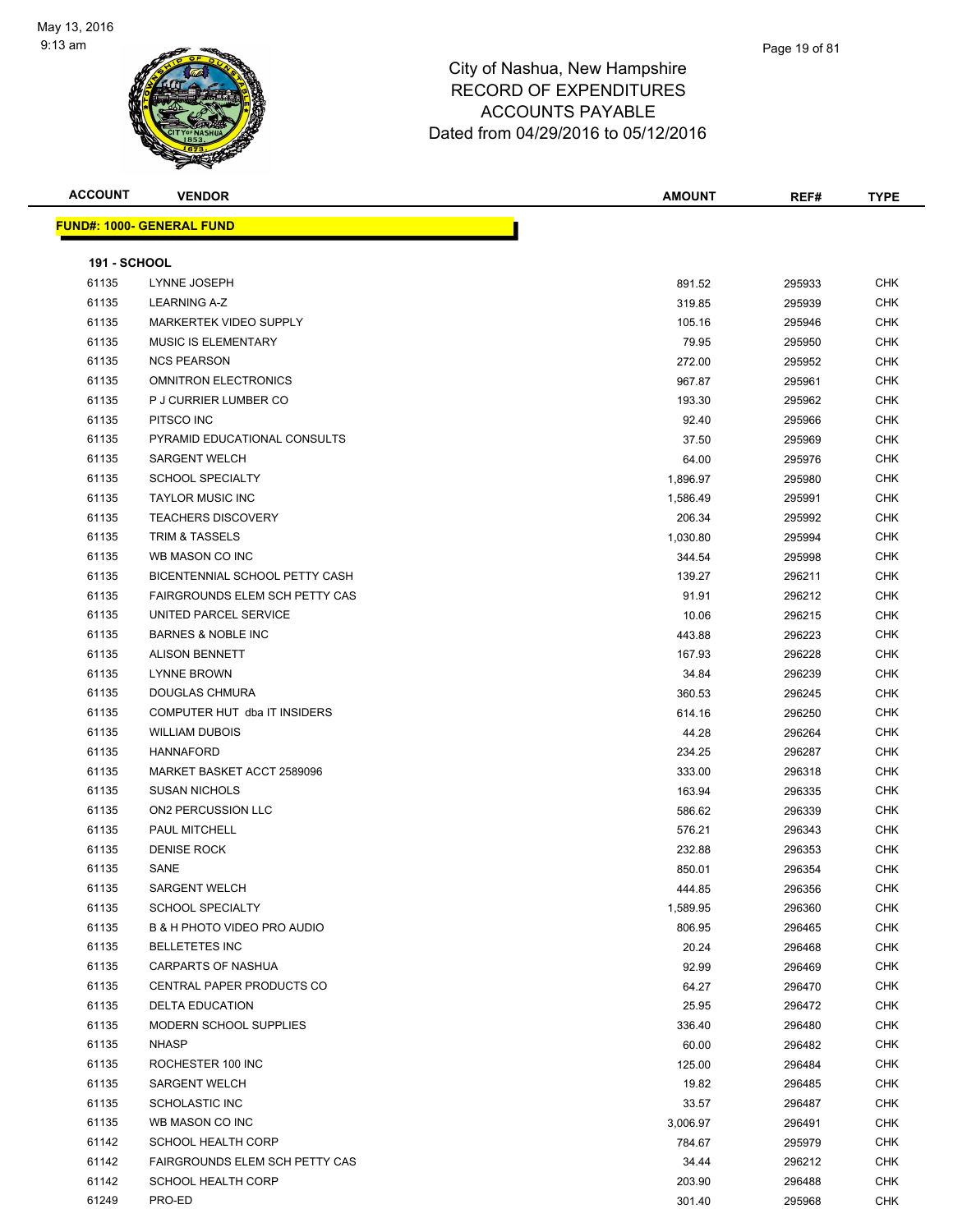# City of Nashua, New Hampshire
## RECORD OF EXPENDITURES
## ACCOUNTS PAYABLE
## Dated from 04/29/2016 to 05/12/2016

| ACCOUNT | VENDOR | AMOUNT | REF# | TYPE |
|---|---|---|---|---|

**FUND#: 1000- GENERAL FUND**

**191 - SCHOOL**

| ACCOUNT | VENDOR | AMOUNT | REF# | TYPE |
|---|---|---|---|---|
| 61135 | LYNNE JOSEPH | 891.52 | 295933 | CHK |
| 61135 | LEARNING A-Z | 319.85 | 295939 | CHK |
| 61135 | MARKERTEK VIDEO SUPPLY | 105.16 | 295946 | CHK |
| 61135 | MUSIC IS ELEMENTARY | 79.95 | 295950 | CHK |
| 61135 | NCS PEARSON | 272.00 | 295952 | CHK |
| 61135 | OMNITRON ELECTRONICS | 967.87 | 295961 | CHK |
| 61135 | P J CURRIER LUMBER CO | 193.30 | 295962 | CHK |
| 61135 | PITSCO INC | 92.40 | 295966 | CHK |
| 61135 | PYRAMID EDUCATIONAL CONSULTS | 37.50 | 295969 | CHK |
| 61135 | SARGENT WELCH | 64.00 | 295976 | CHK |
| 61135 | SCHOOL SPECIALTY | 1,896.97 | 295980 | CHK |
| 61135 | TAYLOR MUSIC INC | 1,586.49 | 295991 | CHK |
| 61135 | TEACHERS DISCOVERY | 206.34 | 295992 | CHK |
| 61135 | TRIM & TASSELS | 1,030.80 | 295994 | CHK |
| 61135 | WB MASON CO INC | 344.54 | 295998 | CHK |
| 61135 | BICENTENNIAL SCHOOL PETTY CASH | 139.27 | 296211 | CHK |
| 61135 | FAIRGROUNDS ELEM SCH PETTY CAS | 91.91 | 296212 | CHK |
| 61135 | UNITED PARCEL SERVICE | 10.06 | 296215 | CHK |
| 61135 | BARNES & NOBLE INC | 443.88 | 296223 | CHK |
| 61135 | ALISON BENNETT | 167.93 | 296228 | CHK |
| 61135 | LYNNE BROWN | 34.84 | 296239 | CHK |
| 61135 | DOUGLAS CHMURA | 360.53 | 296245 | CHK |
| 61135 | COMPUTER HUT dba IT INSIDERS | 614.16 | 296250 | CHK |
| 61135 | WILLIAM DUBOIS | 44.28 | 296264 | CHK |
| 61135 | HANNAFORD | 234.25 | 296287 | CHK |
| 61135 | MARKET BASKET ACCT 2589096 | 333.00 | 296318 | CHK |
| 61135 | SUSAN NICHOLS | 163.94 | 296335 | CHK |
| 61135 | ON2 PERCUSSION LLC | 586.62 | 296339 | CHK |
| 61135 | PAUL MITCHELL | 576.21 | 296343 | CHK |
| 61135 | DENISE ROCK | 232.88 | 296353 | CHK |
| 61135 | SANE | 850.01 | 296354 | CHK |
| 61135 | SARGENT WELCH | 444.85 | 296356 | CHK |
| 61135 | SCHOOL SPECIALTY | 1,589.95 | 296360 | CHK |
| 61135 | B & H PHOTO VIDEO PRO AUDIO | 806.95 | 296465 | CHK |
| 61135 | BELLETETES INC | 20.24 | 296468 | CHK |
| 61135 | CARPARTS OF NASHUA | 92.99 | 296469 | CHK |
| 61135 | CENTRAL PAPER PRODUCTS CO | 64.27 | 296470 | CHK |
| 61135 | DELTA EDUCATION | 25.95 | 296472 | CHK |
| 61135 | MODERN SCHOOL SUPPLIES | 336.40 | 296480 | CHK |
| 61135 | NHASP | 60.00 | 296482 | CHK |
| 61135 | ROCHESTER 100 INC | 125.00 | 296484 | CHK |
| 61135 | SARGENT WELCH | 19.82 | 296485 | CHK |
| 61135 | SCHOLASTIC INC | 33.57 | 296487 | CHK |
| 61135 | WB MASON CO INC | 3,006.97 | 296491 | CHK |
| 61142 | SCHOOL HEALTH CORP | 784.67 | 295979 | CHK |
| 61142 | FAIRGROUNDS ELEM SCH PETTY CAS | 34.44 | 296212 | CHK |
| 61142 | SCHOOL HEALTH CORP | 203.90 | 296488 | CHK |
| 61249 | PRO-ED | 301.40 | 295968 | CHK |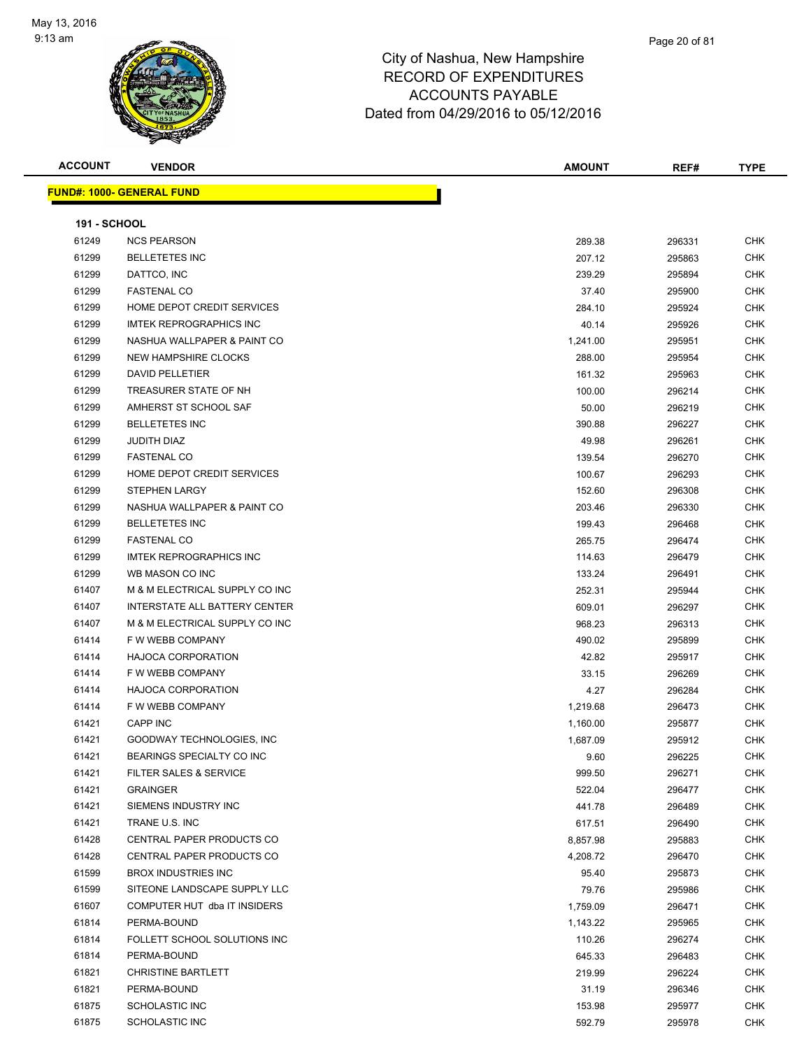# City of Nashua, New Hampshire
## RECORD OF EXPENDITURES
## ACCOUNTS PAYABLE
## Dated from 04/29/2016 to 05/12/2016

| ACCOUNT | VENDOR | AMOUNT | REF# | TYPE |
|---|---|---|---|---|

**FUND#: 1000- GENERAL FUND**

**191 - SCHOOL**

| ACCOUNT | VENDOR | AMOUNT | REF# | TYPE |
|---|---|---|---|---|
| 61249 | NCS PEARSON | 289.38 | 296331 | CHK |
| 61299 | BELLETETES INC | 207.12 | 295863 | CHK |
| 61299 | DATTCO, INC | 239.29 | 295894 | CHK |
| 61299 | FASTENAL CO | 37.40 | 295900 | CHK |
| 61299 | HOME DEPOT CREDIT SERVICES | 284.10 | 295924 | CHK |
| 61299 | IMTEK REPROGRAPHICS INC | 40.14 | 295926 | CHK |
| 61299 | NASHUA WALLPAPER & PAINT CO | 1,241.00 | 295951 | CHK |
| 61299 | NEW HAMPSHIRE CLOCKS | 288.00 | 295954 | CHK |
| 61299 | DAVID PELLETIER | 161.32 | 295963 | CHK |
| 61299 | TREASURER STATE OF NH | 100.00 | 296214 | CHK |
| 61299 | AMHERST ST SCHOOL SAF | 50.00 | 296219 | CHK |
| 61299 | BELLETETES INC | 390.88 | 296227 | CHK |
| 61299 | JUDITH DIAZ | 49.98 | 296261 | CHK |
| 61299 | FASTENAL CO | 139.54 | 296270 | CHK |
| 61299 | HOME DEPOT CREDIT SERVICES | 100.67 | 296293 | CHK |
| 61299 | STEPHEN LARGY | 152.60 | 296308 | CHK |
| 61299 | NASHUA WALLPAPER & PAINT CO | 203.46 | 296330 | CHK |
| 61299 | BELLETETES INC | 199.43 | 296468 | CHK |
| 61299 | FASTENAL CO | 265.75 | 296474 | CHK |
| 61299 | IMTEK REPROGRAPHICS INC | 114.63 | 296479 | CHK |
| 61299 | WB MASON CO INC | 133.24 | 296491 | CHK |
| 61407 | M & M ELECTRICAL SUPPLY CO INC | 252.31 | 295944 | CHK |
| 61407 | INTERSTATE ALL BATTERY CENTER | 609.01 | 296297 | CHK |
| 61407 | M & M ELECTRICAL SUPPLY CO INC | 968.23 | 296313 | CHK |
| 61414 | F W WEBB COMPANY | 490.02 | 295899 | CHK |
| 61414 | HAJOCA CORPORATION | 42.82 | 295917 | CHK |
| 61414 | F W WEBB COMPANY | 33.15 | 296269 | CHK |
| 61414 | HAJOCA CORPORATION | 4.27 | 296284 | CHK |
| 61414 | F W WEBB COMPANY | 1,219.68 | 296473 | CHK |
| 61421 | CAPP INC | 1,160.00 | 295877 | CHK |
| 61421 | GOODWAY TECHNOLOGIES, INC | 1,687.09 | 295912 | CHK |
| 61421 | BEARINGS SPECIALTY CO INC | 9.60 | 296225 | CHK |
| 61421 | FILTER SALES & SERVICE | 999.50 | 296271 | CHK |
| 61421 | GRAINGER | 522.04 | 296477 | CHK |
| 61421 | SIEMENS INDUSTRY INC | 441.78 | 296489 | CHK |
| 61421 | TRANE U.S. INC | 617.51 | 296490 | CHK |
| 61428 | CENTRAL PAPER PRODUCTS CO | 8,857.98 | 295883 | CHK |
| 61428 | CENTRAL PAPER PRODUCTS CO | 4,208.72 | 296470 | CHK |
| 61599 | BROX INDUSTRIES INC | 95.40 | 295873 | CHK |
| 61599 | SITEONE LANDSCAPE SUPPLY LLC | 79.76 | 295986 | CHK |
| 61607 | COMPUTER HUT dba IT INSIDERS | 1,759.09 | 296471 | CHK |
| 61814 | PERMA-BOUND | 1,143.22 | 295965 | CHK |
| 61814 | FOLLETT SCHOOL SOLUTIONS INC | 110.26 | 296274 | CHK |
| 61814 | PERMA-BOUND | 645.33 | 296483 | CHK |
| 61821 | CHRISTINE BARTLETT | 219.99 | 296224 | CHK |
| 61821 | PERMA-BOUND | 31.19 | 296346 | CHK |
| 61875 | SCHOLASTIC INC | 153.98 | 295977 | CHK |
| 61875 | SCHOLASTIC INC | 592.79 | 295978 | CHK |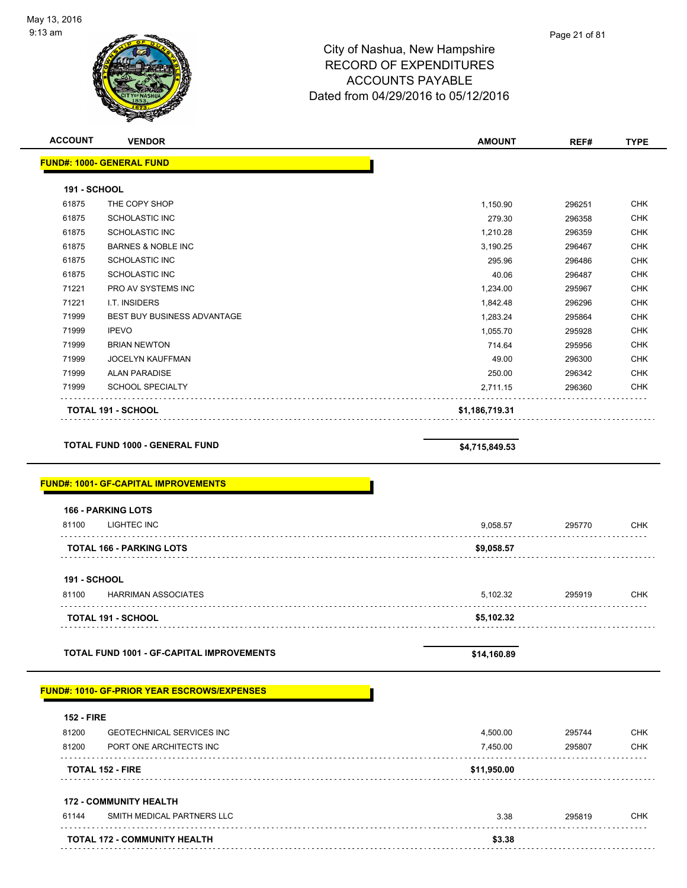City of Nashua, New Hampshire
RECORD OF EXPENDITURES
ACCOUNTS PAYABLE
Dated from 04/29/2016 to 05/12/2016

| ACCOUNT | VENDOR | AMOUNT | REF# | TYPE |
|---|---|---|---|---|
| **FUND#: 1000- GENERAL FUND** | | | | |
| **191 - SCHOOL** | | | | |
| 61875 | THE COPY SHOP | 1,150.90 | 296251 | CHK |
| 61875 | SCHOLASTIC INC | 279.30 | 296358 | CHK |
| 61875 | SCHOLASTIC INC | 1,210.28 | 296359 | CHK |
| 61875 | BARNES & NOBLE INC | 3,190.25 | 296467 | CHK |
| 61875 | SCHOLASTIC INC | 295.96 | 296486 | CHK |
| 61875 | SCHOLASTIC INC | 40.06 | 296487 | CHK |
| 71221 | PRO AV SYSTEMS INC | 1,234.00 | 295967 | CHK |
| 71221 | I.T. INSIDERS | 1,842.48 | 296296 | CHK |
| 71999 | BEST BUY BUSINESS ADVANTAGE | 1,283.24 | 295864 | CHK |
| 71999 | IPEVO | 1,055.70 | 295928 | CHK |
| 71999 | BRIAN NEWTON | 714.64 | 295956 | CHK |
| 71999 | JOCELYN KAUFFMAN | 49.00 | 296300 | CHK |
| 71999 | ALAN PARADISE | 250.00 | 296342 | CHK |
| 71999 | SCHOOL SPECIALTY | 2,711.15 | 296360 | CHK |
| **TOTAL 191 - SCHOOL** | | **$1,186,719.31** | | |
| **TOTAL FUND 1000 - GENERAL FUND** | | **$4,715,849.53** | | |
| **FUND#: 1001- GF-CAPITAL IMPROVEMENTS** | | | | |
| **166 - PARKING LOTS** | | | | |
| 81100 | LIGHTEC INC | 9,058.57 | 295770 | CHK |
| **TOTAL 166 - PARKING LOTS** | | **$9,058.57** | | |
| **191 - SCHOOL** | | | | |
| 81100 | HARRIMAN ASSOCIATES | 5,102.32 | 295919 | CHK |
| **TOTAL 191 - SCHOOL** | | **$5,102.32** | | |
| **TOTAL FUND 1001 - GF-CAPITAL IMPROVEMENTS** | | **$14,160.89** | | |
| **FUND#: 1010- GF-PRIOR YEAR ESCROWS/EXPENSES** | | | | |
| **152 - FIRE** | | | | |
| 81200 | GEOTECHNICAL SERVICES INC | 4,500.00 | 295744 | CHK |
| 81200 | PORT ONE ARCHITECTS INC | 7,450.00 | 295807 | CHK |
| **TOTAL 152 - FIRE** | | **$11,950.00** | | |
| **172 - COMMUNITY HEALTH** | | | | |
| 61144 | SMITH MEDICAL PARTNERS LLC | 3.38 | 295819 | CHK |
| **TOTAL 172 - COMMUNITY HEALTH** | | **$3.38** | | |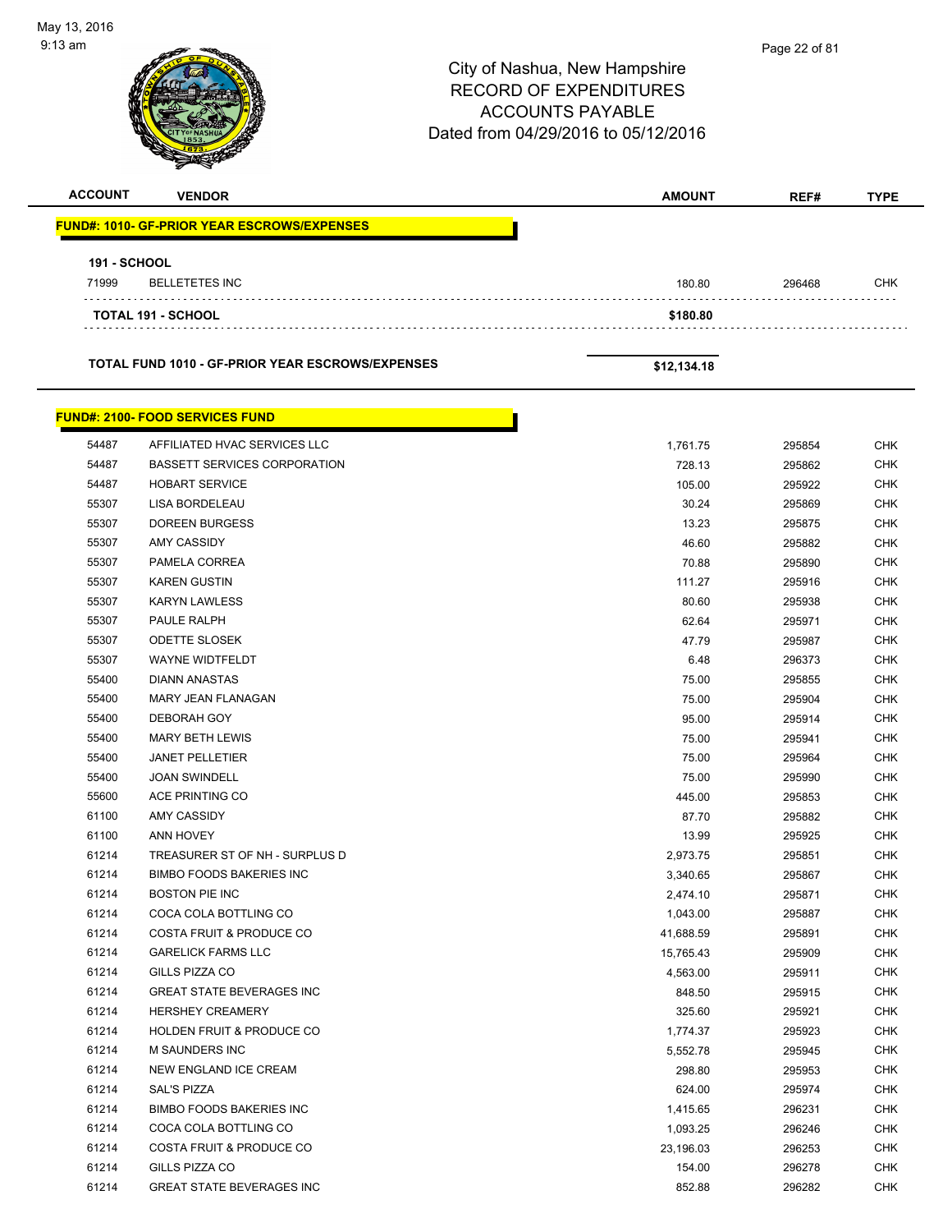# City of Nashua, New Hampshire
## RECORD OF EXPENDITURES
## ACCOUNTS PAYABLE
## Dated from 04/29/2016 to 05/12/2016

| ACCOUNT | VENDOR | AMOUNT | REF# | TYPE |
|---|---|---|---|---|
| **FUND#: 1010- GF-PRIOR YEAR ESCROWS/EXPENSES** | | | | |
| **191 - SCHOOL** | | | | |
| 71999 | BELLETETES INC | 180.80 | 296468 | CHK |
| | **TOTAL 191 - SCHOOL** | **$180.80** | | |
| | **TOTAL FUND 1010 - GF-PRIOR YEAR ESCROWS/EXPENSES** | **$12,134.18** | | |
| **FUND#: 2100- FOOD SERVICES FUND** | | | | |
| 54487 | AFFILIATED HVAC SERVICES LLC | 1,761.75 | 295854 | CHK |
| 54487 | BASSETT SERVICES CORPORATION | 728.13 | 295862 | CHK |
| 54487 | HOBART SERVICE | 105.00 | 295922 | CHK |
| 55307 | LISA BORDELEAU | 30.24 | 295869 | CHK |
| 55307 | DOREEN BURGESS | 13.23 | 295875 | CHK |
| 55307 | AMY CASSIDY | 46.60 | 295882 | CHK |
| 55307 | PAMELA CORREA | 70.88 | 295890 | CHK |
| 55307 | KAREN GUSTIN | 111.27 | 295916 | CHK |
| 55307 | KARYN LAWLESS | 80.60 | 295938 | CHK |
| 55307 | PAULE RALPH | 62.64 | 295971 | CHK |
| 55307 | ODETTE SLOSEK | 47.79 | 295987 | CHK |
| 55307 | WAYNE WIDTFELDT | 6.48 | 296373 | CHK |
| 55400 | DIANN ANASTAS | 75.00 | 295855 | CHK |
| 55400 | MARY JEAN FLANAGAN | 75.00 | 295904 | CHK |
| 55400 | DEBORAH GOY | 95.00 | 295914 | CHK |
| 55400 | MARY BETH LEWIS | 75.00 | 295941 | CHK |
| 55400 | JANET PELLETIER | 75.00 | 295964 | CHK |
| 55400 | JOAN SWINDELL | 75.00 | 295990 | CHK |
| 55600 | ACE PRINTING CO | 445.00 | 295853 | CHK |
| 61100 | AMY CASSIDY | 87.70 | 295882 | CHK |
| 61100 | ANN HOVEY | 13.99 | 295925 | CHK |
| 61214 | TREASURER ST OF NH - SURPLUS D | 2,973.75 | 295851 | CHK |
| 61214 | BIMBO FOODS BAKERIES INC | 3,340.65 | 295867 | CHK |
| 61214 | BOSTON PIE INC | 2,474.10 | 295871 | CHK |
| 61214 | COCA COLA BOTTLING CO | 1,043.00 | 295887 | CHK |
| 61214 | COSTA FRUIT & PRODUCE CO | 41,688.59 | 295891 | CHK |
| 61214 | GARELICK FARMS LLC | 15,765.43 | 295909 | CHK |
| 61214 | GILLS PIZZA CO | 4,563.00 | 295911 | CHK |
| 61214 | GREAT STATE BEVERAGES INC | 848.50 | 295915 | CHK |
| 61214 | HERSHEY CREAMERY | 325.60 | 295921 | CHK |
| 61214 | HOLDEN FRUIT & PRODUCE CO | 1,774.37 | 295923 | CHK |
| 61214 | M SAUNDERS INC | 5,552.78 | 295945 | CHK |
| 61214 | NEW ENGLAND ICE CREAM | 298.80 | 295953 | CHK |
| 61214 | SAL'S PIZZA | 624.00 | 295974 | CHK |
| 61214 | BIMBO FOODS BAKERIES INC | 1,415.65 | 296231 | CHK |
| 61214 | COCA COLA BOTTLING CO | 1,093.25 | 296246 | CHK |
| 61214 | COSTA FRUIT & PRODUCE CO | 23,196.03 | 296253 | CHK |
| 61214 | GILLS PIZZA CO | 154.00 | 296278 | CHK |
| 61214 | GREAT STATE BEVERAGES INC | 852.88 | 296282 | CHK |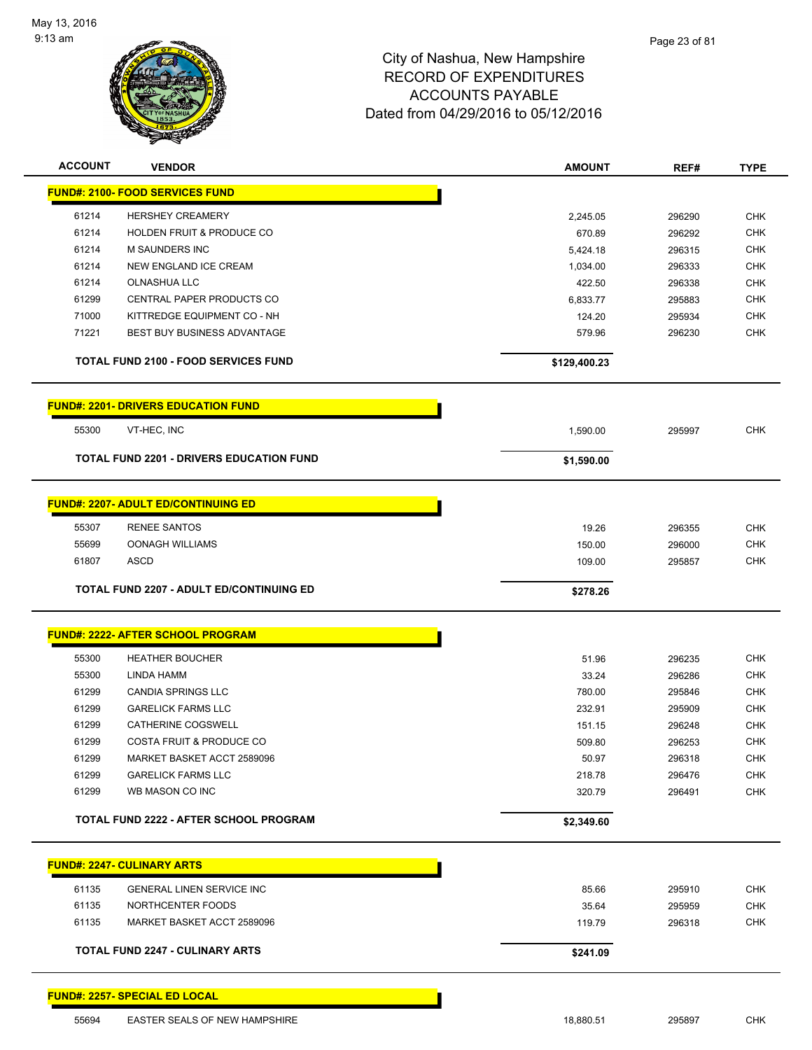City of Nashua, New Hampshire
RECORD OF EXPENDITURES
ACCOUNTS PAYABLE
Dated from 04/29/2016 to 05/12/2016

| ACCOUNT | VENDOR | AMOUNT | REF# | TYPE |
|---|---|---|---|---|
| **FUND#: 2100- FOOD SERVICES FUND** | | | | |
| 61214 | HERSHEY CREAMERY | 2,245.05 | 296290 | CHK |
| 61214 | HOLDEN FRUIT & PRODUCE CO | 670.89 | 296292 | CHK |
| 61214 | M SAUNDERS INC | 5,424.18 | 296315 | CHK |
| 61214 | NEW ENGLAND ICE CREAM | 1,034.00 | 296333 | CHK |
| 61214 | OLNASHUA LLC | 422.50 | 296338 | CHK |
| 61299 | CENTRAL PAPER PRODUCTS CO | 6,833.77 | 295883 | CHK |
| 71000 | KITTREDGE EQUIPMENT CO - NH | 124.20 | 295934 | CHK |
| 71221 | BEST BUY BUSINESS ADVANTAGE | 579.96 | 296230 | CHK |
| | **TOTAL FUND 2100 - FOOD SERVICES FUND** | **$129,400.23** | | |
| **FUND#: 2201- DRIVERS EDUCATION FUND** | | | | |
| 55300 | VT-HEC, INC | 1,590.00 | 295997 | CHK |
| | **TOTAL FUND 2201 - DRIVERS EDUCATION FUND** | **$1,590.00** | | |
| **FUND#: 2207- ADULT ED/CONTINUING ED** | | | | |
| 55307 | RENEE SANTOS | 19.26 | 296355 | CHK |
| 55699 | OONAGH WILLIAMS | 150.00 | 296000 | CHK |
| 61807 | ASCD | 109.00 | 295857 | CHK |
| | **TOTAL FUND 2207 - ADULT ED/CONTINUING ED** | **$278.26** | | |
| **FUND#: 2222- AFTER SCHOOL PROGRAM** | | | | |
| 55300 | HEATHER BOUCHER | 51.96 | 296235 | CHK |
| 55300 | LINDA HAMM | 33.24 | 296286 | CHK |
| 61299 | CANDIA SPRINGS LLC | 780.00 | 295846 | CHK |
| 61299 | GARELICK FARMS LLC | 232.91 | 295909 | CHK |
| 61299 | CATHERINE COGSWELL | 151.15 | 296248 | CHK |
| 61299 | COSTA FRUIT & PRODUCE CO | 509.80 | 296253 | CHK |
| 61299 | MARKET BASKET ACCT 2589096 | 50.97 | 296318 | CHK |
| 61299 | GARELICK FARMS LLC | 218.78 | 296476 | CHK |
| 61299 | WB MASON CO INC | 320.79 | 296491 | CHK |
| | **TOTAL FUND 2222 - AFTER SCHOOL PROGRAM** | **$2,349.60** | | |
| **FUND#: 2247- CULINARY ARTS** | | | | |
| 61135 | GENERAL LINEN SERVICE INC | 85.66 | 295910 | CHK |
| 61135 | NORTHCENTER FOODS | 35.64 | 295959 | CHK |
| 61135 | MARKET BASKET ACCT 2589096 | 119.79 | 296318 | CHK |
| | **TOTAL FUND 2247 - CULINARY ARTS** | **$241.09** | | |
| **FUND#: 2257- SPECIAL ED LOCAL** | | | | |
| 55694 | EASTER SEALS OF NEW HAMPSHIRE | 18,880.51 | 295897 | CHK |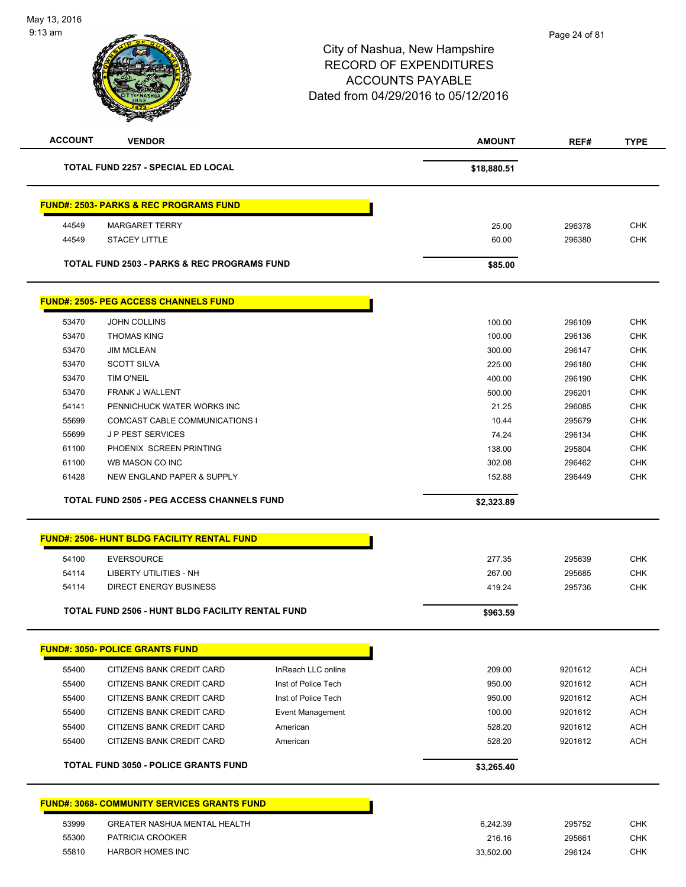# City of Nashua, New Hampshire
## RECORD OF EXPENDITURES
## ACCOUNTS PAYABLE
## Dated from 04/29/2016 to 05/12/2016

May 13, 2016
9:13 am

| ACCOUNT | VENDOR | | AMOUNT | REF# | TYPE |
|---|---|---|---|---|---|
| **TOTAL FUND 2257 - SPECIAL ED LOCAL** | | | **$18,880.51** | | |

**FUND#: 2503- PARKS & REC PROGRAMS FUND**

| ACCOUNT | VENDOR | | AMOUNT | REF# | TYPE |
|---|---|---|---|---|---|
| 44549 | MARGARET TERRY | | 25.00 | 296378 | CHK |
| 44549 | STACEY LITTLE | | 60.00 | 296380 | CHK |
| **TOTAL FUND 2503 - PARKS & REC PROGRAMS FUND** | | | **$85.00** | | |

**FUND#: 2505- PEG ACCESS CHANNELS FUND**

| ACCOUNT | VENDOR | | AMOUNT | REF# | TYPE |
|---|---|---|---|---|---|
| 53470 | JOHN COLLINS | | 100.00 | 296109 | CHK |
| 53470 | THOMAS KING | | 100.00 | 296136 | CHK |
| 53470 | JIM MCLEAN | | 300.00 | 296147 | CHK |
| 53470 | SCOTT SILVA | | 225.00 | 296180 | CHK |
| 53470 | TIM O'NEIL | | 400.00 | 296190 | CHK |
| 53470 | FRANK J WALLENT | | 500.00 | 296201 | CHK |
| 54141 | PENNICHUCK WATER WORKS INC | | 21.25 | 296085 | CHK |
| 55699 | COMCAST CABLE COMMUNICATIONS I | | 10.44 | 295679 | CHK |
| 55699 | J P PEST SERVICES | | 74.24 | 296134 | CHK |
| 61100 | PHOENIX SCREEN PRINTING | | 138.00 | 295804 | CHK |
| 61100 | WB MASON CO INC | | 302.08 | 296462 | CHK |
| 61428 | NEW ENGLAND PAPER & SUPPLY | | 152.88 | 296449 | CHK |
| **TOTAL FUND 2505 - PEG ACCESS CHANNELS FUND** | | | **$2,323.89** | | |

**FUND#: 2506- HUNT BLDG FACILITY RENTAL FUND**

| ACCOUNT | VENDOR | | AMOUNT | REF# | TYPE |
|---|---|---|---|---|---|
| 54100 | EVERSOURCE | | 277.35 | 295639 | CHK |
| 54114 | LIBERTY UTILITIES - NH | | 267.00 | 295685 | CHK |
| 54114 | DIRECT ENERGY BUSINESS | | 419.24 | 295736 | CHK |
| **TOTAL FUND 2506 - HUNT BLDG FACILITY RENTAL FUND** | | | **$963.59** | | |

**FUND#: 3050- POLICE GRANTS FUND**

| ACCOUNT | VENDOR | | AMOUNT | REF# | TYPE |
|---|---|---|---|---|---|
| 55400 | CITIZENS BANK CREDIT CARD | InReach LLC online | 209.00 | 9201612 | ACH |
| 55400 | CITIZENS BANK CREDIT CARD | Inst of Police Tech | 950.00 | 9201612 | ACH |
| 55400 | CITIZENS BANK CREDIT CARD | Inst of Police Tech | 950.00 | 9201612 | ACH |
| 55400 | CITIZENS BANK CREDIT CARD | Event Management | 100.00 | 9201612 | ACH |
| 55400 | CITIZENS BANK CREDIT CARD | American | 528.20 | 9201612 | ACH |
| 55400 | CITIZENS BANK CREDIT CARD | American | 528.20 | 9201612 | ACH |
| **TOTAL FUND 3050 - POLICE GRANTS FUND** | | | **$3,265.40** | | |

**FUND#: 3068- COMMUNITY SERVICES GRANTS FUND**

| ACCOUNT | VENDOR | | AMOUNT | REF# | TYPE |
|---|---|---|---|---|---|
| 53999 | GREATER NASHUA MENTAL HEALTH | | 6,242.39 | 295752 | CHK |
| 55300 | PATRICIA CROOKER | | 216.16 | 295661 | CHK |
| 55810 | HARBOR HOMES INC | | 33,502.00 | 296124 | CHK |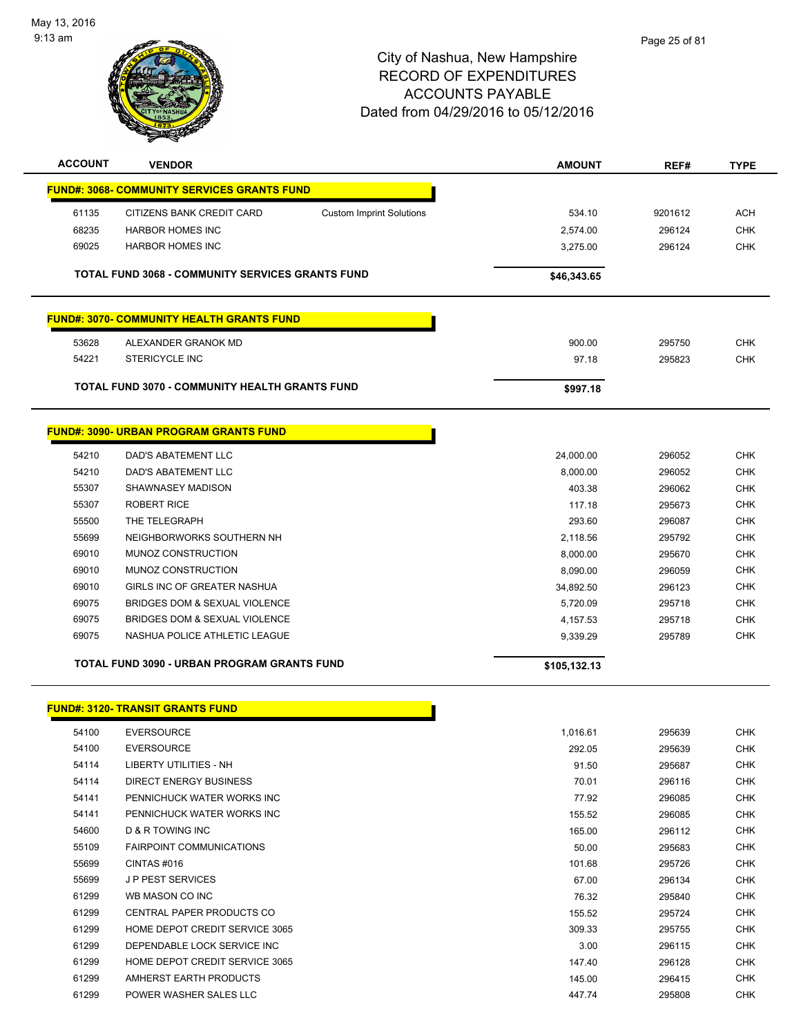City of Nashua, New Hampshire
RECORD OF EXPENDITURES
ACCOUNTS PAYABLE
Dated from 04/29/2016 to 05/12/2016

May 13, 2016
9:13 am

| ACCOUNT | VENDOR | | AMOUNT | REF# | TYPE |
|---|---|---|---|---|---|
| **FUND#: 3068- COMMUNITY SERVICES GRANTS FUND** | | | | | |
| 61135 | CITIZENS BANK CREDIT CARD | Custom Imprint Solutions | 534.10 | 9201612 | ACH |
| 68235 | HARBOR HOMES INC | | 2,574.00 | 296124 | CHK |
| 69025 | HARBOR HOMES INC | | 3,275.00 | 296124 | CHK |
| **TOTAL FUND 3068 - COMMUNITY SERVICES GRANTS FUND** | | | **$46,343.65** | | |
| **FUND#: 3070- COMMUNITY HEALTH GRANTS FUND** | | | | | |
| 53628 | ALEXANDER GRANOK MD | | 900.00 | 295750 | CHK |
| 54221 | STERICYCLE INC | | 97.18 | 295823 | CHK |
| **TOTAL FUND 3070 - COMMUNITY HEALTH GRANTS FUND** | | | **$997.18** | | |
| **FUND#: 3090- URBAN PROGRAM GRANTS FUND** | | | | | |
| 54210 | DAD'S ABATEMENT LLC | | 24,000.00 | 296052 | CHK |
| 54210 | DAD'S ABATEMENT LLC | | 8,000.00 | 296052 | CHK |
| 55307 | SHAWNASEY MADISON | | 403.38 | 296062 | CHK |
| 55307 | ROBERT RICE | | 117.18 | 295673 | CHK |
| 55500 | THE TELEGRAPH | | 293.60 | 296087 | CHK |
| 55699 | NEIGHBORWORKS SOUTHERN NH | | 2,118.56 | 295792 | CHK |
| 69010 | MUNOZ CONSTRUCTION | | 8,000.00 | 295670 | CHK |
| 69010 | MUNOZ CONSTRUCTION | | 8,090.00 | 296059 | CHK |
| 69010 | GIRLS INC OF GREATER NASHUA | | 34,892.50 | 296123 | CHK |
| 69075 | BRIDGES DOM & SEXUAL VIOLENCE | | 5,720.09 | 295718 | CHK |
| 69075 | BRIDGES DOM & SEXUAL VIOLENCE | | 4,157.53 | 295718 | CHK |
| 69075 | NASHUA POLICE ATHLETIC LEAGUE | | 9,339.29 | 295789 | CHK |
| **TOTAL FUND 3090 - URBAN PROGRAM GRANTS FUND** | | | **$105,132.13** | | |
| **FUND#: 3120- TRANSIT GRANTS FUND** | | | | | |
| 54100 | EVERSOURCE | | 1,016.61 | 295639 | CHK |
| 54100 | EVERSOURCE | | 292.05 | 295639 | CHK |
| 54114 | LIBERTY UTILITIES - NH | | 91.50 | 295687 | CHK |
| 54114 | DIRECT ENERGY BUSINESS | | 70.01 | 296116 | CHK |
| 54141 | PENNICHUCK WATER WORKS INC | | 77.92 | 296085 | CHK |
| 54141 | PENNICHUCK WATER WORKS INC | | 155.52 | 296085 | CHK |
| 54600 | D & R TOWING INC | | 165.00 | 296112 | CHK |
| 55109 | FAIRPOINT COMMUNICATIONS | | 50.00 | 295683 | CHK |
| 55699 | CINTAS #016 | | 101.68 | 295726 | CHK |
| 55699 | J P PEST SERVICES | | 67.00 | 296134 | CHK |
| 61299 | WB MASON CO INC | | 76.32 | 295840 | CHK |
| 61299 | CENTRAL PAPER PRODUCTS CO | | 155.52 | 295724 | CHK |
| 61299 | HOME DEPOT CREDIT SERVICE 3065 | | 309.33 | 295755 | CHK |
| 61299 | DEPENDABLE LOCK SERVICE INC | | 3.00 | 296115 | CHK |
| 61299 | HOME DEPOT CREDIT SERVICE 3065 | | 147.40 | 296128 | CHK |
| 61299 | AMHERST EARTH PRODUCTS | | 145.00 | 296415 | CHK |
| 61299 | POWER WASHER SALES LLC | | 447.74 | 295808 | CHK |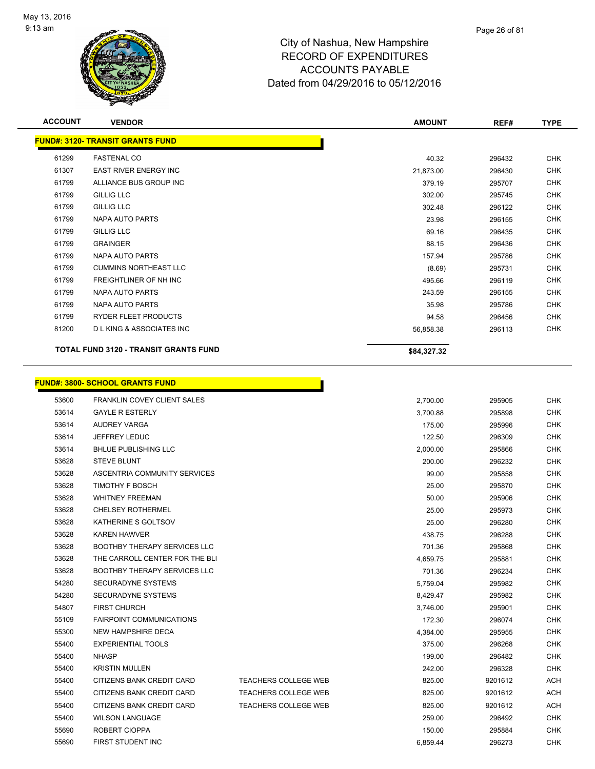# City of Nashua, New Hampshire
## RECORD OF EXPENDITURES
## ACCOUNTS PAYABLE
### Dated from 04/29/2016 to 05/12/2016

| ACCOUNT | VENDOR | | AMOUNT | REF# | TYPE |
|---|---|---|---|---|---|
| **FUND#: 3120- TRANSIT GRANTS FUND** | | | | | |
| 61299 | FASTENAL CO | | 40.32 | 296432 | CHK |
| 61307 | EAST RIVER ENERGY INC | | 21,873.00 | 296430 | CHK |
| 61799 | ALLIANCE BUS GROUP INC | | 379.19 | 295707 | CHK |
| 61799 | GILLIG LLC | | 302.00 | 295745 | CHK |
| 61799 | GILLIG LLC | | 302.48 | 296122 | CHK |
| 61799 | NAPA AUTO PARTS | | 23.98 | 296155 | CHK |
| 61799 | GILLIG LLC | | 69.16 | 296435 | CHK |
| 61799 | GRAINGER | | 88.15 | 296436 | CHK |
| 61799 | NAPA AUTO PARTS | | 157.94 | 295786 | CHK |
| 61799 | CUMMINS NORTHEAST LLC | | (8.69) | 295731 | CHK |
| 61799 | FREIGHTLINER OF NH INC | | 495.66 | 296119 | CHK |
| 61799 | NAPA AUTO PARTS | | 243.59 | 296155 | CHK |
| 61799 | NAPA AUTO PARTS | | 35.98 | 295786 | CHK |
| 61799 | RYDER FLEET PRODUCTS | | 94.58 | 296456 | CHK |
| 81200 | D L KING & ASSOCIATES INC | | 56,858.38 | 296113 | CHK |
| **TOTAL FUND 3120 - TRANSIT GRANTS FUND** | | | **$84,327.32** | | |

| ACCOUNT | VENDOR | | AMOUNT | REF# | TYPE |
|---|---|---|---|---|---|
| **FUND#: 3800- SCHOOL GRANTS FUND** | | | | | |
| 53600 | FRANKLIN COVEY CLIENT SALES | | 2,700.00 | 295905 | CHK |
| 53614 | GAYLE R ESTERLY | | 3,700.88 | 295898 | CHK |
| 53614 | AUDREY VARGA | | 175.00 | 295996 | CHK |
| 53614 | JEFFREY LEDUC | | 122.50 | 296309 | CHK |
| 53614 | BHLUE PUBLISHING LLC | | 2,000.00 | 295866 | CHK |
| 53628 | STEVE BLUNT | | 200.00 | 296232 | CHK |
| 53628 | ASCENTRIA COMMUNITY SERVICES | | 99.00 | 295858 | CHK |
| 53628 | TIMOTHY F BOSCH | | 25.00 | 295870 | CHK |
| 53628 | WHITNEY FREEMAN | | 50.00 | 295906 | CHK |
| 53628 | CHELSEY ROTHERMEL | | 25.00 | 295973 | CHK |
| 53628 | KATHERINE S GOLTSOV | | 25.00 | 296280 | CHK |
| 53628 | KAREN HAWVER | | 438.75 | 296288 | CHK |
| 53628 | BOOTHBY THERAPY SERVICES LLC | | 701.36 | 295868 | CHK |
| 53628 | THE CARROLL CENTER FOR THE BLI | | 4,659.75 | 295881 | CHK |
| 53628 | BOOTHBY THERAPY SERVICES LLC | | 701.36 | 296234 | CHK |
| 54280 | SECURADYNE SYSTEMS | | 5,759.04 | 295982 | CHK |
| 54280 | SECURADYNE SYSTEMS | | 8,429.47 | 295982 | CHK |
| 54807 | FIRST CHURCH | | 3,746.00 | 295901 | CHK |
| 55109 | FAIRPOINT COMMUNICATIONS | | 172.30 | 296074 | CHK |
| 55300 | NEW HAMPSHIRE DECA | | 4,384.00 | 295955 | CHK |
| 55400 | EXPERIENTIAL TOOLS | | 375.00 | 296268 | CHK |
| 55400 | NHASP | | 199.00 | 296482 | CHK |
| 55400 | KRISTIN MULLEN | | 242.00 | 296328 | CHK |
| 55400 | CITIZENS BANK CREDIT CARD | TEACHERS COLLEGE WEB | 825.00 | 9201612 | ACH |
| 55400 | CITIZENS BANK CREDIT CARD | TEACHERS COLLEGE WEB | 825.00 | 9201612 | ACH |
| 55400 | CITIZENS BANK CREDIT CARD | TEACHERS COLLEGE WEB | 825.00 | 9201612 | ACH |
| 55400 | WILSON LANGUAGE | | 259.00 | 296492 | CHK |
| 55690 | ROBERT CIOPPA | | 150.00 | 295884 | CHK |
| 55690 | FIRST STUDENT INC | | 6,859.44 | 296273 | CHK |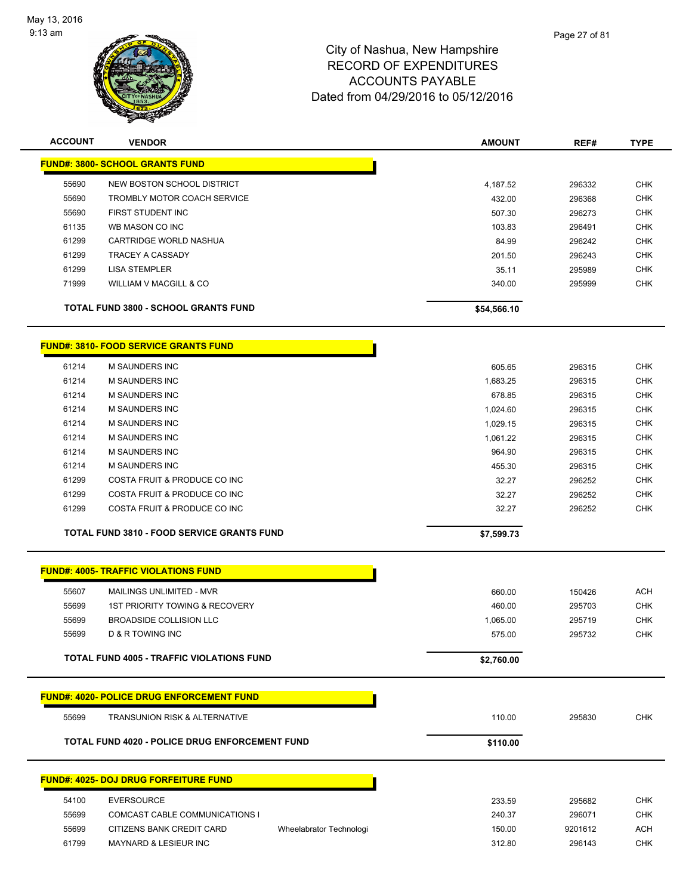City of Nashua, New Hampshire
RECORD OF EXPENDITURES
ACCOUNTS PAYABLE
Dated from 04/29/2016 to 05/12/2016

| ACCOUNT | VENDOR | | AMOUNT | REF# | TYPE |
|---|---|---|---|---|---|
| **FUND#: 3800- SCHOOL GRANTS FUND** | | | | | |
| 55690 | NEW BOSTON SCHOOL DISTRICT | | 4,187.52 | 296332 | CHK |
| 55690 | TROMBLY MOTOR COACH SERVICE | | 432.00 | 296368 | CHK |
| 55690 | FIRST STUDENT INC | | 507.30 | 296273 | CHK |
| 61135 | WB MASON CO INC | | 103.83 | 296491 | CHK |
| 61299 | CARTRIDGE WORLD NASHUA | | 84.99 | 296242 | CHK |
| 61299 | TRACEY A CASSADY | | 201.50 | 296243 | CHK |
| 61299 | LISA STEMPLER | | 35.11 | 295989 | CHK |
| 71999 | WILLIAM V MACGILL & CO | | 340.00 | 295999 | CHK |
| | **TOTAL FUND 3800 - SCHOOL GRANTS FUND** | | **$54,566.10** | | |
| **FUND#: 3810- FOOD SERVICE GRANTS FUND** | | | | | |
| 61214 | M SAUNDERS INC | | 605.65 | 296315 | CHK |
| 61214 | M SAUNDERS INC | | 1,683.25 | 296315 | CHK |
| 61214 | M SAUNDERS INC | | 678.85 | 296315 | CHK |
| 61214 | M SAUNDERS INC | | 1,024.60 | 296315 | CHK |
| 61214 | M SAUNDERS INC | | 1,029.15 | 296315 | CHK |
| 61214 | M SAUNDERS INC | | 1,061.22 | 296315 | CHK |
| 61214 | M SAUNDERS INC | | 964.90 | 296315 | CHK |
| 61214 | M SAUNDERS INC | | 455.30 | 296315 | CHK |
| 61299 | COSTA FRUIT & PRODUCE CO INC | | 32.27 | 296252 | CHK |
| 61299 | COSTA FRUIT & PRODUCE CO INC | | 32.27 | 296252 | CHK |
| 61299 | COSTA FRUIT & PRODUCE CO INC | | 32.27 | 296252 | CHK |
| | **TOTAL FUND 3810 - FOOD SERVICE GRANTS FUND** | | **$7,599.73** | | |
| **FUND#: 4005- TRAFFIC VIOLATIONS FUND** | | | | | |
| 55607 | MAILINGS UNLIMITED - MVR | | 660.00 | 150426 | ACH |
| 55699 | 1ST PRIORITY TOWING & RECOVERY | | 460.00 | 295703 | CHK |
| 55699 | BROADSIDE COLLISION LLC | | 1,065.00 | 295719 | CHK |
| 55699 | D & R TOWING INC | | 575.00 | 295732 | CHK |
| | **TOTAL FUND 4005 - TRAFFIC VIOLATIONS FUND** | | **$2,760.00** | | |
| **FUND#: 4020- POLICE DRUG ENFORCEMENT FUND** | | | | | |
| 55699 | TRANSUNION RISK & ALTERNATIVE | | 110.00 | 295830 | CHK |
| | **TOTAL FUND 4020 - POLICE DRUG ENFORCEMENT FUND** | | **$110.00** | | |
| **FUND#: 4025- DOJ DRUG FORFEITURE FUND** | | | | | |
| 54100 | EVERSOURCE | | 233.59 | 295682 | CHK |
| 55699 | COMCAST CABLE COMMUNICATIONS I | | 240.37 | 296071 | CHK |
| 55699 | CITIZENS BANK CREDIT CARD | Wheelabrator Technologi | 150.00 | 9201612 | ACH |
| 61799 | MAYNARD & LESIEUR INC | | 312.80 | 296143 | CHK |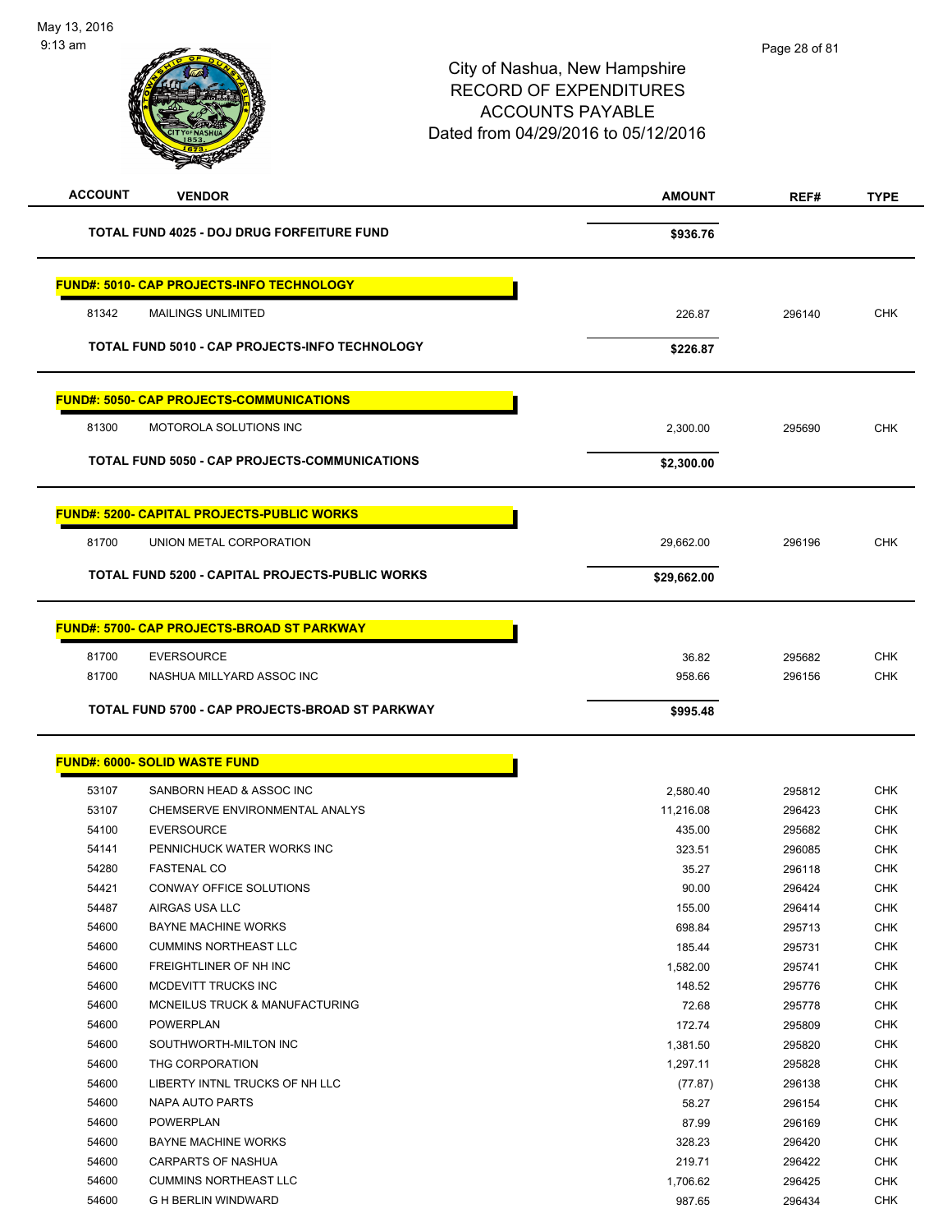City of Nashua, New Hampshire
RECORD OF EXPENDITURES
ACCOUNTS PAYABLE
Dated from 04/29/2016 to 05/12/2016

| ACCOUNT | VENDOR | AMOUNT | REF# | TYPE |
|---|---|---|---|---|
| | **TOTAL FUND 4025 - DOJ DRUG FORFEITURE FUND** | **$936.76** | | |
| **FUND#: 5010- CAP PROJECTS-INFO TECHNOLOGY** | | | | |
| 81342 | MAILINGS UNLIMITED | 226.87 | 296140 | CHK |
| | **TOTAL FUND 5010 - CAP PROJECTS-INFO TECHNOLOGY** | **$226.87** | | |
| **FUND#: 5050- CAP PROJECTS-COMMUNICATIONS** | | | | |
| 81300 | MOTOROLA SOLUTIONS INC | 2,300.00 | 295690 | CHK |
| | **TOTAL FUND 5050 - CAP PROJECTS-COMMUNICATIONS** | **$2,300.00** | | |
| **FUND#: 5200- CAPITAL PROJECTS-PUBLIC WORKS** | | | | |
| 81700 | UNION METAL CORPORATION | 29,662.00 | 296196 | CHK |
| | **TOTAL FUND 5200 - CAPITAL PROJECTS-PUBLIC WORKS** | **$29,662.00** | | |
| **FUND#: 5700- CAP PROJECTS-BROAD ST PARKWAY** | | | | |
| 81700 | EVERSOURCE | 36.82 | 295682 | CHK |
| 81700 | NASHUA MILLYARD ASSOC INC | 958.66 | 296156 | CHK |
| | **TOTAL FUND 5700 - CAP PROJECTS-BROAD ST PARKWAY** | **$995.48** | | |
| **FUND#: 6000- SOLID WASTE FUND** | | | | |
| 53107 | SANBORN HEAD & ASSOC INC | 2,580.40 | 295812 | CHK |
| 53107 | CHEMSERVE ENVIRONMENTAL ANALYS | 11,216.08 | 296423 | CHK |
| 54100 | EVERSOURCE | 435.00 | 295682 | CHK |
| 54141 | PENNICHUCK WATER WORKS INC | 323.51 | 296085 | CHK |
| 54280 | FASTENAL CO | 35.27 | 296118 | CHK |
| 54421 | CONWAY OFFICE SOLUTIONS | 90.00 | 296424 | CHK |
| 54487 | AIRGAS USA LLC | 155.00 | 296414 | CHK |
| 54600 | BAYNE MACHINE WORKS | 698.84 | 295713 | CHK |
| 54600 | CUMMINS NORTHEAST LLC | 185.44 | 295731 | CHK |
| 54600 | FREIGHTLINER OF NH INC | 1,582.00 | 295741 | CHK |
| 54600 | MCDEVITT TRUCKS INC | 148.52 | 295776 | CHK |
| 54600 | MCNEILUS TRUCK & MANUFACTURING | 72.68 | 295778 | CHK |
| 54600 | POWERPLAN | 172.74 | 295809 | CHK |
| 54600 | SOUTHWORTH-MILTON INC | 1,381.50 | 295820 | CHK |
| 54600 | THG CORPORATION | 1,297.11 | 295828 | CHK |
| 54600 | LIBERTY INTNL TRUCKS OF NH LLC | (77.87) | 296138 | CHK |
| 54600 | NAPA AUTO PARTS | 58.27 | 296154 | CHK |
| 54600 | POWERPLAN | 87.99 | 296169 | CHK |
| 54600 | BAYNE MACHINE WORKS | 328.23 | 296420 | CHK |
| 54600 | CARPARTS OF NASHUA | 219.71 | 296422 | CHK |
| 54600 | CUMMINS NORTHEAST LLC | 1,706.62 | 296425 | CHK |
| 54600 | G H BERLIN WINDWARD | 987.65 | 296434 | CHK |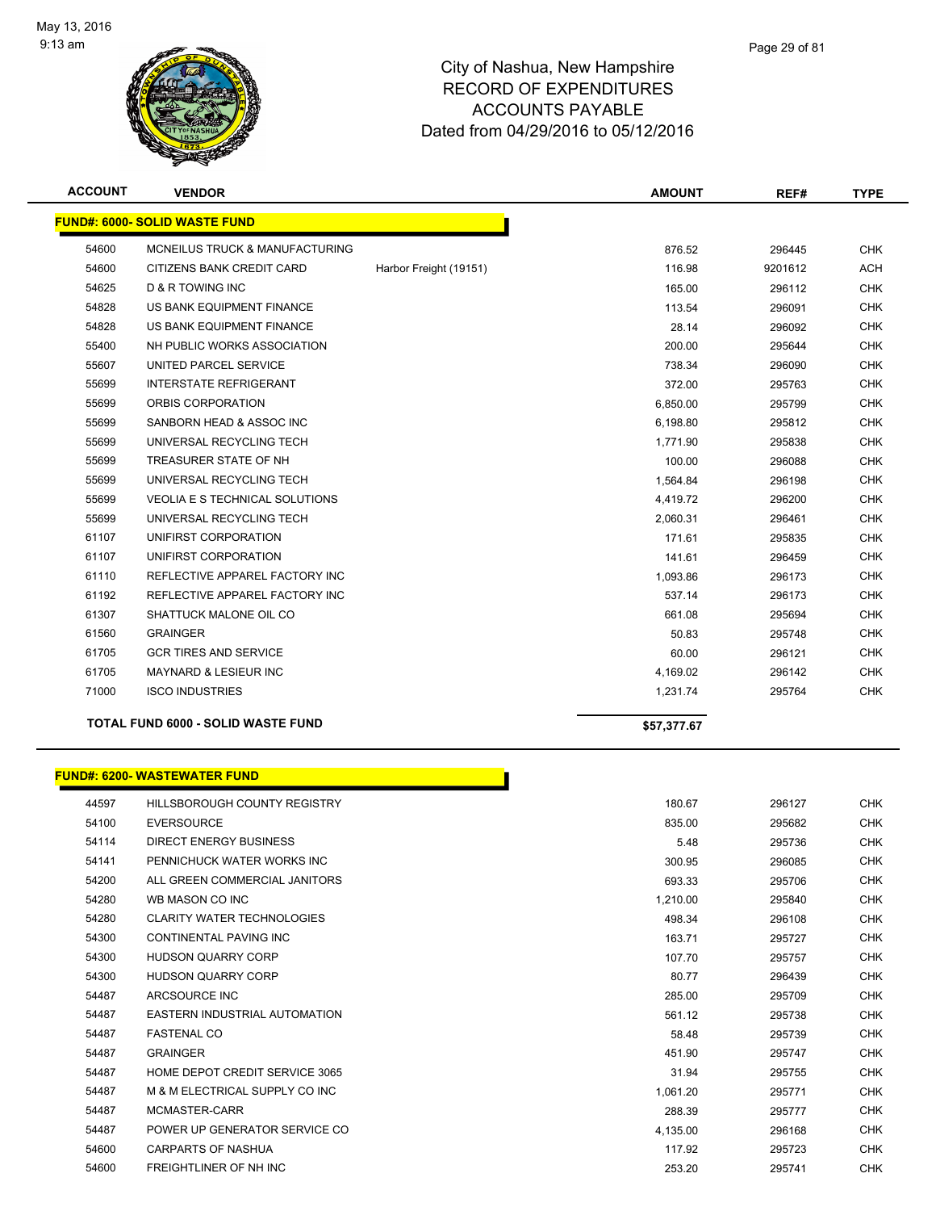City of Nashua, New Hampshire
RECORD OF EXPENDITURES
ACCOUNTS PAYABLE
Dated from 04/29/2016 to 05/12/2016

| ACCOUNT | VENDOR | | AMOUNT | REF# | TYPE |
|---|---|---|---|---|---|
| **FUND#: 6000- SOLID WASTE FUND** | | | | | |
| 54600 | MCNEILUS TRUCK & MANUFACTURING | | 876.52 | 296445 | CHK |
| 54600 | CITIZENS BANK CREDIT CARD | Harbor Freight (19151) | 116.98 | 9201612 | ACH |
| 54625 | D & R TOWING INC | | 165.00 | 296112 | CHK |
| 54828 | US BANK EQUIPMENT FINANCE | | 113.54 | 296091 | CHK |
| 54828 | US BANK EQUIPMENT FINANCE | | 28.14 | 296092 | CHK |
| 55400 | NH PUBLIC WORKS ASSOCIATION | | 200.00 | 295644 | CHK |
| 55607 | UNITED PARCEL SERVICE | | 738.34 | 296090 | CHK |
| 55699 | INTERSTATE REFRIGERANT | | 372.00 | 295763 | CHK |
| 55699 | ORBIS CORPORATION | | 6,850.00 | 295799 | CHK |
| 55699 | SANBORN HEAD & ASSOC INC | | 6,198.80 | 295812 | CHK |
| 55699 | UNIVERSAL RECYCLING TECH | | 1,771.90 | 295838 | CHK |
| 55699 | TREASURER STATE OF NH | | 100.00 | 296088 | CHK |
| 55699 | UNIVERSAL RECYCLING TECH | | 1,564.84 | 296198 | CHK |
| 55699 | VEOLIA E S TECHNICAL SOLUTIONS | | 4,419.72 | 296200 | CHK |
| 55699 | UNIVERSAL RECYCLING TECH | | 2,060.31 | 296461 | CHK |
| 61107 | UNIFIRST CORPORATION | | 171.61 | 295835 | CHK |
| 61107 | UNIFIRST CORPORATION | | 141.61 | 296459 | CHK |
| 61110 | REFLECTIVE APPAREL FACTORY INC | | 1,093.86 | 296173 | CHK |
| 61192 | REFLECTIVE APPAREL FACTORY INC | | 537.14 | 296173 | CHK |
| 61307 | SHATTUCK MALONE OIL CO | | 661.08 | 295694 | CHK |
| 61560 | GRAINGER | | 50.83 | 295748 | CHK |
| 61705 | GCR TIRES AND SERVICE | | 60.00 | 296121 | CHK |
| 61705 | MAYNARD & LESIEUR INC | | 4,169.02 | 296142 | CHK |
| 71000 | ISCO INDUSTRIES | | 1,231.74 | 295764 | CHK |
| **TOTAL FUND 6000 - SOLID WASTE FUND** | | | **$57,377.67** | | |

| ACCOUNT | VENDOR | | AMOUNT | REF# | TYPE |
|---|---|---|---|---|---|
| **FUND#: 6200- WASTEWATER FUND** | | | | | |
| 44597 | HILLSBOROUGH COUNTY REGISTRY | | 180.67 | 296127 | CHK |
| 54100 | EVERSOURCE | | 835.00 | 295682 | CHK |
| 54114 | DIRECT ENERGY BUSINESS | | 5.48 | 295736 | CHK |
| 54141 | PENNICHUCK WATER WORKS INC | | 300.95 | 296085 | CHK |
| 54200 | ALL GREEN COMMERCIAL JANITORS | | 693.33 | 295706 | CHK |
| 54280 | WB MASON CO INC | | 1,210.00 | 295840 | CHK |
| 54280 | CLARITY WATER TECHNOLOGIES | | 498.34 | 296108 | CHK |
| 54300 | CONTINENTAL PAVING INC | | 163.71 | 295727 | CHK |
| 54300 | HUDSON QUARRY CORP | | 107.70 | 295757 | CHK |
| 54300 | HUDSON QUARRY CORP | | 80.77 | 296439 | CHK |
| 54487 | ARCSOURCE INC | | 285.00 | 295709 | CHK |
| 54487 | EASTERN INDUSTRIAL AUTOMATION | | 561.12 | 295738 | CHK |
| 54487 | FASTENAL CO | | 58.48 | 295739 | CHK |
| 54487 | GRAINGER | | 451.90 | 295747 | CHK |
| 54487 | HOME DEPOT CREDIT SERVICE 3065 | | 31.94 | 295755 | CHK |
| 54487 | M & M ELECTRICAL SUPPLY CO INC | | 1,061.20 | 295771 | CHK |
| 54487 | MCMASTER-CARR | | 288.39 | 295777 | CHK |
| 54487 | POWER UP GENERATOR SERVICE CO | | 4,135.00 | 296168 | CHK |
| 54600 | CARPARTS OF NASHUA | | 117.92 | 295723 | CHK |
| 54600 | FREIGHTLINER OF NH INC | | 253.20 | 295741 | CHK |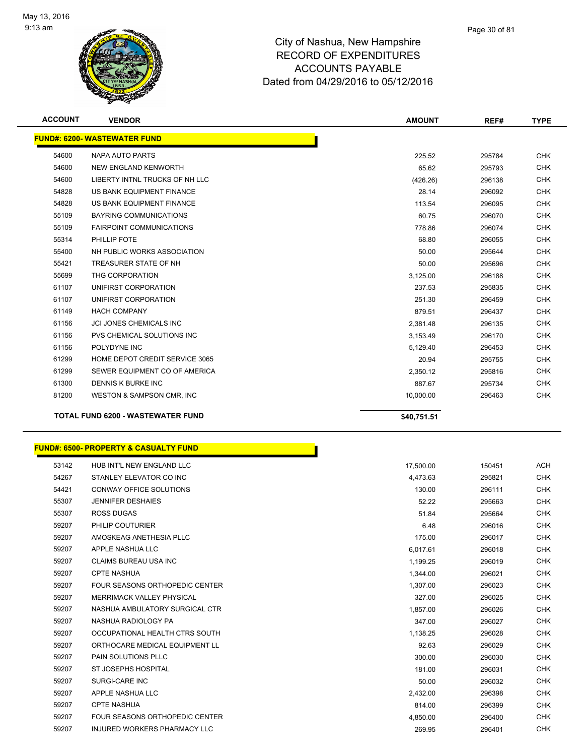# City of Nashua, New Hampshire
# RECORD OF EXPENDITURES
# ACCOUNTS PAYABLE
# Dated from 04/29/2016 to 05/12/2016

May 13, 2016
9:13 am

| ACCOUNT | VENDOR | AMOUNT | REF# | TYPE |
|---|---|---|---|---|
| **FUND#: 6200- WASTEWATER FUND** | | | | |
| 54600 | NAPA AUTO PARTS | 225.52 | 295784 | CHK |
| 54600 | NEW ENGLAND KENWORTH | 65.62 | 295793 | CHK |
| 54600 | LIBERTY INTNL TRUCKS OF NH LLC | (426.26) | 296138 | CHK |
| 54828 | US BANK EQUIPMENT FINANCE | 28.14 | 296092 | CHK |
| 54828 | US BANK EQUIPMENT FINANCE | 113.54 | 296095 | CHK |
| 55109 | BAYRING COMMUNICATIONS | 60.75 | 296070 | CHK |
| 55109 | FAIRPOINT COMMUNICATIONS | 778.86 | 296074 | CHK |
| 55314 | PHILLIP FOTE | 68.80 | 296055 | CHK |
| 55400 | NH PUBLIC WORKS ASSOCIATION | 50.00 | 295644 | CHK |
| 55421 | TREASURER STATE OF NH | 50.00 | 295696 | CHK |
| 55699 | THG CORPORATION | 3,125.00 | 296188 | CHK |
| 61107 | UNIFIRST CORPORATION | 237.53 | 295835 | CHK |
| 61107 | UNIFIRST CORPORATION | 251.30 | 296459 | CHK |
| 61149 | HACH COMPANY | 879.51 | 296437 | CHK |
| 61156 | JCI JONES CHEMICALS INC | 2,381.48 | 296135 | CHK |
| 61156 | PVS CHEMICAL SOLUTIONS INC | 3,153.49 | 296170 | CHK |
| 61156 | POLYDYNE INC | 5,129.40 | 296453 | CHK |
| 61299 | HOME DEPOT CREDIT SERVICE 3065 | 20.94 | 295755 | CHK |
| 61299 | SEWER EQUIPMENT CO OF AMERICA | 2,350.12 | 295816 | CHK |
| 61300 | DENNIS K BURKE INC | 887.67 | 295734 | CHK |
| 81200 | WESTON & SAMPSON CMR, INC | 10,000.00 | 296463 | CHK |
| **TOTAL FUND 6200 - WASTEWATER FUND** | | **$40,751.51** | | |

| ACCOUNT | VENDOR | AMOUNT | REF# | TYPE |
|---|---|---|---|---|
| **FUND#: 6500- PROPERTY & CASUALTY FUND** | | | | |
| 53142 | HUB INT'L NEW ENGLAND LLC | 17,500.00 | 150451 | ACH |
| 54267 | STANLEY ELEVATOR CO INC | 4,473.63 | 295821 | CHK |
| 54421 | CONWAY OFFICE SOLUTIONS | 130.00 | 296111 | CHK |
| 55307 | JENNIFER DESHAIES | 52.22 | 295663 | CHK |
| 55307 | ROSS DUGAS | 51.84 | 295664 | CHK |
| 59207 | PHILIP COUTURIER | 6.48 | 296016 | CHK |
| 59207 | AMOSKEAG ANETHESIA PLLC | 175.00 | 296017 | CHK |
| 59207 | APPLE NASHUA LLC | 6,017.61 | 296018 | CHK |
| 59207 | CLAIMS BUREAU USA INC | 1,199.25 | 296019 | CHK |
| 59207 | CPTE NASHUA | 1,344.00 | 296021 | CHK |
| 59207 | FOUR SEASONS ORTHOPEDIC CENTER | 1,307.00 | 296023 | CHK |
| 59207 | MERRIMACK VALLEY PHYSICAL | 327.00 | 296025 | CHK |
| 59207 | NASHUA AMBULATORY SURGICAL CTR | 1,857.00 | 296026 | CHK |
| 59207 | NASHUA RADIOLOGY PA | 347.00 | 296027 | CHK |
| 59207 | OCCUPATIONAL HEALTH CTRS SOUTH | 1,138.25 | 296028 | CHK |
| 59207 | ORTHOCARE MEDICAL EQUIPMENT LL | 92.63 | 296029 | CHK |
| 59207 | PAIN SOLUTIONS PLLC | 300.00 | 296030 | CHK |
| 59207 | ST JOSEPHS HOSPITAL | 181.00 | 296031 | CHK |
| 59207 | SURGI-CARE INC | 50.00 | 296032 | CHK |
| 59207 | APPLE NASHUA LLC | 2,432.00 | 296398 | CHK |
| 59207 | CPTE NASHUA | 814.00 | 296399 | CHK |
| 59207 | FOUR SEASONS ORTHOPEDIC CENTER | 4,850.00 | 296400 | CHK |
| 59207 | INJURED WORKERS PHARMACY LLC | 269.95 | 296401 | CHK |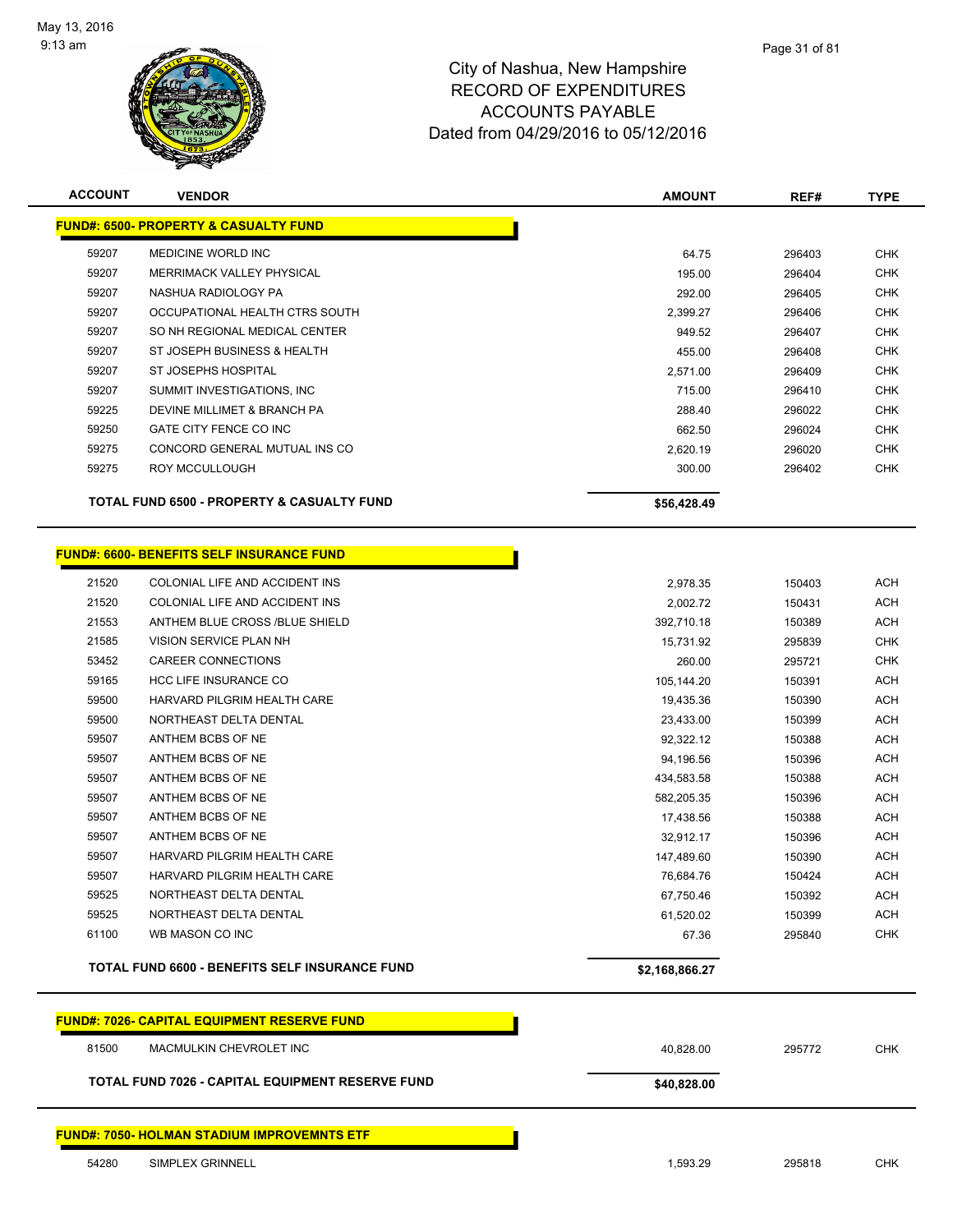# City of Nashua, New Hampshire
## RECORD OF EXPENDITURES
## ACCOUNTS PAYABLE
## Dated from 04/29/2016 to 05/12/2016

| ACCOUNT | VENDOR | AMOUNT | REF# | TYPE |
|---|---|---|---|---|
| **FUND#: 6500- PROPERTY & CASUALTY FUND** | | | | |
| 59207 | MEDICINE WORLD INC | 64.75 | 296403 | CHK |
| 59207 | MERRIMACK VALLEY PHYSICAL | 195.00 | 296404 | CHK |
| 59207 | NASHUA RADIOLOGY PA | 292.00 | 296405 | CHK |
| 59207 | OCCUPATIONAL HEALTH CTRS SOUTH | 2,399.27 | 296406 | CHK |
| 59207 | SO NH REGIONAL MEDICAL CENTER | 949.52 | 296407 | CHK |
| 59207 | ST JOSEPH BUSINESS & HEALTH | 455.00 | 296408 | CHK |
| 59207 | ST JOSEPHS HOSPITAL | 2,571.00 | 296409 | CHK |
| 59207 | SUMMIT INVESTIGATIONS, INC | 715.00 | 296410 | CHK |
| 59225 | DEVINE MILLIMET & BRANCH PA | 288.40 | 296022 | CHK |
| 59250 | GATE CITY FENCE CO INC | 662.50 | 296024 | CHK |
| 59275 | CONCORD GENERAL MUTUAL INS CO | 2,620.19 | 296020 | CHK |
| 59275 | ROY MCCULLOUGH | 300.00 | 296402 | CHK |
| | **TOTAL FUND 6500 - PROPERTY & CASUALTY FUND** | **$56,428.49** | | |
| **FUND#: 6600- BENEFITS SELF INSURANCE FUND** | | | | |
| 21520 | COLONIAL LIFE AND ACCIDENT INS | 2,978.35 | 150403 | ACH |
| 21520 | COLONIAL LIFE AND ACCIDENT INS | 2,002.72 | 150431 | ACH |
| 21553 | ANTHEM BLUE CROSS /BLUE SHIELD | 392,710.18 | 150389 | ACH |
| 21585 | VISION SERVICE PLAN NH | 15,731.92 | 295839 | CHK |
| 53452 | CAREER CONNECTIONS | 260.00 | 295721 | CHK |
| 59165 | HCC LIFE INSURANCE CO | 105,144.20 | 150391 | ACH |
| 59500 | HARVARD PILGRIM HEALTH CARE | 19,435.36 | 150390 | ACH |
| 59500 | NORTHEAST DELTA DENTAL | 23,433.00 | 150399 | ACH |
| 59507 | ANTHEM BCBS OF NE | 92,322.12 | 150388 | ACH |
| 59507 | ANTHEM BCBS OF NE | 94,196.56 | 150396 | ACH |
| 59507 | ANTHEM BCBS OF NE | 434,583.58 | 150388 | ACH |
| 59507 | ANTHEM BCBS OF NE | 582,205.35 | 150396 | ACH |
| 59507 | ANTHEM BCBS OF NE | 17,438.56 | 150388 | ACH |
| 59507 | ANTHEM BCBS OF NE | 32,912.17 | 150396 | ACH |
| 59507 | HARVARD PILGRIM HEALTH CARE | 147,489.60 | 150390 | ACH |
| 59507 | HARVARD PILGRIM HEALTH CARE | 76,684.76 | 150424 | ACH |
| 59525 | NORTHEAST DELTA DENTAL | 67,750.46 | 150392 | ACH |
| 59525 | NORTHEAST DELTA DENTAL | 61,520.02 | 150399 | ACH |
| 61100 | WB MASON CO INC | 67.36 | 295840 | CHK |
| | **TOTAL FUND 6600 - BENEFITS SELF INSURANCE FUND** | **$2,168,866.27** | | |
| **FUND#: 7026- CAPITAL EQUIPMENT RESERVE FUND** | | | | |
| 81500 | MACMULKIN CHEVROLET INC | 40,828.00 | 295772 | CHK |
| | **TOTAL FUND 7026 - CAPITAL EQUIPMENT RESERVE FUND** | **$40,828.00** | | |
| **FUND#: 7050- HOLMAN STADIUM IMPROVEMNTS ETF** | | | | |
| 54280 | SIMPLEX GRINNELL | 1,593.29 | 295818 | CHK |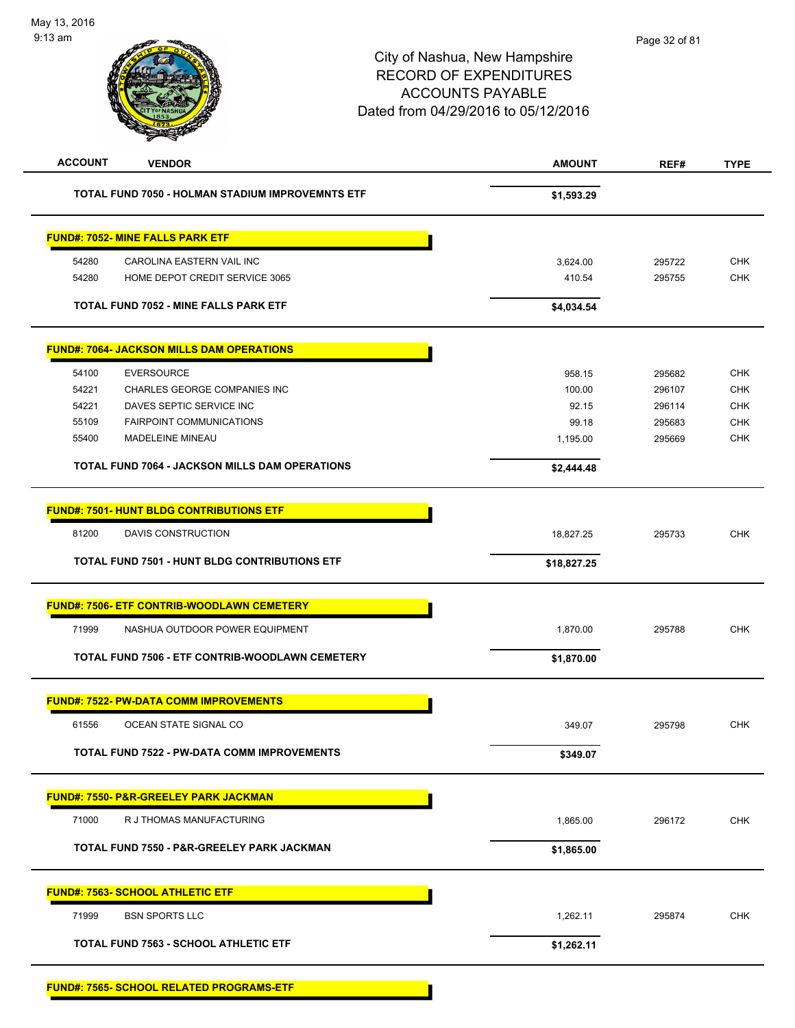City of Nashua, New Hampshire
RECORD OF EXPENDITURES
ACCOUNTS PAYABLE
Dated from 04/29/2016 to 05/12/2016

| ACCOUNT | VENDOR | AMOUNT | REF# | TYPE |
|---|---|---|---|---|
| | **TOTAL FUND 7050 - HOLMAN STADIUM IMPROVEMNTS ETF** | **$1,593.29** | | |
| **FUND#: 7052- MINE FALLS PARK ETF** | | | | |
| 54280 | CAROLINA EASTERN VAIL INC | 3,624.00 | 295722 | CHK |
| 54280 | HOME DEPOT CREDIT SERVICE 3065 | 410.54 | 295755 | CHK |
| | **TOTAL FUND 7052 - MINE FALLS PARK ETF** | **$4,034.54** | | |
| **FUND#: 7064- JACKSON MILLS DAM OPERATIONS** | | | | |
| 54100 | EVERSOURCE | 958.15 | 295682 | CHK |
| 54221 | CHARLES GEORGE COMPANIES INC | 100.00 | 296107 | CHK |
| 54221 | DAVES SEPTIC SERVICE INC | 92.15 | 296114 | CHK |
| 55109 | FAIRPOINT COMMUNICATIONS | 99.18 | 295683 | CHK |
| 55400 | MADELEINE MINEAU | 1,195.00 | 295669 | CHK |
| | **TOTAL FUND 7064 - JACKSON MILLS DAM OPERATIONS** | **$2,444.48** | | |
| **FUND#: 7501- HUNT BLDG CONTRIBUTIONS ETF** | | | | |
| 81200 | DAVIS CONSTRUCTION | 18,827.25 | 295733 | CHK |
| | **TOTAL FUND 7501 - HUNT BLDG CONTRIBUTIONS ETF** | **$18,827.25** | | |
| **FUND#: 7506- ETF CONTRIB-WOODLAWN CEMETERY** | | | | |
| 71999 | NASHUA OUTDOOR POWER EQUIPMENT | 1,870.00 | 295788 | CHK |
| | **TOTAL FUND 7506 - ETF CONTRIB-WOODLAWN CEMETERY** | **$1,870.00** | | |
| **FUND#: 7522- PW-DATA COMM IMPROVEMENTS** | | | | |
| 61556 | OCEAN STATE SIGNAL CO | 349.07 | 295798 | CHK |
| | **TOTAL FUND 7522 - PW-DATA COMM IMPROVEMENTS** | **$349.07** | | |
| **FUND#: 7550- P&R-GREELEY PARK JACKMAN** | | | | |
| 71000 | R J THOMAS MANUFACTURING | 1,865.00 | 296172 | CHK |
| | **TOTAL FUND 7550 - P&R-GREELEY PARK JACKMAN** | **$1,865.00** | | |
| **FUND#: 7563- SCHOOL ATHLETIC ETF** | | | | |
| 71999 | BSN SPORTS LLC | 1,262.11 | 295874 | CHK |
| | **TOTAL FUND 7563 - SCHOOL ATHLETIC ETF** | **$1,262.11** | | |
| **FUND#: 7565- SCHOOL RELATED PROGRAMS-ETF** | | | | |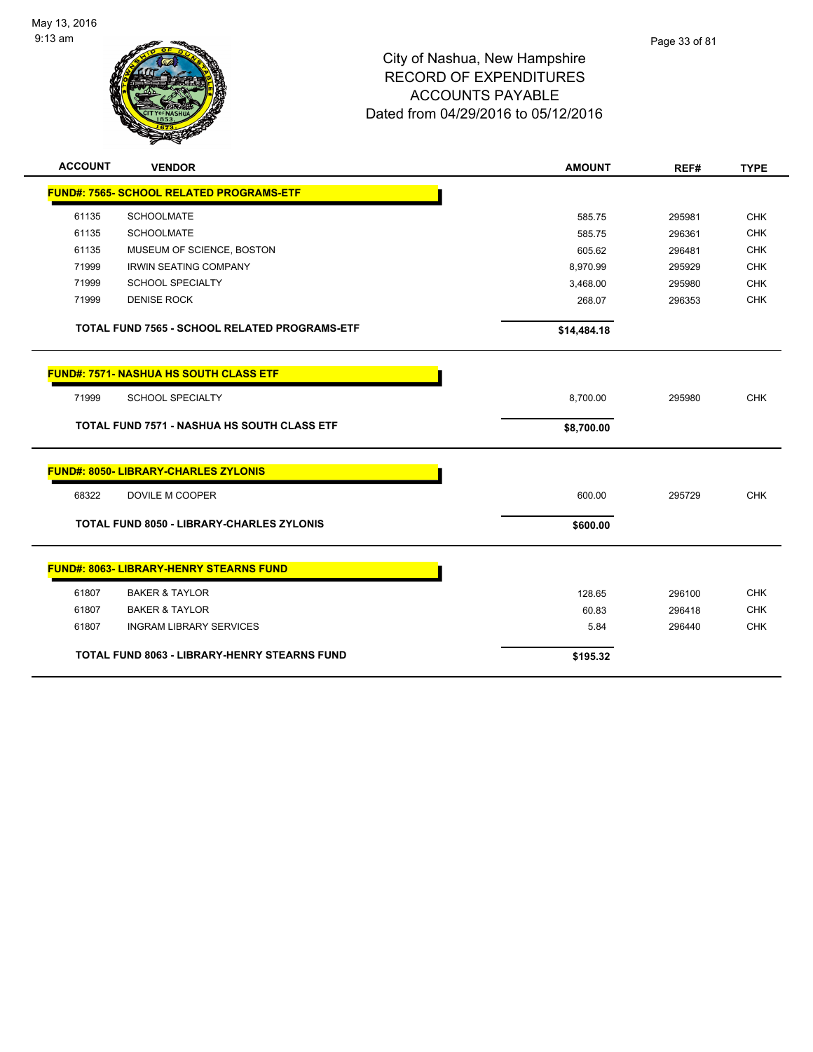# City of Nashua, New Hampshire
## RECORD OF EXPENDITURES
## ACCOUNTS PAYABLE
## Dated from 04/29/2016 to 05/12/2016

| ACCOUNT | VENDOR | AMOUNT | REF# | TYPE |
|---|---|---|---|---|
| **FUND#: 7565- SCHOOL RELATED PROGRAMS-ETF** | | | | |
| 61135 | SCHOOLMATE | 585.75 | 295981 | CHK |
| 61135 | SCHOOLMATE | 585.75 | 296361 | CHK |
| 61135 | MUSEUM OF SCIENCE, BOSTON | 605.62 | 296481 | CHK |
| 71999 | IRWIN SEATING COMPANY | 8,970.99 | 295929 | CHK |
| 71999 | SCHOOL SPECIALTY | 3,468.00 | 295980 | CHK |
| 71999 | DENISE ROCK | 268.07 | 296353 | CHK |
| | **TOTAL FUND 7565 - SCHOOL RELATED PROGRAMS-ETF** | **$14,484.18** | | |
| **FUND#: 7571- NASHUA HS SOUTH CLASS ETF** | | | | |
| 71999 | SCHOOL SPECIALTY | 8,700.00 | 295980 | CHK |
| | **TOTAL FUND 7571 - NASHUA HS SOUTH CLASS ETF** | **$8,700.00** | | |
| **FUND#: 8050- LIBRARY-CHARLES ZYLONIS** | | | | |
| 68322 | DOVILE M COOPER | 600.00 | 295729 | CHK |
| | **TOTAL FUND 8050 - LIBRARY-CHARLES ZYLONIS** | **$600.00** | | |
| **FUND#: 8063- LIBRARY-HENRY STEARNS FUND** | | | | |
| 61807 | BAKER & TAYLOR | 128.65 | 296100 | CHK |
| 61807 | BAKER & TAYLOR | 60.83 | 296418 | CHK |
| 61807 | INGRAM LIBRARY SERVICES | 5.84 | 296440 | CHK |
| | **TOTAL FUND 8063 - LIBRARY-HENRY STEARNS FUND** | **$195.32** | | |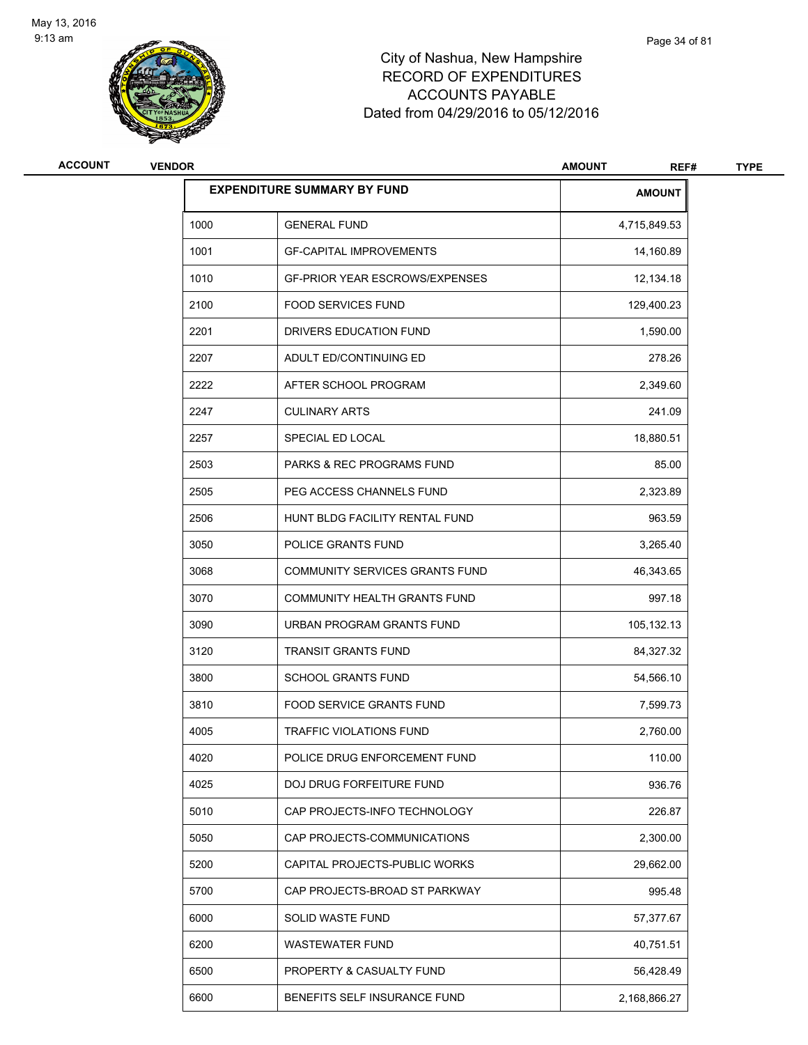# City of Nashua, New Hampshire
## RECORD OF EXPENDITURES
## ACCOUNTS PAYABLE
## Dated from 04/29/2016 to 05/12/2016

| ACCOUNT | VENDOR | AMOUNT | REF# | TYPE |
|---|---|---|---|---|

| EXPENDITURE SUMMARY BY FUND | | AMOUNT |
|---|---|---|
| 1000 | GENERAL FUND | 4,715,849.53 |
| 1001 | GF-CAPITAL IMPROVEMENTS | 14,160.89 |
| 1010 | GF-PRIOR YEAR ESCROWS/EXPENSES | 12,134.18 |
| 2100 | FOOD SERVICES FUND | 129,400.23 |
| 2201 | DRIVERS EDUCATION FUND | 1,590.00 |
| 2207 | ADULT ED/CONTINUING ED | 278.26 |
| 2222 | AFTER SCHOOL PROGRAM | 2,349.60 |
| 2247 | CULINARY ARTS | 241.09 |
| 2257 | SPECIAL ED LOCAL | 18,880.51 |
| 2503 | PARKS & REC PROGRAMS FUND | 85.00 |
| 2505 | PEG ACCESS CHANNELS FUND | 2,323.89 |
| 2506 | HUNT BLDG FACILITY RENTAL FUND | 963.59 |
| 3050 | POLICE GRANTS FUND | 3,265.40 |
| 3068 | COMMUNITY SERVICES GRANTS FUND | 46,343.65 |
| 3070 | COMMUNITY HEALTH GRANTS FUND | 997.18 |
| 3090 | URBAN PROGRAM GRANTS FUND | 105,132.13 |
| 3120 | TRANSIT GRANTS FUND | 84,327.32 |
| 3800 | SCHOOL GRANTS FUND | 54,566.10 |
| 3810 | FOOD SERVICE GRANTS FUND | 7,599.73 |
| 4005 | TRAFFIC VIOLATIONS FUND | 2,760.00 |
| 4020 | POLICE DRUG ENFORCEMENT FUND | 110.00 |
| 4025 | DOJ DRUG FORFEITURE FUND | 936.76 |
| 5010 | CAP PROJECTS-INFO TECHNOLOGY | 226.87 |
| 5050 | CAP PROJECTS-COMMUNICATIONS | 2,300.00 |
| 5200 | CAPITAL PROJECTS-PUBLIC WORKS | 29,662.00 |
| 5700 | CAP PROJECTS-BROAD ST PARKWAY | 995.48 |
| 6000 | SOLID WASTE FUND | 57,377.67 |
| 6200 | WASTEWATER FUND | 40,751.51 |
| 6500 | PROPERTY & CASUALTY FUND | 56,428.49 |
| 6600 | BENEFITS SELF INSURANCE FUND | 2,168,866.27 |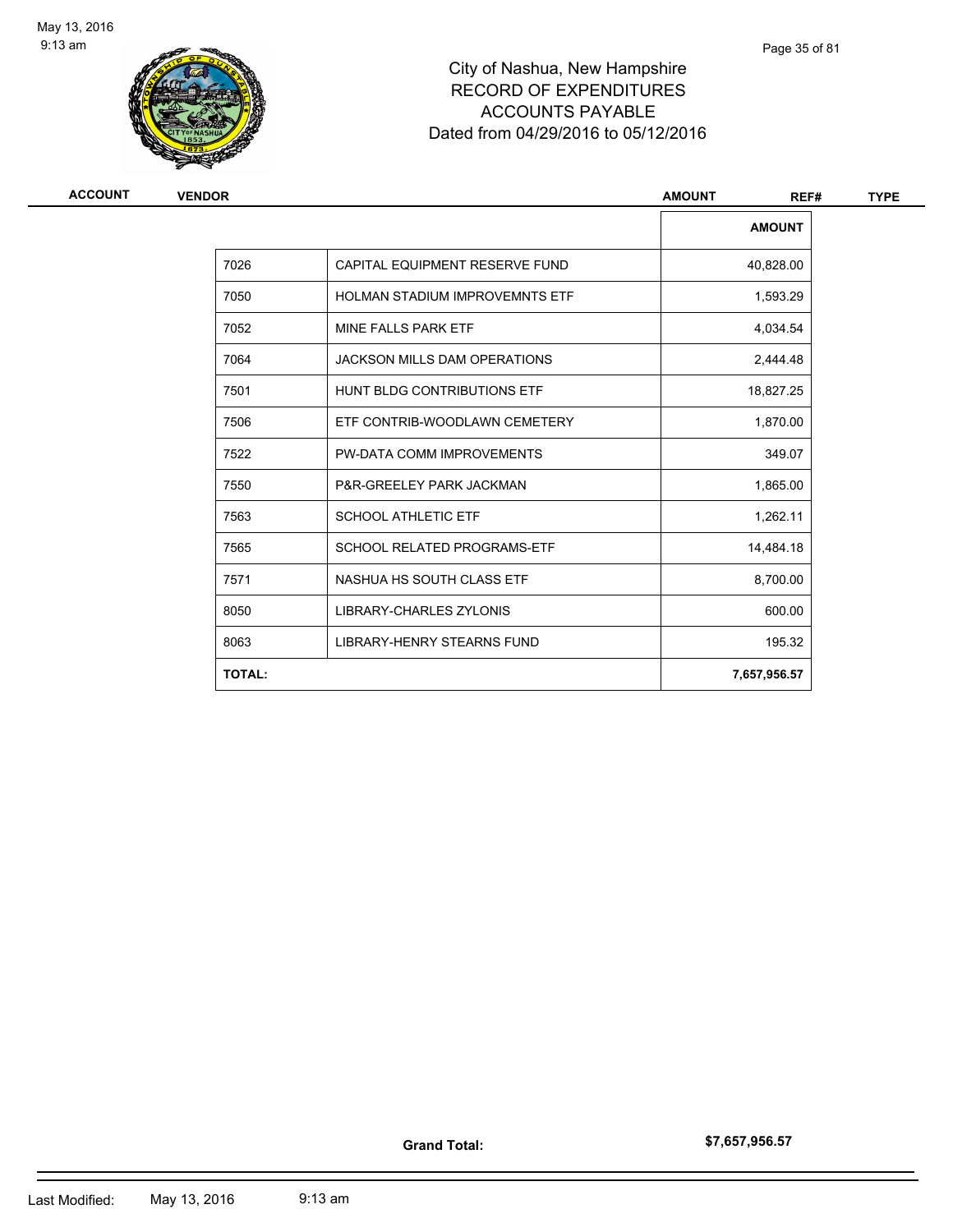# City of Nashua, New Hampshire
## RECORD OF EXPENDITURES
## ACCOUNTS PAYABLE
## Dated from 04/29/2016 to 05/12/2016

May 13, 2016
9:13 am

| ACCOUNT | VENDOR | AMOUNT | REF# | TYPE |
|---|---|---|---|---|

| | | AMOUNT |
|---|---|---|
| 7026 | CAPITAL EQUIPMENT RESERVE FUND | 40,828.00 |
| 7050 | HOLMAN STADIUM IMPROVEMNTS ETF | 1,593.29 |
| 7052 | MINE FALLS PARK ETF | 4,034.54 |
| 7064 | JACKSON MILLS DAM OPERATIONS | 2,444.48 |
| 7501 | HUNT BLDG CONTRIBUTIONS ETF | 18,827.25 |
| 7506 | ETF CONTRIB-WOODLAWN CEMETERY | 1,870.00 |
| 7522 | PW-DATA COMM IMPROVEMENTS | 349.07 |
| 7550 | P&R-GREELEY PARK JACKMAN | 1,865.00 |
| 7563 | SCHOOL ATHLETIC ETF | 1,262.11 |
| 7565 | SCHOOL RELATED PROGRAMS-ETF | 14,484.18 |
| 7571 | NASHUA HS SOUTH CLASS ETF | 8,700.00 |
| 8050 | LIBRARY-CHARLES ZYLONIS | 600.00 |
| 8063 | LIBRARY-HENRY STEARNS FUND | 195.32 |
| **TOTAL:** | | **7,657,956.57** |

**Grand Total:** **$7,657,956.57**

Last Modified: May 13, 2016 9:13 am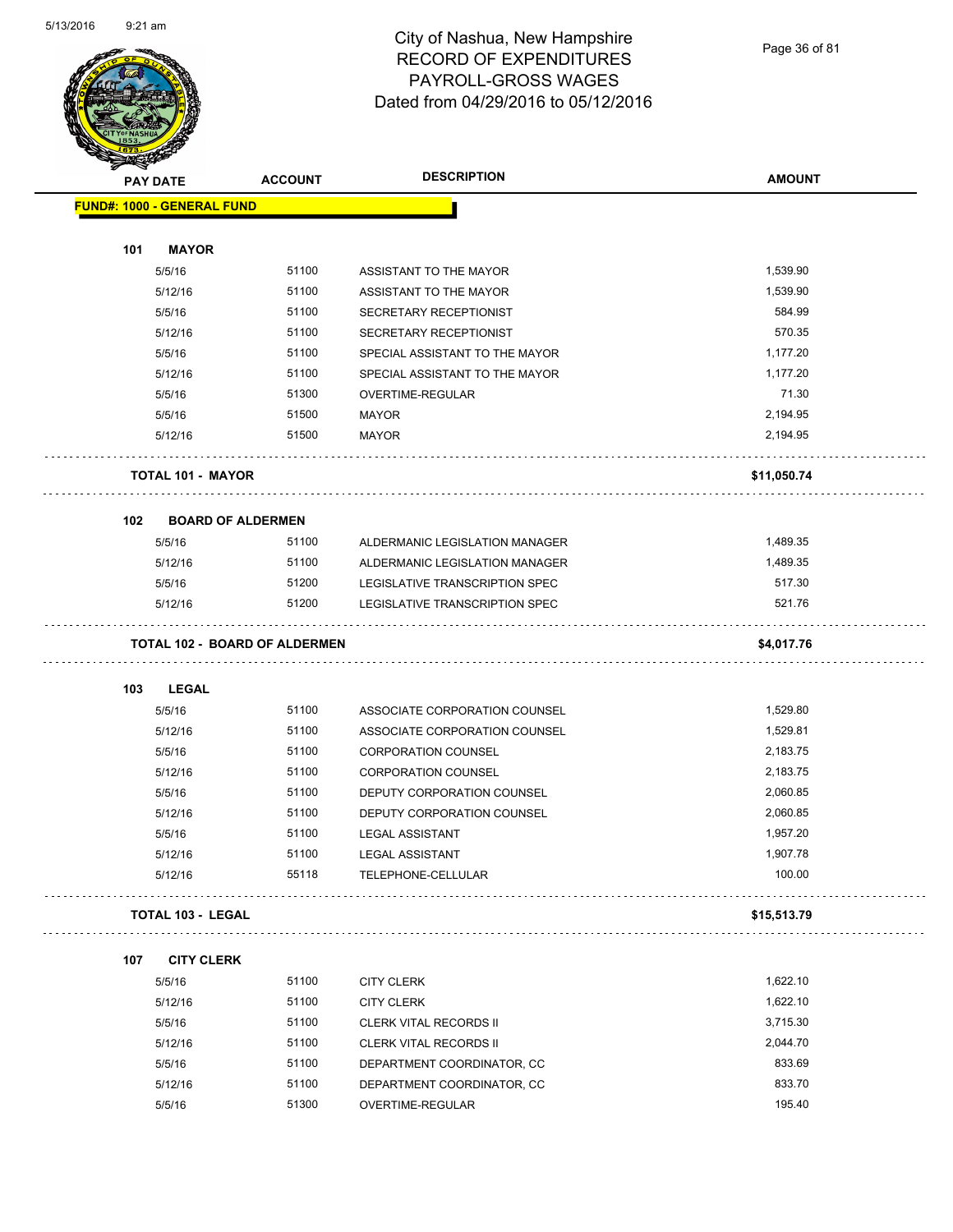# City of Nashua, New Hampshire
## RECORD OF EXPENDITURES
## PAYROLL-GROSS WAGES
## Dated from 04/29/2016 to 05/12/2016

| PAY DATE | ACCOUNT | DESCRIPTION | AMOUNT |
|---|---|---|---|
| **FUND#: 1000 - GENERAL FUND** | | | |
| **101 MAYOR** | | | |
| 5/5/16 | 51100 | ASSISTANT TO THE MAYOR | 1,539.90 |
| 5/12/16 | 51100 | ASSISTANT TO THE MAYOR | 1,539.90 |
| 5/5/16 | 51100 | SECRETARY RECEPTIONIST | 584.99 |
| 5/12/16 | 51100 | SECRETARY RECEPTIONIST | 570.35 |
| 5/5/16 | 51100 | SPECIAL ASSISTANT TO THE MAYOR | 1,177.20 |
| 5/12/16 | 51100 | SPECIAL ASSISTANT TO THE MAYOR | 1,177.20 |
| 5/5/16 | 51300 | OVERTIME-REGULAR | 71.30 |
| 5/5/16 | 51500 | MAYOR | 2,194.95 |
| 5/12/16 | 51500 | MAYOR | 2,194.95 |
| **TOTAL 101 - MAYOR** | | | **$11,050.74** |
| **102 BOARD OF ALDERMEN** | | | |
| 5/5/16 | 51100 | ALDERMANIC LEGISLATION MANAGER | 1,489.35 |
| 5/12/16 | 51100 | ALDERMANIC LEGISLATION MANAGER | 1,489.35 |
| 5/5/16 | 51200 | LEGISLATIVE TRANSCRIPTION SPEC | 517.30 |
| 5/12/16 | 51200 | LEGISLATIVE TRANSCRIPTION SPEC | 521.76 |
| **TOTAL 102 - BOARD OF ALDERMEN** | | | **$4,017.76** |
| **103 LEGAL** | | | |
| 5/5/16 | 51100 | ASSOCIATE CORPORATION COUNSEL | 1,529.80 |
| 5/12/16 | 51100 | ASSOCIATE CORPORATION COUNSEL | 1,529.81 |
| 5/5/16 | 51100 | CORPORATION COUNSEL | 2,183.75 |
| 5/12/16 | 51100 | CORPORATION COUNSEL | 2,183.75 |
| 5/5/16 | 51100 | DEPUTY CORPORATION COUNSEL | 2,060.85 |
| 5/12/16 | 51100 | DEPUTY CORPORATION COUNSEL | 2,060.85 |
| 5/5/16 | 51100 | LEGAL ASSISTANT | 1,957.20 |
| 5/12/16 | 51100 | LEGAL ASSISTANT | 1,907.78 |
| 5/12/16 | 55118 | TELEPHONE-CELLULAR | 100.00 |
| **TOTAL 103 - LEGAL** | | | **$15,513.79** |
| **107 CITY CLERK** | | | |
| 5/5/16 | 51100 | CITY CLERK | 1,622.10 |
| 5/12/16 | 51100 | CITY CLERK | 1,622.10 |
| 5/5/16 | 51100 | CLERK VITAL RECORDS II | 3,715.30 |
| 5/12/16 | 51100 | CLERK VITAL RECORDS II | 2,044.70 |
| 5/5/16 | 51100 | DEPARTMENT COORDINATOR, CC | 833.69 |
| 5/12/16 | 51100 | DEPARTMENT COORDINATOR, CC | 833.70 |
| 5/5/16 | 51300 | OVERTIME-REGULAR | 195.40 |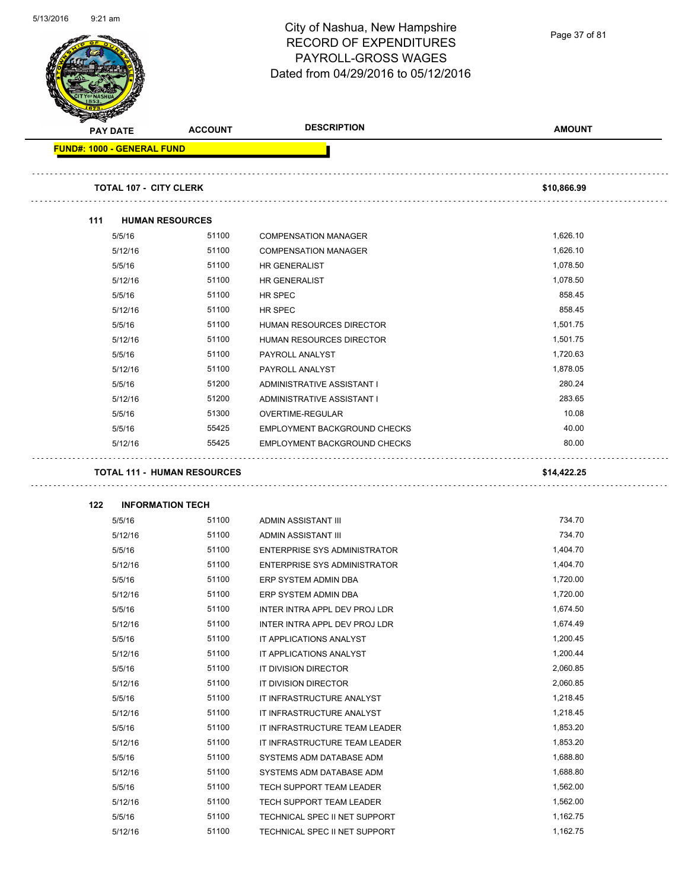# City of Nashua, New Hampshire
## RECORD OF EXPENDITURES
## PAYROLL-GROSS WAGES
## Dated from 04/29/2016 to 05/12/2016

| PAY DATE | ACCOUNT | DESCRIPTION | AMOUNT |
|---|---|---|---|
| **FUND#: 1000 - GENERAL FUND** | | | |
| **TOTAL 107 - CITY CLERK** | | | **$10,866.99** |
| **111 HUMAN RESOURCES** | | | |
| 5/5/16 | 51100 | COMPENSATION MANAGER | 1,626.10 |
| 5/12/16 | 51100 | COMPENSATION MANAGER | 1,626.10 |
| 5/5/16 | 51100 | HR GENERALIST | 1,078.50 |
| 5/12/16 | 51100 | HR GENERALIST | 1,078.50 |
| 5/5/16 | 51100 | HR SPEC | 858.45 |
| 5/12/16 | 51100 | HR SPEC | 858.45 |
| 5/5/16 | 51100 | HUMAN RESOURCES DIRECTOR | 1,501.75 |
| 5/12/16 | 51100 | HUMAN RESOURCES DIRECTOR | 1,501.75 |
| 5/5/16 | 51100 | PAYROLL ANALYST | 1,720.63 |
| 5/12/16 | 51100 | PAYROLL ANALYST | 1,878.05 |
| 5/5/16 | 51200 | ADMINISTRATIVE ASSISTANT I | 280.24 |
| 5/12/16 | 51200 | ADMINISTRATIVE ASSISTANT I | 283.65 |
| 5/5/16 | 51300 | OVERTIME-REGULAR | 10.08 |
| 5/5/16 | 55425 | EMPLOYMENT BACKGROUND CHECKS | 40.00 |
| 5/12/16 | 55425 | EMPLOYMENT BACKGROUND CHECKS | 80.00 |
| **TOTAL 111 - HUMAN RESOURCES** | | | **$14,422.25** |
| **122 INFORMATION TECH** | | | |
| 5/5/16 | 51100 | ADMIN ASSISTANT III | 734.70 |
| 5/12/16 | 51100 | ADMIN ASSISTANT III | 734.70 |
| 5/5/16 | 51100 | ENTERPRISE SYS ADMINISTRATOR | 1,404.70 |
| 5/12/16 | 51100 | ENTERPRISE SYS ADMINISTRATOR | 1,404.70 |
| 5/5/16 | 51100 | ERP SYSTEM ADMIN DBA | 1,720.00 |
| 5/12/16 | 51100 | ERP SYSTEM ADMIN DBA | 1,720.00 |
| 5/5/16 | 51100 | INTER INTRA APPL DEV PROJ LDR | 1,674.50 |
| 5/12/16 | 51100 | INTER INTRA APPL DEV PROJ LDR | 1,674.49 |
| 5/5/16 | 51100 | IT APPLICATIONS ANALYST | 1,200.45 |
| 5/12/16 | 51100 | IT APPLICATIONS ANALYST | 1,200.44 |
| 5/5/16 | 51100 | IT DIVISION DIRECTOR | 2,060.85 |
| 5/12/16 | 51100 | IT DIVISION DIRECTOR | 2,060.85 |
| 5/5/16 | 51100 | IT INFRASTRUCTURE ANALYST | 1,218.45 |
| 5/12/16 | 51100 | IT INFRASTRUCTURE ANALYST | 1,218.45 |
| 5/5/16 | 51100 | IT INFRASTRUCTURE TEAM LEADER | 1,853.20 |
| 5/12/16 | 51100 | IT INFRASTRUCTURE TEAM LEADER | 1,853.20 |
| 5/5/16 | 51100 | SYSTEMS ADM DATABASE ADM | 1,688.80 |
| 5/12/16 | 51100 | SYSTEMS ADM DATABASE ADM | 1,688.80 |
| 5/5/16 | 51100 | TECH SUPPORT TEAM LEADER | 1,562.00 |
| 5/12/16 | 51100 | TECH SUPPORT TEAM LEADER | 1,562.00 |
| 5/5/16 | 51100 | TECHNICAL SPEC II NET SUPPORT | 1,162.75 |
| 5/12/16 | 51100 | TECHNICAL SPEC II NET SUPPORT | 1,162.75 |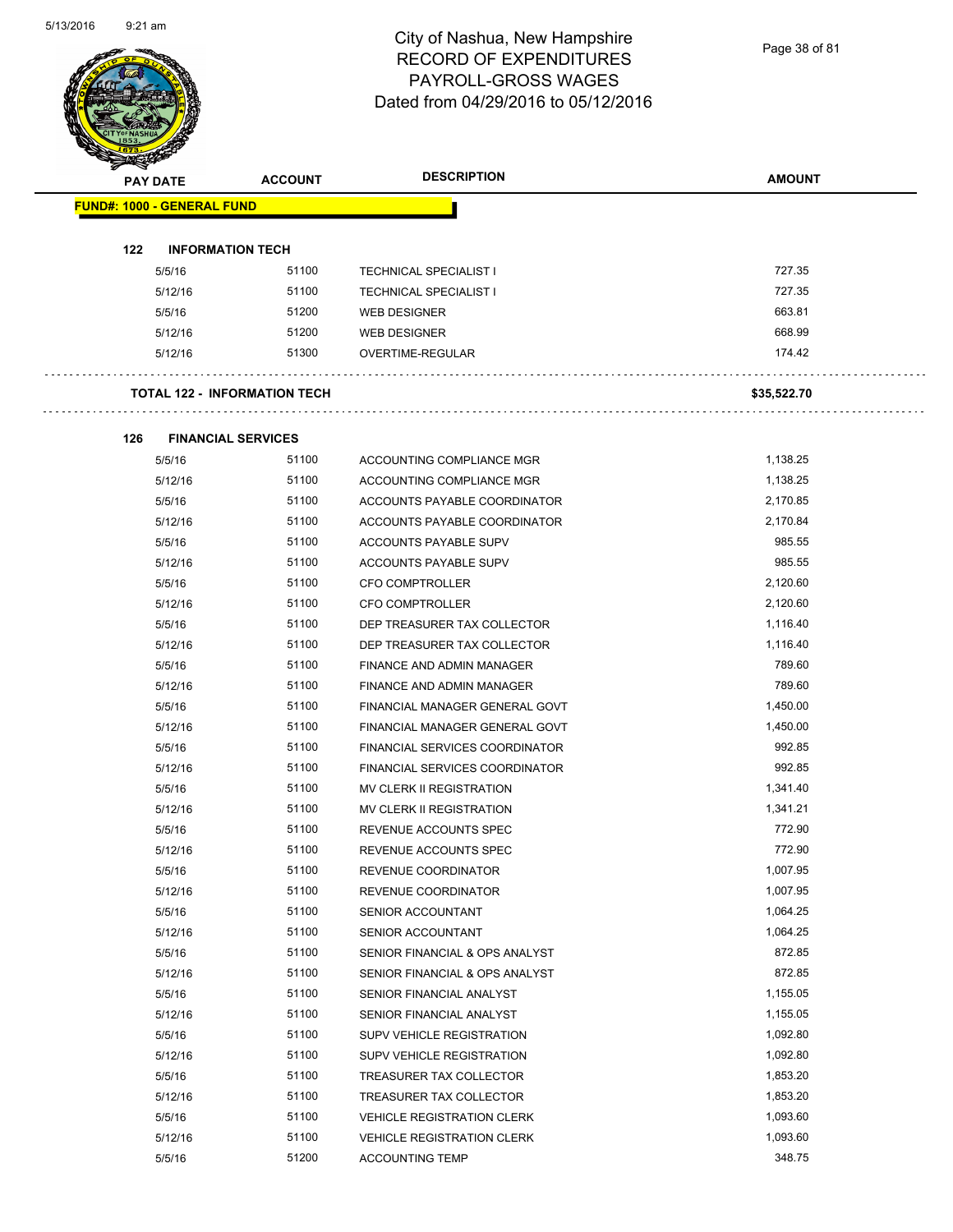# City of Nashua, New Hampshire
## RECORD OF EXPENDITURES
## PAYROLL-GROSS WAGES
## Dated from 04/29/2016 to 05/12/2016

| PAY DATE | ACCOUNT | DESCRIPTION | AMOUNT |
|---|---|---|---|
| **FUND#: 1000 - GENERAL FUND** | | | |
| **122 INFORMATION TECH** | | | |
| 5/5/16 | 51100 | TECHNICAL SPECIALIST I | 727.35 |
| 5/12/16 | 51100 | TECHNICAL SPECIALIST I | 727.35 |
| 5/5/16 | 51200 | WEB DESIGNER | 663.81 |
| 5/12/16 | 51200 | WEB DESIGNER | 668.99 |
| 5/12/16 | 51300 | OVERTIME-REGULAR | 174.42 |
| **TOTAL 122 - INFORMATION TECH** | | | **$35,522.70** |
| **126 FINANCIAL SERVICES** | | | |
| 5/5/16 | 51100 | ACCOUNTING COMPLIANCE MGR | 1,138.25 |
| 5/12/16 | 51100 | ACCOUNTING COMPLIANCE MGR | 1,138.25 |
| 5/5/16 | 51100 | ACCOUNTS PAYABLE COORDINATOR | 2,170.85 |
| 5/12/16 | 51100 | ACCOUNTS PAYABLE COORDINATOR | 2,170.84 |
| 5/5/16 | 51100 | ACCOUNTS PAYABLE SUPV | 985.55 |
| 5/12/16 | 51100 | ACCOUNTS PAYABLE SUPV | 985.55 |
| 5/5/16 | 51100 | CFO COMPTROLLER | 2,120.60 |
| 5/12/16 | 51100 | CFO COMPTROLLER | 2,120.60 |
| 5/5/16 | 51100 | DEP TREASURER TAX COLLECTOR | 1,116.40 |
| 5/12/16 | 51100 | DEP TREASURER TAX COLLECTOR | 1,116.40 |
| 5/5/16 | 51100 | FINANCE AND ADMIN MANAGER | 789.60 |
| 5/12/16 | 51100 | FINANCE AND ADMIN MANAGER | 789.60 |
| 5/5/16 | 51100 | FINANCIAL MANAGER GENERAL GOVT | 1,450.00 |
| 5/12/16 | 51100 | FINANCIAL MANAGER GENERAL GOVT | 1,450.00 |
| 5/5/16 | 51100 | FINANCIAL SERVICES COORDINATOR | 992.85 |
| 5/12/16 | 51100 | FINANCIAL SERVICES COORDINATOR | 992.85 |
| 5/5/16 | 51100 | MV CLERK II REGISTRATION | 1,341.40 |
| 5/12/16 | 51100 | MV CLERK II REGISTRATION | 1,341.21 |
| 5/5/16 | 51100 | REVENUE ACCOUNTS SPEC | 772.90 |
| 5/12/16 | 51100 | REVENUE ACCOUNTS SPEC | 772.90 |
| 5/5/16 | 51100 | REVENUE COORDINATOR | 1,007.95 |
| 5/12/16 | 51100 | REVENUE COORDINATOR | 1,007.95 |
| 5/5/16 | 51100 | SENIOR ACCOUNTANT | 1,064.25 |
| 5/12/16 | 51100 | SENIOR ACCOUNTANT | 1,064.25 |
| 5/5/16 | 51100 | SENIOR FINANCIAL & OPS ANALYST | 872.85 |
| 5/12/16 | 51100 | SENIOR FINANCIAL & OPS ANALYST | 872.85 |
| 5/5/16 | 51100 | SENIOR FINANCIAL ANALYST | 1,155.05 |
| 5/12/16 | 51100 | SENIOR FINANCIAL ANALYST | 1,155.05 |
| 5/5/16 | 51100 | SUPV VEHICLE REGISTRATION | 1,092.80 |
| 5/12/16 | 51100 | SUPV VEHICLE REGISTRATION | 1,092.80 |
| 5/5/16 | 51100 | TREASURER TAX COLLECTOR | 1,853.20 |
| 5/12/16 | 51100 | TREASURER TAX COLLECTOR | 1,853.20 |
| 5/5/16 | 51100 | VEHICLE REGISTRATION CLERK | 1,093.60 |
| 5/12/16 | 51100 | VEHICLE REGISTRATION CLERK | 1,093.60 |
| 5/5/16 | 51200 | ACCOUNTING TEMP | 348.75 |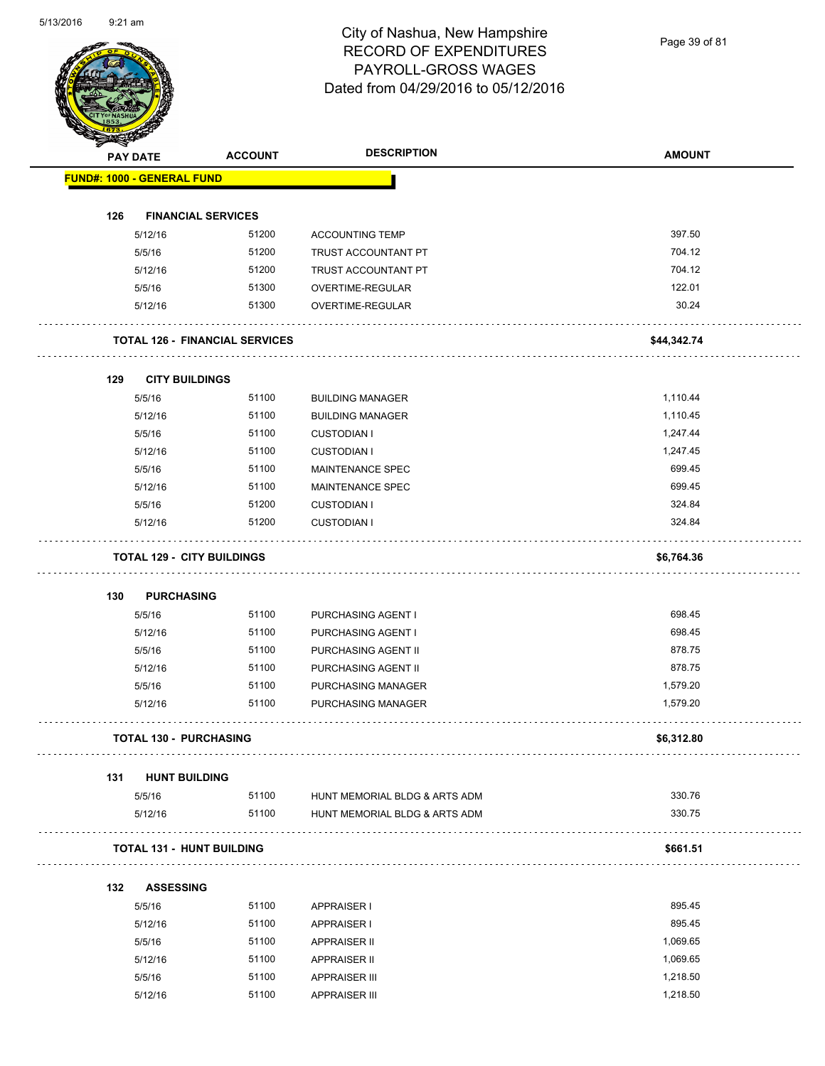# City of Nashua, New Hampshire
## RECORD OF EXPENDITURES
## PAYROLL-GROSS WAGES
## Dated from 04/29/2016 to 05/12/2016

| PAY DATE | ACCOUNT | DESCRIPTION | AMOUNT |
|---|---|---|---|
| **FUND#: 1000 - GENERAL FUND** | | | |
| **126 FINANCIAL SERVICES** | | | |
| 5/12/16 | 51200 | ACCOUNTING TEMP | 397.50 |
| 5/5/16 | 51200 | TRUST ACCOUNTANT PT | 704.12 |
| 5/12/16 | 51200 | TRUST ACCOUNTANT PT | 704.12 |
| 5/5/16 | 51300 | OVERTIME-REGULAR | 122.01 |
| 5/12/16 | 51300 | OVERTIME-REGULAR | 30.24 |
| **TOTAL 126 - FINANCIAL SERVICES** | | | **$44,342.74** |
| **129 CITY BUILDINGS** | | | |
| 5/5/16 | 51100 | BUILDING MANAGER | 1,110.44 |
| 5/12/16 | 51100 | BUILDING MANAGER | 1,110.45 |
| 5/5/16 | 51100 | CUSTODIAN I | 1,247.44 |
| 5/12/16 | 51100 | CUSTODIAN I | 1,247.45 |
| 5/5/16 | 51100 | MAINTENANCE SPEC | 699.45 |
| 5/12/16 | 51100 | MAINTENANCE SPEC | 699.45 |
| 5/5/16 | 51200 | CUSTODIAN I | 324.84 |
| 5/12/16 | 51200 | CUSTODIAN I | 324.84 |
| **TOTAL 129 - CITY BUILDINGS** | | | **$6,764.36** |
| **130 PURCHASING** | | | |
| 5/5/16 | 51100 | PURCHASING AGENT I | 698.45 |
| 5/12/16 | 51100 | PURCHASING AGENT I | 698.45 |
| 5/5/16 | 51100 | PURCHASING AGENT II | 878.75 |
| 5/12/16 | 51100 | PURCHASING AGENT II | 878.75 |
| 5/5/16 | 51100 | PURCHASING MANAGER | 1,579.20 |
| 5/12/16 | 51100 | PURCHASING MANAGER | 1,579.20 |
| **TOTAL 130 - PURCHASING** | | | **$6,312.80** |
| **131 HUNT BUILDING** | | | |
| 5/5/16 | 51100 | HUNT MEMORIAL BLDG & ARTS ADM | 330.76 |
| 5/12/16 | 51100 | HUNT MEMORIAL BLDG & ARTS ADM | 330.75 |
| **TOTAL 131 - HUNT BUILDING** | | | **$661.51** |
| **132 ASSESSING** | | | |
| 5/5/16 | 51100 | APPRAISER I | 895.45 |
| 5/12/16 | 51100 | APPRAISER I | 895.45 |
| 5/5/16 | 51100 | APPRAISER II | 1,069.65 |
| 5/12/16 | 51100 | APPRAISER II | 1,069.65 |
| 5/5/16 | 51100 | APPRAISER III | 1,218.50 |
| 5/12/16 | 51100 | APPRAISER III | 1,218.50 |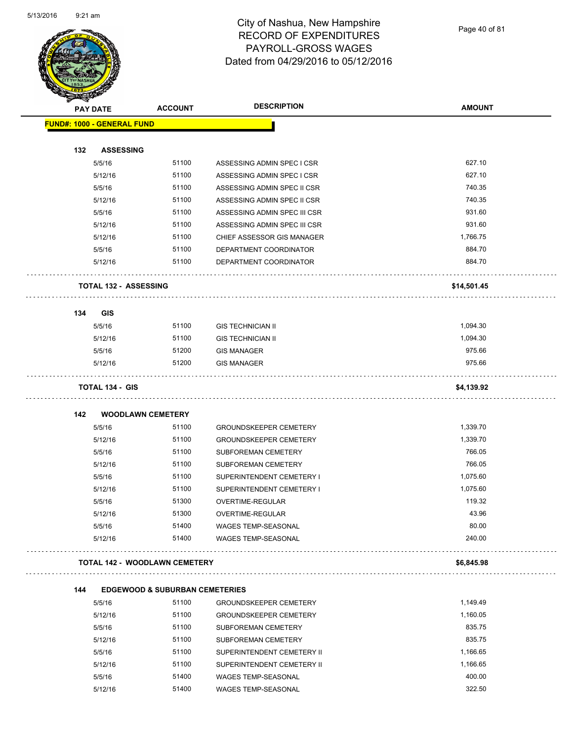# City of Nashua, New Hampshire
## RECORD OF EXPENDITURES
## PAYROLL-GROSS WAGES
## Dated from 04/29/2016 to 05/12/2016

5/13/2016 9:21 am

| PAY DATE | ACCOUNT | DESCRIPTION | AMOUNT |
|---|---|---|---|
| **FUND#: 1000 - GENERAL FUND** | | | |
| **132 ASSESSING** | | | |
| 5/5/16 | 51100 | ASSESSING ADMIN SPEC I CSR | 627.10 |
| 5/12/16 | 51100 | ASSESSING ADMIN SPEC I CSR | 627.10 |
| 5/5/16 | 51100 | ASSESSING ADMIN SPEC II CSR | 740.35 |
| 5/12/16 | 51100 | ASSESSING ADMIN SPEC II CSR | 740.35 |
| 5/5/16 | 51100 | ASSESSING ADMIN SPEC III CSR | 931.60 |
| 5/12/16 | 51100 | ASSESSING ADMIN SPEC III CSR | 931.60 |
| 5/12/16 | 51100 | CHIEF ASSESSOR GIS MANAGER | 1,766.75 |
| 5/5/16 | 51100 | DEPARTMENT COORDINATOR | 884.70 |
| 5/12/16 | 51100 | DEPARTMENT COORDINATOR | 884.70 |
| **TOTAL 132 - ASSESSING** | | | **$14,501.45** |
| **134 GIS** | | | |
| 5/5/16 | 51100 | GIS TECHNICIAN II | 1,094.30 |
| 5/12/16 | 51100 | GIS TECHNICIAN II | 1,094.30 |
| 5/5/16 | 51200 | GIS MANAGER | 975.66 |
| 5/12/16 | 51200 | GIS MANAGER | 975.66 |
| **TOTAL 134 - GIS** | | | **$4,139.92** |
| **142 WOODLAWN CEMETERY** | | | |
| 5/5/16 | 51100 | GROUNDSKEEPER CEMETERY | 1,339.70 |
| 5/12/16 | 51100 | GROUNDSKEEPER CEMETERY | 1,339.70 |
| 5/5/16 | 51100 | SUBFOREMAN CEMETERY | 766.05 |
| 5/12/16 | 51100 | SUBFOREMAN CEMETERY | 766.05 |
| 5/5/16 | 51100 | SUPERINTENDENT CEMETERY I | 1,075.60 |
| 5/12/16 | 51100 | SUPERINTENDENT CEMETERY I | 1,075.60 |
| 5/5/16 | 51300 | OVERTIME-REGULAR | 119.32 |
| 5/12/16 | 51300 | OVERTIME-REGULAR | 43.96 |
| 5/5/16 | 51400 | WAGES TEMP-SEASONAL | 80.00 |
| 5/12/16 | 51400 | WAGES TEMP-SEASONAL | 240.00 |
| **TOTAL 142 - WOODLAWN CEMETERY** | | | **$6,845.98** |
| **144 EDGEWOOD & SUBURBAN CEMETERIES** | | | |
| 5/5/16 | 51100 | GROUNDSKEEPER CEMETERY | 1,149.49 |
| 5/12/16 | 51100 | GROUNDSKEEPER CEMETERY | 1,160.05 |
| 5/5/16 | 51100 | SUBFOREMAN CEMETERY | 835.75 |
| 5/12/16 | 51100 | SUBFOREMAN CEMETERY | 835.75 |
| 5/5/16 | 51100 | SUPERINTENDENT CEMETERY II | 1,166.65 |
| 5/12/16 | 51100 | SUPERINTENDENT CEMETERY II | 1,166.65 |
| 5/5/16 | 51400 | WAGES TEMP-SEASONAL | 400.00 |
| 5/12/16 | 51400 | WAGES TEMP-SEASONAL | 322.50 |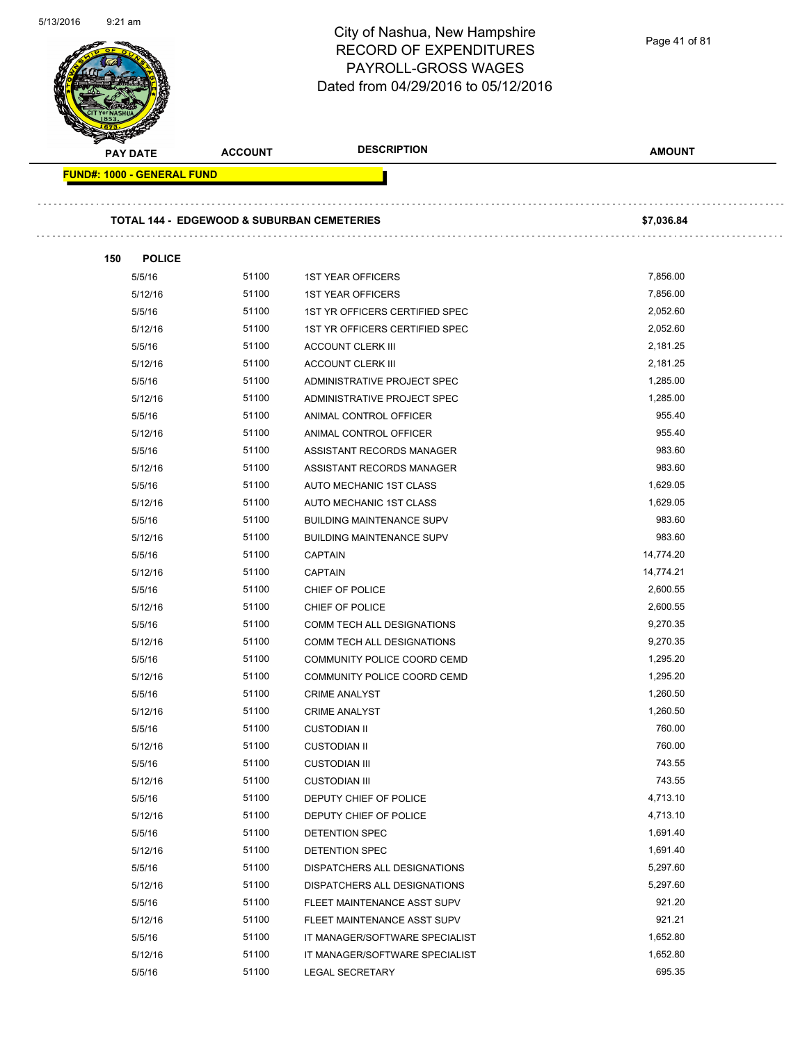City of Nashua, New Hampshire
RECORD OF EXPENDITURES
PAYROLL-GROSS WAGES
Dated from 04/29/2016 to 05/12/2016

**FUND#: 1000 - GENERAL FUND**

| PAY DATE | ACCOUNT | DESCRIPTION | AMOUNT |
|---|---|---|---|
| **TOTAL 144 - EDGEWOOD & SUBURBAN CEMETERIES** | | | **$7,036.84** |
| **150 POLICE** | | | |
| 5/5/16 | 51100 | 1ST YEAR OFFICERS | 7,856.00 |
| 5/12/16 | 51100 | 1ST YEAR OFFICERS | 7,856.00 |
| 5/5/16 | 51100 | 1ST YR OFFICERS CERTIFIED SPEC | 2,052.60 |
| 5/12/16 | 51100 | 1ST YR OFFICERS CERTIFIED SPEC | 2,052.60 |
| 5/5/16 | 51100 | ACCOUNT CLERK III | 2,181.25 |
| 5/12/16 | 51100 | ACCOUNT CLERK III | 2,181.25 |
| 5/5/16 | 51100 | ADMINISTRATIVE PROJECT SPEC | 1,285.00 |
| 5/12/16 | 51100 | ADMINISTRATIVE PROJECT SPEC | 1,285.00 |
| 5/5/16 | 51100 | ANIMAL CONTROL OFFICER | 955.40 |
| 5/12/16 | 51100 | ANIMAL CONTROL OFFICER | 955.40 |
| 5/5/16 | 51100 | ASSISTANT RECORDS MANAGER | 983.60 |
| 5/12/16 | 51100 | ASSISTANT RECORDS MANAGER | 983.60 |
| 5/5/16 | 51100 | AUTO MECHANIC 1ST CLASS | 1,629.05 |
| 5/12/16 | 51100 | AUTO MECHANIC 1ST CLASS | 1,629.05 |
| 5/5/16 | 51100 | BUILDING MAINTENANCE SUPV | 983.60 |
| 5/12/16 | 51100 | BUILDING MAINTENANCE SUPV | 983.60 |
| 5/5/16 | 51100 | CAPTAIN | 14,774.20 |
| 5/12/16 | 51100 | CAPTAIN | 14,774.21 |
| 5/5/16 | 51100 | CHIEF OF POLICE | 2,600.55 |
| 5/12/16 | 51100 | CHIEF OF POLICE | 2,600.55 |
| 5/5/16 | 51100 | COMM TECH ALL DESIGNATIONS | 9,270.35 |
| 5/12/16 | 51100 | COMM TECH ALL DESIGNATIONS | 9,270.35 |
| 5/5/16 | 51100 | COMMUNITY POLICE COORD CEMD | 1,295.20 |
| 5/12/16 | 51100 | COMMUNITY POLICE COORD CEMD | 1,295.20 |
| 5/5/16 | 51100 | CRIME ANALYST | 1,260.50 |
| 5/12/16 | 51100 | CRIME ANALYST | 1,260.50 |
| 5/5/16 | 51100 | CUSTODIAN II | 760.00 |
| 5/12/16 | 51100 | CUSTODIAN II | 760.00 |
| 5/5/16 | 51100 | CUSTODIAN III | 743.55 |
| 5/12/16 | 51100 | CUSTODIAN III | 743.55 |
| 5/5/16 | 51100 | DEPUTY CHIEF OF POLICE | 4,713.10 |
| 5/12/16 | 51100 | DEPUTY CHIEF OF POLICE | 4,713.10 |
| 5/5/16 | 51100 | DETENTION SPEC | 1,691.40 |
| 5/12/16 | 51100 | DETENTION SPEC | 1,691.40 |
| 5/5/16 | 51100 | DISPATCHERS ALL DESIGNATIONS | 5,297.60 |
| 5/12/16 | 51100 | DISPATCHERS ALL DESIGNATIONS | 5,297.60 |
| 5/5/16 | 51100 | FLEET MAINTENANCE ASST SUPV | 921.20 |
| 5/12/16 | 51100 | FLEET MAINTENANCE ASST SUPV | 921.21 |
| 5/5/16 | 51100 | IT MANAGER/SOFTWARE SPECIALIST | 1,652.80 |
| 5/12/16 | 51100 | IT MANAGER/SOFTWARE SPECIALIST | 1,652.80 |
| 5/5/16 | 51100 | LEGAL SECRETARY | 695.35 |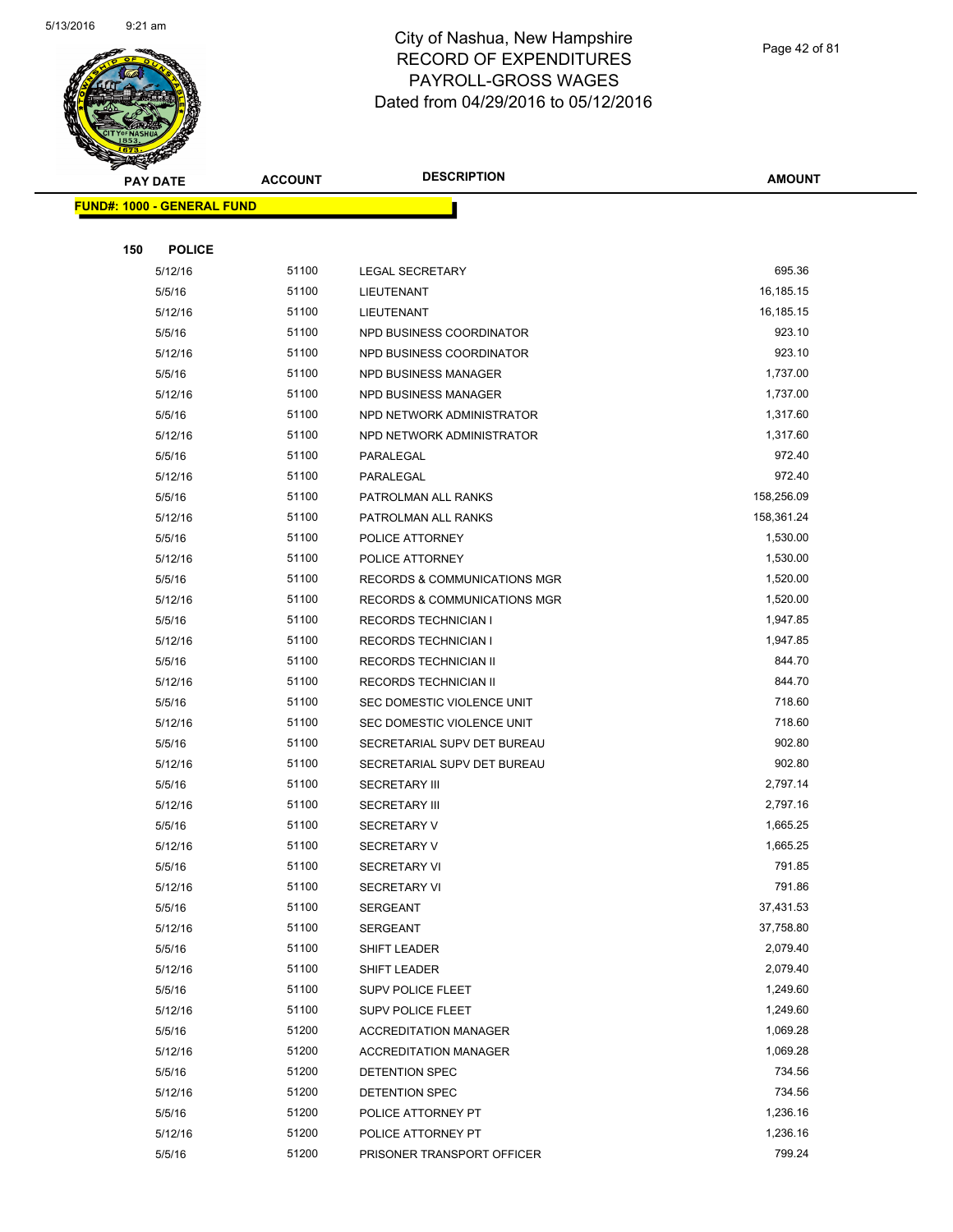# City of Nashua, New Hampshire
# RECORD OF EXPENDITURES
# PAYROLL-GROSS WAGES
# Dated from 04/29/2016 to 05/12/2016

**FUND#: 1000 - GENERAL FUND**

**150 POLICE**

| PAY DATE | ACCOUNT | DESCRIPTION | AMOUNT |
|---|---|---|---|
| 5/12/16 | 51100 | LEGAL SECRETARY | 695.36 |
| 5/5/16 | 51100 | LIEUTENANT | 16,185.15 |
| 5/12/16 | 51100 | LIEUTENANT | 16,185.15 |
| 5/5/16 | 51100 | NPD BUSINESS COORDINATOR | 923.10 |
| 5/12/16 | 51100 | NPD BUSINESS COORDINATOR | 923.10 |
| 5/5/16 | 51100 | NPD BUSINESS MANAGER | 1,737.00 |
| 5/12/16 | 51100 | NPD BUSINESS MANAGER | 1,737.00 |
| 5/5/16 | 51100 | NPD NETWORK ADMINISTRATOR | 1,317.60 |
| 5/12/16 | 51100 | NPD NETWORK ADMINISTRATOR | 1,317.60 |
| 5/5/16 | 51100 | PARALEGAL | 972.40 |
| 5/12/16 | 51100 | PARALEGAL | 972.40 |
| 5/5/16 | 51100 | PATROLMAN ALL RANKS | 158,256.09 |
| 5/12/16 | 51100 | PATROLMAN ALL RANKS | 158,361.24 |
| 5/5/16 | 51100 | POLICE ATTORNEY | 1,530.00 |
| 5/12/16 | 51100 | POLICE ATTORNEY | 1,530.00 |
| 5/5/16 | 51100 | RECORDS & COMMUNICATIONS MGR | 1,520.00 |
| 5/12/16 | 51100 | RECORDS & COMMUNICATIONS MGR | 1,520.00 |
| 5/5/16 | 51100 | RECORDS TECHNICIAN I | 1,947.85 |
| 5/12/16 | 51100 | RECORDS TECHNICIAN I | 1,947.85 |
| 5/5/16 | 51100 | RECORDS TECHNICIAN II | 844.70 |
| 5/12/16 | 51100 | RECORDS TECHNICIAN II | 844.70 |
| 5/5/16 | 51100 | SEC DOMESTIC VIOLENCE UNIT | 718.60 |
| 5/12/16 | 51100 | SEC DOMESTIC VIOLENCE UNIT | 718.60 |
| 5/5/16 | 51100 | SECRETARIAL SUPV DET BUREAU | 902.80 |
| 5/12/16 | 51100 | SECRETARIAL SUPV DET BUREAU | 902.80 |
| 5/5/16 | 51100 | SECRETARY III | 2,797.14 |
| 5/12/16 | 51100 | SECRETARY III | 2,797.16 |
| 5/5/16 | 51100 | SECRETARY V | 1,665.25 |
| 5/12/16 | 51100 | SECRETARY V | 1,665.25 |
| 5/5/16 | 51100 | SECRETARY VI | 791.85 |
| 5/12/16 | 51100 | SECRETARY VI | 791.86 |
| 5/5/16 | 51100 | SERGEANT | 37,431.53 |
| 5/12/16 | 51100 | SERGEANT | 37,758.80 |
| 5/5/16 | 51100 | SHIFT LEADER | 2,079.40 |
| 5/12/16 | 51100 | SHIFT LEADER | 2,079.40 |
| 5/5/16 | 51100 | SUPV POLICE FLEET | 1,249.60 |
| 5/12/16 | 51100 | SUPV POLICE FLEET | 1,249.60 |
| 5/5/16 | 51200 | ACCREDITATION MANAGER | 1,069.28 |
| 5/12/16 | 51200 | ACCREDITATION MANAGER | 1,069.28 |
| 5/5/16 | 51200 | DETENTION SPEC | 734.56 |
| 5/12/16 | 51200 | DETENTION SPEC | 734.56 |
| 5/5/16 | 51200 | POLICE ATTORNEY PT | 1,236.16 |
| 5/12/16 | 51200 | POLICE ATTORNEY PT | 1,236.16 |
| 5/5/16 | 51200 | PRISONER TRANSPORT OFFICER | 799.24 |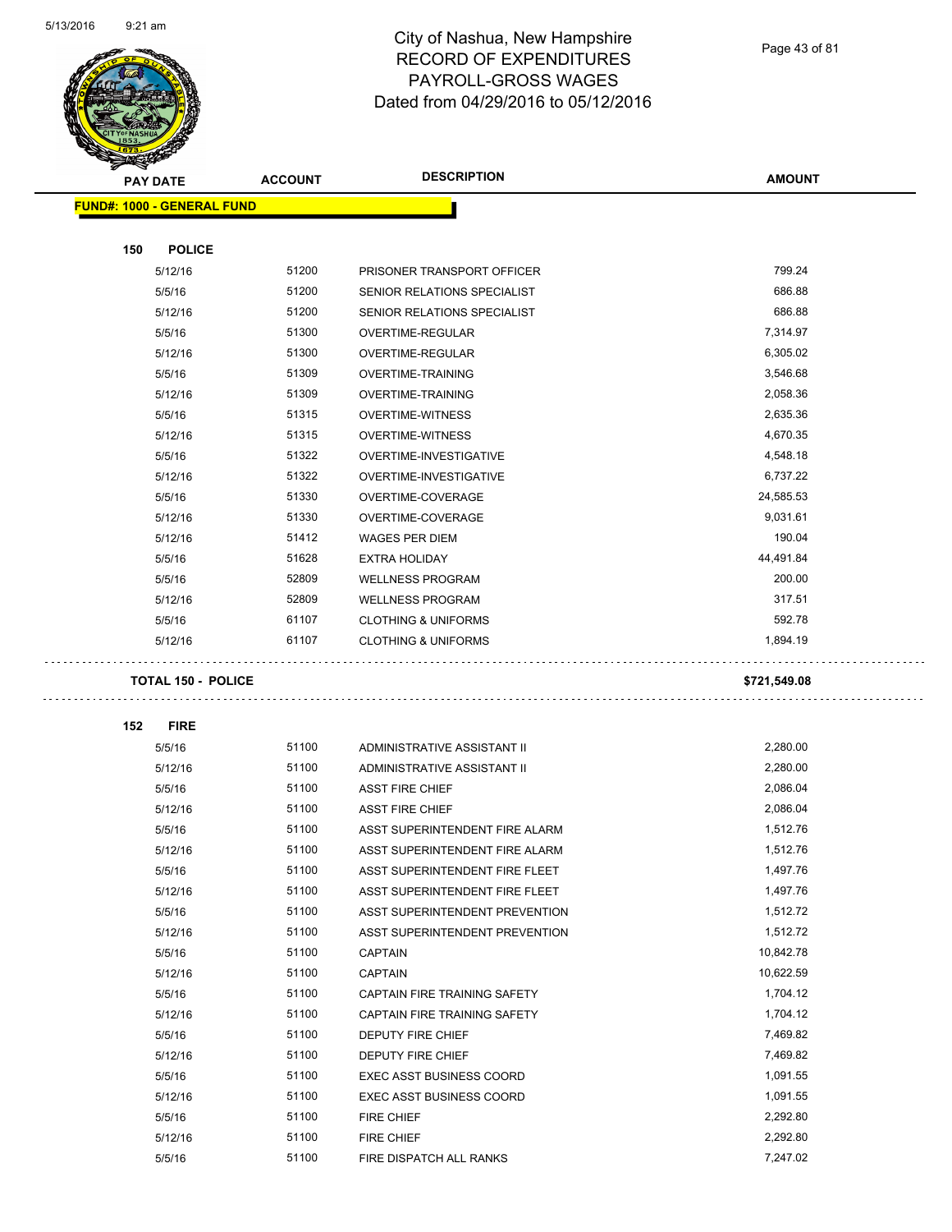# City of Nashua, New Hampshire
# RECORD OF EXPENDITURES
# PAYROLL-GROSS WAGES
# Dated from 04/29/2016 to 05/12/2016

| PAY DATE | ACCOUNT | DESCRIPTION | AMOUNT |
|---|---|---|---|

**FUND#: 1000 - GENERAL FUND**

**150 POLICE**

| PAY DATE | ACCOUNT | DESCRIPTION | AMOUNT |
|---|---|---|---|
| 5/12/16 | 51200 | PRISONER TRANSPORT OFFICER | 799.24 |
| 5/5/16 | 51200 | SENIOR RELATIONS SPECIALIST | 686.88 |
| 5/12/16 | 51200 | SENIOR RELATIONS SPECIALIST | 686.88 |
| 5/5/16 | 51300 | OVERTIME-REGULAR | 7,314.97 |
| 5/12/16 | 51300 | OVERTIME-REGULAR | 6,305.02 |
| 5/5/16 | 51309 | OVERTIME-TRAINING | 3,546.68 |
| 5/12/16 | 51309 | OVERTIME-TRAINING | 2,058.36 |
| 5/5/16 | 51315 | OVERTIME-WITNESS | 2,635.36 |
| 5/12/16 | 51315 | OVERTIME-WITNESS | 4,670.35 |
| 5/5/16 | 51322 | OVERTIME-INVESTIGATIVE | 4,548.18 |
| 5/12/16 | 51322 | OVERTIME-INVESTIGATIVE | 6,737.22 |
| 5/5/16 | 51330 | OVERTIME-COVERAGE | 24,585.53 |
| 5/12/16 | 51330 | OVERTIME-COVERAGE | 9,031.61 |
| 5/12/16 | 51412 | WAGES PER DIEM | 190.04 |
| 5/5/16 | 51628 | EXTRA HOLIDAY | 44,491.84 |
| 5/5/16 | 52809 | WELLNESS PROGRAM | 200.00 |
| 5/12/16 | 52809 | WELLNESS PROGRAM | 317.51 |
| 5/5/16 | 61107 | CLOTHING & UNIFORMS | 592.78 |
| 5/12/16 | 61107 | CLOTHING & UNIFORMS | 1,894.19 |

**TOTAL 150 - POLICE** **$721,549.08**

**152 FIRE**

| PAY DATE | ACCOUNT | DESCRIPTION | AMOUNT |
|---|---|---|---|
| 5/5/16 | 51100 | ADMINISTRATIVE ASSISTANT II | 2,280.00 |
| 5/12/16 | 51100 | ADMINISTRATIVE ASSISTANT II | 2,280.00 |
| 5/5/16 | 51100 | ASST FIRE CHIEF | 2,086.04 |
| 5/12/16 | 51100 | ASST FIRE CHIEF | 2,086.04 |
| 5/5/16 | 51100 | ASST SUPERINTENDENT FIRE ALARM | 1,512.76 |
| 5/12/16 | 51100 | ASST SUPERINTENDENT FIRE ALARM | 1,512.76 |
| 5/5/16 | 51100 | ASST SUPERINTENDENT FIRE FLEET | 1,497.76 |
| 5/12/16 | 51100 | ASST SUPERINTENDENT FIRE FLEET | 1,497.76 |
| 5/5/16 | 51100 | ASST SUPERINTENDENT PREVENTION | 1,512.72 |
| 5/12/16 | 51100 | ASST SUPERINTENDENT PREVENTION | 1,512.72 |
| 5/5/16 | 51100 | CAPTAIN | 10,842.78 |
| 5/12/16 | 51100 | CAPTAIN | 10,622.59 |
| 5/5/16 | 51100 | CAPTAIN FIRE TRAINING SAFETY | 1,704.12 |
| 5/12/16 | 51100 | CAPTAIN FIRE TRAINING SAFETY | 1,704.12 |
| 5/5/16 | 51100 | DEPUTY FIRE CHIEF | 7,469.82 |
| 5/12/16 | 51100 | DEPUTY FIRE CHIEF | 7,469.82 |
| 5/5/16 | 51100 | EXEC ASST BUSINESS COORD | 1,091.55 |
| 5/12/16 | 51100 | EXEC ASST BUSINESS COORD | 1,091.55 |
| 5/5/16 | 51100 | FIRE CHIEF | 2,292.80 |
| 5/12/16 | 51100 | FIRE CHIEF | 2,292.80 |
| 5/5/16 | 51100 | FIRE DISPATCH ALL RANKS | 7,247.02 |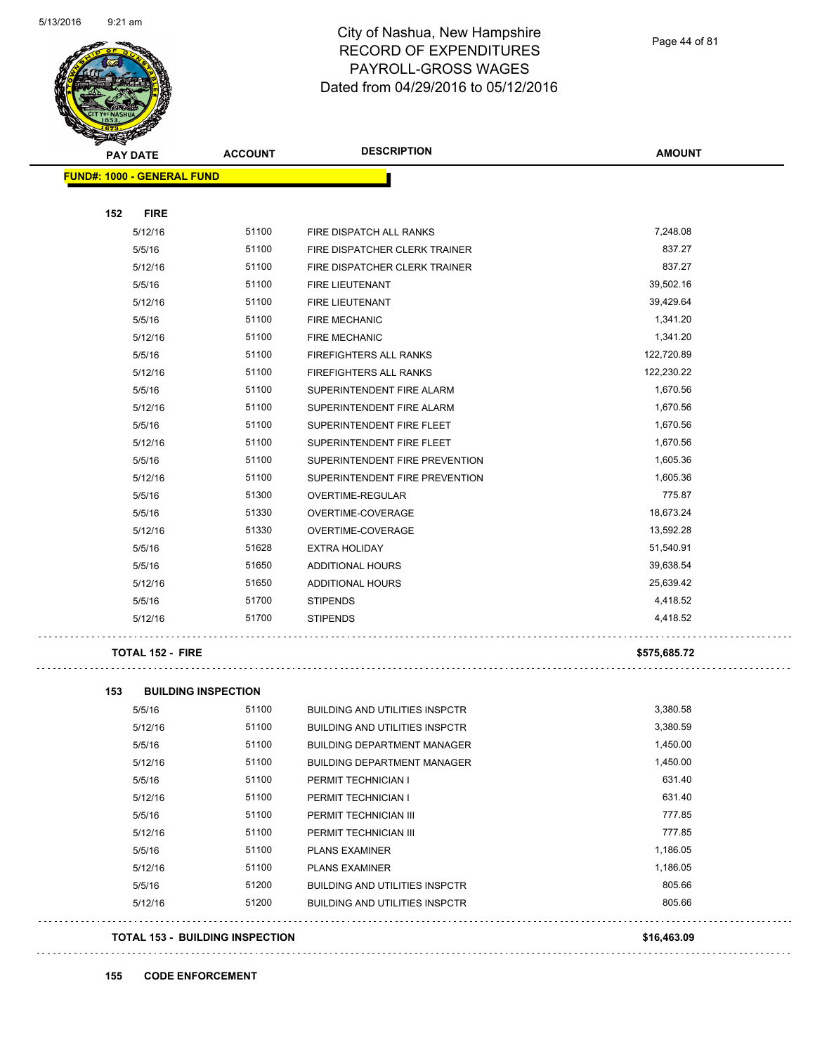# City of Nashua, New Hampshire
## RECORD OF EXPENDITURES
## PAYROLL-GROSS WAGES
## Dated from 04/29/2016 to 05/12/2016

| PAY DATE | ACCOUNT | DESCRIPTION | AMOUNT |
|---|---|---|---|
| **FUND#: 1000 - GENERAL FUND** | | | |
| **152 FIRE** | | | |
| 5/12/16 | 51100 | FIRE DISPATCH ALL RANKS | 7,248.08 |
| 5/5/16 | 51100 | FIRE DISPATCHER CLERK TRAINER | 837.27 |
| 5/12/16 | 51100 | FIRE DISPATCHER CLERK TRAINER | 837.27 |
| 5/5/16 | 51100 | FIRE LIEUTENANT | 39,502.16 |
| 5/12/16 | 51100 | FIRE LIEUTENANT | 39,429.64 |
| 5/5/16 | 51100 | FIRE MECHANIC | 1,341.20 |
| 5/12/16 | 51100 | FIRE MECHANIC | 1,341.20 |
| 5/5/16 | 51100 | FIREFIGHTERS ALL RANKS | 122,720.89 |
| 5/12/16 | 51100 | FIREFIGHTERS ALL RANKS | 122,230.22 |
| 5/5/16 | 51100 | SUPERINTENDENT FIRE ALARM | 1,670.56 |
| 5/12/16 | 51100 | SUPERINTENDENT FIRE ALARM | 1,670.56 |
| 5/5/16 | 51100 | SUPERINTENDENT FIRE FLEET | 1,670.56 |
| 5/12/16 | 51100 | SUPERINTENDENT FIRE FLEET | 1,670.56 |
| 5/5/16 | 51100 | SUPERINTENDENT FIRE PREVENTION | 1,605.36 |
| 5/12/16 | 51100 | SUPERINTENDENT FIRE PREVENTION | 1,605.36 |
| 5/5/16 | 51300 | OVERTIME-REGULAR | 775.87 |
| 5/5/16 | 51330 | OVERTIME-COVERAGE | 18,673.24 |
| 5/12/16 | 51330 | OVERTIME-COVERAGE | 13,592.28 |
| 5/5/16 | 51628 | EXTRA HOLIDAY | 51,540.91 |
| 5/5/16 | 51650 | ADDITIONAL HOURS | 39,638.54 |
| 5/12/16 | 51650 | ADDITIONAL HOURS | 25,639.42 |
| 5/5/16 | 51700 | STIPENDS | 4,418.52 |
| 5/12/16 | 51700 | STIPENDS | 4,418.52 |
| **TOTAL 152 - FIRE** | | | **$575,685.72** |
| **153 BUILDING INSPECTION** | | | |
| 5/5/16 | 51100 | BUILDING AND UTILITIES INSPCTR | 3,380.58 |
| 5/12/16 | 51100 | BUILDING AND UTILITIES INSPCTR | 3,380.59 |
| 5/5/16 | 51100 | BUILDING DEPARTMENT MANAGER | 1,450.00 |
| 5/12/16 | 51100 | BUILDING DEPARTMENT MANAGER | 1,450.00 |
| 5/5/16 | 51100 | PERMIT TECHNICIAN I | 631.40 |
| 5/12/16 | 51100 | PERMIT TECHNICIAN I | 631.40 |
| 5/5/16 | 51100 | PERMIT TECHNICIAN III | 777.85 |
| 5/12/16 | 51100 | PERMIT TECHNICIAN III | 777.85 |
| 5/5/16 | 51100 | PLANS EXAMINER | 1,186.05 |
| 5/12/16 | 51100 | PLANS EXAMINER | 1,186.05 |
| 5/5/16 | 51200 | BUILDING AND UTILITIES INSPCTR | 805.66 |
| 5/12/16 | 51200 | BUILDING AND UTILITIES INSPCTR | 805.66 |
| **TOTAL 153 - BUILDING INSPECTION** | | | **$16,463.09** |

**155 CODE ENFORCEMENT**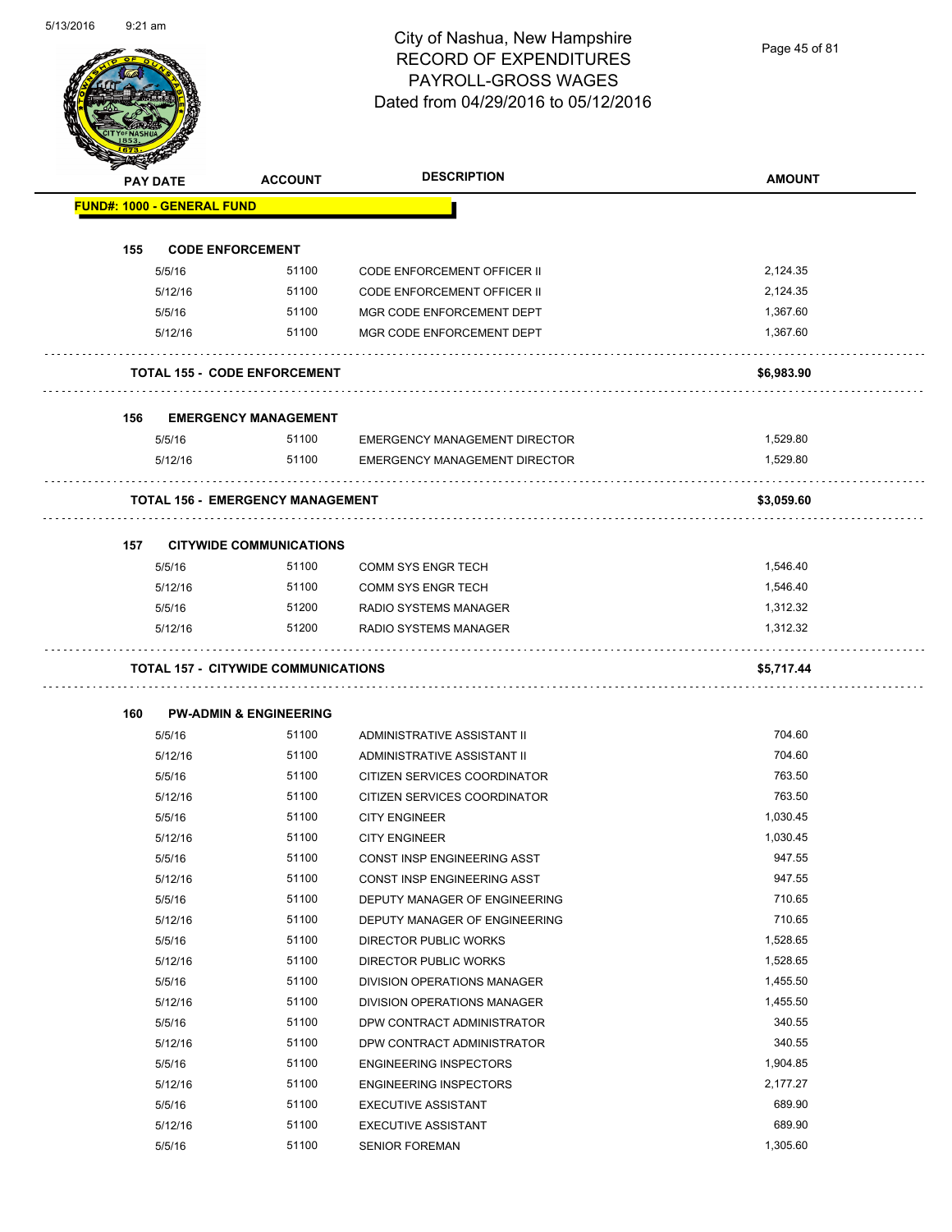# City of Nashua, New Hampshire
## RECORD OF EXPENDITURES
## PAYROLL-GROSS WAGES
## Dated from 04/29/2016 to 05/12/2016

| PAY DATE | ACCOUNT | DESCRIPTION | AMOUNT |
|---|---|---|---|
| **FUND#: 1000 - GENERAL FUND** | | | |
| **155 CODE ENFORCEMENT** | | | |
| 5/5/16 | 51100 | CODE ENFORCEMENT OFFICER II | 2,124.35 |
| 5/12/16 | 51100 | CODE ENFORCEMENT OFFICER II | 2,124.35 |
| 5/5/16 | 51100 | MGR CODE ENFORCEMENT DEPT | 1,367.60 |
| 5/12/16 | 51100 | MGR CODE ENFORCEMENT DEPT | 1,367.60 |
| **TOTAL 155 - CODE ENFORCEMENT** | | | **$6,983.90** |
| **156 EMERGENCY MANAGEMENT** | | | |
| 5/5/16 | 51100 | EMERGENCY MANAGEMENT DIRECTOR | 1,529.80 |
| 5/12/16 | 51100 | EMERGENCY MANAGEMENT DIRECTOR | 1,529.80 |
| **TOTAL 156 - EMERGENCY MANAGEMENT** | | | **$3,059.60** |
| **157 CITYWIDE COMMUNICATIONS** | | | |
| 5/5/16 | 51100 | COMM SYS ENGR TECH | 1,546.40 |
| 5/12/16 | 51100 | COMM SYS ENGR TECH | 1,546.40 |
| 5/5/16 | 51200 | RADIO SYSTEMS MANAGER | 1,312.32 |
| 5/12/16 | 51200 | RADIO SYSTEMS MANAGER | 1,312.32 |
| **TOTAL 157 - CITYWIDE COMMUNICATIONS** | | | **$5,717.44** |
| **160 PW-ADMIN & ENGINEERING** | | | |
| 5/5/16 | 51100 | ADMINISTRATIVE ASSISTANT II | 704.60 |
| 5/12/16 | 51100 | ADMINISTRATIVE ASSISTANT II | 704.60 |
| 5/5/16 | 51100 | CITIZEN SERVICES COORDINATOR | 763.50 |
| 5/12/16 | 51100 | CITIZEN SERVICES COORDINATOR | 763.50 |
| 5/5/16 | 51100 | CITY ENGINEER | 1,030.45 |
| 5/12/16 | 51100 | CITY ENGINEER | 1,030.45 |
| 5/5/16 | 51100 | CONST INSP ENGINEERING ASST | 947.55 |
| 5/12/16 | 51100 | CONST INSP ENGINEERING ASST | 947.55 |
| 5/5/16 | 51100 | DEPUTY MANAGER OF ENGINEERING | 710.65 |
| 5/12/16 | 51100 | DEPUTY MANAGER OF ENGINEERING | 710.65 |
| 5/5/16 | 51100 | DIRECTOR PUBLIC WORKS | 1,528.65 |
| 5/12/16 | 51100 | DIRECTOR PUBLIC WORKS | 1,528.65 |
| 5/5/16 | 51100 | DIVISION OPERATIONS MANAGER | 1,455.50 |
| 5/12/16 | 51100 | DIVISION OPERATIONS MANAGER | 1,455.50 |
| 5/5/16 | 51100 | DPW CONTRACT ADMINISTRATOR | 340.55 |
| 5/12/16 | 51100 | DPW CONTRACT ADMINISTRATOR | 340.55 |
| 5/5/16 | 51100 | ENGINEERING INSPECTORS | 1,904.85 |
| 5/12/16 | 51100 | ENGINEERING INSPECTORS | 2,177.27 |
| 5/5/16 | 51100 | EXECUTIVE ASSISTANT | 689.90 |
| 5/12/16 | 51100 | EXECUTIVE ASSISTANT | 689.90 |
| 5/5/16 | 51100 | SENIOR FOREMAN | 1,305.60 |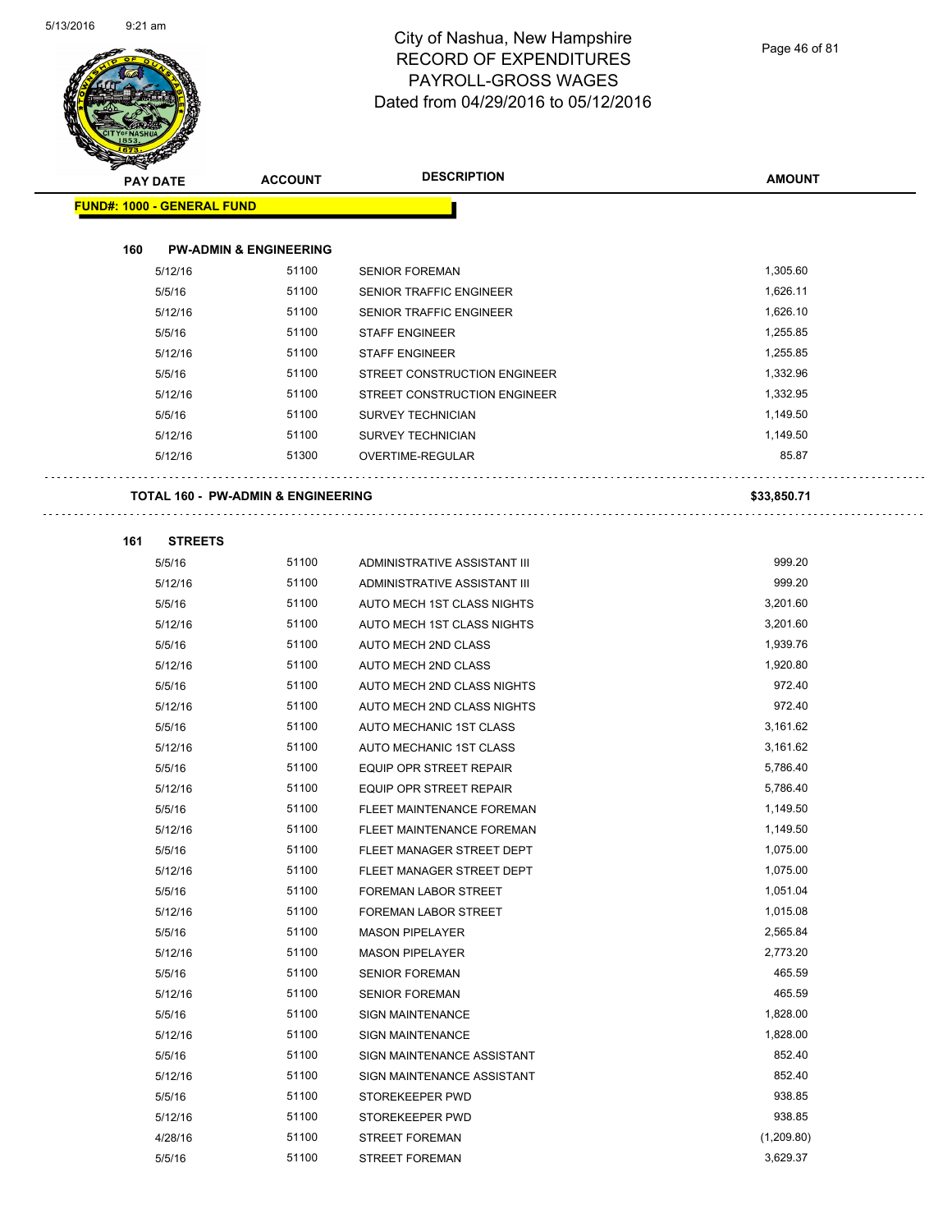# City of Nashua, New Hampshire
# RECORD OF EXPENDITURES
# PAYROLL-GROSS WAGES
# Dated from 04/29/2016 to 05/12/2016

| PAY DATE | ACCOUNT | DESCRIPTION | AMOUNT |
|---|---|---|---|
| **FUND#: 1000 - GENERAL FUND** | | | |
| **160 PW-ADMIN & ENGINEERING** | | | |
| 5/12/16 | 51100 | SENIOR FOREMAN | 1,305.60 |
| 5/5/16 | 51100 | SENIOR TRAFFIC ENGINEER | 1,626.11 |
| 5/12/16 | 51100 | SENIOR TRAFFIC ENGINEER | 1,626.10 |
| 5/5/16 | 51100 | STAFF ENGINEER | 1,255.85 |
| 5/12/16 | 51100 | STAFF ENGINEER | 1,255.85 |
| 5/5/16 | 51100 | STREET CONSTRUCTION ENGINEER | 1,332.96 |
| 5/12/16 | 51100 | STREET CONSTRUCTION ENGINEER | 1,332.95 |
| 5/5/16 | 51100 | SURVEY TECHNICIAN | 1,149.50 |
| 5/12/16 | 51100 | SURVEY TECHNICIAN | 1,149.50 |
| 5/12/16 | 51300 | OVERTIME-REGULAR | 85.87 |
| **TOTAL 160 - PW-ADMIN & ENGINEERING** | | | **$33,850.71** |
| **161 STREETS** | | | |
| 5/5/16 | 51100 | ADMINISTRATIVE ASSISTANT III | 999.20 |
| 5/12/16 | 51100 | ADMINISTRATIVE ASSISTANT III | 999.20 |
| 5/5/16 | 51100 | AUTO MECH 1ST CLASS NIGHTS | 3,201.60 |
| 5/12/16 | 51100 | AUTO MECH 1ST CLASS NIGHTS | 3,201.60 |
| 5/5/16 | 51100 | AUTO MECH 2ND CLASS | 1,939.76 |
| 5/12/16 | 51100 | AUTO MECH 2ND CLASS | 1,920.80 |
| 5/5/16 | 51100 | AUTO MECH 2ND CLASS NIGHTS | 972.40 |
| 5/12/16 | 51100 | AUTO MECH 2ND CLASS NIGHTS | 972.40 |
| 5/5/16 | 51100 | AUTO MECHANIC 1ST CLASS | 3,161.62 |
| 5/12/16 | 51100 | AUTO MECHANIC 1ST CLASS | 3,161.62 |
| 5/5/16 | 51100 | EQUIP OPR STREET REPAIR | 5,786.40 |
| 5/12/16 | 51100 | EQUIP OPR STREET REPAIR | 5,786.40 |
| 5/5/16 | 51100 | FLEET MAINTENANCE FOREMAN | 1,149.50 |
| 5/12/16 | 51100 | FLEET MAINTENANCE FOREMAN | 1,149.50 |
| 5/5/16 | 51100 | FLEET MANAGER STREET DEPT | 1,075.00 |
| 5/12/16 | 51100 | FLEET MANAGER STREET DEPT | 1,075.00 |
| 5/5/16 | 51100 | FOREMAN LABOR STREET | 1,051.04 |
| 5/12/16 | 51100 | FOREMAN LABOR STREET | 1,015.08 |
| 5/5/16 | 51100 | MASON PIPELAYER | 2,565.84 |
| 5/12/16 | 51100 | MASON PIPELAYER | 2,773.20 |
| 5/5/16 | 51100 | SENIOR FOREMAN | 465.59 |
| 5/12/16 | 51100 | SENIOR FOREMAN | 465.59 |
| 5/5/16 | 51100 | SIGN MAINTENANCE | 1,828.00 |
| 5/12/16 | 51100 | SIGN MAINTENANCE | 1,828.00 |
| 5/5/16 | 51100 | SIGN MAINTENANCE ASSISTANT | 852.40 |
| 5/12/16 | 51100 | SIGN MAINTENANCE ASSISTANT | 852.40 |
| 5/5/16 | 51100 | STOREKEEPER PWD | 938.85 |
| 5/12/16 | 51100 | STOREKEEPER PWD | 938.85 |
| 4/28/16 | 51100 | STREET FOREMAN | (1,209.80) |
| 5/5/16 | 51100 | STREET FOREMAN | 3,629.37 |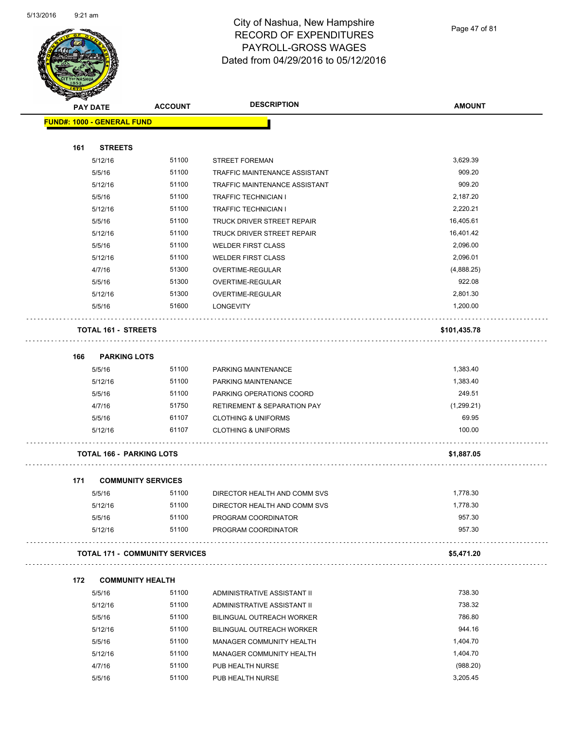# City of Nashua, New Hampshire
# RECORD OF EXPENDITURES
# PAYROLL-GROSS WAGES
# Dated from 04/29/2016 to 05/12/2016

**FUND#: 1000 - GENERAL FUND**

| PAY DATE | ACCOUNT | DESCRIPTION | AMOUNT |
|---|---|---|---|
| **161 STREETS** | | | |
| 5/12/16 | 51100 | STREET FOREMAN | 3,629.39 |
| 5/5/16 | 51100 | TRAFFIC MAINTENANCE ASSISTANT | 909.20 |
| 5/12/16 | 51100 | TRAFFIC MAINTENANCE ASSISTANT | 909.20 |
| 5/5/16 | 51100 | TRAFFIC TECHNICIAN I | 2,187.20 |
| 5/12/16 | 51100 | TRAFFIC TECHNICIAN I | 2,220.21 |
| 5/5/16 | 51100 | TRUCK DRIVER STREET REPAIR | 16,405.61 |
| 5/12/16 | 51100 | TRUCK DRIVER STREET REPAIR | 16,401.42 |
| 5/5/16 | 51100 | WELDER FIRST CLASS | 2,096.00 |
| 5/12/16 | 51100 | WELDER FIRST CLASS | 2,096.01 |
| 4/7/16 | 51300 | OVERTIME-REGULAR | (4,888.25) |
| 5/5/16 | 51300 | OVERTIME-REGULAR | 922.08 |
| 5/12/16 | 51300 | OVERTIME-REGULAR | 2,801.30 |
| 5/5/16 | 51600 | LONGEVITY | 1,200.00 |
| **TOTAL 161 - STREETS** | | | **$101,435.78** |
| **166 PARKING LOTS** | | | |
| 5/5/16 | 51100 | PARKING MAINTENANCE | 1,383.40 |
| 5/12/16 | 51100 | PARKING MAINTENANCE | 1,383.40 |
| 5/5/16 | 51100 | PARKING OPERATIONS COORD | 249.51 |
| 4/7/16 | 51750 | RETIREMENT & SEPARATION PAY | (1,299.21) |
| 5/5/16 | 61107 | CLOTHING & UNIFORMS | 69.95 |
| 5/12/16 | 61107 | CLOTHING & UNIFORMS | 100.00 |
| **TOTAL 166 - PARKING LOTS** | | | **$1,887.05** |
| **171 COMMUNITY SERVICES** | | | |
| 5/5/16 | 51100 | DIRECTOR HEALTH AND COMM SVS | 1,778.30 |
| 5/12/16 | 51100 | DIRECTOR HEALTH AND COMM SVS | 1,778.30 |
| 5/5/16 | 51100 | PROGRAM COORDINATOR | 957.30 |
| 5/12/16 | 51100 | PROGRAM COORDINATOR | 957.30 |
| **TOTAL 171 - COMMUNITY SERVICES** | | | **$5,471.20** |
| **172 COMMUNITY HEALTH** | | | |
| 5/5/16 | 51100 | ADMINISTRATIVE ASSISTANT II | 738.30 |
| 5/12/16 | 51100 | ADMINISTRATIVE ASSISTANT II | 738.32 |
| 5/5/16 | 51100 | BILINGUAL OUTREACH WORKER | 786.80 |
| 5/12/16 | 51100 | BILINGUAL OUTREACH WORKER | 944.16 |
| 5/5/16 | 51100 | MANAGER COMMUNITY HEALTH | 1,404.70 |
| 5/12/16 | 51100 | MANAGER COMMUNITY HEALTH | 1,404.70 |
| 4/7/16 | 51100 | PUB HEALTH NURSE | (988.20) |
| 5/5/16 | 51100 | PUB HEALTH NURSE | 3,205.45 |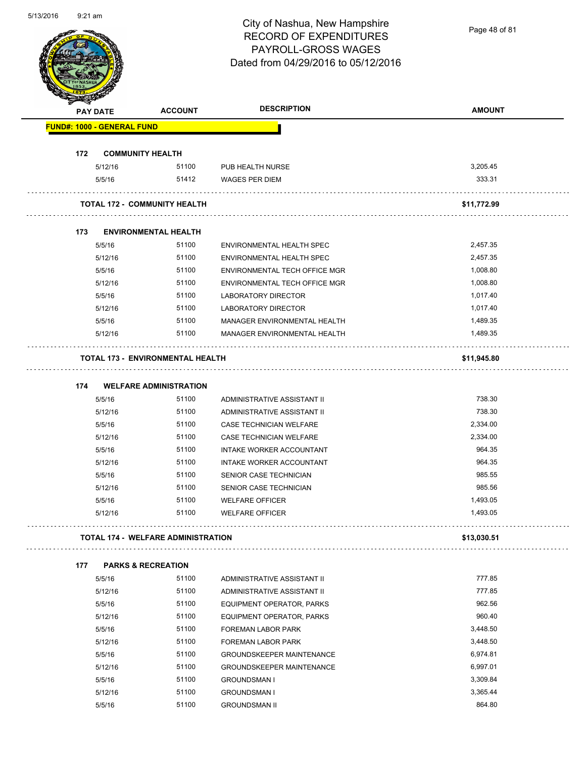# City of Nashua, New Hampshire
## RECORD OF EXPENDITURES
## PAYROLL-GROSS WAGES
## Dated from 04/29/2016 to 05/12/2016

| PAY DATE | ACCOUNT | DESCRIPTION | AMOUNT |
|---|---|---|---|
| **FUND#: 1000 - GENERAL FUND** | | | |
| **172 COMMUNITY HEALTH** | | | |
| 5/12/16 | 51100 | PUB HEALTH NURSE | 3,205.45 |
| 5/5/16 | 51412 | WAGES PER DIEM | 333.31 |
| **TOTAL 172 - COMMUNITY HEALTH** | | | **$11,772.99** |
| **173 ENVIRONMENTAL HEALTH** | | | |
| 5/5/16 | 51100 | ENVIRONMENTAL HEALTH SPEC | 2,457.35 |
| 5/12/16 | 51100 | ENVIRONMENTAL HEALTH SPEC | 2,457.35 |
| 5/5/16 | 51100 | ENVIRONMENTAL TECH OFFICE MGR | 1,008.80 |
| 5/12/16 | 51100 | ENVIRONMENTAL TECH OFFICE MGR | 1,008.80 |
| 5/5/16 | 51100 | LABORATORY DIRECTOR | 1,017.40 |
| 5/12/16 | 51100 | LABORATORY DIRECTOR | 1,017.40 |
| 5/5/16 | 51100 | MANAGER ENVIRONMENTAL HEALTH | 1,489.35 |
| 5/12/16 | 51100 | MANAGER ENVIRONMENTAL HEALTH | 1,489.35 |
| **TOTAL 173 - ENVIRONMENTAL HEALTH** | | | **$11,945.80** |
| **174 WELFARE ADMINISTRATION** | | | |
| 5/5/16 | 51100 | ADMINISTRATIVE ASSISTANT II | 738.30 |
| 5/12/16 | 51100 | ADMINISTRATIVE ASSISTANT II | 738.30 |
| 5/5/16 | 51100 | CASE TECHNICIAN WELFARE | 2,334.00 |
| 5/12/16 | 51100 | CASE TECHNICIAN WELFARE | 2,334.00 |
| 5/5/16 | 51100 | INTAKE WORKER ACCOUNTANT | 964.35 |
| 5/12/16 | 51100 | INTAKE WORKER ACCOUNTANT | 964.35 |
| 5/5/16 | 51100 | SENIOR CASE TECHNICIAN | 985.55 |
| 5/12/16 | 51100 | SENIOR CASE TECHNICIAN | 985.56 |
| 5/5/16 | 51100 | WELFARE OFFICER | 1,493.05 |
| 5/12/16 | 51100 | WELFARE OFFICER | 1,493.05 |
| **TOTAL 174 - WELFARE ADMINISTRATION** | | | **$13,030.51** |
| **177 PARKS & RECREATION** | | | |
| 5/5/16 | 51100 | ADMINISTRATIVE ASSISTANT II | 777.85 |
| 5/12/16 | 51100 | ADMINISTRATIVE ASSISTANT II | 777.85 |
| 5/5/16 | 51100 | EQUIPMENT OPERATOR, PARKS | 962.56 |
| 5/12/16 | 51100 | EQUIPMENT OPERATOR, PARKS | 960.40 |
| 5/5/16 | 51100 | FOREMAN LABOR PARK | 3,448.50 |
| 5/12/16 | 51100 | FOREMAN LABOR PARK | 3,448.50 |
| 5/5/16 | 51100 | GROUNDSKEEPER MAINTENANCE | 6,974.81 |
| 5/12/16 | 51100 | GROUNDSKEEPER MAINTENANCE | 6,997.01 |
| 5/5/16 | 51100 | GROUNDSMAN I | 3,309.84 |
| 5/12/16 | 51100 | GROUNDSMAN I | 3,365.44 |
| 5/5/16 | 51100 | GROUNDSMAN II | 864.80 |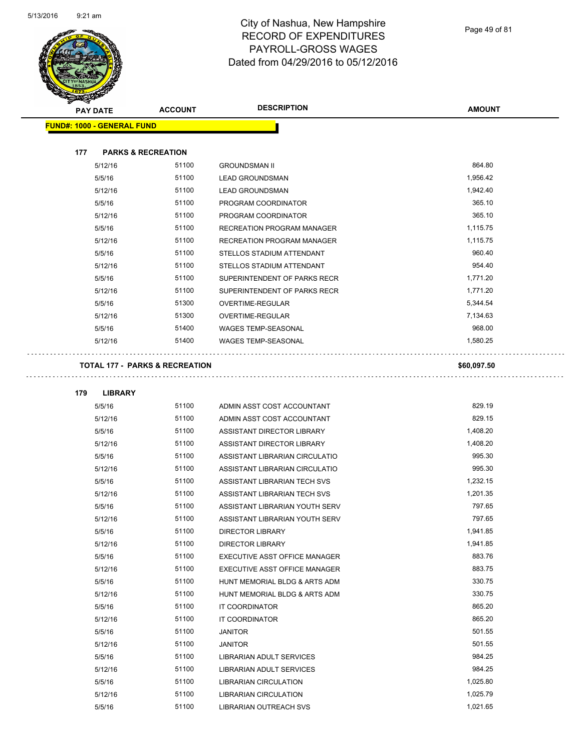# City of Nashua, New Hampshire
## RECORD OF EXPENDITURES
## PAYROLL-GROSS WAGES
## Dated from 04/29/2016 to 05/12/2016

5/13/2016 9:21 am

| PAY DATE | ACCOUNT | DESCRIPTION | AMOUNT |
|---|---|---|---|

**FUND#: 1000 - GENERAL FUND**

**177 PARKS & RECREATION**

| PAY DATE | ACCOUNT | DESCRIPTION | AMOUNT |
|---|---|---|---|
| 5/12/16 | 51100 | GROUNDSMAN II | 864.80 |
| 5/5/16 | 51100 | LEAD GROUNDSMAN | 1,956.42 |
| 5/12/16 | 51100 | LEAD GROUNDSMAN | 1,942.40 |
| 5/5/16 | 51100 | PROGRAM COORDINATOR | 365.10 |
| 5/12/16 | 51100 | PROGRAM COORDINATOR | 365.10 |
| 5/5/16 | 51100 | RECREATION PROGRAM MANAGER | 1,115.75 |
| 5/12/16 | 51100 | RECREATION PROGRAM MANAGER | 1,115.75 |
| 5/5/16 | 51100 | STELLOS STADIUM ATTENDANT | 960.40 |
| 5/12/16 | 51100 | STELLOS STADIUM ATTENDANT | 954.40 |
| 5/5/16 | 51100 | SUPERINTENDENT OF PARKS RECR | 1,771.20 |
| 5/12/16 | 51100 | SUPERINTENDENT OF PARKS RECR | 1,771.20 |
| 5/5/16 | 51300 | OVERTIME-REGULAR | 5,344.54 |
| 5/12/16 | 51300 | OVERTIME-REGULAR | 7,134.63 |
| 5/5/16 | 51400 | WAGES TEMP-SEASONAL | 968.00 |
| 5/12/16 | 51400 | WAGES TEMP-SEASONAL | 1,580.25 |

**TOTAL 177 - PARKS & RECREATION** **$60,097.50**

**179 LIBRARY**

| PAY DATE | ACCOUNT | DESCRIPTION | AMOUNT |
|---|---|---|---|
| 5/5/16 | 51100 | ADMIN ASST COST ACCOUNTANT | 829.19 |
| 5/12/16 | 51100 | ADMIN ASST COST ACCOUNTANT | 829.15 |
| 5/5/16 | 51100 | ASSISTANT DIRECTOR LIBRARY | 1,408.20 |
| 5/12/16 | 51100 | ASSISTANT DIRECTOR LIBRARY | 1,408.20 |
| 5/5/16 | 51100 | ASSISTANT LIBRARIAN CIRCULATIO | 995.30 |
| 5/12/16 | 51100 | ASSISTANT LIBRARIAN CIRCULATIO | 995.30 |
| 5/5/16 | 51100 | ASSISTANT LIBRARIAN TECH SVS | 1,232.15 |
| 5/12/16 | 51100 | ASSISTANT LIBRARIAN TECH SVS | 1,201.35 |
| 5/5/16 | 51100 | ASSISTANT LIBRARIAN YOUTH SERV | 797.65 |
| 5/12/16 | 51100 | ASSISTANT LIBRARIAN YOUTH SERV | 797.65 |
| 5/5/16 | 51100 | DIRECTOR LIBRARY | 1,941.85 |
| 5/12/16 | 51100 | DIRECTOR LIBRARY | 1,941.85 |
| 5/5/16 | 51100 | EXECUTIVE ASST OFFICE MANAGER | 883.76 |
| 5/12/16 | 51100 | EXECUTIVE ASST OFFICE MANAGER | 883.75 |
| 5/5/16 | 51100 | HUNT MEMORIAL BLDG & ARTS ADM | 330.75 |
| 5/12/16 | 51100 | HUNT MEMORIAL BLDG & ARTS ADM | 330.75 |
| 5/5/16 | 51100 | IT COORDINATOR | 865.20 |
| 5/12/16 | 51100 | IT COORDINATOR | 865.20 |
| 5/5/16 | 51100 | JANITOR | 501.55 |
| 5/12/16 | 51100 | JANITOR | 501.55 |
| 5/5/16 | 51100 | LIBRARIAN ADULT SERVICES | 984.25 |
| 5/12/16 | 51100 | LIBRARIAN ADULT SERVICES | 984.25 |
| 5/5/16 | 51100 | LIBRARIAN CIRCULATION | 1,025.80 |
| 5/12/16 | 51100 | LIBRARIAN CIRCULATION | 1,025.79 |
| 5/5/16 | 51100 | LIBRARIAN OUTREACH SVS | 1,021.65 |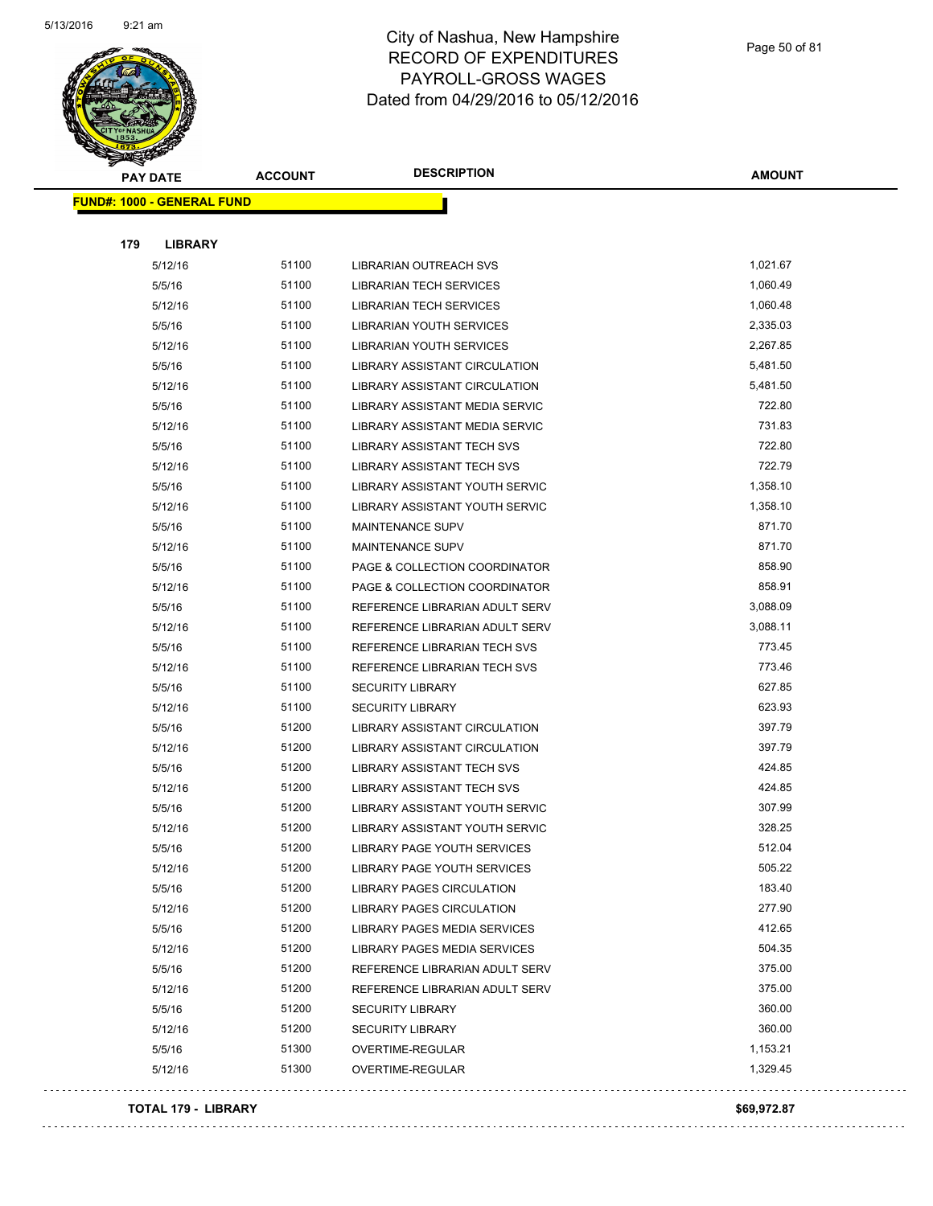# City of Nashua, New Hampshire
## RECORD OF EXPENDITURES
## PAYROLL-GROSS WAGES
## Dated from 04/29/2016 to 05/12/2016

| PAY DATE | ACCOUNT | DESCRIPTION | AMOUNT |
|---|---|---|---|
| **FUND#: 1000 - GENERAL FUND** | | | |
| **179 LIBRARY** | | | |
| 5/12/16 | 51100 | LIBRARIAN OUTREACH SVS | 1,021.67 |
| 5/5/16 | 51100 | LIBRARIAN TECH SERVICES | 1,060.49 |
| 5/12/16 | 51100 | LIBRARIAN TECH SERVICES | 1,060.48 |
| 5/5/16 | 51100 | LIBRARIAN YOUTH SERVICES | 2,335.03 |
| 5/12/16 | 51100 | LIBRARIAN YOUTH SERVICES | 2,267.85 |
| 5/5/16 | 51100 | LIBRARY ASSISTANT CIRCULATION | 5,481.50 |
| 5/12/16 | 51100 | LIBRARY ASSISTANT CIRCULATION | 5,481.50 |
| 5/5/16 | 51100 | LIBRARY ASSISTANT MEDIA SERVIC | 722.80 |
| 5/12/16 | 51100 | LIBRARY ASSISTANT MEDIA SERVIC | 731.83 |
| 5/5/16 | 51100 | LIBRARY ASSISTANT TECH SVS | 722.80 |
| 5/12/16 | 51100 | LIBRARY ASSISTANT TECH SVS | 722.79 |
| 5/5/16 | 51100 | LIBRARY ASSISTANT YOUTH SERVIC | 1,358.10 |
| 5/12/16 | 51100 | LIBRARY ASSISTANT YOUTH SERVIC | 1,358.10 |
| 5/5/16 | 51100 | MAINTENANCE SUPV | 871.70 |
| 5/12/16 | 51100 | MAINTENANCE SUPV | 871.70 |
| 5/5/16 | 51100 | PAGE & COLLECTION COORDINATOR | 858.90 |
| 5/12/16 | 51100 | PAGE & COLLECTION COORDINATOR | 858.91 |
| 5/5/16 | 51100 | REFERENCE LIBRARIAN ADULT SERV | 3,088.09 |
| 5/12/16 | 51100 | REFERENCE LIBRARIAN ADULT SERV | 3,088.11 |
| 5/5/16 | 51100 | REFERENCE LIBRARIAN TECH SVS | 773.45 |
| 5/12/16 | 51100 | REFERENCE LIBRARIAN TECH SVS | 773.46 |
| 5/5/16 | 51100 | SECURITY LIBRARY | 627.85 |
| 5/12/16 | 51100 | SECURITY LIBRARY | 623.93 |
| 5/5/16 | 51200 | LIBRARY ASSISTANT CIRCULATION | 397.79 |
| 5/12/16 | 51200 | LIBRARY ASSISTANT CIRCULATION | 397.79 |
| 5/5/16 | 51200 | LIBRARY ASSISTANT TECH SVS | 424.85 |
| 5/12/16 | 51200 | LIBRARY ASSISTANT TECH SVS | 424.85 |
| 5/5/16 | 51200 | LIBRARY ASSISTANT YOUTH SERVIC | 307.99 |
| 5/12/16 | 51200 | LIBRARY ASSISTANT YOUTH SERVIC | 328.25 |
| 5/5/16 | 51200 | LIBRARY PAGE YOUTH SERVICES | 512.04 |
| 5/12/16 | 51200 | LIBRARY PAGE YOUTH SERVICES | 505.22 |
| 5/5/16 | 51200 | LIBRARY PAGES CIRCULATION | 183.40 |
| 5/12/16 | 51200 | LIBRARY PAGES CIRCULATION | 277.90 |
| 5/5/16 | 51200 | LIBRARY PAGES MEDIA SERVICES | 412.65 |
| 5/12/16 | 51200 | LIBRARY PAGES MEDIA SERVICES | 504.35 |
| 5/5/16 | 51200 | REFERENCE LIBRARIAN ADULT SERV | 375.00 |
| 5/12/16 | 51200 | REFERENCE LIBRARIAN ADULT SERV | 375.00 |
| 5/5/16 | 51200 | SECURITY LIBRARY | 360.00 |
| 5/12/16 | 51200 | SECURITY LIBRARY | 360.00 |
| 5/5/16 | 51300 | OVERTIME-REGULAR | 1,153.21 |
| 5/12/16 | 51300 | OVERTIME-REGULAR | 1,329.45 |
| **TOTAL 179 - LIBRARY** | | | **$69,972.87** |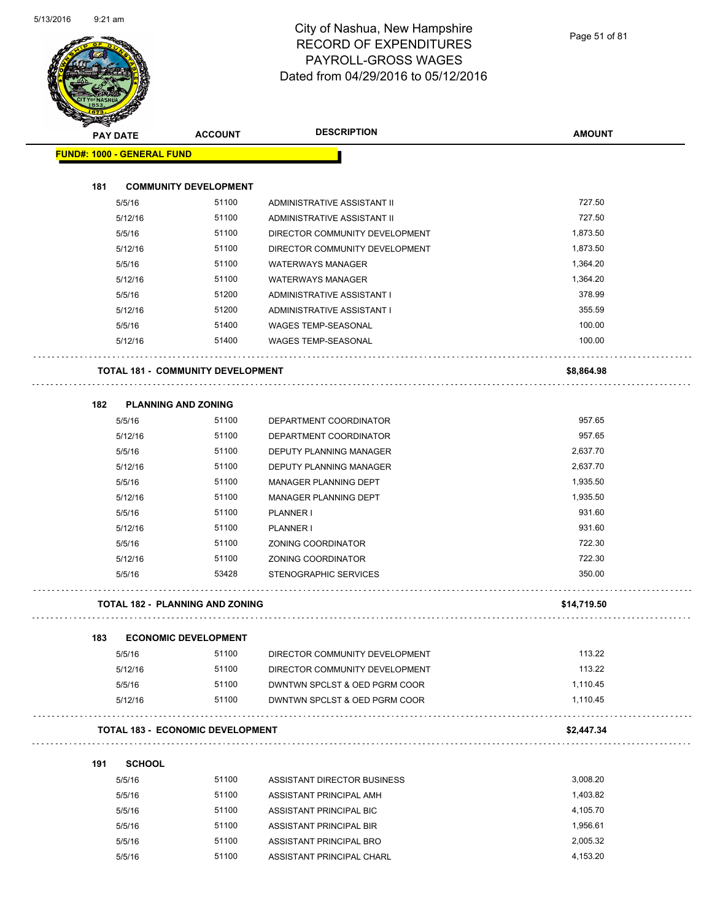# City of Nashua, New Hampshire
## RECORD OF EXPENDITURES
## PAYROLL-GROSS WAGES
## Dated from 04/29/2016 to 05/12/2016

| PAY DATE | ACCOUNT | DESCRIPTION | AMOUNT |
|---|---|---|---|
| **FUND#: 1000 - GENERAL FUND** | | | |
| **181 COMMUNITY DEVELOPMENT** | | | |
| 5/5/16 | 51100 | ADMINISTRATIVE ASSISTANT II | 727.50 |
| 5/12/16 | 51100 | ADMINISTRATIVE ASSISTANT II | 727.50 |
| 5/5/16 | 51100 | DIRECTOR COMMUNITY DEVELOPMENT | 1,873.50 |
| 5/12/16 | 51100 | DIRECTOR COMMUNITY DEVELOPMENT | 1,873.50 |
| 5/5/16 | 51100 | WATERWAYS MANAGER | 1,364.20 |
| 5/12/16 | 51100 | WATERWAYS MANAGER | 1,364.20 |
| 5/5/16 | 51200 | ADMINISTRATIVE ASSISTANT I | 378.99 |
| 5/12/16 | 51200 | ADMINISTRATIVE ASSISTANT I | 355.59 |
| 5/5/16 | 51400 | WAGES TEMP-SEASONAL | 100.00 |
| 5/12/16 | 51400 | WAGES TEMP-SEASONAL | 100.00 |
| **TOTAL 181 - COMMUNITY DEVELOPMENT** | | | **$8,864.98** |
| **182 PLANNING AND ZONING** | | | |
| 5/5/16 | 51100 | DEPARTMENT COORDINATOR | 957.65 |
| 5/12/16 | 51100 | DEPARTMENT COORDINATOR | 957.65 |
| 5/5/16 | 51100 | DEPUTY PLANNING MANAGER | 2,637.70 |
| 5/12/16 | 51100 | DEPUTY PLANNING MANAGER | 2,637.70 |
| 5/5/16 | 51100 | MANAGER PLANNING DEPT | 1,935.50 |
| 5/12/16 | 51100 | MANAGER PLANNING DEPT | 1,935.50 |
| 5/5/16 | 51100 | PLANNER I | 931.60 |
| 5/12/16 | 51100 | PLANNER I | 931.60 |
| 5/5/16 | 51100 | ZONING COORDINATOR | 722.30 |
| 5/12/16 | 51100 | ZONING COORDINATOR | 722.30 |
| 5/5/16 | 53428 | STENOGRAPHIC SERVICES | 350.00 |
| **TOTAL 182 - PLANNING AND ZONING** | | | **$14,719.50** |
| **183 ECONOMIC DEVELOPMENT** | | | |
| 5/5/16 | 51100 | DIRECTOR COMMUNITY DEVELOPMENT | 113.22 |
| 5/12/16 | 51100 | DIRECTOR COMMUNITY DEVELOPMENT | 113.22 |
| 5/5/16 | 51100 | DWNTWN SPCLST & OED PGRM COOR | 1,110.45 |
| 5/12/16 | 51100 | DWNTWN SPCLST & OED PGRM COOR | 1,110.45 |
| **TOTAL 183 - ECONOMIC DEVELOPMENT** | | | **$2,447.34** |
| **191 SCHOOL** | | | |
| 5/5/16 | 51100 | ASSISTANT DIRECTOR BUSINESS | 3,008.20 |
| 5/5/16 | 51100 | ASSISTANT PRINCIPAL AMH | 1,403.82 |
| 5/5/16 | 51100 | ASSISTANT PRINCIPAL BIC | 4,105.70 |
| 5/5/16 | 51100 | ASSISTANT PRINCIPAL BIR | 1,956.61 |
| 5/5/16 | 51100 | ASSISTANT PRINCIPAL BRO | 2,005.32 |
| 5/5/16 | 51100 | ASSISTANT PRINCIPAL CHARL | 4,153.20 |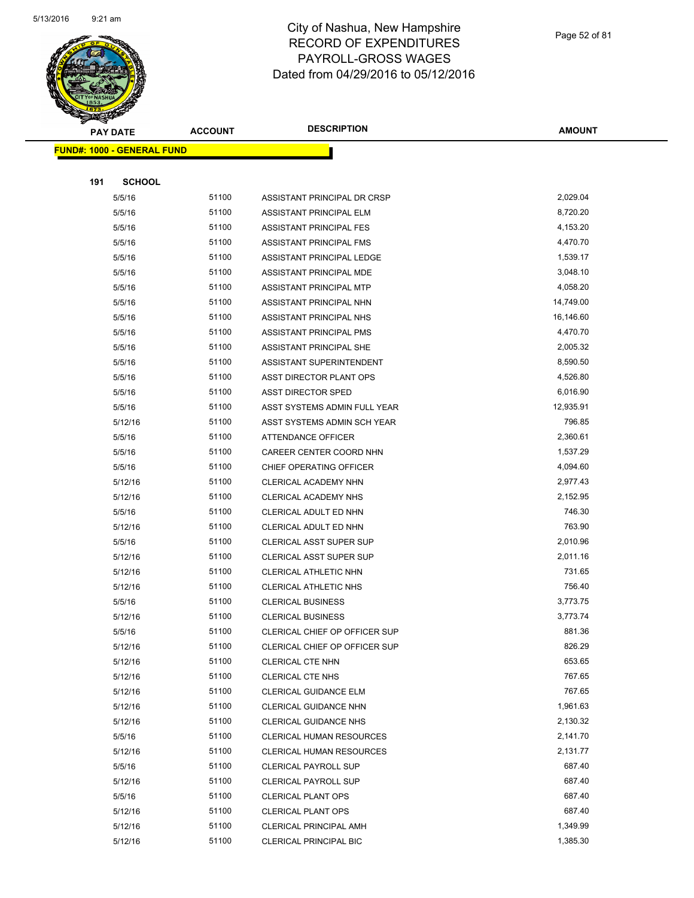# City of Nashua, New Hampshire
# RECORD OF EXPENDITURES
# PAYROLL-GROSS WAGES
# Dated from 04/29/2016 to 05/12/2016

| PAY DATE | ACCOUNT | DESCRIPTION | AMOUNT |
|---|---|---|---|

**FUND#: 1000 - GENERAL FUND**

**191 SCHOOL**

| PAY DATE | ACCOUNT | DESCRIPTION | AMOUNT |
|---|---|---|---|
| 5/5/16 | 51100 | ASSISTANT PRINCIPAL DR CRSP | 2,029.04 |
| 5/5/16 | 51100 | ASSISTANT PRINCIPAL ELM | 8,720.20 |
| 5/5/16 | 51100 | ASSISTANT PRINCIPAL FES | 4,153.20 |
| 5/5/16 | 51100 | ASSISTANT PRINCIPAL FMS | 4,470.70 |
| 5/5/16 | 51100 | ASSISTANT PRINCIPAL LEDGE | 1,539.17 |
| 5/5/16 | 51100 | ASSISTANT PRINCIPAL MDE | 3,048.10 |
| 5/5/16 | 51100 | ASSISTANT PRINCIPAL MTP | 4,058.20 |
| 5/5/16 | 51100 | ASSISTANT PRINCIPAL NHN | 14,749.00 |
| 5/5/16 | 51100 | ASSISTANT PRINCIPAL NHS | 16,146.60 |
| 5/5/16 | 51100 | ASSISTANT PRINCIPAL PMS | 4,470.70 |
| 5/5/16 | 51100 | ASSISTANT PRINCIPAL SHE | 2,005.32 |
| 5/5/16 | 51100 | ASSISTANT SUPERINTENDENT | 8,590.50 |
| 5/5/16 | 51100 | ASST DIRECTOR PLANT OPS | 4,526.80 |
| 5/5/16 | 51100 | ASST DIRECTOR SPED | 6,016.90 |
| 5/5/16 | 51100 | ASST SYSTEMS ADMIN FULL YEAR | 12,935.91 |
| 5/12/16 | 51100 | ASST SYSTEMS ADMIN SCH YEAR | 796.85 |
| 5/5/16 | 51100 | ATTENDANCE OFFICER | 2,360.61 |
| 5/5/16 | 51100 | CAREER CENTER COORD NHN | 1,537.29 |
| 5/5/16 | 51100 | CHIEF OPERATING OFFICER | 4,094.60 |
| 5/12/16 | 51100 | CLERICAL ACADEMY NHN | 2,977.43 |
| 5/12/16 | 51100 | CLERICAL ACADEMY NHS | 2,152.95 |
| 5/5/16 | 51100 | CLERICAL ADULT ED NHN | 746.30 |
| 5/12/16 | 51100 | CLERICAL ADULT ED NHN | 763.90 |
| 5/5/16 | 51100 | CLERICAL ASST SUPER SUP | 2,010.96 |
| 5/12/16 | 51100 | CLERICAL ASST SUPER SUP | 2,011.16 |
| 5/12/16 | 51100 | CLERICAL ATHLETIC NHN | 731.65 |
| 5/12/16 | 51100 | CLERICAL ATHLETIC NHS | 756.40 |
| 5/5/16 | 51100 | CLERICAL BUSINESS | 3,773.75 |
| 5/12/16 | 51100 | CLERICAL BUSINESS | 3,773.74 |
| 5/5/16 | 51100 | CLERICAL CHIEF OP OFFICER SUP | 881.36 |
| 5/12/16 | 51100 | CLERICAL CHIEF OP OFFICER SUP | 826.29 |
| 5/12/16 | 51100 | CLERICAL CTE NHN | 653.65 |
| 5/12/16 | 51100 | CLERICAL CTE NHS | 767.65 |
| 5/12/16 | 51100 | CLERICAL GUIDANCE ELM | 767.65 |
| 5/12/16 | 51100 | CLERICAL GUIDANCE NHN | 1,961.63 |
| 5/12/16 | 51100 | CLERICAL GUIDANCE NHS | 2,130.32 |
| 5/5/16 | 51100 | CLERICAL HUMAN RESOURCES | 2,141.70 |
| 5/12/16 | 51100 | CLERICAL HUMAN RESOURCES | 2,131.77 |
| 5/5/16 | 51100 | CLERICAL PAYROLL SUP | 687.40 |
| 5/12/16 | 51100 | CLERICAL PAYROLL SUP | 687.40 |
| 5/5/16 | 51100 | CLERICAL PLANT OPS | 687.40 |
| 5/12/16 | 51100 | CLERICAL PLANT OPS | 687.40 |
| 5/12/16 | 51100 | CLERICAL PRINCIPAL AMH | 1,349.99 |
| 5/12/16 | 51100 | CLERICAL PRINCIPAL BIC | 1,385.30 |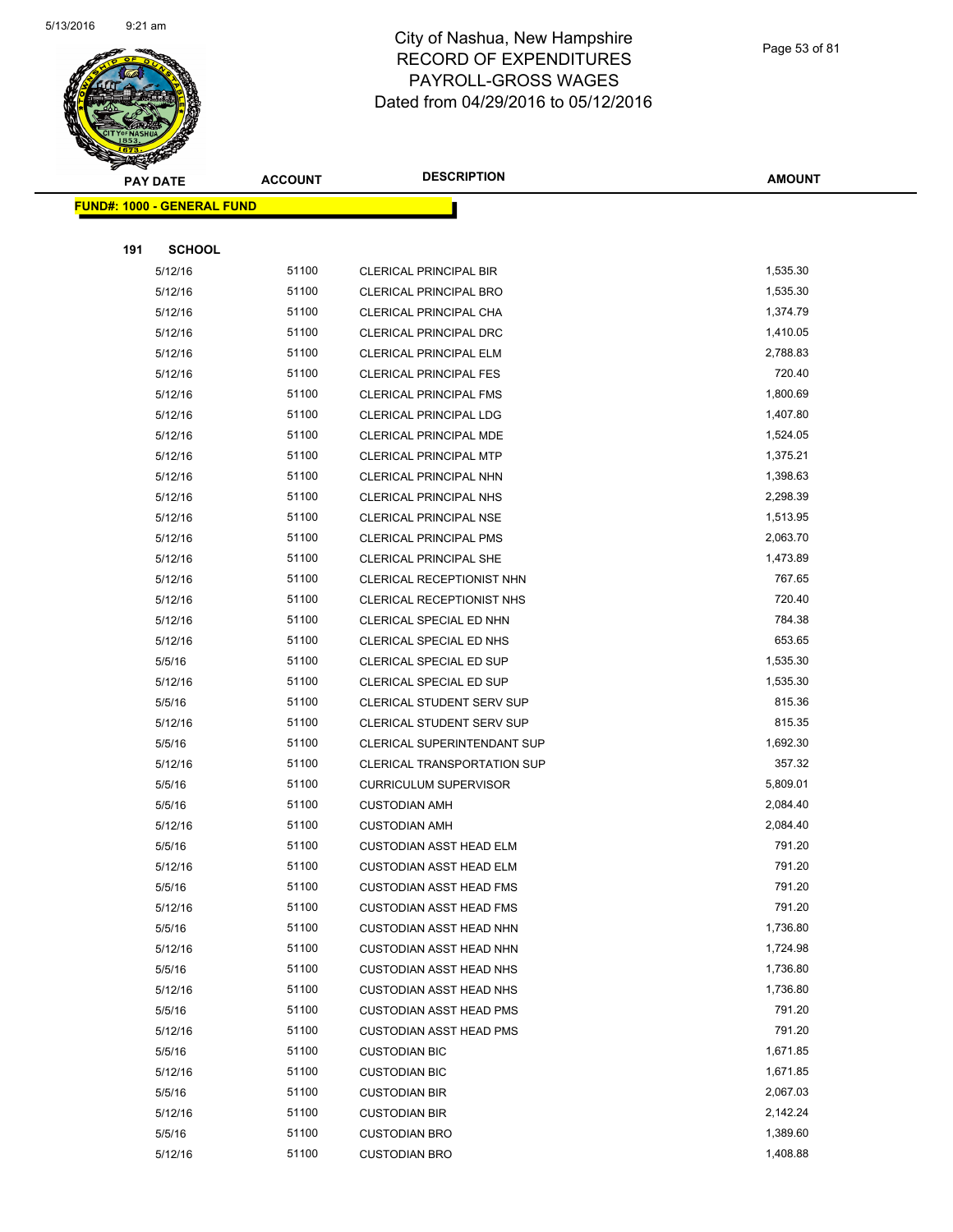# City of Nashua, New Hampshire
## RECORD OF EXPENDITURES
## PAYROLL-GROSS WAGES
## Dated from 04/29/2016 to 05/12/2016

| PAY DATE | ACCOUNT | DESCRIPTION | AMOUNT |
|---|---|---|---|
| **FUND#: 1000 - GENERAL FUND** | | | |
| **191 SCHOOL** | | | |
| 5/12/16 | 51100 | CLERICAL PRINCIPAL BIR | 1,535.30 |
| 5/12/16 | 51100 | CLERICAL PRINCIPAL BRO | 1,535.30 |
| 5/12/16 | 51100 | CLERICAL PRINCIPAL CHA | 1,374.79 |
| 5/12/16 | 51100 | CLERICAL PRINCIPAL DRC | 1,410.05 |
| 5/12/16 | 51100 | CLERICAL PRINCIPAL ELM | 2,788.83 |
| 5/12/16 | 51100 | CLERICAL PRINCIPAL FES | 720.40 |
| 5/12/16 | 51100 | CLERICAL PRINCIPAL FMS | 1,800.69 |
| 5/12/16 | 51100 | CLERICAL PRINCIPAL LDG | 1,407.80 |
| 5/12/16 | 51100 | CLERICAL PRINCIPAL MDE | 1,524.05 |
| 5/12/16 | 51100 | CLERICAL PRINCIPAL MTP | 1,375.21 |
| 5/12/16 | 51100 | CLERICAL PRINCIPAL NHN | 1,398.63 |
| 5/12/16 | 51100 | CLERICAL PRINCIPAL NHS | 2,298.39 |
| 5/12/16 | 51100 | CLERICAL PRINCIPAL NSE | 1,513.95 |
| 5/12/16 | 51100 | CLERICAL PRINCIPAL PMS | 2,063.70 |
| 5/12/16 | 51100 | CLERICAL PRINCIPAL SHE | 1,473.89 |
| 5/12/16 | 51100 | CLERICAL RECEPTIONIST NHN | 767.65 |
| 5/12/16 | 51100 | CLERICAL RECEPTIONIST NHS | 720.40 |
| 5/12/16 | 51100 | CLERICAL SPECIAL ED NHN | 784.38 |
| 5/12/16 | 51100 | CLERICAL SPECIAL ED NHS | 653.65 |
| 5/5/16 | 51100 | CLERICAL SPECIAL ED SUP | 1,535.30 |
| 5/12/16 | 51100 | CLERICAL SPECIAL ED SUP | 1,535.30 |
| 5/5/16 | 51100 | CLERICAL STUDENT SERV SUP | 815.36 |
| 5/12/16 | 51100 | CLERICAL STUDENT SERV SUP | 815.35 |
| 5/5/16 | 51100 | CLERICAL SUPERINTENDANT SUP | 1,692.30 |
| 5/12/16 | 51100 | CLERICAL TRANSPORTATION SUP | 357.32 |
| 5/5/16 | 51100 | CURRICULUM SUPERVISOR | 5,809.01 |
| 5/5/16 | 51100 | CUSTODIAN AMH | 2,084.40 |
| 5/12/16 | 51100 | CUSTODIAN AMH | 2,084.40 |
| 5/5/16 | 51100 | CUSTODIAN ASST HEAD ELM | 791.20 |
| 5/12/16 | 51100 | CUSTODIAN ASST HEAD ELM | 791.20 |
| 5/5/16 | 51100 | CUSTODIAN ASST HEAD FMS | 791.20 |
| 5/12/16 | 51100 | CUSTODIAN ASST HEAD FMS | 791.20 |
| 5/5/16 | 51100 | CUSTODIAN ASST HEAD NHN | 1,736.80 |
| 5/12/16 | 51100 | CUSTODIAN ASST HEAD NHN | 1,724.98 |
| 5/5/16 | 51100 | CUSTODIAN ASST HEAD NHS | 1,736.80 |
| 5/12/16 | 51100 | CUSTODIAN ASST HEAD NHS | 1,736.80 |
| 5/5/16 | 51100 | CUSTODIAN ASST HEAD PMS | 791.20 |
| 5/12/16 | 51100 | CUSTODIAN ASST HEAD PMS | 791.20 |
| 5/5/16 | 51100 | CUSTODIAN BIC | 1,671.85 |
| 5/12/16 | 51100 | CUSTODIAN BIC | 1,671.85 |
| 5/5/16 | 51100 | CUSTODIAN BIR | 2,067.03 |
| 5/12/16 | 51100 | CUSTODIAN BIR | 2,142.24 |
| 5/5/16 | 51100 | CUSTODIAN BRO | 1,389.60 |
| 5/12/16 | 51100 | CUSTODIAN BRO | 1,408.88 |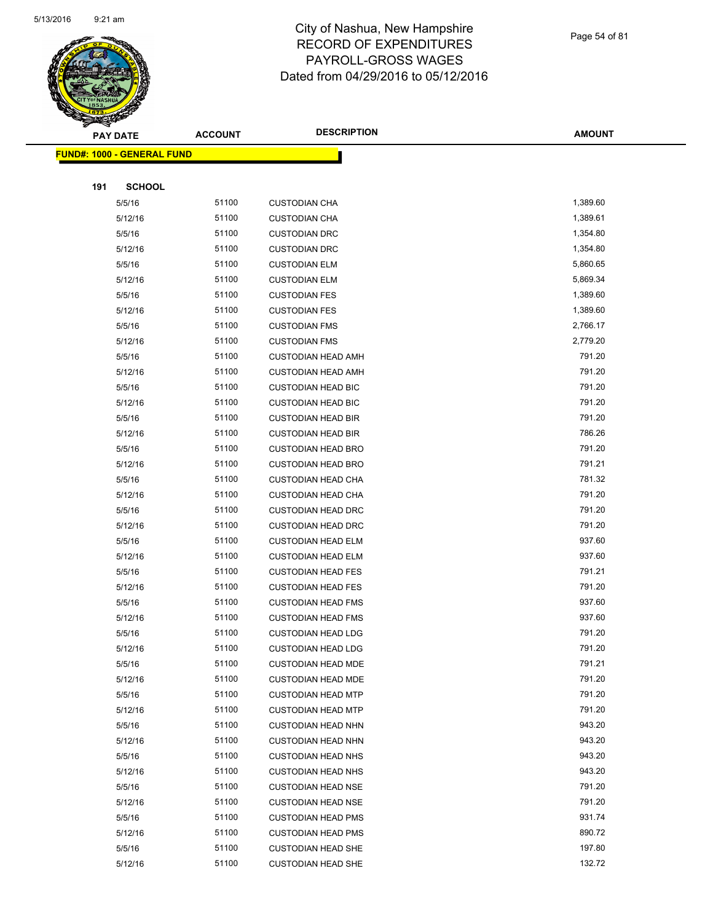# City of Nashua, New Hampshire
# RECORD OF EXPENDITURES
# PAYROLL-GROSS WAGES
# Dated from 04/29/2016 to 05/12/2016

**FUND#: 1000 - GENERAL FUND**

**191 SCHOOL**

| PAY DATE | ACCOUNT | DESCRIPTION | AMOUNT |
|---|---|---|---|
| 5/5/16 | 51100 | CUSTODIAN CHA | 1,389.60 |
| 5/12/16 | 51100 | CUSTODIAN CHA | 1,389.61 |
| 5/5/16 | 51100 | CUSTODIAN DRC | 1,354.80 |
| 5/12/16 | 51100 | CUSTODIAN DRC | 1,354.80 |
| 5/5/16 | 51100 | CUSTODIAN ELM | 5,860.65 |
| 5/12/16 | 51100 | CUSTODIAN ELM | 5,869.34 |
| 5/5/16 | 51100 | CUSTODIAN FES | 1,389.60 |
| 5/12/16 | 51100 | CUSTODIAN FES | 1,389.60 |
| 5/5/16 | 51100 | CUSTODIAN FMS | 2,766.17 |
| 5/12/16 | 51100 | CUSTODIAN FMS | 2,779.20 |
| 5/5/16 | 51100 | CUSTODIAN HEAD AMH | 791.20 |
| 5/12/16 | 51100 | CUSTODIAN HEAD AMH | 791.20 |
| 5/5/16 | 51100 | CUSTODIAN HEAD BIC | 791.20 |
| 5/12/16 | 51100 | CUSTODIAN HEAD BIC | 791.20 |
| 5/5/16 | 51100 | CUSTODIAN HEAD BIR | 791.20 |
| 5/12/16 | 51100 | CUSTODIAN HEAD BIR | 786.26 |
| 5/5/16 | 51100 | CUSTODIAN HEAD BRO | 791.20 |
| 5/12/16 | 51100 | CUSTODIAN HEAD BRO | 791.21 |
| 5/5/16 | 51100 | CUSTODIAN HEAD CHA | 781.32 |
| 5/12/16 | 51100 | CUSTODIAN HEAD CHA | 791.20 |
| 5/5/16 | 51100 | CUSTODIAN HEAD DRC | 791.20 |
| 5/12/16 | 51100 | CUSTODIAN HEAD DRC | 791.20 |
| 5/5/16 | 51100 | CUSTODIAN HEAD ELM | 937.60 |
| 5/12/16 | 51100 | CUSTODIAN HEAD ELM | 937.60 |
| 5/5/16 | 51100 | CUSTODIAN HEAD FES | 791.21 |
| 5/12/16 | 51100 | CUSTODIAN HEAD FES | 791.20 |
| 5/5/16 | 51100 | CUSTODIAN HEAD FMS | 937.60 |
| 5/12/16 | 51100 | CUSTODIAN HEAD FMS | 937.60 |
| 5/5/16 | 51100 | CUSTODIAN HEAD LDG | 791.20 |
| 5/12/16 | 51100 | CUSTODIAN HEAD LDG | 791.20 |
| 5/5/16 | 51100 | CUSTODIAN HEAD MDE | 791.21 |
| 5/12/16 | 51100 | CUSTODIAN HEAD MDE | 791.20 |
| 5/5/16 | 51100 | CUSTODIAN HEAD MTP | 791.20 |
| 5/12/16 | 51100 | CUSTODIAN HEAD MTP | 791.20 |
| 5/5/16 | 51100 | CUSTODIAN HEAD NHN | 943.20 |
| 5/12/16 | 51100 | CUSTODIAN HEAD NHN | 943.20 |
| 5/5/16 | 51100 | CUSTODIAN HEAD NHS | 943.20 |
| 5/12/16 | 51100 | CUSTODIAN HEAD NHS | 943.20 |
| 5/5/16 | 51100 | CUSTODIAN HEAD NSE | 791.20 |
| 5/12/16 | 51100 | CUSTODIAN HEAD NSE | 791.20 |
| 5/5/16 | 51100 | CUSTODIAN HEAD PMS | 931.74 |
| 5/12/16 | 51100 | CUSTODIAN HEAD PMS | 890.72 |
| 5/5/16 | 51100 | CUSTODIAN HEAD SHE | 197.80 |
| 5/12/16 | 51100 | CUSTODIAN HEAD SHE | 132.72 |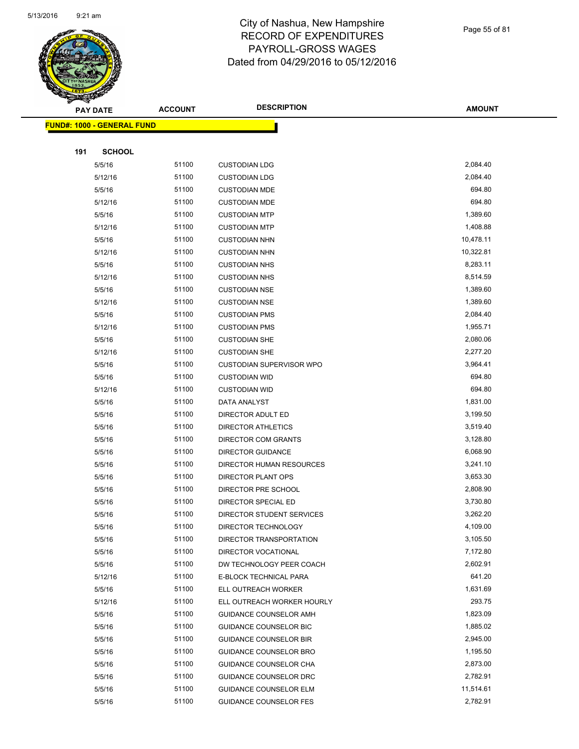# City of Nashua, New Hampshire
## RECORD OF EXPENDITURES
## PAYROLL-GROSS WAGES
## Dated from 04/29/2016 to 05/12/2016

| PAY DATE | ACCOUNT | DESCRIPTION | AMOUNT |
|---|---|---|---|
| **FUND#: 1000 - GENERAL FUND** | | | |
| **191 SCHOOL** | | | |
| 5/5/16 | 51100 | CUSTODIAN LDG | 2,084.40 |
| 5/12/16 | 51100 | CUSTODIAN LDG | 2,084.40 |
| 5/5/16 | 51100 | CUSTODIAN MDE | 694.80 |
| 5/12/16 | 51100 | CUSTODIAN MDE | 694.80 |
| 5/5/16 | 51100 | CUSTODIAN MTP | 1,389.60 |
| 5/12/16 | 51100 | CUSTODIAN MTP | 1,408.88 |
| 5/5/16 | 51100 | CUSTODIAN NHN | 10,478.11 |
| 5/12/16 | 51100 | CUSTODIAN NHN | 10,322.81 |
| 5/5/16 | 51100 | CUSTODIAN NHS | 8,283.11 |
| 5/12/16 | 51100 | CUSTODIAN NHS | 8,514.59 |
| 5/5/16 | 51100 | CUSTODIAN NSE | 1,389.60 |
| 5/12/16 | 51100 | CUSTODIAN NSE | 1,389.60 |
| 5/5/16 | 51100 | CUSTODIAN PMS | 2,084.40 |
| 5/12/16 | 51100 | CUSTODIAN PMS | 1,955.71 |
| 5/5/16 | 51100 | CUSTODIAN SHE | 2,080.06 |
| 5/12/16 | 51100 | CUSTODIAN SHE | 2,277.20 |
| 5/5/16 | 51100 | CUSTODIAN SUPERVISOR WPO | 3,964.41 |
| 5/5/16 | 51100 | CUSTODIAN WID | 694.80 |
| 5/12/16 | 51100 | CUSTODIAN WID | 694.80 |
| 5/5/16 | 51100 | DATA ANALYST | 1,831.00 |
| 5/5/16 | 51100 | DIRECTOR ADULT ED | 3,199.50 |
| 5/5/16 | 51100 | DIRECTOR ATHLETICS | 3,519.40 |
| 5/5/16 | 51100 | DIRECTOR COM GRANTS | 3,128.80 |
| 5/5/16 | 51100 | DIRECTOR GUIDANCE | 6,068.90 |
| 5/5/16 | 51100 | DIRECTOR HUMAN RESOURCES | 3,241.10 |
| 5/5/16 | 51100 | DIRECTOR PLANT OPS | 3,653.30 |
| 5/5/16 | 51100 | DIRECTOR PRE SCHOOL | 2,808.90 |
| 5/5/16 | 51100 | DIRECTOR SPECIAL ED | 3,730.80 |
| 5/5/16 | 51100 | DIRECTOR STUDENT SERVICES | 3,262.20 |
| 5/5/16 | 51100 | DIRECTOR TECHNOLOGY | 4,109.00 |
| 5/5/16 | 51100 | DIRECTOR TRANSPORTATION | 3,105.50 |
| 5/5/16 | 51100 | DIRECTOR VOCATIONAL | 7,172.80 |
| 5/5/16 | 51100 | DW TECHNOLOGY PEER COACH | 2,602.91 |
| 5/12/16 | 51100 | E-BLOCK TECHNICAL PARA | 641.20 |
| 5/5/16 | 51100 | ELL OUTREACH WORKER | 1,631.69 |
| 5/12/16 | 51100 | ELL OUTREACH WORKER HOURLY | 293.75 |
| 5/5/16 | 51100 | GUIDANCE COUNSELOR AMH | 1,823.09 |
| 5/5/16 | 51100 | GUIDANCE COUNSELOR BIC | 1,885.02 |
| 5/5/16 | 51100 | GUIDANCE COUNSELOR BIR | 2,945.00 |
| 5/5/16 | 51100 | GUIDANCE COUNSELOR BRO | 1,195.50 |
| 5/5/16 | 51100 | GUIDANCE COUNSELOR CHA | 2,873.00 |
| 5/5/16 | 51100 | GUIDANCE COUNSELOR DRC | 2,782.91 |
| 5/5/16 | 51100 | GUIDANCE COUNSELOR ELM | 11,514.61 |
| 5/5/16 | 51100 | GUIDANCE COUNSELOR FES | 2,782.91 |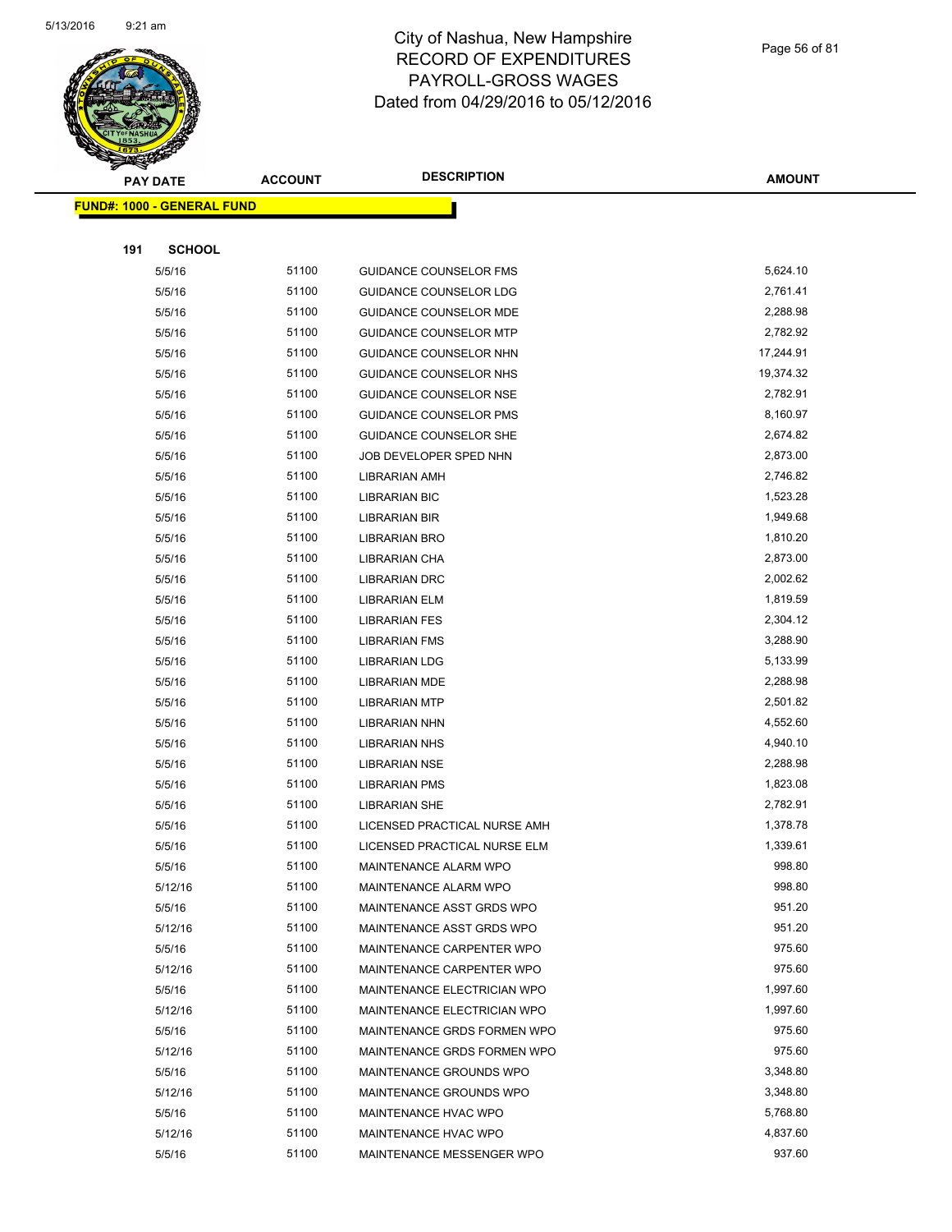# City of Nashua, New Hampshire
## RECORD OF EXPENDITURES
## PAYROLL-GROSS WAGES
## Dated from 04/29/2016 to 05/12/2016

| PAY DATE | ACCOUNT | DESCRIPTION | AMOUNT |
|---|---|---|---|

**FUND#: 1000 - GENERAL FUND**

**191 SCHOOL**

| PAY DATE | ACCOUNT | DESCRIPTION | AMOUNT |
|---|---|---|---|
| 5/5/16 | 51100 | GUIDANCE COUNSELOR FMS | 5,624.10 |
| 5/5/16 | 51100 | GUIDANCE COUNSELOR LDG | 2,761.41 |
| 5/5/16 | 51100 | GUIDANCE COUNSELOR MDE | 2,288.98 |
| 5/5/16 | 51100 | GUIDANCE COUNSELOR MTP | 2,782.92 |
| 5/5/16 | 51100 | GUIDANCE COUNSELOR NHN | 17,244.91 |
| 5/5/16 | 51100 | GUIDANCE COUNSELOR NHS | 19,374.32 |
| 5/5/16 | 51100 | GUIDANCE COUNSELOR NSE | 2,782.91 |
| 5/5/16 | 51100 | GUIDANCE COUNSELOR PMS | 8,160.97 |
| 5/5/16 | 51100 | GUIDANCE COUNSELOR SHE | 2,674.82 |
| 5/5/16 | 51100 | JOB DEVELOPER SPED NHN | 2,873.00 |
| 5/5/16 | 51100 | LIBRARIAN AMH | 2,746.82 |
| 5/5/16 | 51100 | LIBRARIAN BIC | 1,523.28 |
| 5/5/16 | 51100 | LIBRARIAN BIR | 1,949.68 |
| 5/5/16 | 51100 | LIBRARIAN BRO | 1,810.20 |
| 5/5/16 | 51100 | LIBRARIAN CHA | 2,873.00 |
| 5/5/16 | 51100 | LIBRARIAN DRC | 2,002.62 |
| 5/5/16 | 51100 | LIBRARIAN ELM | 1,819.59 |
| 5/5/16 | 51100 | LIBRARIAN FES | 2,304.12 |
| 5/5/16 | 51100 | LIBRARIAN FMS | 3,288.90 |
| 5/5/16 | 51100 | LIBRARIAN LDG | 5,133.99 |
| 5/5/16 | 51100 | LIBRARIAN MDE | 2,288.98 |
| 5/5/16 | 51100 | LIBRARIAN MTP | 2,501.82 |
| 5/5/16 | 51100 | LIBRARIAN NHN | 4,552.60 |
| 5/5/16 | 51100 | LIBRARIAN NHS | 4,940.10 |
| 5/5/16 | 51100 | LIBRARIAN NSE | 2,288.98 |
| 5/5/16 | 51100 | LIBRARIAN PMS | 1,823.08 |
| 5/5/16 | 51100 | LIBRARIAN SHE | 2,782.91 |
| 5/5/16 | 51100 | LICENSED PRACTICAL NURSE AMH | 1,378.78 |
| 5/5/16 | 51100 | LICENSED PRACTICAL NURSE ELM | 1,339.61 |
| 5/5/16 | 51100 | MAINTENANCE ALARM WPO | 998.80 |
| 5/12/16 | 51100 | MAINTENANCE ALARM WPO | 998.80 |
| 5/5/16 | 51100 | MAINTENANCE ASST GRDS WPO | 951.20 |
| 5/12/16 | 51100 | MAINTENANCE ASST GRDS WPO | 951.20 |
| 5/5/16 | 51100 | MAINTENANCE CARPENTER WPO | 975.60 |
| 5/12/16 | 51100 | MAINTENANCE CARPENTER WPO | 975.60 |
| 5/5/16 | 51100 | MAINTENANCE ELECTRICIAN WPO | 1,997.60 |
| 5/12/16 | 51100 | MAINTENANCE ELECTRICIAN WPO | 1,997.60 |
| 5/5/16 | 51100 | MAINTENANCE GRDS FORMEN WPO | 975.60 |
| 5/12/16 | 51100 | MAINTENANCE GRDS FORMEN WPO | 975.60 |
| 5/5/16 | 51100 | MAINTENANCE GROUNDS WPO | 3,348.80 |
| 5/12/16 | 51100 | MAINTENANCE GROUNDS WPO | 3,348.80 |
| 5/5/16 | 51100 | MAINTENANCE HVAC WPO | 5,768.80 |
| 5/12/16 | 51100 | MAINTENANCE HVAC WPO | 4,837.60 |
| 5/5/16 | 51100 | MAINTENANCE MESSENGER WPO | 937.60 |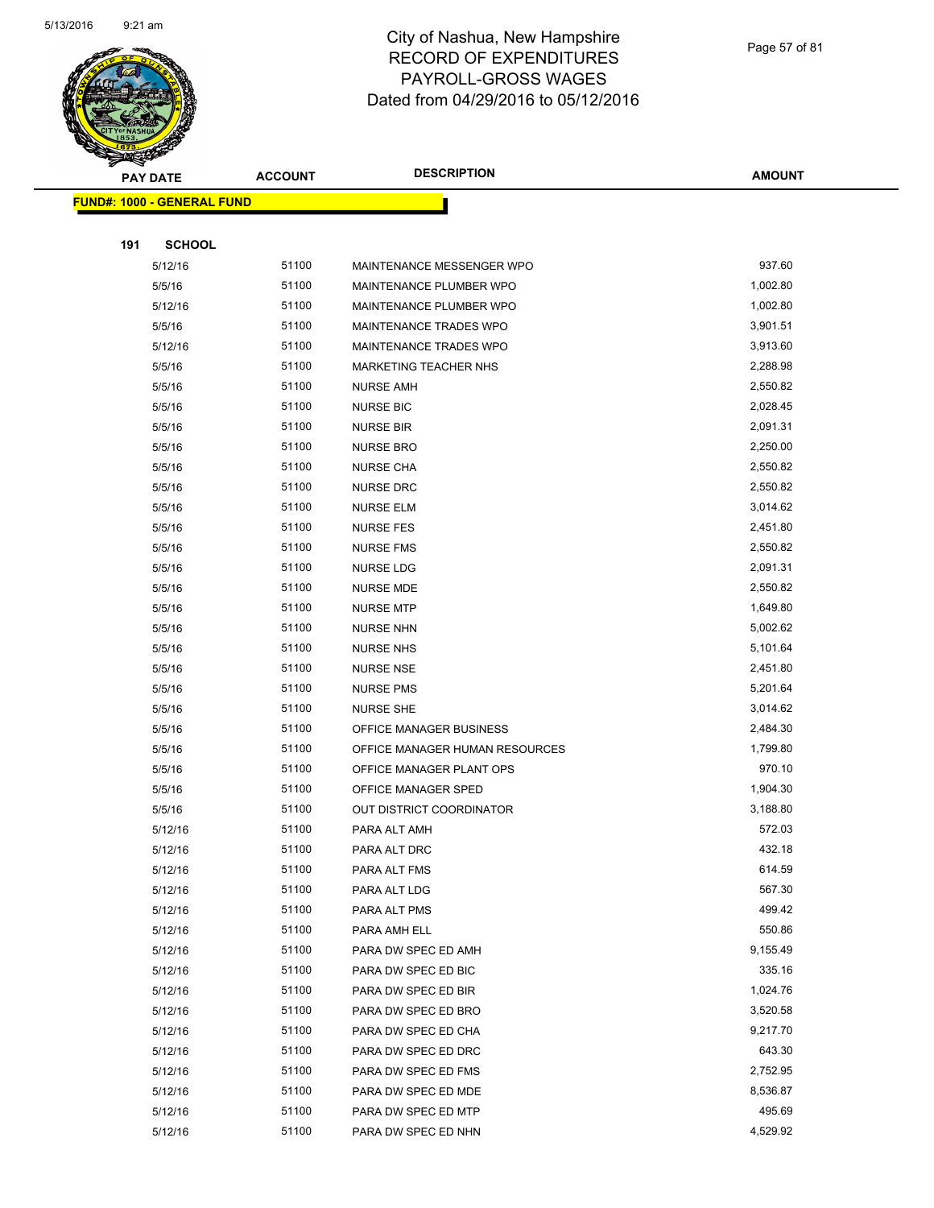# City of Nashua, New Hampshire
## RECORD OF EXPENDITURES
## PAYROLL-GROSS WAGES
## Dated from 04/29/2016 to 05/12/2016

| PAY DATE | ACCOUNT | DESCRIPTION | AMOUNT |
|---|---|---|---|

**FUND#: 1000 - GENERAL FUND**

**191 SCHOOL**

| PAY DATE | ACCOUNT | DESCRIPTION | AMOUNT |
|---|---|---|---|
| 5/12/16 | 51100 | MAINTENANCE MESSENGER WPO | 937.60 |
| 5/5/16 | 51100 | MAINTENANCE PLUMBER WPO | 1,002.80 |
| 5/12/16 | 51100 | MAINTENANCE PLUMBER WPO | 1,002.80 |
| 5/5/16 | 51100 | MAINTENANCE TRADES WPO | 3,901.51 |
| 5/12/16 | 51100 | MAINTENANCE TRADES WPO | 3,913.60 |
| 5/5/16 | 51100 | MARKETING TEACHER NHS | 2,288.98 |
| 5/5/16 | 51100 | NURSE AMH | 2,550.82 |
| 5/5/16 | 51100 | NURSE BIC | 2,028.45 |
| 5/5/16 | 51100 | NURSE BIR | 2,091.31 |
| 5/5/16 | 51100 | NURSE BRO | 2,250.00 |
| 5/5/16 | 51100 | NURSE CHA | 2,550.82 |
| 5/5/16 | 51100 | NURSE DRC | 2,550.82 |
| 5/5/16 | 51100 | NURSE ELM | 3,014.62 |
| 5/5/16 | 51100 | NURSE FES | 2,451.80 |
| 5/5/16 | 51100 | NURSE FMS | 2,550.82 |
| 5/5/16 | 51100 | NURSE LDG | 2,091.31 |
| 5/5/16 | 51100 | NURSE MDE | 2,550.82 |
| 5/5/16 | 51100 | NURSE MTP | 1,649.80 |
| 5/5/16 | 51100 | NURSE NHN | 5,002.62 |
| 5/5/16 | 51100 | NURSE NHS | 5,101.64 |
| 5/5/16 | 51100 | NURSE NSE | 2,451.80 |
| 5/5/16 | 51100 | NURSE PMS | 5,201.64 |
| 5/5/16 | 51100 | NURSE SHE | 3,014.62 |
| 5/5/16 | 51100 | OFFICE MANAGER BUSINESS | 2,484.30 |
| 5/5/16 | 51100 | OFFICE MANAGER HUMAN RESOURCES | 1,799.80 |
| 5/5/16 | 51100 | OFFICE MANAGER PLANT OPS | 970.10 |
| 5/5/16 | 51100 | OFFICE MANAGER SPED | 1,904.30 |
| 5/5/16 | 51100 | OUT DISTRICT COORDINATOR | 3,188.80 |
| 5/12/16 | 51100 | PARA ALT AMH | 572.03 |
| 5/12/16 | 51100 | PARA ALT DRC | 432.18 |
| 5/12/16 | 51100 | PARA ALT FMS | 614.59 |
| 5/12/16 | 51100 | PARA ALT LDG | 567.30 |
| 5/12/16 | 51100 | PARA ALT PMS | 499.42 |
| 5/12/16 | 51100 | PARA AMH ELL | 550.86 |
| 5/12/16 | 51100 | PARA DW SPEC ED AMH | 9,155.49 |
| 5/12/16 | 51100 | PARA DW SPEC ED BIC | 335.16 |
| 5/12/16 | 51100 | PARA DW SPEC ED BIR | 1,024.76 |
| 5/12/16 | 51100 | PARA DW SPEC ED BRO | 3,520.58 |
| 5/12/16 | 51100 | PARA DW SPEC ED CHA | 9,217.70 |
| 5/12/16 | 51100 | PARA DW SPEC ED DRC | 643.30 |
| 5/12/16 | 51100 | PARA DW SPEC ED FMS | 2,752.95 |
| 5/12/16 | 51100 | PARA DW SPEC ED MDE | 8,536.87 |
| 5/12/16 | 51100 | PARA DW SPEC ED MTP | 495.69 |
| 5/12/16 | 51100 | PARA DW SPEC ED NHN | 4,529.92 |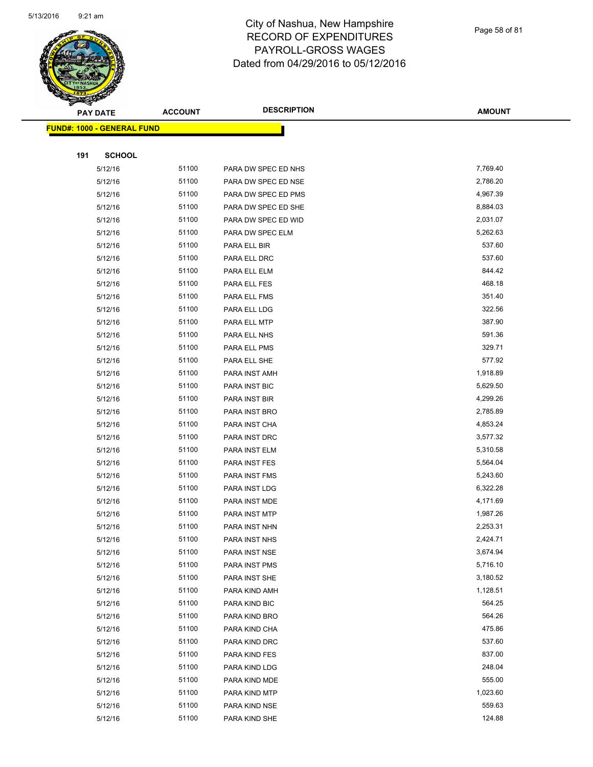# City of Nashua, New Hampshire
## RECORD OF EXPENDITURES
## PAYROLL-GROSS WAGES
## Dated from 04/29/2016 to 05/12/2016

| PAY DATE | ACCOUNT | DESCRIPTION | AMOUNT |
|---|---|---|---|

**FUND#: 1000 - GENERAL FUND**

**191 SCHOOL**

| PAY DATE | ACCOUNT | DESCRIPTION | AMOUNT |
|---|---|---|---|
| 5/12/16 | 51100 | PARA DW SPEC ED NHS | 7,769.40 |
| 5/12/16 | 51100 | PARA DW SPEC ED NSE | 2,786.20 |
| 5/12/16 | 51100 | PARA DW SPEC ED PMS | 4,967.39 |
| 5/12/16 | 51100 | PARA DW SPEC ED SHE | 8,884.03 |
| 5/12/16 | 51100 | PARA DW SPEC ED WID | 2,031.07 |
| 5/12/16 | 51100 | PARA DW SPEC ELM | 5,262.63 |
| 5/12/16 | 51100 | PARA ELL BIR | 537.60 |
| 5/12/16 | 51100 | PARA ELL DRC | 537.60 |
| 5/12/16 | 51100 | PARA ELL ELM | 844.42 |
| 5/12/16 | 51100 | PARA ELL FES | 468.18 |
| 5/12/16 | 51100 | PARA ELL FMS | 351.40 |
| 5/12/16 | 51100 | PARA ELL LDG | 322.56 |
| 5/12/16 | 51100 | PARA ELL MTP | 387.90 |
| 5/12/16 | 51100 | PARA ELL NHS | 591.36 |
| 5/12/16 | 51100 | PARA ELL PMS | 329.71 |
| 5/12/16 | 51100 | PARA ELL SHE | 577.92 |
| 5/12/16 | 51100 | PARA INST AMH | 1,918.89 |
| 5/12/16 | 51100 | PARA INST BIC | 5,629.50 |
| 5/12/16 | 51100 | PARA INST BIR | 4,299.26 |
| 5/12/16 | 51100 | PARA INST BRO | 2,785.89 |
| 5/12/16 | 51100 | PARA INST CHA | 4,853.24 |
| 5/12/16 | 51100 | PARA INST DRC | 3,577.32 |
| 5/12/16 | 51100 | PARA INST ELM | 5,310.58 |
| 5/12/16 | 51100 | PARA INST FES | 5,564.04 |
| 5/12/16 | 51100 | PARA INST FMS | 5,243.60 |
| 5/12/16 | 51100 | PARA INST LDG | 6,322.28 |
| 5/12/16 | 51100 | PARA INST MDE | 4,171.69 |
| 5/12/16 | 51100 | PARA INST MTP | 1,987.26 |
| 5/12/16 | 51100 | PARA INST NHN | 2,253.31 |
| 5/12/16 | 51100 | PARA INST NHS | 2,424.71 |
| 5/12/16 | 51100 | PARA INST NSE | 3,674.94 |
| 5/12/16 | 51100 | PARA INST PMS | 5,716.10 |
| 5/12/16 | 51100 | PARA INST SHE | 3,180.52 |
| 5/12/16 | 51100 | PARA KIND AMH | 1,128.51 |
| 5/12/16 | 51100 | PARA KIND BIC | 564.25 |
| 5/12/16 | 51100 | PARA KIND BRO | 564.26 |
| 5/12/16 | 51100 | PARA KIND CHA | 475.86 |
| 5/12/16 | 51100 | PARA KIND DRC | 537.60 |
| 5/12/16 | 51100 | PARA KIND FES | 837.00 |
| 5/12/16 | 51100 | PARA KIND LDG | 248.04 |
| 5/12/16 | 51100 | PARA KIND MDE | 555.00 |
| 5/12/16 | 51100 | PARA KIND MTP | 1,023.60 |
| 5/12/16 | 51100 | PARA KIND NSE | 559.63 |
| 5/12/16 | 51100 | PARA KIND SHE | 124.88 |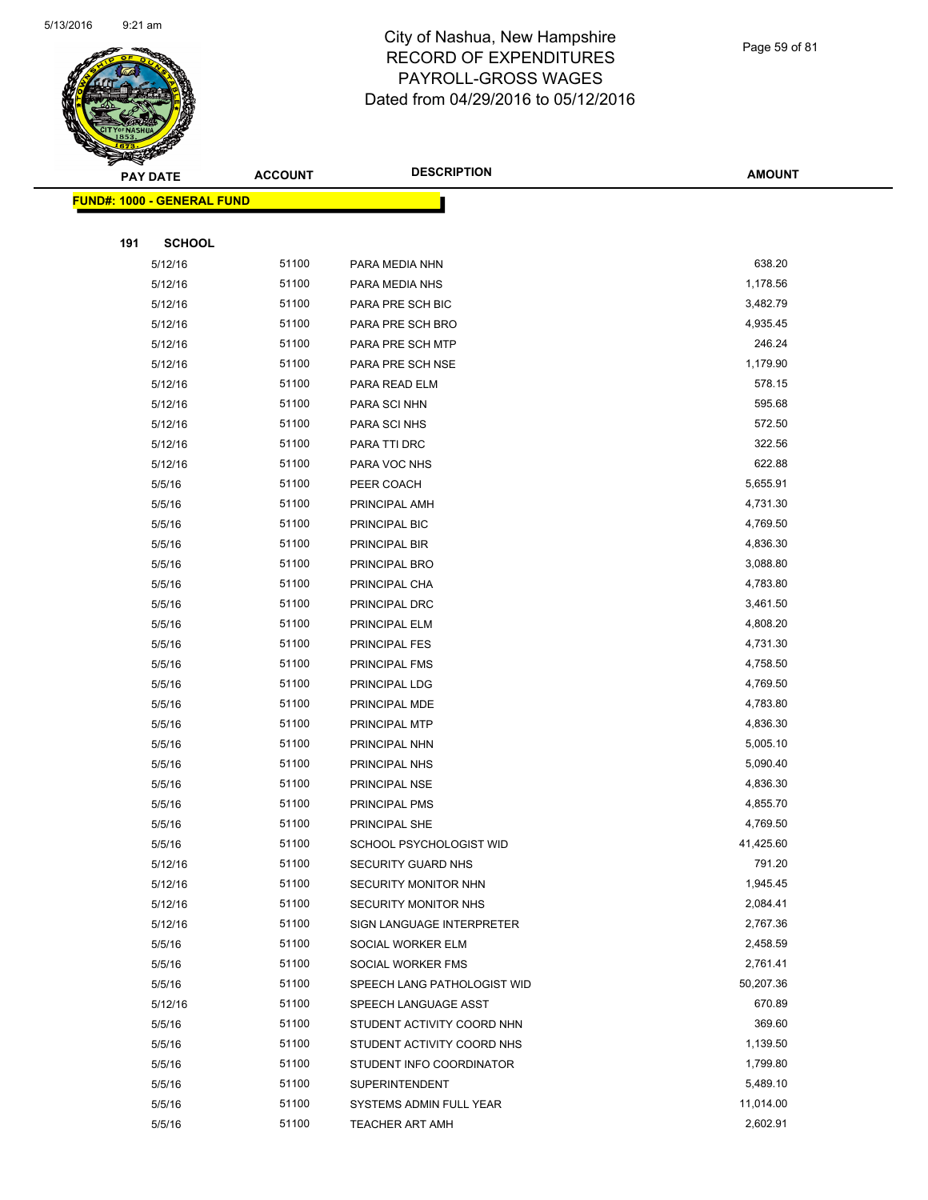# City of Nashua, New Hampshire
## RECORD OF EXPENDITURES
## PAYROLL-GROSS WAGES
## Dated from 04/29/2016 to 05/12/2016

**FUND#: 1000 - GENERAL FUND**

**191 SCHOOL**

| PAY DATE | ACCOUNT | DESCRIPTION | AMOUNT |
|---|---|---|---|
| 5/12/16 | 51100 | PARA MEDIA NHN | 638.20 |
| 5/12/16 | 51100 | PARA MEDIA NHS | 1,178.56 |
| 5/12/16 | 51100 | PARA PRE SCH BIC | 3,482.79 |
| 5/12/16 | 51100 | PARA PRE SCH BRO | 4,935.45 |
| 5/12/16 | 51100 | PARA PRE SCH MTP | 246.24 |
| 5/12/16 | 51100 | PARA PRE SCH NSE | 1,179.90 |
| 5/12/16 | 51100 | PARA READ ELM | 578.15 |
| 5/12/16 | 51100 | PARA SCI NHN | 595.68 |
| 5/12/16 | 51100 | PARA SCI NHS | 572.50 |
| 5/12/16 | 51100 | PARA TTI DRC | 322.56 |
| 5/12/16 | 51100 | PARA VOC NHS | 622.88 |
| 5/5/16 | 51100 | PEER COACH | 5,655.91 |
| 5/5/16 | 51100 | PRINCIPAL AMH | 4,731.30 |
| 5/5/16 | 51100 | PRINCIPAL BIC | 4,769.50 |
| 5/5/16 | 51100 | PRINCIPAL BIR | 4,836.30 |
| 5/5/16 | 51100 | PRINCIPAL BRO | 3,088.80 |
| 5/5/16 | 51100 | PRINCIPAL CHA | 4,783.80 |
| 5/5/16 | 51100 | PRINCIPAL DRC | 3,461.50 |
| 5/5/16 | 51100 | PRINCIPAL ELM | 4,808.20 |
| 5/5/16 | 51100 | PRINCIPAL FES | 4,731.30 |
| 5/5/16 | 51100 | PRINCIPAL FMS | 4,758.50 |
| 5/5/16 | 51100 | PRINCIPAL LDG | 4,769.50 |
| 5/5/16 | 51100 | PRINCIPAL MDE | 4,783.80 |
| 5/5/16 | 51100 | PRINCIPAL MTP | 4,836.30 |
| 5/5/16 | 51100 | PRINCIPAL NHN | 5,005.10 |
| 5/5/16 | 51100 | PRINCIPAL NHS | 5,090.40 |
| 5/5/16 | 51100 | PRINCIPAL NSE | 4,836.30 |
| 5/5/16 | 51100 | PRINCIPAL PMS | 4,855.70 |
| 5/5/16 | 51100 | PRINCIPAL SHE | 4,769.50 |
| 5/5/16 | 51100 | SCHOOL PSYCHOLOGIST WID | 41,425.60 |
| 5/12/16 | 51100 | SECURITY GUARD NHS | 791.20 |
| 5/12/16 | 51100 | SECURITY MONITOR NHN | 1,945.45 |
| 5/12/16 | 51100 | SECURITY MONITOR NHS | 2,084.41 |
| 5/12/16 | 51100 | SIGN LANGUAGE INTERPRETER | 2,767.36 |
| 5/5/16 | 51100 | SOCIAL WORKER ELM | 2,458.59 |
| 5/5/16 | 51100 | SOCIAL WORKER FMS | 2,761.41 |
| 5/5/16 | 51100 | SPEECH LANG PATHOLOGIST WID | 50,207.36 |
| 5/12/16 | 51100 | SPEECH LANGUAGE ASST | 670.89 |
| 5/5/16 | 51100 | STUDENT ACTIVITY COORD NHN | 369.60 |
| 5/5/16 | 51100 | STUDENT ACTIVITY COORD NHS | 1,139.50 |
| 5/5/16 | 51100 | STUDENT INFO COORDINATOR | 1,799.80 |
| 5/5/16 | 51100 | SUPERINTENDENT | 5,489.10 |
| 5/5/16 | 51100 | SYSTEMS ADMIN FULL YEAR | 11,014.00 |
| 5/5/16 | 51100 | TEACHER ART AMH | 2,602.91 |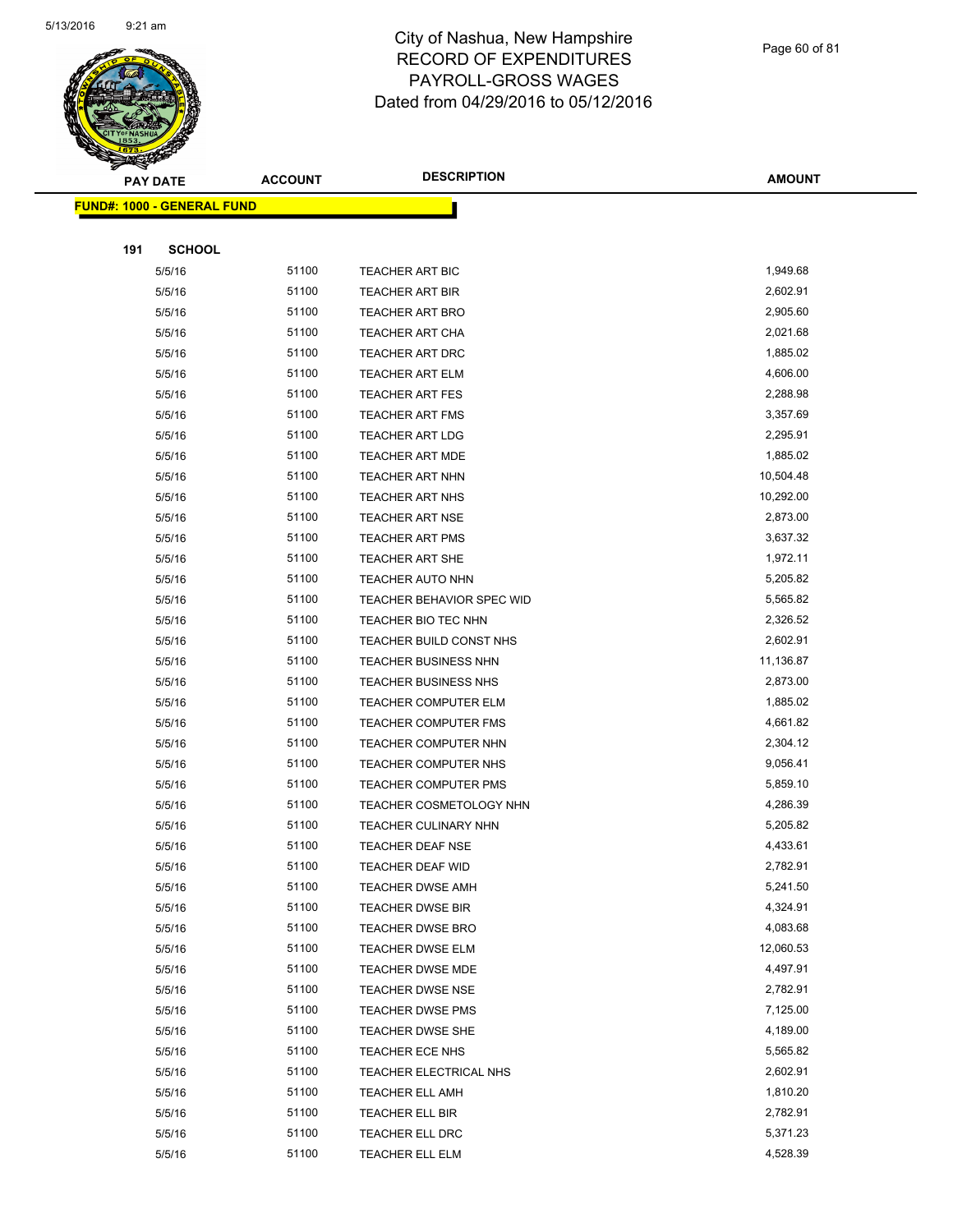# City of Nashua, New Hampshire
# RECORD OF EXPENDITURES
# PAYROLL-GROSS WAGES
# Dated from 04/29/2016 to 05/12/2016

| PAY DATE | ACCOUNT | DESCRIPTION | AMOUNT |
|---|---|---|---|

**FUND#: 1000 - GENERAL FUND**

**191 SCHOOL**

| PAY DATE | ACCOUNT | DESCRIPTION | AMOUNT |
|---|---|---|---|
| 5/5/16 | 51100 | TEACHER ART BIC | 1,949.68 |
| 5/5/16 | 51100 | TEACHER ART BIR | 2,602.91 |
| 5/5/16 | 51100 | TEACHER ART BRO | 2,905.60 |
| 5/5/16 | 51100 | TEACHER ART CHA | 2,021.68 |
| 5/5/16 | 51100 | TEACHER ART DRC | 1,885.02 |
| 5/5/16 | 51100 | TEACHER ART ELM | 4,606.00 |
| 5/5/16 | 51100 | TEACHER ART FES | 2,288.98 |
| 5/5/16 | 51100 | TEACHER ART FMS | 3,357.69 |
| 5/5/16 | 51100 | TEACHER ART LDG | 2,295.91 |
| 5/5/16 | 51100 | TEACHER ART MDE | 1,885.02 |
| 5/5/16 | 51100 | TEACHER ART NHN | 10,504.48 |
| 5/5/16 | 51100 | TEACHER ART NHS | 10,292.00 |
| 5/5/16 | 51100 | TEACHER ART NSE | 2,873.00 |
| 5/5/16 | 51100 | TEACHER ART PMS | 3,637.32 |
| 5/5/16 | 51100 | TEACHER ART SHE | 1,972.11 |
| 5/5/16 | 51100 | TEACHER AUTO NHN | 5,205.82 |
| 5/5/16 | 51100 | TEACHER BEHAVIOR SPEC WID | 5,565.82 |
| 5/5/16 | 51100 | TEACHER BIO TEC NHN | 2,326.52 |
| 5/5/16 | 51100 | TEACHER BUILD CONST NHS | 2,602.91 |
| 5/5/16 | 51100 | TEACHER BUSINESS NHN | 11,136.87 |
| 5/5/16 | 51100 | TEACHER BUSINESS NHS | 2,873.00 |
| 5/5/16 | 51100 | TEACHER COMPUTER ELM | 1,885.02 |
| 5/5/16 | 51100 | TEACHER COMPUTER FMS | 4,661.82 |
| 5/5/16 | 51100 | TEACHER COMPUTER NHN | 2,304.12 |
| 5/5/16 | 51100 | TEACHER COMPUTER NHS | 9,056.41 |
| 5/5/16 | 51100 | TEACHER COMPUTER PMS | 5,859.10 |
| 5/5/16 | 51100 | TEACHER COSMETOLOGY NHN | 4,286.39 |
| 5/5/16 | 51100 | TEACHER CULINARY NHN | 5,205.82 |
| 5/5/16 | 51100 | TEACHER DEAF NSE | 4,433.61 |
| 5/5/16 | 51100 | TEACHER DEAF WID | 2,782.91 |
| 5/5/16 | 51100 | TEACHER DWSE AMH | 5,241.50 |
| 5/5/16 | 51100 | TEACHER DWSE BIR | 4,324.91 |
| 5/5/16 | 51100 | TEACHER DWSE BRO | 4,083.68 |
| 5/5/16 | 51100 | TEACHER DWSE ELM | 12,060.53 |
| 5/5/16 | 51100 | TEACHER DWSE MDE | 4,497.91 |
| 5/5/16 | 51100 | TEACHER DWSE NSE | 2,782.91 |
| 5/5/16 | 51100 | TEACHER DWSE PMS | 7,125.00 |
| 5/5/16 | 51100 | TEACHER DWSE SHE | 4,189.00 |
| 5/5/16 | 51100 | TEACHER ECE NHS | 5,565.82 |
| 5/5/16 | 51100 | TEACHER ELECTRICAL NHS | 2,602.91 |
| 5/5/16 | 51100 | TEACHER ELL AMH | 1,810.20 |
| 5/5/16 | 51100 | TEACHER ELL BIR | 2,782.91 |
| 5/5/16 | 51100 | TEACHER ELL DRC | 5,371.23 |
| 5/5/16 | 51100 | TEACHER ELL ELM | 4,528.39 |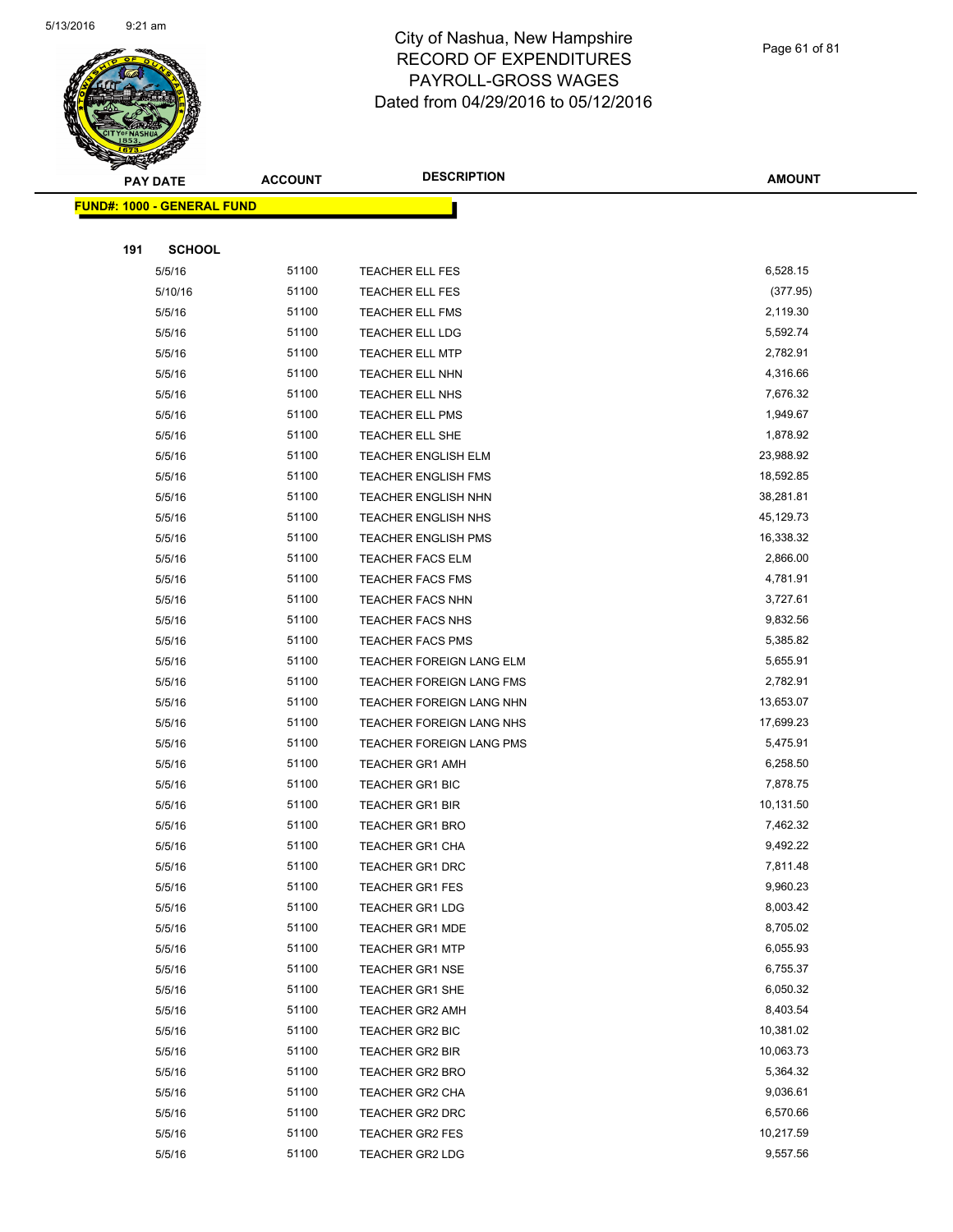# City of Nashua, New Hampshire
## RECORD OF EXPENDITURES
## PAYROLL-GROSS WAGES
## Dated from 04/29/2016 to 05/12/2016

| PAY DATE | ACCOUNT | DESCRIPTION | AMOUNT |
|---|---|---|---|
| **FUND#: 1000 - GENERAL FUND** | | | |
| **191 SCHOOL** | | | |
| 5/5/16 | 51100 | TEACHER ELL FES | 6,528.15 |
| 5/10/16 | 51100 | TEACHER ELL FES | (377.95) |
| 5/5/16 | 51100 | TEACHER ELL FMS | 2,119.30 |
| 5/5/16 | 51100 | TEACHER ELL LDG | 5,592.74 |
| 5/5/16 | 51100 | TEACHER ELL MTP | 2,782.91 |
| 5/5/16 | 51100 | TEACHER ELL NHN | 4,316.66 |
| 5/5/16 | 51100 | TEACHER ELL NHS | 7,676.32 |
| 5/5/16 | 51100 | TEACHER ELL PMS | 1,949.67 |
| 5/5/16 | 51100 | TEACHER ELL SHE | 1,878.92 |
| 5/5/16 | 51100 | TEACHER ENGLISH ELM | 23,988.92 |
| 5/5/16 | 51100 | TEACHER ENGLISH FMS | 18,592.85 |
| 5/5/16 | 51100 | TEACHER ENGLISH NHN | 38,281.81 |
| 5/5/16 | 51100 | TEACHER ENGLISH NHS | 45,129.73 |
| 5/5/16 | 51100 | TEACHER ENGLISH PMS | 16,338.32 |
| 5/5/16 | 51100 | TEACHER FACS ELM | 2,866.00 |
| 5/5/16 | 51100 | TEACHER FACS FMS | 4,781.91 |
| 5/5/16 | 51100 | TEACHER FACS NHN | 3,727.61 |
| 5/5/16 | 51100 | TEACHER FACS NHS | 9,832.56 |
| 5/5/16 | 51100 | TEACHER FACS PMS | 5,385.82 |
| 5/5/16 | 51100 | TEACHER FOREIGN LANG ELM | 5,655.91 |
| 5/5/16 | 51100 | TEACHER FOREIGN LANG FMS | 2,782.91 |
| 5/5/16 | 51100 | TEACHER FOREIGN LANG NHN | 13,653.07 |
| 5/5/16 | 51100 | TEACHER FOREIGN LANG NHS | 17,699.23 |
| 5/5/16 | 51100 | TEACHER FOREIGN LANG PMS | 5,475.91 |
| 5/5/16 | 51100 | TEACHER GR1 AMH | 6,258.50 |
| 5/5/16 | 51100 | TEACHER GR1 BIC | 7,878.75 |
| 5/5/16 | 51100 | TEACHER GR1 BIR | 10,131.50 |
| 5/5/16 | 51100 | TEACHER GR1 BRO | 7,462.32 |
| 5/5/16 | 51100 | TEACHER GR1 CHA | 9,492.22 |
| 5/5/16 | 51100 | TEACHER GR1 DRC | 7,811.48 |
| 5/5/16 | 51100 | TEACHER GR1 FES | 9,960.23 |
| 5/5/16 | 51100 | TEACHER GR1 LDG | 8,003.42 |
| 5/5/16 | 51100 | TEACHER GR1 MDE | 8,705.02 |
| 5/5/16 | 51100 | TEACHER GR1 MTP | 6,055.93 |
| 5/5/16 | 51100 | TEACHER GR1 NSE | 6,755.37 |
| 5/5/16 | 51100 | TEACHER GR1 SHE | 6,050.32 |
| 5/5/16 | 51100 | TEACHER GR2 AMH | 8,403.54 |
| 5/5/16 | 51100 | TEACHER GR2 BIC | 10,381.02 |
| 5/5/16 | 51100 | TEACHER GR2 BIR | 10,063.73 |
| 5/5/16 | 51100 | TEACHER GR2 BRO | 5,364.32 |
| 5/5/16 | 51100 | TEACHER GR2 CHA | 9,036.61 |
| 5/5/16 | 51100 | TEACHER GR2 DRC | 6,570.66 |
| 5/5/16 | 51100 | TEACHER GR2 FES | 10,217.59 |
| 5/5/16 | 51100 | TEACHER GR2 LDG | 9,557.56 |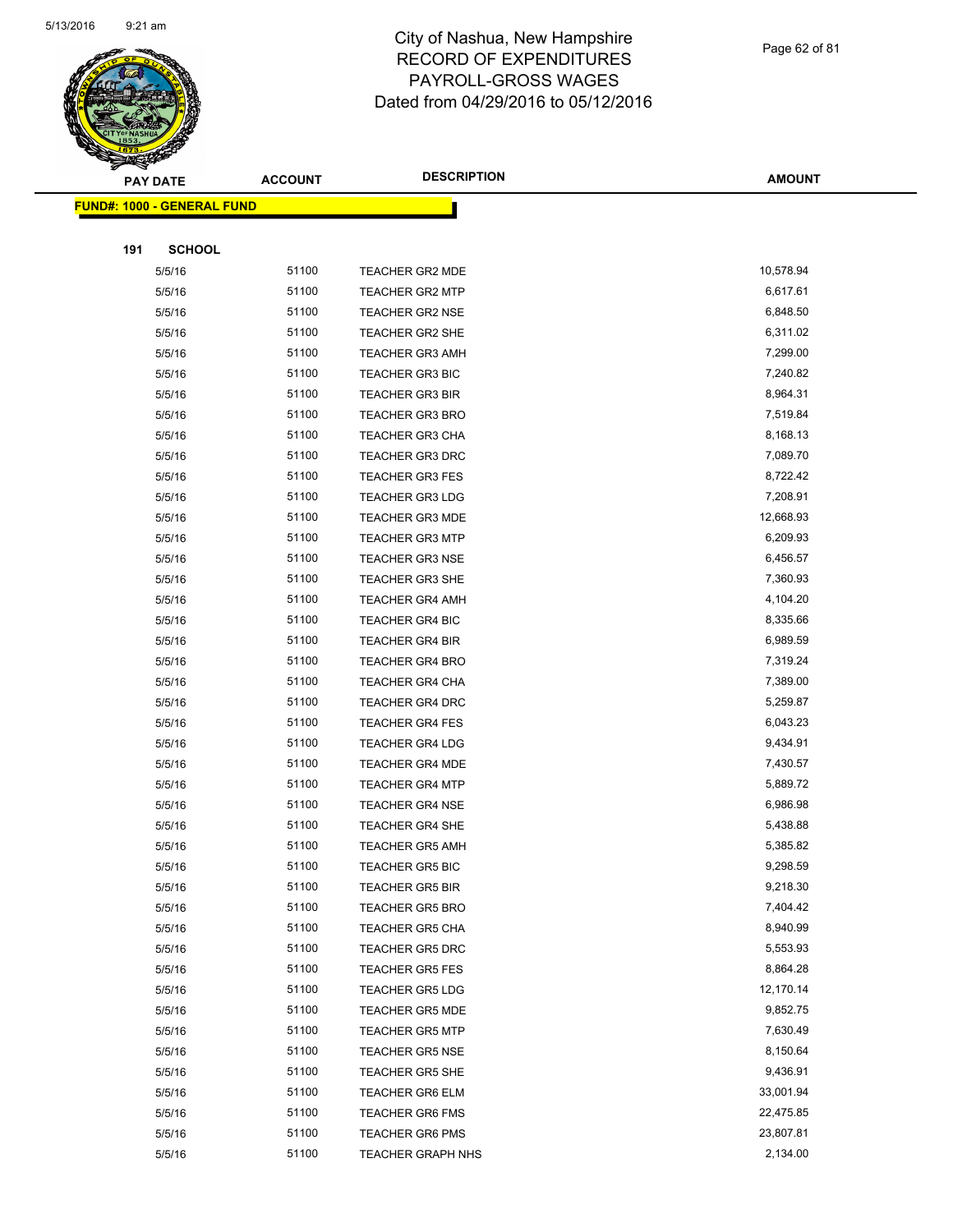# City of Nashua, New Hampshire
## RECORD OF EXPENDITURES
## PAYROLL-GROSS WAGES
## Dated from 04/29/2016 to 05/12/2016

**FUND#: 1000 - GENERAL FUND**

**191 SCHOOL**

| PAY DATE | ACCOUNT | DESCRIPTION | AMOUNT |
|---|---|---|---|
| 5/5/16 | 51100 | TEACHER GR2 MDE | 10,578.94 |
| 5/5/16 | 51100 | TEACHER GR2 MTP | 6,617.61 |
| 5/5/16 | 51100 | TEACHER GR2 NSE | 6,848.50 |
| 5/5/16 | 51100 | TEACHER GR2 SHE | 6,311.02 |
| 5/5/16 | 51100 | TEACHER GR3 AMH | 7,299.00 |
| 5/5/16 | 51100 | TEACHER GR3 BIC | 7,240.82 |
| 5/5/16 | 51100 | TEACHER GR3 BIR | 8,964.31 |
| 5/5/16 | 51100 | TEACHER GR3 BRO | 7,519.84 |
| 5/5/16 | 51100 | TEACHER GR3 CHA | 8,168.13 |
| 5/5/16 | 51100 | TEACHER GR3 DRC | 7,089.70 |
| 5/5/16 | 51100 | TEACHER GR3 FES | 8,722.42 |
| 5/5/16 | 51100 | TEACHER GR3 LDG | 7,208.91 |
| 5/5/16 | 51100 | TEACHER GR3 MDE | 12,668.93 |
| 5/5/16 | 51100 | TEACHER GR3 MTP | 6,209.93 |
| 5/5/16 | 51100 | TEACHER GR3 NSE | 6,456.57 |
| 5/5/16 | 51100 | TEACHER GR3 SHE | 7,360.93 |
| 5/5/16 | 51100 | TEACHER GR4 AMH | 4,104.20 |
| 5/5/16 | 51100 | TEACHER GR4 BIC | 8,335.66 |
| 5/5/16 | 51100 | TEACHER GR4 BIR | 6,989.59 |
| 5/5/16 | 51100 | TEACHER GR4 BRO | 7,319.24 |
| 5/5/16 | 51100 | TEACHER GR4 CHA | 7,389.00 |
| 5/5/16 | 51100 | TEACHER GR4 DRC | 5,259.87 |
| 5/5/16 | 51100 | TEACHER GR4 FES | 6,043.23 |
| 5/5/16 | 51100 | TEACHER GR4 LDG | 9,434.91 |
| 5/5/16 | 51100 | TEACHER GR4 MDE | 7,430.57 |
| 5/5/16 | 51100 | TEACHER GR4 MTP | 5,889.72 |
| 5/5/16 | 51100 | TEACHER GR4 NSE | 6,986.98 |
| 5/5/16 | 51100 | TEACHER GR4 SHE | 5,438.88 |
| 5/5/16 | 51100 | TEACHER GR5 AMH | 5,385.82 |
| 5/5/16 | 51100 | TEACHER GR5 BIC | 9,298.59 |
| 5/5/16 | 51100 | TEACHER GR5 BIR | 9,218.30 |
| 5/5/16 | 51100 | TEACHER GR5 BRO | 7,404.42 |
| 5/5/16 | 51100 | TEACHER GR5 CHA | 8,940.99 |
| 5/5/16 | 51100 | TEACHER GR5 DRC | 5,553.93 |
| 5/5/16 | 51100 | TEACHER GR5 FES | 8,864.28 |
| 5/5/16 | 51100 | TEACHER GR5 LDG | 12,170.14 |
| 5/5/16 | 51100 | TEACHER GR5 MDE | 9,852.75 |
| 5/5/16 | 51100 | TEACHER GR5 MTP | 7,630.49 |
| 5/5/16 | 51100 | TEACHER GR5 NSE | 8,150.64 |
| 5/5/16 | 51100 | TEACHER GR5 SHE | 9,436.91 |
| 5/5/16 | 51100 | TEACHER GR6 ELM | 33,001.94 |
| 5/5/16 | 51100 | TEACHER GR6 FMS | 22,475.85 |
| 5/5/16 | 51100 | TEACHER GR6 PMS | 23,807.81 |
| 5/5/16 | 51100 | TEACHER GRAPH NHS | 2,134.00 |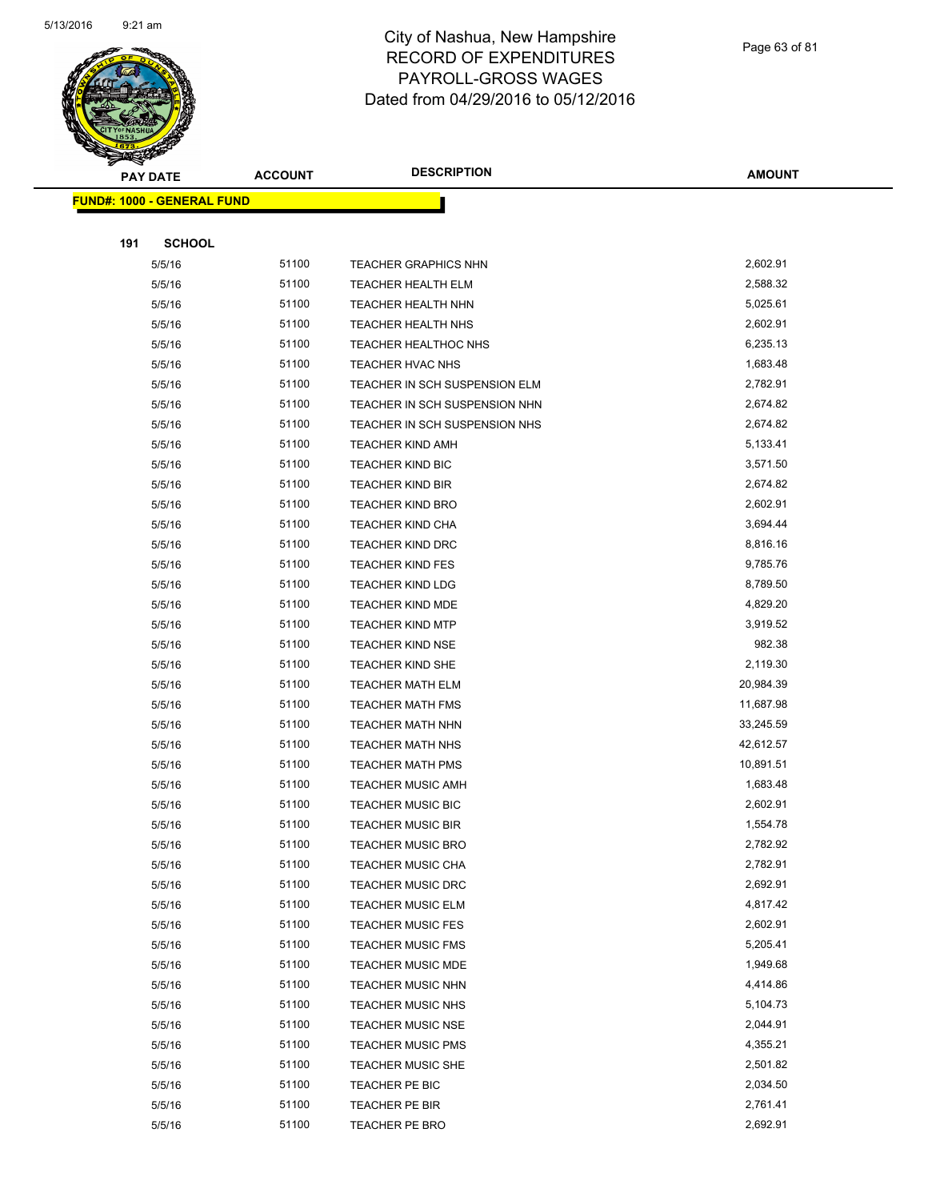# City of Nashua, New Hampshire
## RECORD OF EXPENDITURES
## PAYROLL-GROSS WAGES
## Dated from 04/29/2016 to 05/12/2016

| PAY DATE | ACCOUNT | DESCRIPTION | AMOUNT |
|---|---|---|---|

**FUND#: 1000 - GENERAL FUND**

**191 SCHOOL**

| PAY DATE | ACCOUNT | DESCRIPTION | AMOUNT |
|---|---|---|---|
| 5/5/16 | 51100 | TEACHER GRAPHICS NHN | 2,602.91 |
| 5/5/16 | 51100 | TEACHER HEALTH ELM | 2,588.32 |
| 5/5/16 | 51100 | TEACHER HEALTH NHN | 5,025.61 |
| 5/5/16 | 51100 | TEACHER HEALTH NHS | 2,602.91 |
| 5/5/16 | 51100 | TEACHER HEALTHOC NHS | 6,235.13 |
| 5/5/16 | 51100 | TEACHER HVAC NHS | 1,683.48 |
| 5/5/16 | 51100 | TEACHER IN SCH SUSPENSION ELM | 2,782.91 |
| 5/5/16 | 51100 | TEACHER IN SCH SUSPENSION NHN | 2,674.82 |
| 5/5/16 | 51100 | TEACHER IN SCH SUSPENSION NHS | 2,674.82 |
| 5/5/16 | 51100 | TEACHER KIND AMH | 5,133.41 |
| 5/5/16 | 51100 | TEACHER KIND BIC | 3,571.50 |
| 5/5/16 | 51100 | TEACHER KIND BIR | 2,674.82 |
| 5/5/16 | 51100 | TEACHER KIND BRO | 2,602.91 |
| 5/5/16 | 51100 | TEACHER KIND CHA | 3,694.44 |
| 5/5/16 | 51100 | TEACHER KIND DRC | 8,816.16 |
| 5/5/16 | 51100 | TEACHER KIND FES | 9,785.76 |
| 5/5/16 | 51100 | TEACHER KIND LDG | 8,789.50 |
| 5/5/16 | 51100 | TEACHER KIND MDE | 4,829.20 |
| 5/5/16 | 51100 | TEACHER KIND MTP | 3,919.52 |
| 5/5/16 | 51100 | TEACHER KIND NSE | 982.38 |
| 5/5/16 | 51100 | TEACHER KIND SHE | 2,119.30 |
| 5/5/16 | 51100 | TEACHER MATH ELM | 20,984.39 |
| 5/5/16 | 51100 | TEACHER MATH FMS | 11,687.98 |
| 5/5/16 | 51100 | TEACHER MATH NHN | 33,245.59 |
| 5/5/16 | 51100 | TEACHER MATH NHS | 42,612.57 |
| 5/5/16 | 51100 | TEACHER MATH PMS | 10,891.51 |
| 5/5/16 | 51100 | TEACHER MUSIC AMH | 1,683.48 |
| 5/5/16 | 51100 | TEACHER MUSIC BIC | 2,602.91 |
| 5/5/16 | 51100 | TEACHER MUSIC BIR | 1,554.78 |
| 5/5/16 | 51100 | TEACHER MUSIC BRO | 2,782.92 |
| 5/5/16 | 51100 | TEACHER MUSIC CHA | 2,782.91 |
| 5/5/16 | 51100 | TEACHER MUSIC DRC | 2,692.91 |
| 5/5/16 | 51100 | TEACHER MUSIC ELM | 4,817.42 |
| 5/5/16 | 51100 | TEACHER MUSIC FES | 2,602.91 |
| 5/5/16 | 51100 | TEACHER MUSIC FMS | 5,205.41 |
| 5/5/16 | 51100 | TEACHER MUSIC MDE | 1,949.68 |
| 5/5/16 | 51100 | TEACHER MUSIC NHN | 4,414.86 |
| 5/5/16 | 51100 | TEACHER MUSIC NHS | 5,104.73 |
| 5/5/16 | 51100 | TEACHER MUSIC NSE | 2,044.91 |
| 5/5/16 | 51100 | TEACHER MUSIC PMS | 4,355.21 |
| 5/5/16 | 51100 | TEACHER MUSIC SHE | 2,501.82 |
| 5/5/16 | 51100 | TEACHER PE BIC | 2,034.50 |
| 5/5/16 | 51100 | TEACHER PE BIR | 2,761.41 |
| 5/5/16 | 51100 | TEACHER PE BRO | 2,692.91 |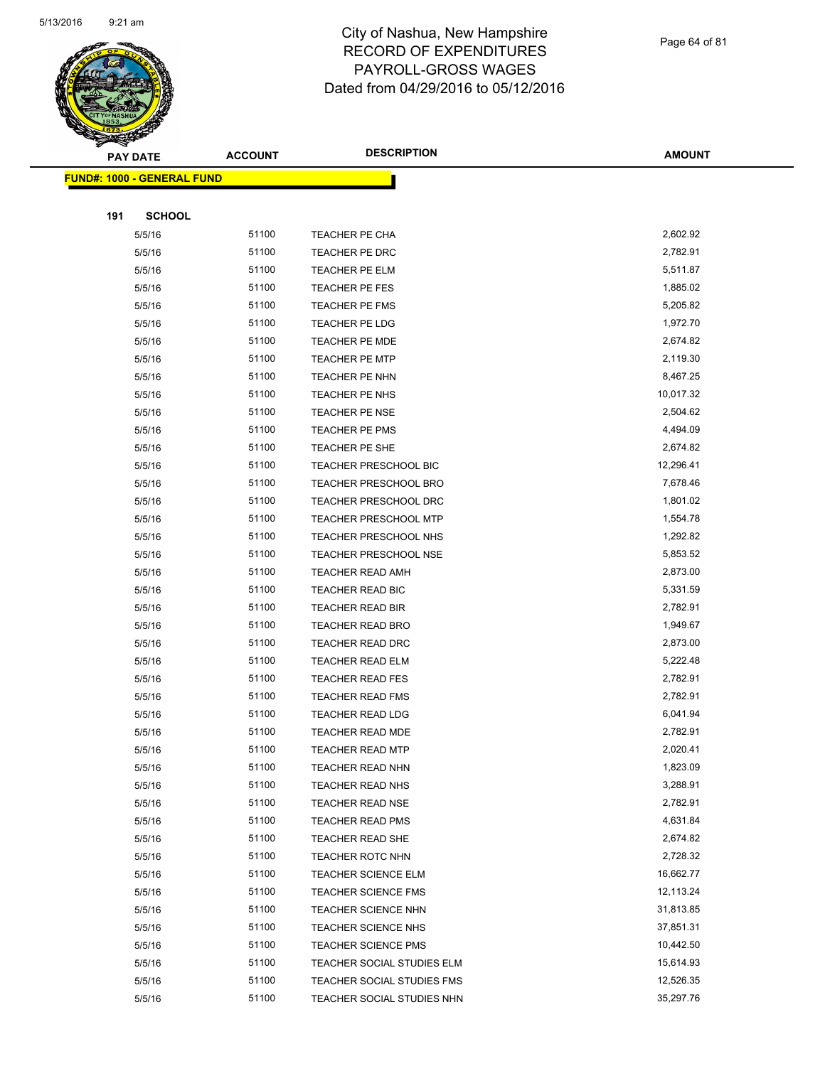# City of Nashua, New Hampshire
## RECORD OF EXPENDITURES
## PAYROLL-GROSS WAGES
## Dated from 04/29/2016 to 05/12/2016

**FUND#: 1000 - GENERAL FUND**

**191 SCHOOL**

| PAY DATE | ACCOUNT | DESCRIPTION | AMOUNT |
|---|---|---|---|
| 5/5/16 | 51100 | TEACHER PE CHA | 2,602.92 |
| 5/5/16 | 51100 | TEACHER PE DRC | 2,782.91 |
| 5/5/16 | 51100 | TEACHER PE ELM | 5,511.87 |
| 5/5/16 | 51100 | TEACHER PE FES | 1,885.02 |
| 5/5/16 | 51100 | TEACHER PE FMS | 5,205.82 |
| 5/5/16 | 51100 | TEACHER PE LDG | 1,972.70 |
| 5/5/16 | 51100 | TEACHER PE MDE | 2,674.82 |
| 5/5/16 | 51100 | TEACHER PE MTP | 2,119.30 |
| 5/5/16 | 51100 | TEACHER PE NHN | 8,467.25 |
| 5/5/16 | 51100 | TEACHER PE NHS | 10,017.32 |
| 5/5/16 | 51100 | TEACHER PE NSE | 2,504.62 |
| 5/5/16 | 51100 | TEACHER PE PMS | 4,494.09 |
| 5/5/16 | 51100 | TEACHER PE SHE | 2,674.82 |
| 5/5/16 | 51100 | TEACHER PRESCHOOL BIC | 12,296.41 |
| 5/5/16 | 51100 | TEACHER PRESCHOOL BRO | 7,678.46 |
| 5/5/16 | 51100 | TEACHER PRESCHOOL DRC | 1,801.02 |
| 5/5/16 | 51100 | TEACHER PRESCHOOL MTP | 1,554.78 |
| 5/5/16 | 51100 | TEACHER PRESCHOOL NHS | 1,292.82 |
| 5/5/16 | 51100 | TEACHER PRESCHOOL NSE | 5,853.52 |
| 5/5/16 | 51100 | TEACHER READ AMH | 2,873.00 |
| 5/5/16 | 51100 | TEACHER READ BIC | 5,331.59 |
| 5/5/16 | 51100 | TEACHER READ BIR | 2,782.91 |
| 5/5/16 | 51100 | TEACHER READ BRO | 1,949.67 |
| 5/5/16 | 51100 | TEACHER READ DRC | 2,873.00 |
| 5/5/16 | 51100 | TEACHER READ ELM | 5,222.48 |
| 5/5/16 | 51100 | TEACHER READ FES | 2,782.91 |
| 5/5/16 | 51100 | TEACHER READ FMS | 2,782.91 |
| 5/5/16 | 51100 | TEACHER READ LDG | 6,041.94 |
| 5/5/16 | 51100 | TEACHER READ MDE | 2,782.91 |
| 5/5/16 | 51100 | TEACHER READ MTP | 2,020.41 |
| 5/5/16 | 51100 | TEACHER READ NHN | 1,823.09 |
| 5/5/16 | 51100 | TEACHER READ NHS | 3,288.91 |
| 5/5/16 | 51100 | TEACHER READ NSE | 2,782.91 |
| 5/5/16 | 51100 | TEACHER READ PMS | 4,631.84 |
| 5/5/16 | 51100 | TEACHER READ SHE | 2,674.82 |
| 5/5/16 | 51100 | TEACHER ROTC NHN | 2,728.32 |
| 5/5/16 | 51100 | TEACHER SCIENCE ELM | 16,662.77 |
| 5/5/16 | 51100 | TEACHER SCIENCE FMS | 12,113.24 |
| 5/5/16 | 51100 | TEACHER SCIENCE NHN | 31,813.85 |
| 5/5/16 | 51100 | TEACHER SCIENCE NHS | 37,851.31 |
| 5/5/16 | 51100 | TEACHER SCIENCE PMS | 10,442.50 |
| 5/5/16 | 51100 | TEACHER SOCIAL STUDIES ELM | 15,614.93 |
| 5/5/16 | 51100 | TEACHER SOCIAL STUDIES FMS | 12,526.35 |
| 5/5/16 | 51100 | TEACHER SOCIAL STUDIES NHN | 35,297.76 |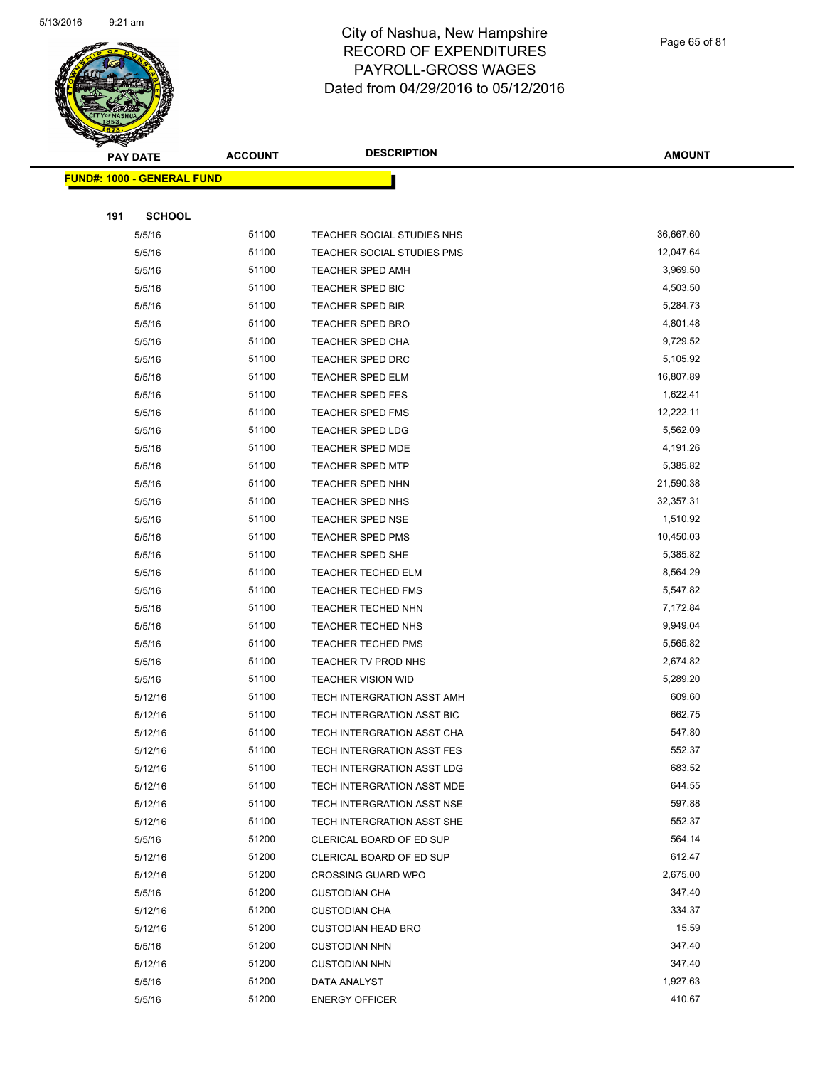# City of Nashua, New Hampshire
## RECORD OF EXPENDITURES
## PAYROLL-GROSS WAGES
## Dated from 04/29/2016 to 05/12/2016

| PAY DATE | ACCOUNT | DESCRIPTION | AMOUNT |
|---|---|---|---|
| **FUND#: 1000 - GENERAL FUND** | | | |
| **191 SCHOOL** | | | |
| 5/5/16 | 51100 | TEACHER SOCIAL STUDIES NHS | 36,667.60 |
| 5/5/16 | 51100 | TEACHER SOCIAL STUDIES PMS | 12,047.64 |
| 5/5/16 | 51100 | TEACHER SPED AMH | 3,969.50 |
| 5/5/16 | 51100 | TEACHER SPED BIC | 4,503.50 |
| 5/5/16 | 51100 | TEACHER SPED BIR | 5,284.73 |
| 5/5/16 | 51100 | TEACHER SPED BRO | 4,801.48 |
| 5/5/16 | 51100 | TEACHER SPED CHA | 9,729.52 |
| 5/5/16 | 51100 | TEACHER SPED DRC | 5,105.92 |
| 5/5/16 | 51100 | TEACHER SPED ELM | 16,807.89 |
| 5/5/16 | 51100 | TEACHER SPED FES | 1,622.41 |
| 5/5/16 | 51100 | TEACHER SPED FMS | 12,222.11 |
| 5/5/16 | 51100 | TEACHER SPED LDG | 5,562.09 |
| 5/5/16 | 51100 | TEACHER SPED MDE | 4,191.26 |
| 5/5/16 | 51100 | TEACHER SPED MTP | 5,385.82 |
| 5/5/16 | 51100 | TEACHER SPED NHN | 21,590.38 |
| 5/5/16 | 51100 | TEACHER SPED NHS | 32,357.31 |
| 5/5/16 | 51100 | TEACHER SPED NSE | 1,510.92 |
| 5/5/16 | 51100 | TEACHER SPED PMS | 10,450.03 |
| 5/5/16 | 51100 | TEACHER SPED SHE | 5,385.82 |
| 5/5/16 | 51100 | TEACHER TECHED ELM | 8,564.29 |
| 5/5/16 | 51100 | TEACHER TECHED FMS | 5,547.82 |
| 5/5/16 | 51100 | TEACHER TECHED NHN | 7,172.84 |
| 5/5/16 | 51100 | TEACHER TECHED NHS | 9,949.04 |
| 5/5/16 | 51100 | TEACHER TECHED PMS | 5,565.82 |
| 5/5/16 | 51100 | TEACHER TV PROD NHS | 2,674.82 |
| 5/5/16 | 51100 | TEACHER VISION WID | 5,289.20 |
| 5/12/16 | 51100 | TECH INTERGRATION ASST AMH | 609.60 |
| 5/12/16 | 51100 | TECH INTERGRATION ASST BIC | 662.75 |
| 5/12/16 | 51100 | TECH INTERGRATION ASST CHA | 547.80 |
| 5/12/16 | 51100 | TECH INTERGRATION ASST FES | 552.37 |
| 5/12/16 | 51100 | TECH INTERGRATION ASST LDG | 683.52 |
| 5/12/16 | 51100 | TECH INTERGRATION ASST MDE | 644.55 |
| 5/12/16 | 51100 | TECH INTERGRATION ASST NSE | 597.88 |
| 5/12/16 | 51100 | TECH INTERGRATION ASST SHE | 552.37 |
| 5/5/16 | 51200 | CLERICAL BOARD OF ED SUP | 564.14 |
| 5/12/16 | 51200 | CLERICAL BOARD OF ED SUP | 612.47 |
| 5/12/16 | 51200 | CROSSING GUARD WPO | 2,675.00 |
| 5/5/16 | 51200 | CUSTODIAN CHA | 347.40 |
| 5/12/16 | 51200 | CUSTODIAN CHA | 334.37 |
| 5/12/16 | 51200 | CUSTODIAN HEAD BRO | 15.59 |
| 5/5/16 | 51200 | CUSTODIAN NHN | 347.40 |
| 5/12/16 | 51200 | CUSTODIAN NHN | 347.40 |
| 5/5/16 | 51200 | DATA ANALYST | 1,927.63 |
| 5/5/16 | 51200 | ENERGY OFFICER | 410.67 |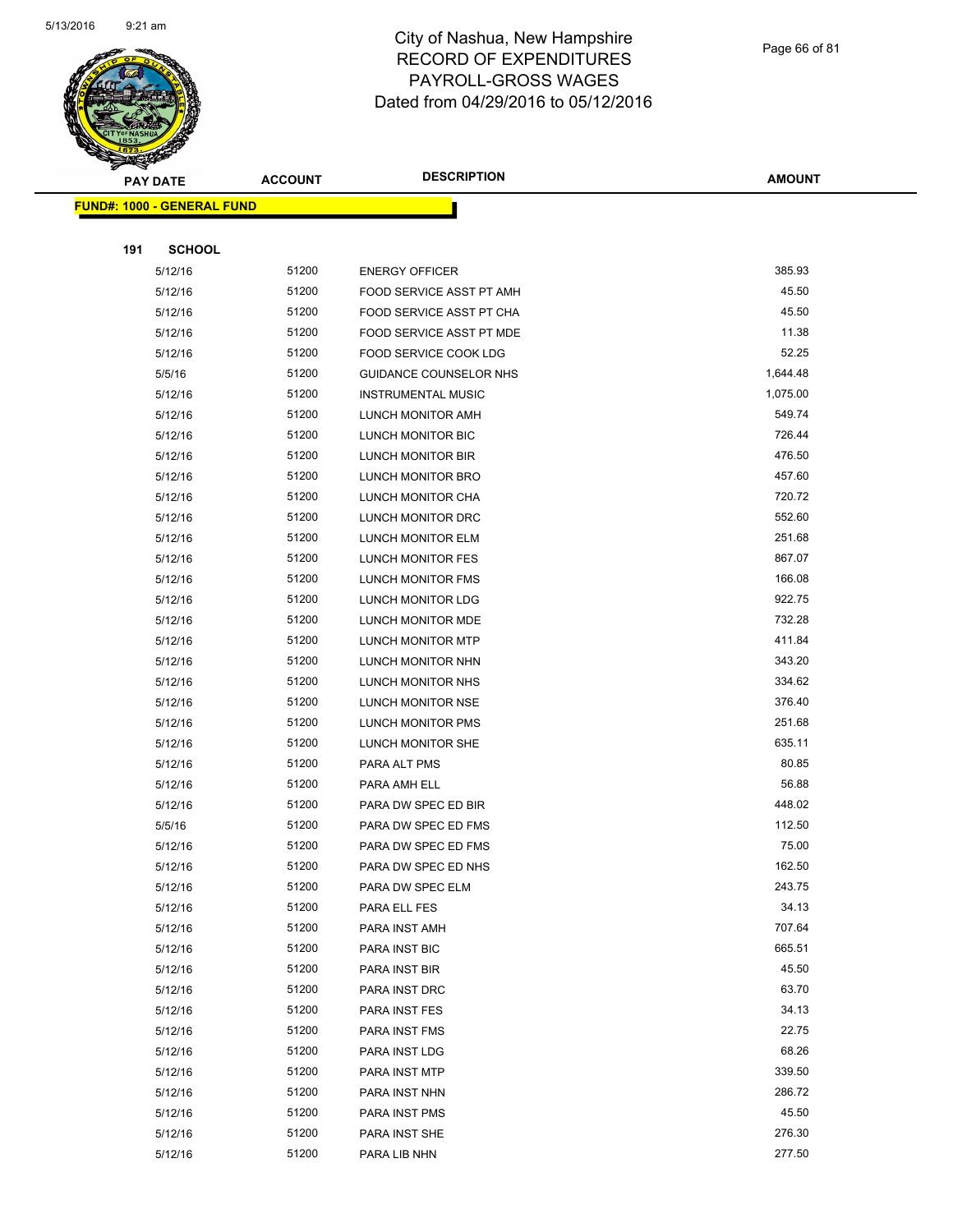City of Nashua, New Hampshire
RECORD OF EXPENDITURES
PAYROLL-GROSS WAGES
Dated from 04/29/2016 to 05/12/2016

| PAY DATE | ACCOUNT | DESCRIPTION | AMOUNT |
|---|---|---|---|

**FUND#: 1000 - GENERAL FUND**

**191 SCHOOL**

| PAY DATE | ACCOUNT | DESCRIPTION | AMOUNT |
|---|---|---|---|
| 5/12/16 | 51200 | ENERGY OFFICER | 385.93 |
| 5/12/16 | 51200 | FOOD SERVICE ASST PT AMH | 45.50 |
| 5/12/16 | 51200 | FOOD SERVICE ASST PT CHA | 45.50 |
| 5/12/16 | 51200 | FOOD SERVICE ASST PT MDE | 11.38 |
| 5/12/16 | 51200 | FOOD SERVICE COOK LDG | 52.25 |
| 5/5/16 | 51200 | GUIDANCE COUNSELOR NHS | 1,644.48 |
| 5/12/16 | 51200 | INSTRUMENTAL MUSIC | 1,075.00 |
| 5/12/16 | 51200 | LUNCH MONITOR AMH | 549.74 |
| 5/12/16 | 51200 | LUNCH MONITOR BIC | 726.44 |
| 5/12/16 | 51200 | LUNCH MONITOR BIR | 476.50 |
| 5/12/16 | 51200 | LUNCH MONITOR BRO | 457.60 |
| 5/12/16 | 51200 | LUNCH MONITOR CHA | 720.72 |
| 5/12/16 | 51200 | LUNCH MONITOR DRC | 552.60 |
| 5/12/16 | 51200 | LUNCH MONITOR ELM | 251.68 |
| 5/12/16 | 51200 | LUNCH MONITOR FES | 867.07 |
| 5/12/16 | 51200 | LUNCH MONITOR FMS | 166.08 |
| 5/12/16 | 51200 | LUNCH MONITOR LDG | 922.75 |
| 5/12/16 | 51200 | LUNCH MONITOR MDE | 732.28 |
| 5/12/16 | 51200 | LUNCH MONITOR MTP | 411.84 |
| 5/12/16 | 51200 | LUNCH MONITOR NHN | 343.20 |
| 5/12/16 | 51200 | LUNCH MONITOR NHS | 334.62 |
| 5/12/16 | 51200 | LUNCH MONITOR NSE | 376.40 |
| 5/12/16 | 51200 | LUNCH MONITOR PMS | 251.68 |
| 5/12/16 | 51200 | LUNCH MONITOR SHE | 635.11 |
| 5/12/16 | 51200 | PARA ALT PMS | 80.85 |
| 5/12/16 | 51200 | PARA AMH ELL | 56.88 |
| 5/12/16 | 51200 | PARA DW SPEC ED BIR | 448.02 |
| 5/5/16 | 51200 | PARA DW SPEC ED FMS | 112.50 |
| 5/12/16 | 51200 | PARA DW SPEC ED FMS | 75.00 |
| 5/12/16 | 51200 | PARA DW SPEC ED NHS | 162.50 |
| 5/12/16 | 51200 | PARA DW SPEC ELM | 243.75 |
| 5/12/16 | 51200 | PARA ELL FES | 34.13 |
| 5/12/16 | 51200 | PARA INST AMH | 707.64 |
| 5/12/16 | 51200 | PARA INST BIC | 665.51 |
| 5/12/16 | 51200 | PARA INST BIR | 45.50 |
| 5/12/16 | 51200 | PARA INST DRC | 63.70 |
| 5/12/16 | 51200 | PARA INST FES | 34.13 |
| 5/12/16 | 51200 | PARA INST FMS | 22.75 |
| 5/12/16 | 51200 | PARA INST LDG | 68.26 |
| 5/12/16 | 51200 | PARA INST MTP | 339.50 |
| 5/12/16 | 51200 | PARA INST NHN | 286.72 |
| 5/12/16 | 51200 | PARA INST PMS | 45.50 |
| 5/12/16 | 51200 | PARA INST SHE | 276.30 |
| 5/12/16 | 51200 | PARA LIB NHN | 277.50 |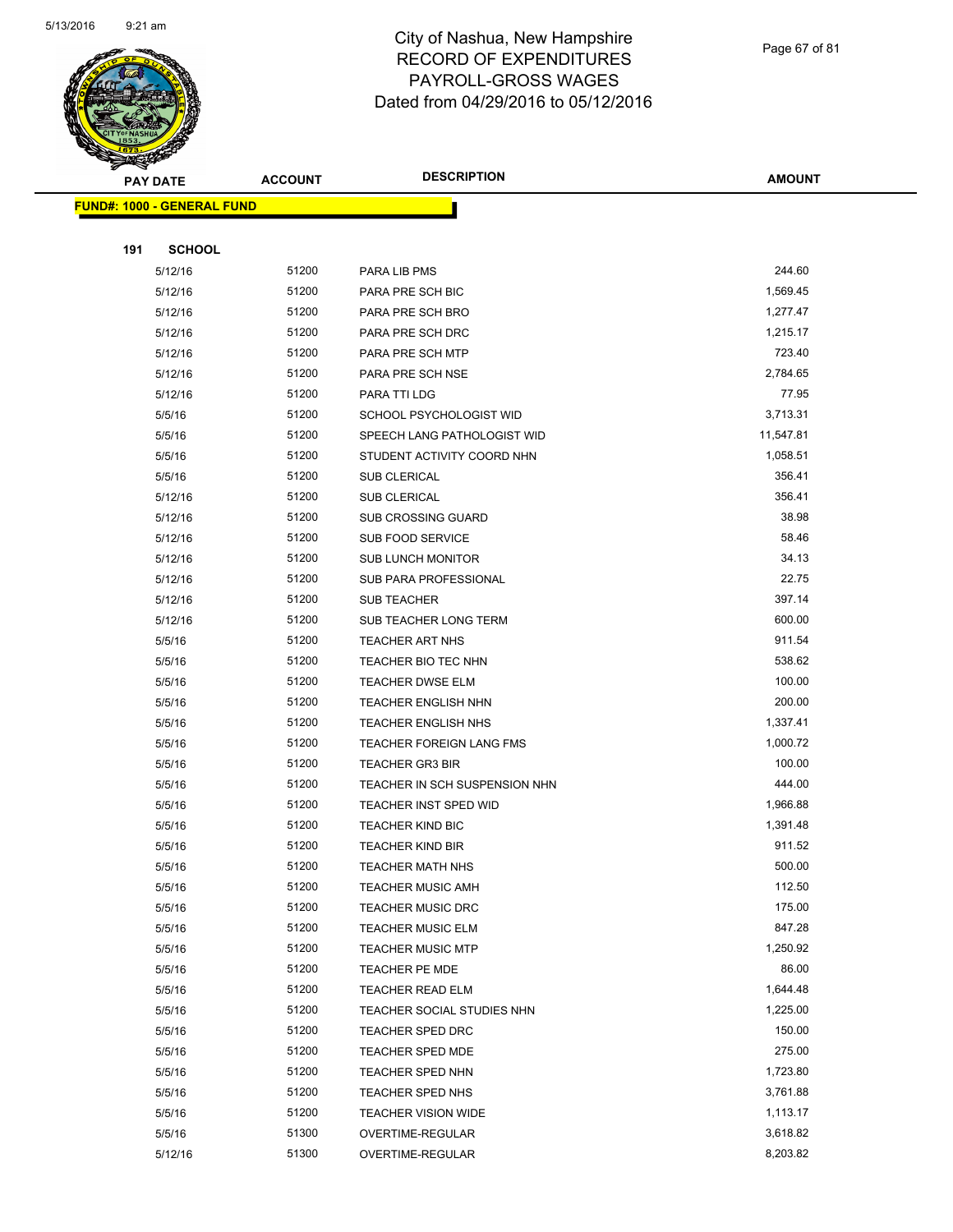# City of Nashua, New Hampshire
## RECORD OF EXPENDITURES
## PAYROLL-GROSS WAGES
## Dated from 04/29/2016 to 05/12/2016

| PAY DATE | ACCOUNT | DESCRIPTION | AMOUNT |
|---|---|---|---|

**FUND#: 1000 - GENERAL FUND**

**191 SCHOOL**

| PAY DATE | ACCOUNT | DESCRIPTION | AMOUNT |
|---|---|---|---|
| 5/12/16 | 51200 | PARA LIB PMS | 244.60 |
| 5/12/16 | 51200 | PARA PRE SCH BIC | 1,569.45 |
| 5/12/16 | 51200 | PARA PRE SCH BRO | 1,277.47 |
| 5/12/16 | 51200 | PARA PRE SCH DRC | 1,215.17 |
| 5/12/16 | 51200 | PARA PRE SCH MTP | 723.40 |
| 5/12/16 | 51200 | PARA PRE SCH NSE | 2,784.65 |
| 5/12/16 | 51200 | PARA TTI LDG | 77.95 |
| 5/5/16 | 51200 | SCHOOL PSYCHOLOGIST WID | 3,713.31 |
| 5/5/16 | 51200 | SPEECH LANG PATHOLOGIST WID | 11,547.81 |
| 5/5/16 | 51200 | STUDENT ACTIVITY COORD NHN | 1,058.51 |
| 5/5/16 | 51200 | SUB CLERICAL | 356.41 |
| 5/12/16 | 51200 | SUB CLERICAL | 356.41 |
| 5/12/16 | 51200 | SUB CROSSING GUARD | 38.98 |
| 5/12/16 | 51200 | SUB FOOD SERVICE | 58.46 |
| 5/12/16 | 51200 | SUB LUNCH MONITOR | 34.13 |
| 5/12/16 | 51200 | SUB PARA PROFESSIONAL | 22.75 |
| 5/12/16 | 51200 | SUB TEACHER | 397.14 |
| 5/12/16 | 51200 | SUB TEACHER LONG TERM | 600.00 |
| 5/5/16 | 51200 | TEACHER ART NHS | 911.54 |
| 5/5/16 | 51200 | TEACHER BIO TEC NHN | 538.62 |
| 5/5/16 | 51200 | TEACHER DWSE ELM | 100.00 |
| 5/5/16 | 51200 | TEACHER ENGLISH NHN | 200.00 |
| 5/5/16 | 51200 | TEACHER ENGLISH NHS | 1,337.41 |
| 5/5/16 | 51200 | TEACHER FOREIGN LANG FMS | 1,000.72 |
| 5/5/16 | 51200 | TEACHER GR3 BIR | 100.00 |
| 5/5/16 | 51200 | TEACHER IN SCH SUSPENSION NHN | 444.00 |
| 5/5/16 | 51200 | TEACHER INST SPED WID | 1,966.88 |
| 5/5/16 | 51200 | TEACHER KIND BIC | 1,391.48 |
| 5/5/16 | 51200 | TEACHER KIND BIR | 911.52 |
| 5/5/16 | 51200 | TEACHER MATH NHS | 500.00 |
| 5/5/16 | 51200 | TEACHER MUSIC AMH | 112.50 |
| 5/5/16 | 51200 | TEACHER MUSIC DRC | 175.00 |
| 5/5/16 | 51200 | TEACHER MUSIC ELM | 847.28 |
| 5/5/16 | 51200 | TEACHER MUSIC MTP | 1,250.92 |
| 5/5/16 | 51200 | TEACHER PE MDE | 86.00 |
| 5/5/16 | 51200 | TEACHER READ ELM | 1,644.48 |
| 5/5/16 | 51200 | TEACHER SOCIAL STUDIES NHN | 1,225.00 |
| 5/5/16 | 51200 | TEACHER SPED DRC | 150.00 |
| 5/5/16 | 51200 | TEACHER SPED MDE | 275.00 |
| 5/5/16 | 51200 | TEACHER SPED NHN | 1,723.80 |
| 5/5/16 | 51200 | TEACHER SPED NHS | 3,761.88 |
| 5/5/16 | 51200 | TEACHER VISION WIDE | 1,113.17 |
| 5/5/16 | 51300 | OVERTIME-REGULAR | 3,618.82 |
| 5/12/16 | 51300 | OVERTIME-REGULAR | 8,203.82 |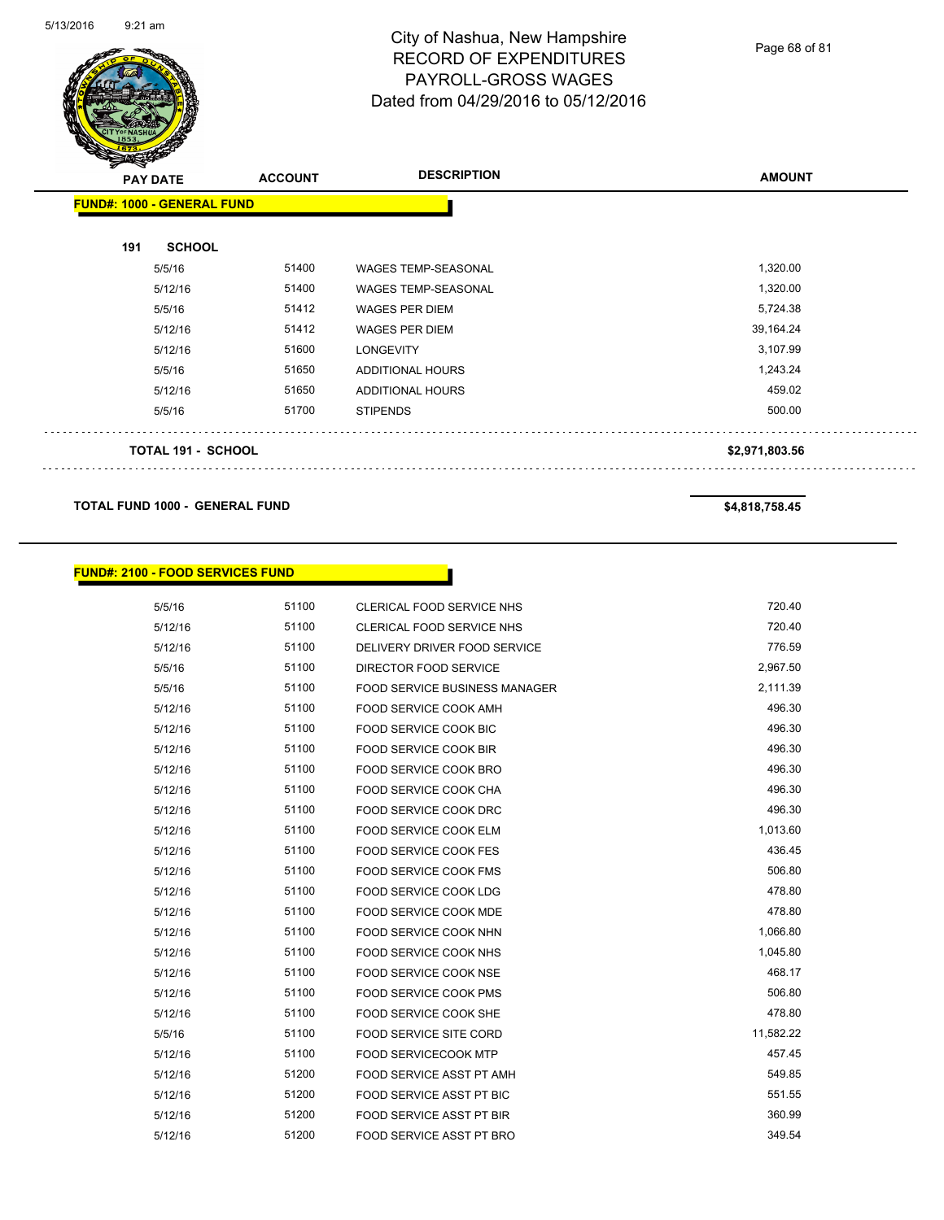# City of Nashua, New Hampshire
## RECORD OF EXPENDITURES
## PAYROLL-GROSS WAGES
## Dated from 04/29/2016 to 05/12/2016

| PAY DATE | ACCOUNT | DESCRIPTION | AMOUNT |
|---|---|---|---|
| **FUND#: 1000 - GENERAL FUND** | | | |
| **191 SCHOOL** | | | |
| 5/5/16 | 51400 | WAGES TEMP-SEASONAL | 1,320.00 |
| 5/12/16 | 51400 | WAGES TEMP-SEASONAL | 1,320.00 |
| 5/5/16 | 51412 | WAGES PER DIEM | 5,724.38 |
| 5/12/16 | 51412 | WAGES PER DIEM | 39,164.24 |
| 5/12/16 | 51600 | LONGEVITY | 3,107.99 |
| 5/5/16 | 51650 | ADDITIONAL HOURS | 1,243.24 |
| 5/12/16 | 51650 | ADDITIONAL HOURS | 459.02 |
| 5/5/16 | 51700 | STIPENDS | 500.00 |
| **TOTAL 191 - SCHOOL** | | | **$2,971,803.56** |
| **TOTAL FUND 1000 - GENERAL FUND** | | | **$4,818,758.45** |

| PAY DATE | ACCOUNT | DESCRIPTION | AMOUNT |
|---|---|---|---|
| **FUND#: 2100 - FOOD SERVICES FUND** | | | |
| 5/5/16 | 51100 | CLERICAL FOOD SERVICE NHS | 720.40 |
| 5/12/16 | 51100 | CLERICAL FOOD SERVICE NHS | 720.40 |
| 5/12/16 | 51100 | DELIVERY DRIVER FOOD SERVICE | 776.59 |
| 5/5/16 | 51100 | DIRECTOR FOOD SERVICE | 2,967.50 |
| 5/5/16 | 51100 | FOOD SERVICE BUSINESS MANAGER | 2,111.39 |
| 5/12/16 | 51100 | FOOD SERVICE COOK AMH | 496.30 |
| 5/12/16 | 51100 | FOOD SERVICE COOK BIC | 496.30 |
| 5/12/16 | 51100 | FOOD SERVICE COOK BIR | 496.30 |
| 5/12/16 | 51100 | FOOD SERVICE COOK BRO | 496.30 |
| 5/12/16 | 51100 | FOOD SERVICE COOK CHA | 496.30 |
| 5/12/16 | 51100 | FOOD SERVICE COOK DRC | 496.30 |
| 5/12/16 | 51100 | FOOD SERVICE COOK ELM | 1,013.60 |
| 5/12/16 | 51100 | FOOD SERVICE COOK FES | 436.45 |
| 5/12/16 | 51100 | FOOD SERVICE COOK FMS | 506.80 |
| 5/12/16 | 51100 | FOOD SERVICE COOK LDG | 478.80 |
| 5/12/16 | 51100 | FOOD SERVICE COOK MDE | 478.80 |
| 5/12/16 | 51100 | FOOD SERVICE COOK NHN | 1,066.80 |
| 5/12/16 | 51100 | FOOD SERVICE COOK NHS | 1,045.80 |
| 5/12/16 | 51100 | FOOD SERVICE COOK NSE | 468.17 |
| 5/12/16 | 51100 | FOOD SERVICE COOK PMS | 506.80 |
| 5/12/16 | 51100 | FOOD SERVICE COOK SHE | 478.80 |
| 5/5/16 | 51100 | FOOD SERVICE SITE CORD | 11,582.22 |
| 5/12/16 | 51100 | FOOD SERVICECOOK MTP | 457.45 |
| 5/12/16 | 51200 | FOOD SERVICE ASST PT AMH | 549.85 |
| 5/12/16 | 51200 | FOOD SERVICE ASST PT BIC | 551.55 |
| 5/12/16 | 51200 | FOOD SERVICE ASST PT BIR | 360.99 |
| 5/12/16 | 51200 | FOOD SERVICE ASST PT BRO | 349.54 |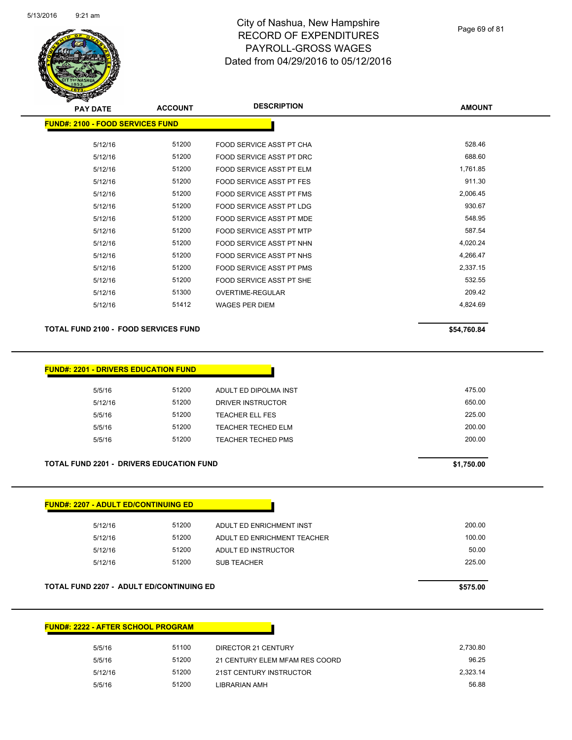# City of Nashua, New Hampshire
# RECORD OF EXPENDITURES
# PAYROLL-GROSS WAGES
# Dated from 04/29/2016 to 05/12/2016

| PAY DATE | ACCOUNT | DESCRIPTION | AMOUNT |
|---|---|---|---|

**FUND#: 2100 - FOOD SERVICES FUND**

| PAY DATE | ACCOUNT | DESCRIPTION | AMOUNT |
|---|---|---|---|
| 5/12/16 | 51200 | FOOD SERVICE ASST PT CHA | 528.46 |
| 5/12/16 | 51200 | FOOD SERVICE ASST PT DRC | 688.60 |
| 5/12/16 | 51200 | FOOD SERVICE ASST PT ELM | 1,761.85 |
| 5/12/16 | 51200 | FOOD SERVICE ASST PT FES | 911.30 |
| 5/12/16 | 51200 | FOOD SERVICE ASST PT FMS | 2,006.45 |
| 5/12/16 | 51200 | FOOD SERVICE ASST PT LDG | 930.67 |
| 5/12/16 | 51200 | FOOD SERVICE ASST PT MDE | 548.95 |
| 5/12/16 | 51200 | FOOD SERVICE ASST PT MTP | 587.54 |
| 5/12/16 | 51200 | FOOD SERVICE ASST PT NHN | 4,020.24 |
| 5/12/16 | 51200 | FOOD SERVICE ASST PT NHS | 4,266.47 |
| 5/12/16 | 51200 | FOOD SERVICE ASST PT PMS | 2,337.15 |
| 5/12/16 | 51200 | FOOD SERVICE ASST PT SHE | 532.55 |
| 5/12/16 | 51300 | OVERTIME-REGULAR | 209.42 |
| 5/12/16 | 51412 | WAGES PER DIEM | 4,824.69 |

**TOTAL FUND 2100 - FOOD SERVICES FUND** **$54,760.84**

**FUND#: 2201 - DRIVERS EDUCATION FUND**

| PAY DATE | ACCOUNT | DESCRIPTION | AMOUNT |
|---|---|---|---|
| 5/5/16 | 51200 | ADULT ED DIPOLMA INST | 475.00 |
| 5/12/16 | 51200 | DRIVER INSTRUCTOR | 650.00 |
| 5/5/16 | 51200 | TEACHER ELL FES | 225.00 |
| 5/5/16 | 51200 | TEACHER TECHED ELM | 200.00 |
| 5/5/16 | 51200 | TEACHER TECHED PMS | 200.00 |

**TOTAL FUND 2201 - DRIVERS EDUCATION FUND** **$1,750.00**

**FUND#: 2207 - ADULT ED/CONTINUING ED**

| PAY DATE | ACCOUNT | DESCRIPTION | AMOUNT |
|---|---|---|---|
| 5/12/16 | 51200 | ADULT ED ENRICHMENT INST | 200.00 |
| 5/12/16 | 51200 | ADULT ED ENRICHMENT TEACHER | 100.00 |
| 5/12/16 | 51200 | ADULT ED INSTRUCTOR | 50.00 |
| 5/12/16 | 51200 | SUB TEACHER | 225.00 |

**TOTAL FUND 2207 - ADULT ED/CONTINUING ED** **$575.00**

**FUND#: 2222 - AFTER SCHOOL PROGRAM**

| PAY DATE | ACCOUNT | DESCRIPTION | AMOUNT |
|---|---|---|---|
| 5/5/16 | 51100 | DIRECTOR 21 CENTURY | 2,730.80 |
| 5/5/16 | 51200 | 21 CENTURY ELEM MFAM RES COORD | 96.25 |
| 5/12/16 | 51200 | 21ST CENTURY INSTRUCTOR | 2,323.14 |
| 5/5/16 | 51200 | LIBRARIAN AMH | 56.88 |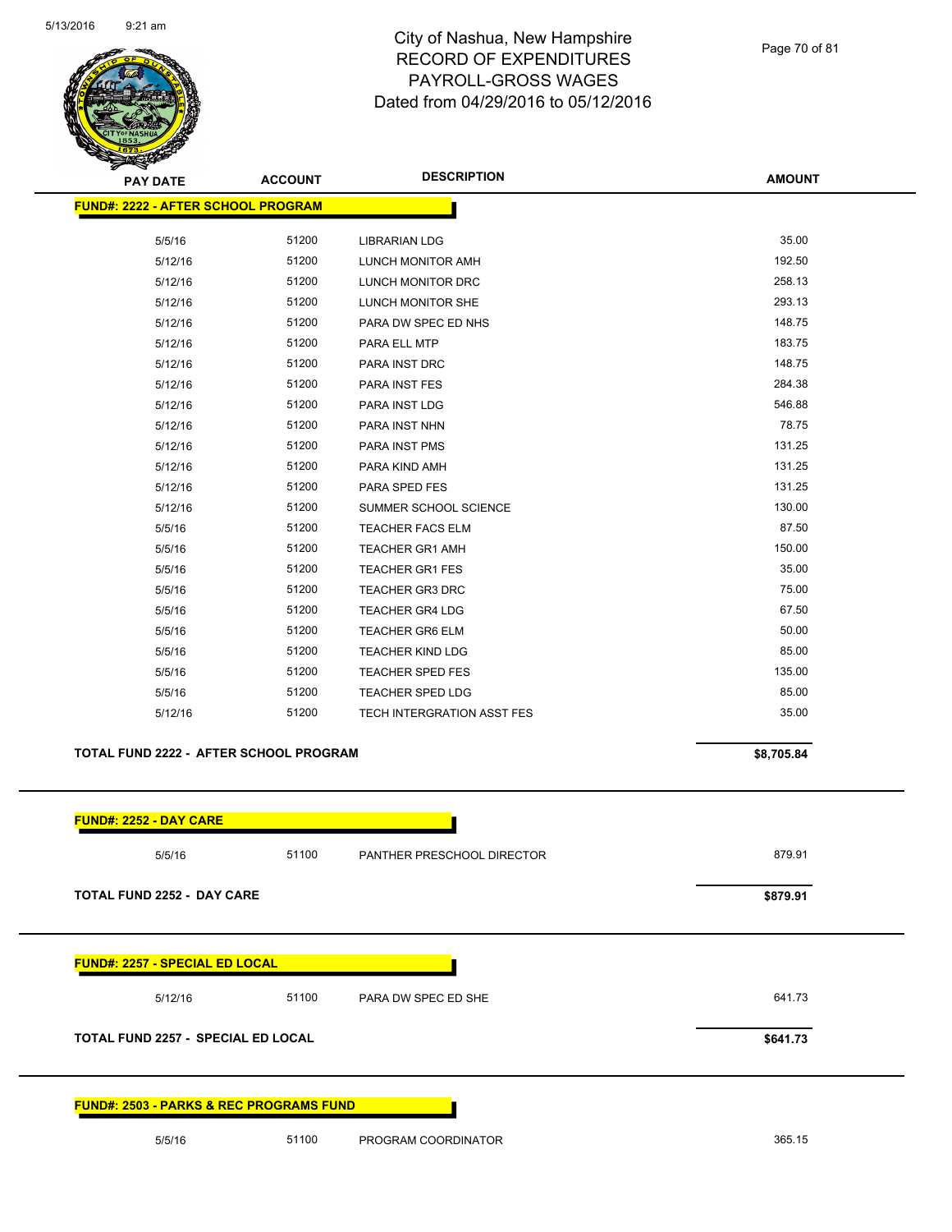# City of Nashua, New Hampshire
## RECORD OF EXPENDITURES
## PAYROLL-GROSS WAGES
## Dated from 04/29/2016 to 05/12/2016

| PAY DATE | ACCOUNT | DESCRIPTION | AMOUNT |
|---|---|---|---|
| **FUND#: 2222 - AFTER SCHOOL PROGRAM** | | | |
| 5/5/16 | 51200 | LIBRARIAN LDG | 35.00 |
| 5/12/16 | 51200 | LUNCH MONITOR AMH | 192.50 |
| 5/12/16 | 51200 | LUNCH MONITOR DRC | 258.13 |
| 5/12/16 | 51200 | LUNCH MONITOR SHE | 293.13 |
| 5/12/16 | 51200 | PARA DW SPEC ED NHS | 148.75 |
| 5/12/16 | 51200 | PARA ELL MTP | 183.75 |
| 5/12/16 | 51200 | PARA INST DRC | 148.75 |
| 5/12/16 | 51200 | PARA INST FES | 284.38 |
| 5/12/16 | 51200 | PARA INST LDG | 546.88 |
| 5/12/16 | 51200 | PARA INST NHN | 78.75 |
| 5/12/16 | 51200 | PARA INST PMS | 131.25 |
| 5/12/16 | 51200 | PARA KIND AMH | 131.25 |
| 5/12/16 | 51200 | PARA SPED FES | 131.25 |
| 5/12/16 | 51200 | SUMMER SCHOOL SCIENCE | 130.00 |
| 5/5/16 | 51200 | TEACHER FACS ELM | 87.50 |
| 5/5/16 | 51200 | TEACHER GR1 AMH | 150.00 |
| 5/5/16 | 51200 | TEACHER GR1 FES | 35.00 |
| 5/5/16 | 51200 | TEACHER GR3 DRC | 75.00 |
| 5/5/16 | 51200 | TEACHER GR4 LDG | 67.50 |
| 5/5/16 | 51200 | TEACHER GR6 ELM | 50.00 |
| 5/5/16 | 51200 | TEACHER KIND LDG | 85.00 |
| 5/5/16 | 51200 | TEACHER SPED FES | 135.00 |
| 5/5/16 | 51200 | TEACHER SPED LDG | 85.00 |
| 5/12/16 | 51200 | TECH INTERGRATION ASST FES | 35.00 |
| **TOTAL FUND 2222 - AFTER SCHOOL PROGRAM** | | | **$8,705.84** |
| **FUND#: 2252 - DAY CARE** | | | |
| 5/5/16 | 51100 | PANTHER PRESCHOOL DIRECTOR | 879.91 |
| **TOTAL FUND 2252 - DAY CARE** | | | **$879.91** |
| **FUND#: 2257 - SPECIAL ED LOCAL** | | | |
| 5/12/16 | 51100 | PARA DW SPEC ED SHE | 641.73 |
| **TOTAL FUND 2257 - SPECIAL ED LOCAL** | | | **$641.73** |
| **FUND#: 2503 - PARKS & REC PROGRAMS FUND** | | | |
| 5/5/16 | 51100 | PROGRAM COORDINATOR | 365.15 |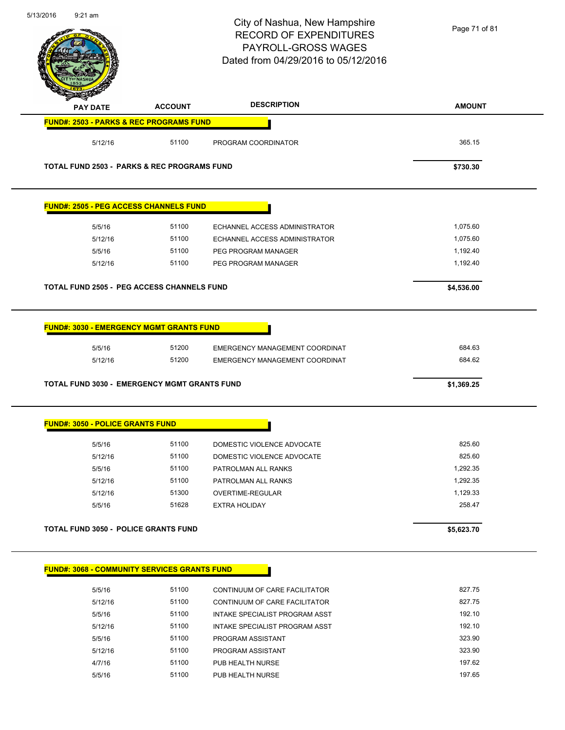# City of Nashua, New Hampshire
## RECORD OF EXPENDITURES
## PAYROLL-GROSS WAGES
## Dated from 04/29/2016 to 05/12/2016

| PAY DATE | ACCOUNT | DESCRIPTION | AMOUNT |
|---|---|---|---|
| **FUND#: 2503 - PARKS & REC PROGRAMS FUND** | | | |
| 5/12/16 | 51100 | PROGRAM COORDINATOR | 365.15 |
| **TOTAL FUND 2503 - PARKS & REC PROGRAMS FUND** | | | **$730.30** |
| **FUND#: 2505 - PEG ACCESS CHANNELS FUND** | | | |
| 5/5/16 | 51100 | ECHANNEL ACCESS ADMINISTRATOR | 1,075.60 |
| 5/12/16 | 51100 | ECHANNEL ACCESS ADMINISTRATOR | 1,075.60 |
| 5/5/16 | 51100 | PEG PROGRAM MANAGER | 1,192.40 |
| 5/12/16 | 51100 | PEG PROGRAM MANAGER | 1,192.40 |
| **TOTAL FUND 2505 - PEG ACCESS CHANNELS FUND** | | | **$4,536.00** |
| **FUND#: 3030 - EMERGENCY MGMT GRANTS FUND** | | | |
| 5/5/16 | 51200 | EMERGENCY MANAGEMENT COORDINAT | 684.63 |
| 5/12/16 | 51200 | EMERGENCY MANAGEMENT COORDINAT | 684.62 |
| **TOTAL FUND 3030 - EMERGENCY MGMT GRANTS FUND** | | | **$1,369.25** |
| **FUND#: 3050 - POLICE GRANTS FUND** | | | |
| 5/5/16 | 51100 | DOMESTIC VIOLENCE ADVOCATE | 825.60 |
| 5/12/16 | 51100 | DOMESTIC VIOLENCE ADVOCATE | 825.60 |
| 5/5/16 | 51100 | PATROLMAN ALL RANKS | 1,292.35 |
| 5/12/16 | 51100 | PATROLMAN ALL RANKS | 1,292.35 |
| 5/12/16 | 51300 | OVERTIME-REGULAR | 1,129.33 |
| 5/5/16 | 51628 | EXTRA HOLIDAY | 258.47 |
| **TOTAL FUND 3050 - POLICE GRANTS FUND** | | | **$5,623.70** |
| **FUND#: 3068 - COMMUNITY SERVICES GRANTS FUND** | | | |
| 5/5/16 | 51100 | CONTINUUM OF CARE FACILITATOR | 827.75 |
| 5/12/16 | 51100 | CONTINUUM OF CARE FACILITATOR | 827.75 |
| 5/5/16 | 51100 | INTAKE SPECIALIST PROGRAM ASST | 192.10 |
| 5/12/16 | 51100 | INTAKE SPECIALIST PROGRAM ASST | 192.10 |
| 5/5/16 | 51100 | PROGRAM ASSISTANT | 323.90 |
| 5/12/16 | 51100 | PROGRAM ASSISTANT | 323.90 |
| 4/7/16 | 51100 | PUB HEALTH NURSE | 197.62 |
| 5/5/16 | 51100 | PUB HEALTH NURSE | 197.65 |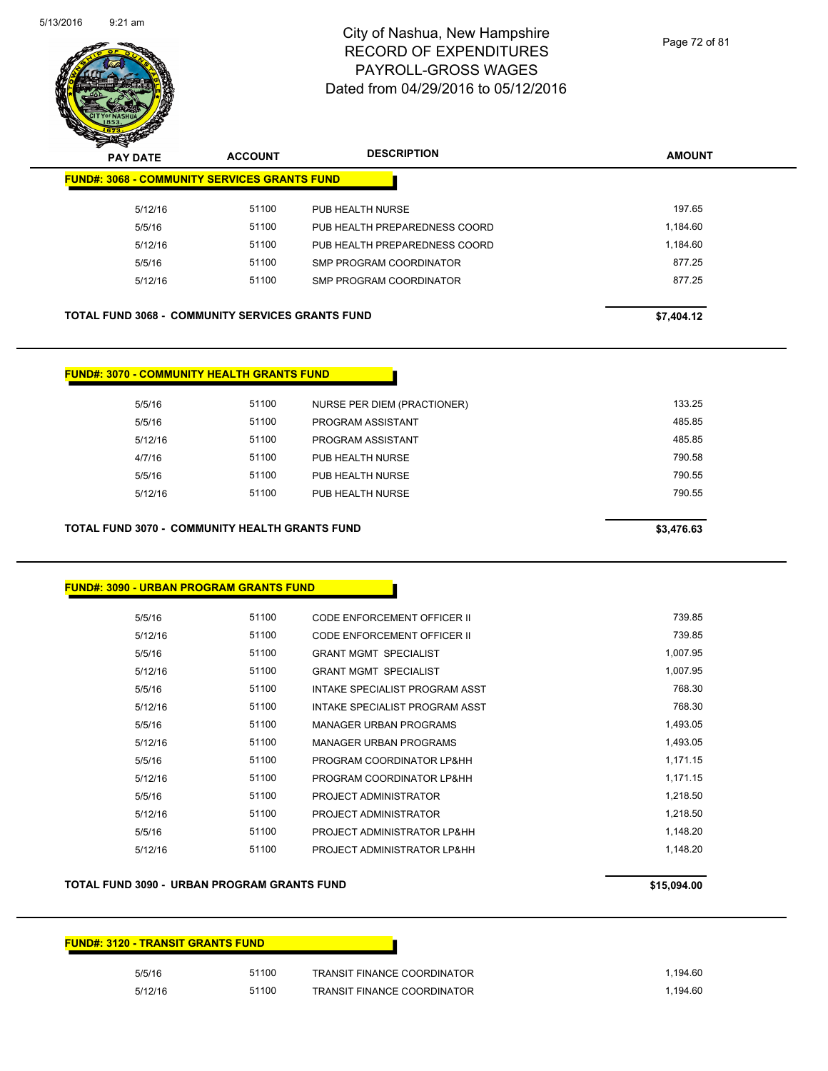# City of Nashua, New Hampshire
# RECORD OF EXPENDITURES
# PAYROLL-GROSS WAGES
# Dated from 04/29/2016 to 05/12/2016

5/13/2016 9:21 am

## FUND#: 3068 - COMMUNITY SERVICES GRANTS FUND

| PAY DATE | ACCOUNT | DESCRIPTION | AMOUNT |
|---|---|---|---|
| 5/12/16 | 51100 | PUB HEALTH NURSE | 197.65 |
| 5/5/16 | 51100 | PUB HEALTH PREPAREDNESS COORD | 1,184.60 |
| 5/12/16 | 51100 | PUB HEALTH PREPAREDNESS COORD | 1,184.60 |
| 5/5/16 | 51100 | SMP PROGRAM COORDINATOR | 877.25 |
| 5/12/16 | 51100 | SMP PROGRAM COORDINATOR | 877.25 |

**TOTAL FUND 3068 - COMMUNITY SERVICES GRANTS FUND** **$7,404.12**

## FUND#: 3070 - COMMUNITY HEALTH GRANTS FUND

| PAY DATE | ACCOUNT | DESCRIPTION | AMOUNT |
|---|---|---|---|
| 5/5/16 | 51100 | NURSE PER DIEM (PRACTIONER) | 133.25 |
| 5/5/16 | 51100 | PROGRAM ASSISTANT | 485.85 |
| 5/12/16 | 51100 | PROGRAM ASSISTANT | 485.85 |
| 4/7/16 | 51100 | PUB HEALTH NURSE | 790.58 |
| 5/5/16 | 51100 | PUB HEALTH NURSE | 790.55 |
| 5/12/16 | 51100 | PUB HEALTH NURSE | 790.55 |

**TOTAL FUND 3070 - COMMUNITY HEALTH GRANTS FUND** **$3,476.63**

## FUND#: 3090 - URBAN PROGRAM GRANTS FUND

| PAY DATE | ACCOUNT | DESCRIPTION | AMOUNT |
|---|---|---|---|
| 5/5/16 | 51100 | CODE ENFORCEMENT OFFICER II | 739.85 |
| 5/12/16 | 51100 | CODE ENFORCEMENT OFFICER II | 739.85 |
| 5/5/16 | 51100 | GRANT MGMT SPECIALIST | 1,007.95 |
| 5/12/16 | 51100 | GRANT MGMT SPECIALIST | 1,007.95 |
| 5/5/16 | 51100 | INTAKE SPECIALIST PROGRAM ASST | 768.30 |
| 5/12/16 | 51100 | INTAKE SPECIALIST PROGRAM ASST | 768.30 |
| 5/5/16 | 51100 | MANAGER URBAN PROGRAMS | 1,493.05 |
| 5/12/16 | 51100 | MANAGER URBAN PROGRAMS | 1,493.05 |
| 5/5/16 | 51100 | PROGRAM COORDINATOR LP&HH | 1,171.15 |
| 5/12/16 | 51100 | PROGRAM COORDINATOR LP&HH | 1,171.15 |
| 5/5/16 | 51100 | PROJECT ADMINISTRATOR | 1,218.50 |
| 5/12/16 | 51100 | PROJECT ADMINISTRATOR | 1,218.50 |
| 5/5/16 | 51100 | PROJECT ADMINISTRATOR LP&HH | 1,148.20 |
| 5/12/16 | 51100 | PROJECT ADMINISTRATOR LP&HH | 1,148.20 |

**TOTAL FUND 3090 - URBAN PROGRAM GRANTS FUND** **$15,094.00**

## FUND#: 3120 - TRANSIT GRANTS FUND

| PAY DATE | ACCOUNT | DESCRIPTION | AMOUNT |
|---|---|---|---|
| 5/5/16 | 51100 | TRANSIT FINANCE COORDINATOR | 1,194.60 |
| 5/12/16 | 51100 | TRANSIT FINANCE COORDINATOR | 1,194.60 |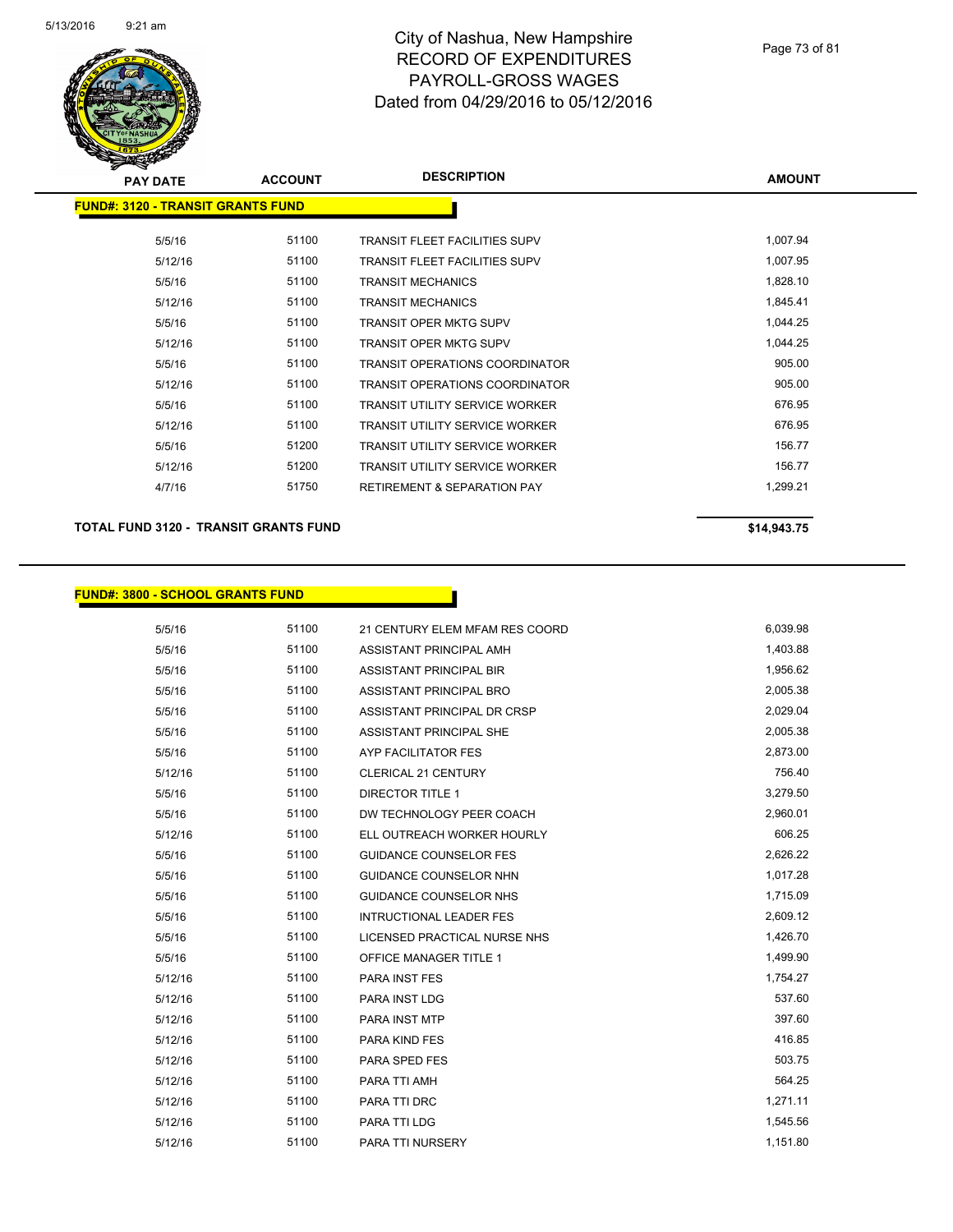# City of Nashua, New Hampshire
## RECORD OF EXPENDITURES
## PAYROLL-GROSS WAGES
## Dated from 04/29/2016 to 05/12/2016

**FUND#: 3120 - TRANSIT GRANTS FUND**

| PAY DATE | ACCOUNT | DESCRIPTION | AMOUNT |
|---|---|---|---|
| 5/5/16 | 51100 | TRANSIT FLEET FACILITIES SUPV | 1,007.94 |
| 5/12/16 | 51100 | TRANSIT FLEET FACILITIES SUPV | 1,007.95 |
| 5/5/16 | 51100 | TRANSIT MECHANICS | 1,828.10 |
| 5/12/16 | 51100 | TRANSIT MECHANICS | 1,845.41 |
| 5/5/16 | 51100 | TRANSIT OPER MKTG SUPV | 1,044.25 |
| 5/12/16 | 51100 | TRANSIT OPER MKTG SUPV | 1,044.25 |
| 5/5/16 | 51100 | TRANSIT OPERATIONS COORDINATOR | 905.00 |
| 5/12/16 | 51100 | TRANSIT OPERATIONS COORDINATOR | 905.00 |
| 5/5/16 | 51100 | TRANSIT UTILITY SERVICE WORKER | 676.95 |
| 5/12/16 | 51100 | TRANSIT UTILITY SERVICE WORKER | 676.95 |
| 5/5/16 | 51200 | TRANSIT UTILITY SERVICE WORKER | 156.77 |
| 5/12/16 | 51200 | TRANSIT UTILITY SERVICE WORKER | 156.77 |
| 4/7/16 | 51750 | RETIREMENT & SEPARATION PAY | 1,299.21 |

**TOTAL FUND 3120 - TRANSIT GRANTS FUND** **$14,943.75**

**FUND#: 3800 - SCHOOL GRANTS FUND**

| PAY DATE | ACCOUNT | DESCRIPTION | AMOUNT |
|---|---|---|---|
| 5/5/16 | 51100 | 21 CENTURY ELEM MFAM RES COORD | 6,039.98 |
| 5/5/16 | 51100 | ASSISTANT PRINCIPAL AMH | 1,403.88 |
| 5/5/16 | 51100 | ASSISTANT PRINCIPAL BIR | 1,956.62 |
| 5/5/16 | 51100 | ASSISTANT PRINCIPAL BRO | 2,005.38 |
| 5/5/16 | 51100 | ASSISTANT PRINCIPAL DR CRSP | 2,029.04 |
| 5/5/16 | 51100 | ASSISTANT PRINCIPAL SHE | 2,005.38 |
| 5/5/16 | 51100 | AYP FACILITATOR FES | 2,873.00 |
| 5/12/16 | 51100 | CLERICAL 21 CENTURY | 756.40 |
| 5/5/16 | 51100 | DIRECTOR TITLE 1 | 3,279.50 |
| 5/5/16 | 51100 | DW TECHNOLOGY PEER COACH | 2,960.01 |
| 5/12/16 | 51100 | ELL OUTREACH WORKER HOURLY | 606.25 |
| 5/5/16 | 51100 | GUIDANCE COUNSELOR FES | 2,626.22 |
| 5/5/16 | 51100 | GUIDANCE COUNSELOR NHN | 1,017.28 |
| 5/5/16 | 51100 | GUIDANCE COUNSELOR NHS | 1,715.09 |
| 5/5/16 | 51100 | INTRUCTIONAL LEADER FES | 2,609.12 |
| 5/5/16 | 51100 | LICENSED PRACTICAL NURSE NHS | 1,426.70 |
| 5/5/16 | 51100 | OFFICE MANAGER TITLE 1 | 1,499.90 |
| 5/12/16 | 51100 | PARA INST FES | 1,754.27 |
| 5/12/16 | 51100 | PARA INST LDG | 537.60 |
| 5/12/16 | 51100 | PARA INST MTP | 397.60 |
| 5/12/16 | 51100 | PARA KIND FES | 416.85 |
| 5/12/16 | 51100 | PARA SPED FES | 503.75 |
| 5/12/16 | 51100 | PARA TTI AMH | 564.25 |
| 5/12/16 | 51100 | PARA TTI DRC | 1,271.11 |
| 5/12/16 | 51100 | PARA TTI LDG | 1,545.56 |
| 5/12/16 | 51100 | PARA TTI NURSERY | 1,151.80 |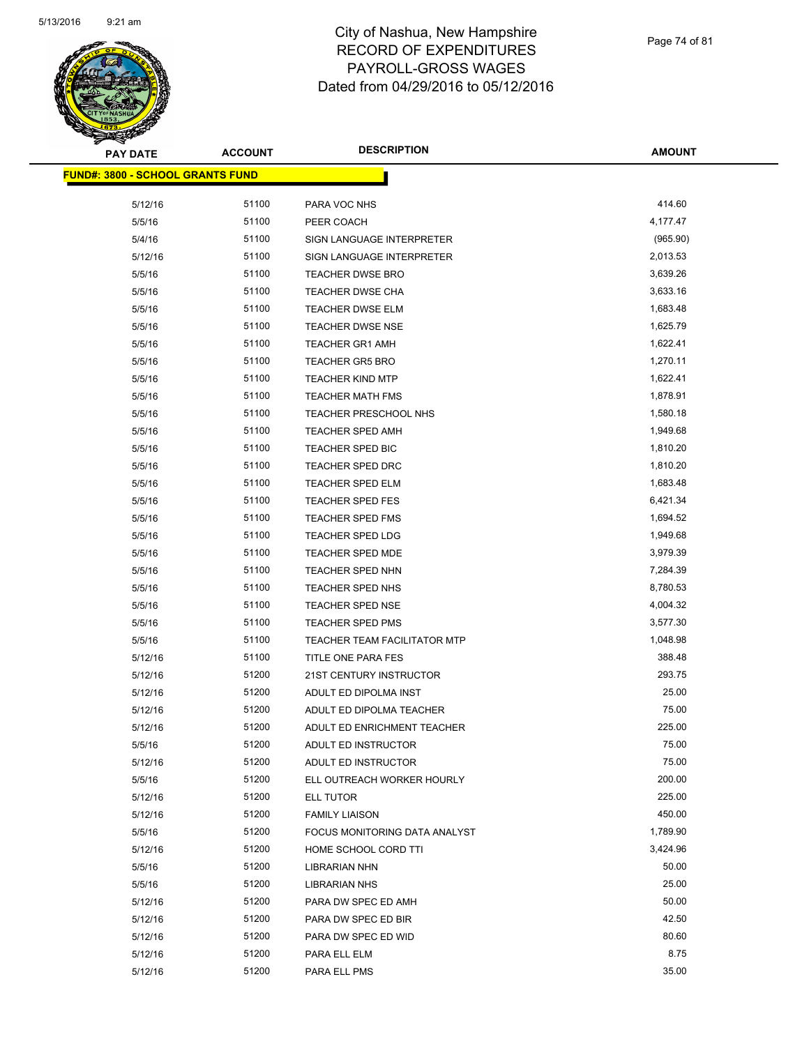# City of Nashua, New Hampshire
# RECORD OF EXPENDITURES
# PAYROLL-GROSS WAGES
# Dated from 04/29/2016 to 05/12/2016

| PAY DATE | ACCOUNT | DESCRIPTION | AMOUNT |
|---|---|---|---|
| **FUND#: 3800 - SCHOOL GRANTS FUND** | | | |
| 5/12/16 | 51100 | PARA VOC NHS | 414.60 |
| 5/5/16 | 51100 | PEER COACH | 4,177.47 |
| 5/4/16 | 51100 | SIGN LANGUAGE INTERPRETER | (965.90) |
| 5/12/16 | 51100 | SIGN LANGUAGE INTERPRETER | 2,013.53 |
| 5/5/16 | 51100 | TEACHER DWSE BRO | 3,639.26 |
| 5/5/16 | 51100 | TEACHER DWSE CHA | 3,633.16 |
| 5/5/16 | 51100 | TEACHER DWSE ELM | 1,683.48 |
| 5/5/16 | 51100 | TEACHER DWSE NSE | 1,625.79 |
| 5/5/16 | 51100 | TEACHER GR1 AMH | 1,622.41 |
| 5/5/16 | 51100 | TEACHER GR5 BRO | 1,270.11 |
| 5/5/16 | 51100 | TEACHER KIND MTP | 1,622.41 |
| 5/5/16 | 51100 | TEACHER MATH FMS | 1,878.91 |
| 5/5/16 | 51100 | TEACHER PRESCHOOL NHS | 1,580.18 |
| 5/5/16 | 51100 | TEACHER SPED AMH | 1,949.68 |
| 5/5/16 | 51100 | TEACHER SPED BIC | 1,810.20 |
| 5/5/16 | 51100 | TEACHER SPED DRC | 1,810.20 |
| 5/5/16 | 51100 | TEACHER SPED ELM | 1,683.48 |
| 5/5/16 | 51100 | TEACHER SPED FES | 6,421.34 |
| 5/5/16 | 51100 | TEACHER SPED FMS | 1,694.52 |
| 5/5/16 | 51100 | TEACHER SPED LDG | 1,949.68 |
| 5/5/16 | 51100 | TEACHER SPED MDE | 3,979.39 |
| 5/5/16 | 51100 | TEACHER SPED NHN | 7,284.39 |
| 5/5/16 | 51100 | TEACHER SPED NHS | 8,780.53 |
| 5/5/16 | 51100 | TEACHER SPED NSE | 4,004.32 |
| 5/5/16 | 51100 | TEACHER SPED PMS | 3,577.30 |
| 5/5/16 | 51100 | TEACHER TEAM FACILITATOR MTP | 1,048.98 |
| 5/12/16 | 51100 | TITLE ONE PARA FES | 388.48 |
| 5/12/16 | 51200 | 21ST CENTURY INSTRUCTOR | 293.75 |
| 5/12/16 | 51200 | ADULT ED DIPOLMA INST | 25.00 |
| 5/12/16 | 51200 | ADULT ED DIPOLMA TEACHER | 75.00 |
| 5/12/16 | 51200 | ADULT ED ENRICHMENT TEACHER | 225.00 |
| 5/5/16 | 51200 | ADULT ED INSTRUCTOR | 75.00 |
| 5/12/16 | 51200 | ADULT ED INSTRUCTOR | 75.00 |
| 5/5/16 | 51200 | ELL OUTREACH WORKER HOURLY | 200.00 |
| 5/12/16 | 51200 | ELL TUTOR | 225.00 |
| 5/12/16 | 51200 | FAMILY LIAISON | 450.00 |
| 5/5/16 | 51200 | FOCUS MONITORING DATA ANALYST | 1,789.90 |
| 5/12/16 | 51200 | HOME SCHOOL CORD TTI | 3,424.96 |
| 5/5/16 | 51200 | LIBRARIAN NHN | 50.00 |
| 5/5/16 | 51200 | LIBRARIAN NHS | 25.00 |
| 5/12/16 | 51200 | PARA DW SPEC ED AMH | 50.00 |
| 5/12/16 | 51200 | PARA DW SPEC ED BIR | 42.50 |
| 5/12/16 | 51200 | PARA DW SPEC ED WID | 80.60 |
| 5/12/16 | 51200 | PARA ELL ELM | 8.75 |
| 5/12/16 | 51200 | PARA ELL PMS | 35.00 |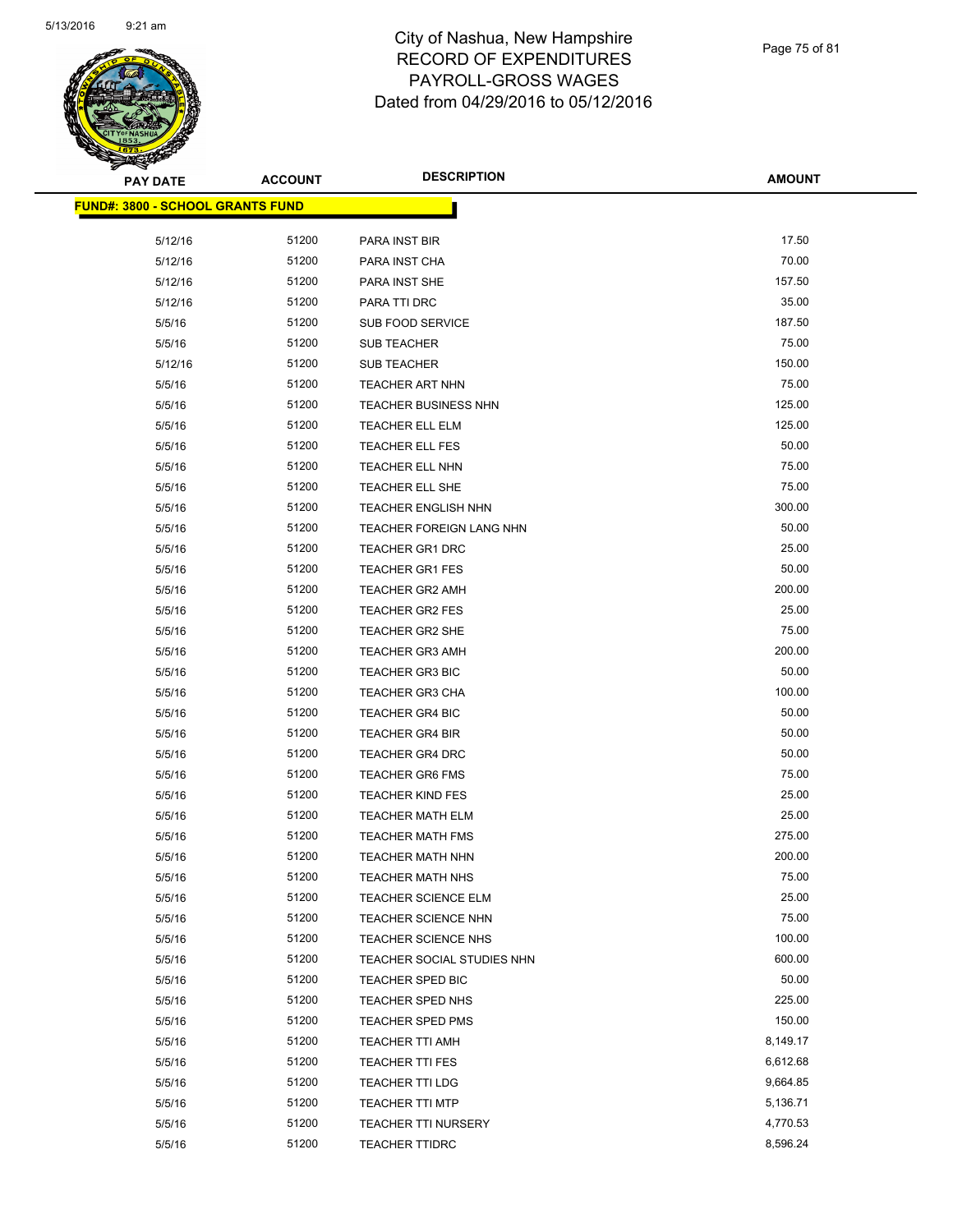# City of Nashua, New Hampshire
# RECORD OF EXPENDITURES
# PAYROLL-GROSS WAGES
# Dated from 04/29/2016 to 05/12/2016

**FUND#: 3800 - SCHOOL GRANTS FUND**

| PAY DATE | ACCOUNT | DESCRIPTION | AMOUNT |
|---|---|---|---|
| 5/12/16 | 51200 | PARA INST BIR | 17.50 |
| 5/12/16 | 51200 | PARA INST CHA | 70.00 |
| 5/12/16 | 51200 | PARA INST SHE | 157.50 |
| 5/12/16 | 51200 | PARA TTI DRC | 35.00 |
| 5/5/16 | 51200 | SUB FOOD SERVICE | 187.50 |
| 5/5/16 | 51200 | SUB TEACHER | 75.00 |
| 5/12/16 | 51200 | SUB TEACHER | 150.00 |
| 5/5/16 | 51200 | TEACHER ART NHN | 75.00 |
| 5/5/16 | 51200 | TEACHER BUSINESS NHN | 125.00 |
| 5/5/16 | 51200 | TEACHER ELL ELM | 125.00 |
| 5/5/16 | 51200 | TEACHER ELL FES | 50.00 |
| 5/5/16 | 51200 | TEACHER ELL NHN | 75.00 |
| 5/5/16 | 51200 | TEACHER ELL SHE | 75.00 |
| 5/5/16 | 51200 | TEACHER ENGLISH NHN | 300.00 |
| 5/5/16 | 51200 | TEACHER FOREIGN LANG NHN | 50.00 |
| 5/5/16 | 51200 | TEACHER GR1 DRC | 25.00 |
| 5/5/16 | 51200 | TEACHER GR1 FES | 50.00 |
| 5/5/16 | 51200 | TEACHER GR2 AMH | 200.00 |
| 5/5/16 | 51200 | TEACHER GR2 FES | 25.00 |
| 5/5/16 | 51200 | TEACHER GR2 SHE | 75.00 |
| 5/5/16 | 51200 | TEACHER GR3 AMH | 200.00 |
| 5/5/16 | 51200 | TEACHER GR3 BIC | 50.00 |
| 5/5/16 | 51200 | TEACHER GR3 CHA | 100.00 |
| 5/5/16 | 51200 | TEACHER GR4 BIC | 50.00 |
| 5/5/16 | 51200 | TEACHER GR4 BIR | 50.00 |
| 5/5/16 | 51200 | TEACHER GR4 DRC | 50.00 |
| 5/5/16 | 51200 | TEACHER GR6 FMS | 75.00 |
| 5/5/16 | 51200 | TEACHER KIND FES | 25.00 |
| 5/5/16 | 51200 | TEACHER MATH ELM | 25.00 |
| 5/5/16 | 51200 | TEACHER MATH FMS | 275.00 |
| 5/5/16 | 51200 | TEACHER MATH NHN | 200.00 |
| 5/5/16 | 51200 | TEACHER MATH NHS | 75.00 |
| 5/5/16 | 51200 | TEACHER SCIENCE ELM | 25.00 |
| 5/5/16 | 51200 | TEACHER SCIENCE NHN | 75.00 |
| 5/5/16 | 51200 | TEACHER SCIENCE NHS | 100.00 |
| 5/5/16 | 51200 | TEACHER SOCIAL STUDIES NHN | 600.00 |
| 5/5/16 | 51200 | TEACHER SPED BIC | 50.00 |
| 5/5/16 | 51200 | TEACHER SPED NHS | 225.00 |
| 5/5/16 | 51200 | TEACHER SPED PMS | 150.00 |
| 5/5/16 | 51200 | TEACHER TTI AMH | 8,149.17 |
| 5/5/16 | 51200 | TEACHER TTI FES | 6,612.68 |
| 5/5/16 | 51200 | TEACHER TTI LDG | 9,664.85 |
| 5/5/16 | 51200 | TEACHER TTI MTP | 5,136.71 |
| 5/5/16 | 51200 | TEACHER TTI NURSERY | 4,770.53 |
| 5/5/16 | 51200 | TEACHER TTIDRC | 8,596.24 |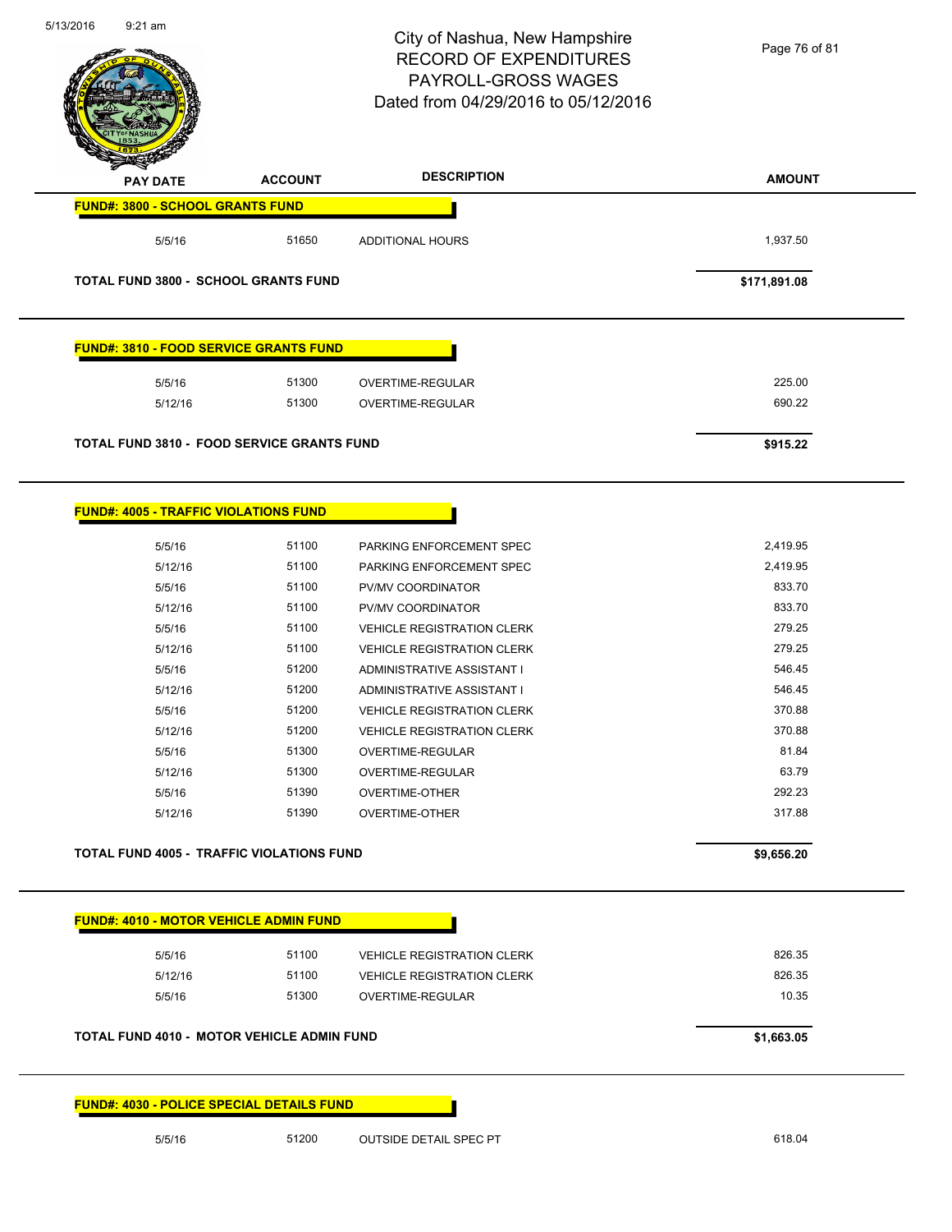# City of Nashua, New Hampshire
## RECORD OF EXPENDITURES
## PAYROLL-GROSS WAGES
## Dated from 04/29/2016 to 05/12/2016

5/13/2016 9:21 am

| PAY DATE | ACCOUNT | DESCRIPTION | AMOUNT |
|---|---|---|---|
| **FUND#: 3800 - SCHOOL GRANTS FUND** | | | |
| 5/5/16 | 51650 | ADDITIONAL HOURS | 1,937.50 |
| **TOTAL FUND 3800 - SCHOOL GRANTS FUND** | | | **$171,891.08** |
| **FUND#: 3810 - FOOD SERVICE GRANTS FUND** | | | |
| 5/5/16 | 51300 | OVERTIME-REGULAR | 225.00 |
| 5/12/16 | 51300 | OVERTIME-REGULAR | 690.22 |
| **TOTAL FUND 3810 - FOOD SERVICE GRANTS FUND** | | | **$915.22** |
| **FUND#: 4005 - TRAFFIC VIOLATIONS FUND** | | | |
| 5/5/16 | 51100 | PARKING ENFORCEMENT SPEC | 2,419.95 |
| 5/12/16 | 51100 | PARKING ENFORCEMENT SPEC | 2,419.95 |
| 5/5/16 | 51100 | PV/MV COORDINATOR | 833.70 |
| 5/12/16 | 51100 | PV/MV COORDINATOR | 833.70 |
| 5/5/16 | 51100 | VEHICLE REGISTRATION CLERK | 279.25 |
| 5/12/16 | 51100 | VEHICLE REGISTRATION CLERK | 279.25 |
| 5/5/16 | 51200 | ADMINISTRATIVE ASSISTANT I | 546.45 |
| 5/12/16 | 51200 | ADMINISTRATIVE ASSISTANT I | 546.45 |
| 5/5/16 | 51200 | VEHICLE REGISTRATION CLERK | 370.88 |
| 5/12/16 | 51200 | VEHICLE REGISTRATION CLERK | 370.88 |
| 5/5/16 | 51300 | OVERTIME-REGULAR | 81.84 |
| 5/12/16 | 51300 | OVERTIME-REGULAR | 63.79 |
| 5/5/16 | 51390 | OVERTIME-OTHER | 292.23 |
| 5/12/16 | 51390 | OVERTIME-OTHER | 317.88 |
| **TOTAL FUND 4005 - TRAFFIC VIOLATIONS FUND** | | | **$9,656.20** |
| **FUND#: 4010 - MOTOR VEHICLE ADMIN FUND** | | | |
| 5/5/16 | 51100 | VEHICLE REGISTRATION CLERK | 826.35 |
| 5/12/16 | 51100 | VEHICLE REGISTRATION CLERK | 826.35 |
| 5/5/16 | 51300 | OVERTIME-REGULAR | 10.35 |
| **TOTAL FUND 4010 - MOTOR VEHICLE ADMIN FUND** | | | **$1,663.05** |
| **FUND#: 4030 - POLICE SPECIAL DETAILS FUND** | | | |
| 5/5/16 | 51200 | OUTSIDE DETAIL SPEC PT | 618.04 |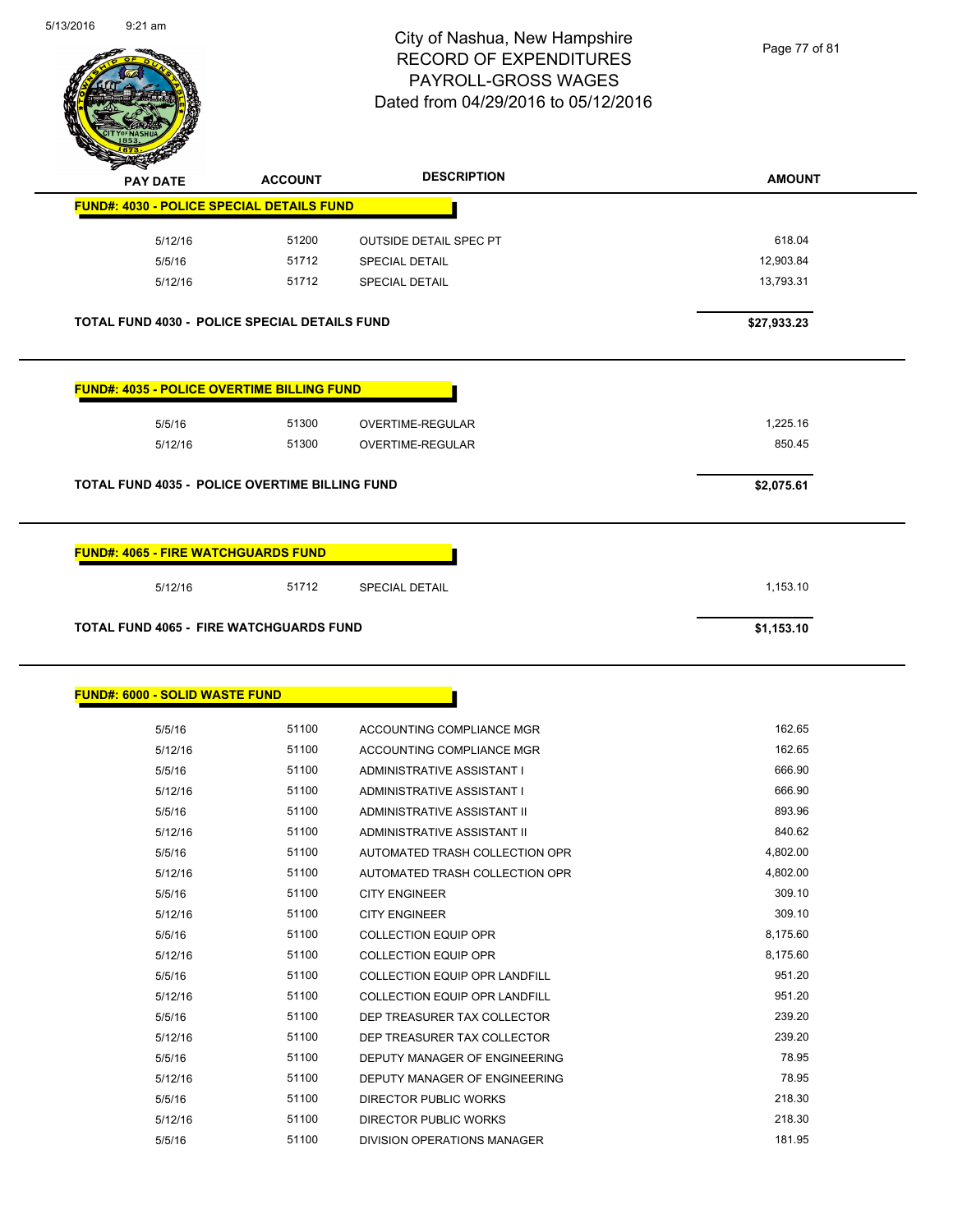# City of Nashua, New Hampshire
## RECORD OF EXPENDITURES
## PAYROLL-GROSS WAGES
## Dated from 04/29/2016 to 05/12/2016

5/13/2016 9:21 am

| PAY DATE | ACCOUNT | DESCRIPTION | AMOUNT |
|---|---|---|---|
| **FUND#: 4030 - POLICE SPECIAL DETAILS FUND** | | | |
| 5/12/16 | 51200 | OUTSIDE DETAIL SPEC PT | 618.04 |
| 5/5/16 | 51712 | SPECIAL DETAIL | 12,903.84 |
| 5/12/16 | 51712 | SPECIAL DETAIL | 13,793.31 |
| **TOTAL FUND 4030 - POLICE SPECIAL DETAILS FUND** | | | **$27,933.23** |

| PAY DATE | ACCOUNT | DESCRIPTION | AMOUNT |
|---|---|---|---|
| **FUND#: 4035 - POLICE OVERTIME BILLING FUND** | | | |
| 5/5/16 | 51300 | OVERTIME-REGULAR | 1,225.16 |
| 5/12/16 | 51300 | OVERTIME-REGULAR | 850.45 |
| **TOTAL FUND 4035 - POLICE OVERTIME BILLING FUND** | | | **$2,075.61** |

| PAY DATE | ACCOUNT | DESCRIPTION | AMOUNT |
|---|---|---|---|
| **FUND#: 4065 - FIRE WATCHGUARDS FUND** | | | |
| 5/12/16 | 51712 | SPECIAL DETAIL | 1,153.10 |
| **TOTAL FUND 4065 - FIRE WATCHGUARDS FUND** | | | **$1,153.10** |

| PAY DATE | ACCOUNT | DESCRIPTION | AMOUNT |
|---|---|---|---|
| **FUND#: 6000 - SOLID WASTE FUND** | | | |
| 5/5/16 | 51100 | ACCOUNTING COMPLIANCE MGR | 162.65 |
| 5/12/16 | 51100 | ACCOUNTING COMPLIANCE MGR | 162.65 |
| 5/5/16 | 51100 | ADMINISTRATIVE ASSISTANT I | 666.90 |
| 5/12/16 | 51100 | ADMINISTRATIVE ASSISTANT I | 666.90 |
| 5/5/16 | 51100 | ADMINISTRATIVE ASSISTANT II | 893.96 |
| 5/12/16 | 51100 | ADMINISTRATIVE ASSISTANT II | 840.62 |
| 5/5/16 | 51100 | AUTOMATED TRASH COLLECTION OPR | 4,802.00 |
| 5/12/16 | 51100 | AUTOMATED TRASH COLLECTION OPR | 4,802.00 |
| 5/5/16 | 51100 | CITY ENGINEER | 309.10 |
| 5/12/16 | 51100 | CITY ENGINEER | 309.10 |
| 5/5/16 | 51100 | COLLECTION EQUIP OPR | 8,175.60 |
| 5/12/16 | 51100 | COLLECTION EQUIP OPR | 8,175.60 |
| 5/5/16 | 51100 | COLLECTION EQUIP OPR LANDFILL | 951.20 |
| 5/12/16 | 51100 | COLLECTION EQUIP OPR LANDFILL | 951.20 |
| 5/5/16 | 51100 | DEP TREASURER TAX COLLECTOR | 239.20 |
| 5/12/16 | 51100 | DEP TREASURER TAX COLLECTOR | 239.20 |
| 5/5/16 | 51100 | DEPUTY MANAGER OF ENGINEERING | 78.95 |
| 5/12/16 | 51100 | DEPUTY MANAGER OF ENGINEERING | 78.95 |
| 5/5/16 | 51100 | DIRECTOR PUBLIC WORKS | 218.30 |
| 5/12/16 | 51100 | DIRECTOR PUBLIC WORKS | 218.30 |
| 5/5/16 | 51100 | DIVISION OPERATIONS MANAGER | 181.95 |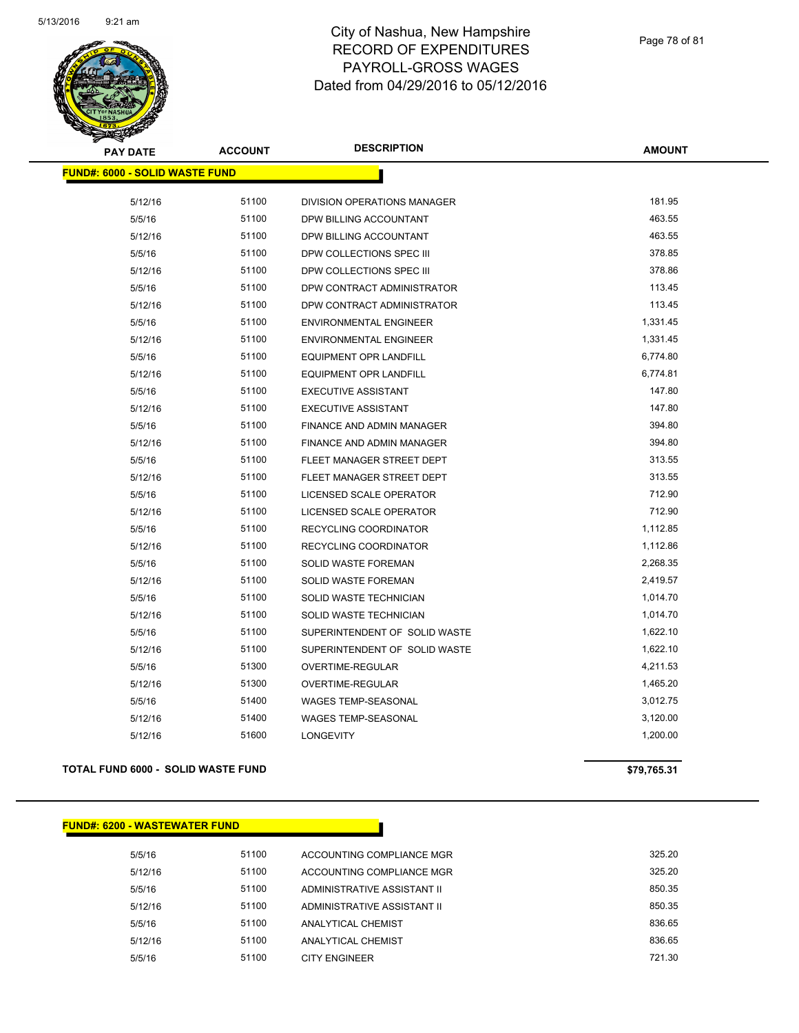# City of Nashua, New Hampshire
## RECORD OF EXPENDITURES
## PAYROLL-GROSS WAGES
## Dated from 04/29/2016 to 05/12/2016

**FUND#: 6000 - SOLID WASTE FUND**

| PAY DATE | ACCOUNT | DESCRIPTION | AMOUNT |
|---|---|---|---|
| 5/12/16 | 51100 | DIVISION OPERATIONS MANAGER | 181.95 |
| 5/5/16 | 51100 | DPW BILLING ACCOUNTANT | 463.55 |
| 5/12/16 | 51100 | DPW BILLING ACCOUNTANT | 463.55 |
| 5/5/16 | 51100 | DPW COLLECTIONS SPEC III | 378.85 |
| 5/12/16 | 51100 | DPW COLLECTIONS SPEC III | 378.86 |
| 5/5/16 | 51100 | DPW CONTRACT ADMINISTRATOR | 113.45 |
| 5/12/16 | 51100 | DPW CONTRACT ADMINISTRATOR | 113.45 |
| 5/5/16 | 51100 | ENVIRONMENTAL ENGINEER | 1,331.45 |
| 5/12/16 | 51100 | ENVIRONMENTAL ENGINEER | 1,331.45 |
| 5/5/16 | 51100 | EQUIPMENT OPR LANDFILL | 6,774.80 |
| 5/12/16 | 51100 | EQUIPMENT OPR LANDFILL | 6,774.81 |
| 5/5/16 | 51100 | EXECUTIVE ASSISTANT | 147.80 |
| 5/12/16 | 51100 | EXECUTIVE ASSISTANT | 147.80 |
| 5/5/16 | 51100 | FINANCE AND ADMIN MANAGER | 394.80 |
| 5/12/16 | 51100 | FINANCE AND ADMIN MANAGER | 394.80 |
| 5/5/16 | 51100 | FLEET MANAGER STREET DEPT | 313.55 |
| 5/12/16 | 51100 | FLEET MANAGER STREET DEPT | 313.55 |
| 5/5/16 | 51100 | LICENSED SCALE OPERATOR | 712.90 |
| 5/12/16 | 51100 | LICENSED SCALE OPERATOR | 712.90 |
| 5/5/16 | 51100 | RECYCLING COORDINATOR | 1,112.85 |
| 5/12/16 | 51100 | RECYCLING COORDINATOR | 1,112.86 |
| 5/5/16 | 51100 | SOLID WASTE FOREMAN | 2,268.35 |
| 5/12/16 | 51100 | SOLID WASTE FOREMAN | 2,419.57 |
| 5/5/16 | 51100 | SOLID WASTE TECHNICIAN | 1,014.70 |
| 5/12/16 | 51100 | SOLID WASTE TECHNICIAN | 1,014.70 |
| 5/5/16 | 51100 | SUPERINTENDENT OF SOLID WASTE | 1,622.10 |
| 5/12/16 | 51100 | SUPERINTENDENT OF SOLID WASTE | 1,622.10 |
| 5/5/16 | 51300 | OVERTIME-REGULAR | 4,211.53 |
| 5/12/16 | 51300 | OVERTIME-REGULAR | 1,465.20 |
| 5/5/16 | 51400 | WAGES TEMP-SEASONAL | 3,012.75 |
| 5/12/16 | 51400 | WAGES TEMP-SEASONAL | 3,120.00 |
| 5/12/16 | 51600 | LONGEVITY | 1,200.00 |

**TOTAL FUND 6000 - SOLID WASTE FUND** **$79,765.31**

**FUND#: 6200 - WASTEWATER FUND**

| PAY DATE | ACCOUNT | DESCRIPTION | AMOUNT |
|---|---|---|---|
| 5/5/16 | 51100 | ACCOUNTING COMPLIANCE MGR | 325.20 |
| 5/12/16 | 51100 | ACCOUNTING COMPLIANCE MGR | 325.20 |
| 5/5/16 | 51100 | ADMINISTRATIVE ASSISTANT II | 850.35 |
| 5/12/16 | 51100 | ADMINISTRATIVE ASSISTANT II | 850.35 |
| 5/5/16 | 51100 | ANALYTICAL CHEMIST | 836.65 |
| 5/12/16 | 51100 | ANALYTICAL CHEMIST | 836.65 |
| 5/5/16 | 51100 | CITY ENGINEER | 721.30 |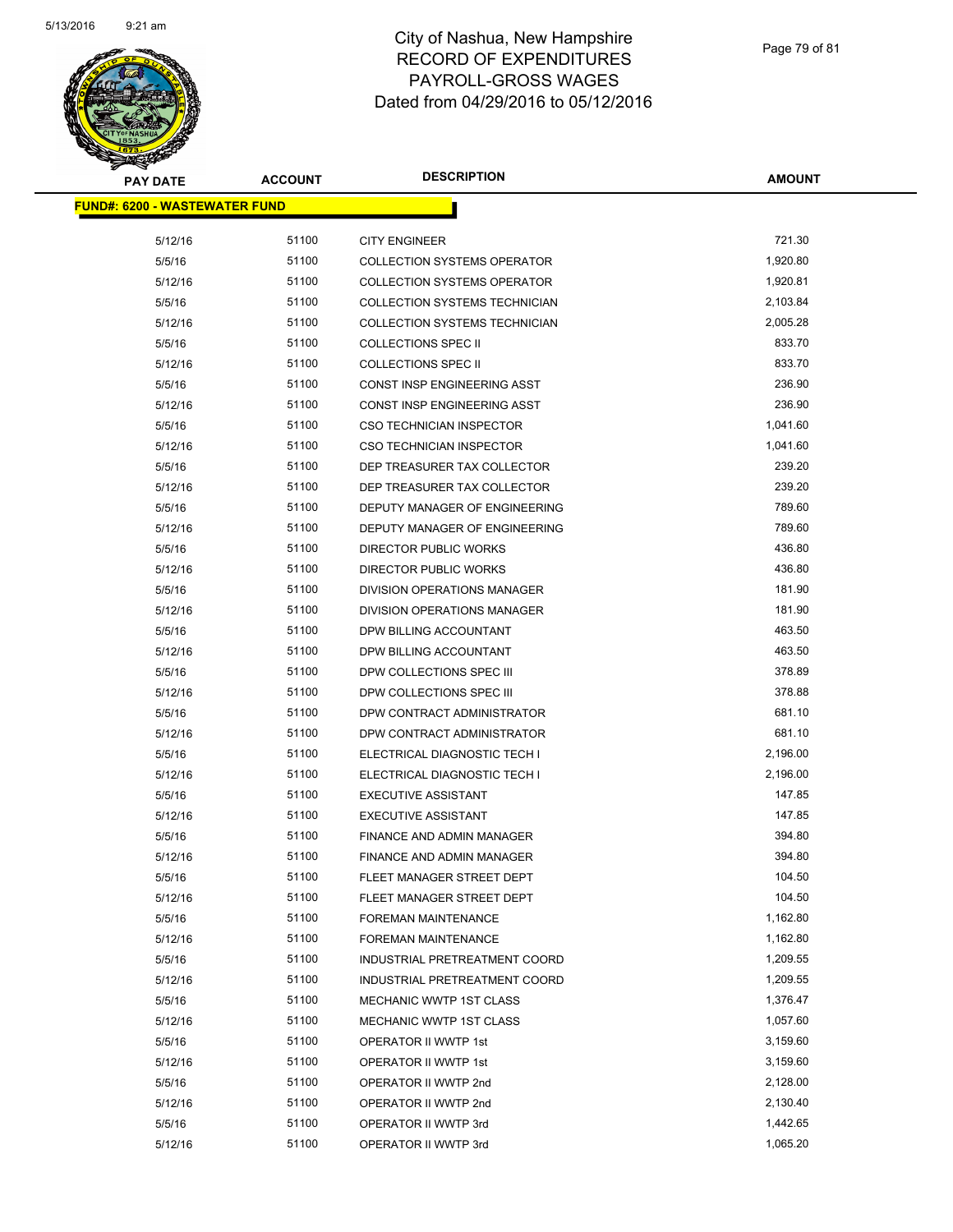# City of Nashua, New Hampshire
# RECORD OF EXPENDITURES
# PAYROLL-GROSS WAGES
# Dated from 04/29/2016 to 05/12/2016

| PAY DATE | ACCOUNT | DESCRIPTION | AMOUNT |
|---|---|---|---|
| **FUND#: 6200 - WASTEWATER FUND** | | | |
| 5/12/16 | 51100 | CITY ENGINEER | 721.30 |
| 5/5/16 | 51100 | COLLECTION SYSTEMS OPERATOR | 1,920.80 |
| 5/12/16 | 51100 | COLLECTION SYSTEMS OPERATOR | 1,920.81 |
| 5/5/16 | 51100 | COLLECTION SYSTEMS TECHNICIAN | 2,103.84 |
| 5/12/16 | 51100 | COLLECTION SYSTEMS TECHNICIAN | 2,005.28 |
| 5/5/16 | 51100 | COLLECTIONS SPEC II | 833.70 |
| 5/12/16 | 51100 | COLLECTIONS SPEC II | 833.70 |
| 5/5/16 | 51100 | CONST INSP ENGINEERING ASST | 236.90 |
| 5/12/16 | 51100 | CONST INSP ENGINEERING ASST | 236.90 |
| 5/5/16 | 51100 | CSO TECHNICIAN INSPECTOR | 1,041.60 |
| 5/12/16 | 51100 | CSO TECHNICIAN INSPECTOR | 1,041.60 |
| 5/5/16 | 51100 | DEP TREASURER TAX COLLECTOR | 239.20 |
| 5/12/16 | 51100 | DEP TREASURER TAX COLLECTOR | 239.20 |
| 5/5/16 | 51100 | DEPUTY MANAGER OF ENGINEERING | 789.60 |
| 5/12/16 | 51100 | DEPUTY MANAGER OF ENGINEERING | 789.60 |
| 5/5/16 | 51100 | DIRECTOR PUBLIC WORKS | 436.80 |
| 5/12/16 | 51100 | DIRECTOR PUBLIC WORKS | 436.80 |
| 5/5/16 | 51100 | DIVISION OPERATIONS MANAGER | 181.90 |
| 5/12/16 | 51100 | DIVISION OPERATIONS MANAGER | 181.90 |
| 5/5/16 | 51100 | DPW BILLING ACCOUNTANT | 463.50 |
| 5/12/16 | 51100 | DPW BILLING ACCOUNTANT | 463.50 |
| 5/5/16 | 51100 | DPW COLLECTIONS SPEC III | 378.89 |
| 5/12/16 | 51100 | DPW COLLECTIONS SPEC III | 378.88 |
| 5/5/16 | 51100 | DPW CONTRACT ADMINISTRATOR | 681.10 |
| 5/12/16 | 51100 | DPW CONTRACT ADMINISTRATOR | 681.10 |
| 5/5/16 | 51100 | ELECTRICAL DIAGNOSTIC TECH I | 2,196.00 |
| 5/12/16 | 51100 | ELECTRICAL DIAGNOSTIC TECH I | 2,196.00 |
| 5/5/16 | 51100 | EXECUTIVE ASSISTANT | 147.85 |
| 5/12/16 | 51100 | EXECUTIVE ASSISTANT | 147.85 |
| 5/5/16 | 51100 | FINANCE AND ADMIN MANAGER | 394.80 |
| 5/12/16 | 51100 | FINANCE AND ADMIN MANAGER | 394.80 |
| 5/5/16 | 51100 | FLEET MANAGER STREET DEPT | 104.50 |
| 5/12/16 | 51100 | FLEET MANAGER STREET DEPT | 104.50 |
| 5/5/16 | 51100 | FOREMAN MAINTENANCE | 1,162.80 |
| 5/12/16 | 51100 | FOREMAN MAINTENANCE | 1,162.80 |
| 5/5/16 | 51100 | INDUSTRIAL PRETREATMENT COORD | 1,209.55 |
| 5/12/16 | 51100 | INDUSTRIAL PRETREATMENT COORD | 1,209.55 |
| 5/5/16 | 51100 | MECHANIC WWTP 1ST CLASS | 1,376.47 |
| 5/12/16 | 51100 | MECHANIC WWTP 1ST CLASS | 1,057.60 |
| 5/5/16 | 51100 | OPERATOR II WWTP 1st | 3,159.60 |
| 5/12/16 | 51100 | OPERATOR II WWTP 1st | 3,159.60 |
| 5/5/16 | 51100 | OPERATOR II WWTP 2nd | 2,128.00 |
| 5/12/16 | 51100 | OPERATOR II WWTP 2nd | 2,130.40 |
| 5/5/16 | 51100 | OPERATOR II WWTP 3rd | 1,442.65 |
| 5/12/16 | 51100 | OPERATOR II WWTP 3rd | 1,065.20 |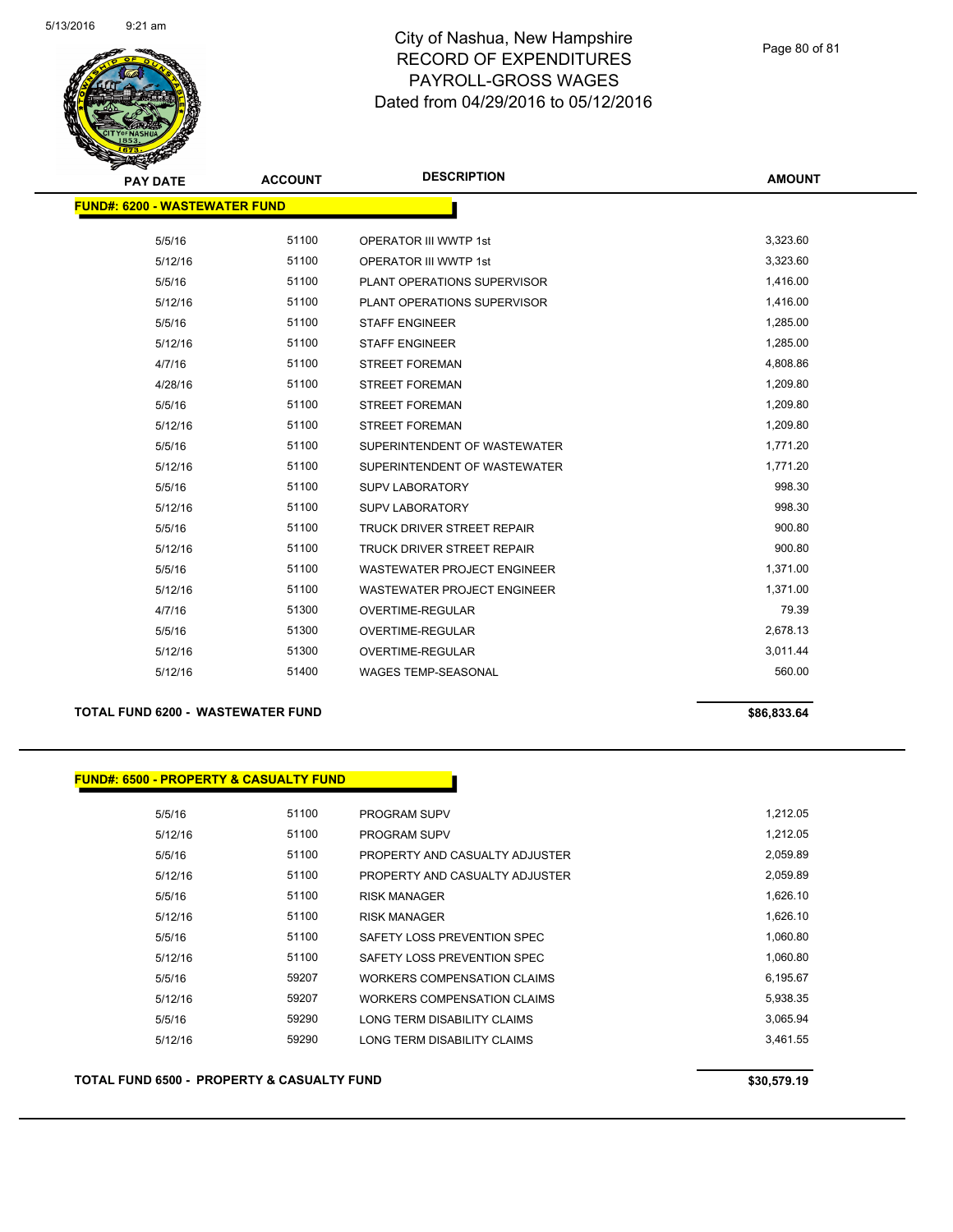| PAY DATE | ACCOUNT | DESCRIPTION | AMOUNT |
|---|---|---|---|
| **FUND#: 6200 - WASTEWATER FUND** | | | |
| 5/5/16 | 51100 | OPERATOR III WWTP 1st | 3,323.60 |
| 5/12/16 | 51100 | OPERATOR III WWTP 1st | 3,323.60 |
| 5/5/16 | 51100 | PLANT OPERATIONS SUPERVISOR | 1,416.00 |
| 5/12/16 | 51100 | PLANT OPERATIONS SUPERVISOR | 1,416.00 |
| 5/5/16 | 51100 | STAFF ENGINEER | 1,285.00 |
| 5/12/16 | 51100 | STAFF ENGINEER | 1,285.00 |
| 4/7/16 | 51100 | STREET FOREMAN | 4,808.86 |
| 4/28/16 | 51100 | STREET FOREMAN | 1,209.80 |
| 5/5/16 | 51100 | STREET FOREMAN | 1,209.80 |
| 5/12/16 | 51100 | STREET FOREMAN | 1,209.80 |
| 5/5/16 | 51100 | SUPERINTENDENT OF WASTEWATER | 1,771.20 |
| 5/12/16 | 51100 | SUPERINTENDENT OF WASTEWATER | 1,771.20 |
| 5/5/16 | 51100 | SUPV LABORATORY | 998.30 |
| 5/12/16 | 51100 | SUPV LABORATORY | 998.30 |
| 5/5/16 | 51100 | TRUCK DRIVER STREET REPAIR | 900.80 |
| 5/12/16 | 51100 | TRUCK DRIVER STREET REPAIR | 900.80 |
| 5/5/16 | 51100 | WASTEWATER PROJECT ENGINEER | 1,371.00 |
| 5/12/16 | 51100 | WASTEWATER PROJECT ENGINEER | 1,371.00 |
| 4/7/16 | 51300 | OVERTIME-REGULAR | 79.39 |
| 5/5/16 | 51300 | OVERTIME-REGULAR | 2,678.13 |
| 5/12/16 | 51300 | OVERTIME-REGULAR | 3,011.44 |
| 5/12/16 | 51400 | WAGES TEMP-SEASONAL | 560.00 |
| **TOTAL FUND 6200 - WASTEWATER FUND** | | | **$86,833.64** |

| PAY DATE | ACCOUNT | DESCRIPTION | AMOUNT |
|---|---|---|---|
| **FUND#: 6500 - PROPERTY & CASUALTY FUND** | | | |
| 5/5/16 | 51100 | PROGRAM SUPV | 1,212.05 |
| 5/12/16 | 51100 | PROGRAM SUPV | 1,212.05 |
| 5/5/16 | 51100 | PROPERTY AND CASUALTY ADJUSTER | 2,059.89 |
| 5/12/16 | 51100 | PROPERTY AND CASUALTY ADJUSTER | 2,059.89 |
| 5/5/16 | 51100 | RISK MANAGER | 1,626.10 |
| 5/12/16 | 51100 | RISK MANAGER | 1,626.10 |
| 5/5/16 | 51100 | SAFETY LOSS PREVENTION SPEC | 1,060.80 |
| 5/12/16 | 51100 | SAFETY LOSS PREVENTION SPEC | 1,060.80 |
| 5/5/16 | 59207 | WORKERS COMPENSATION CLAIMS | 6,195.67 |
| 5/12/16 | 59207 | WORKERS COMPENSATION CLAIMS | 5,938.35 |
| 5/5/16 | 59290 | LONG TERM DISABILITY CLAIMS | 3,065.94 |
| 5/12/16 | 59290 | LONG TERM DISABILITY CLAIMS | 3,461.55 |
| **TOTAL FUND 6500 - PROPERTY & CASUALTY FUND** | | | **$30,579.19** |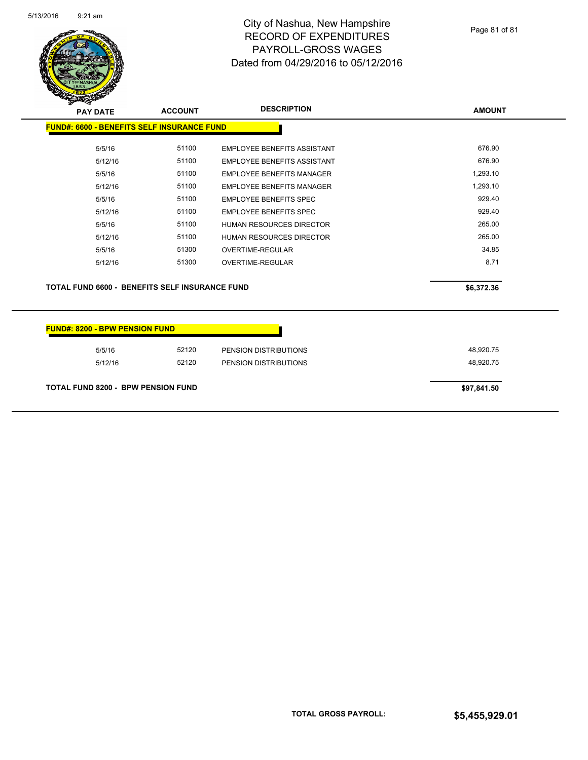# City of Nashua, New Hampshire
## RECORD OF EXPENDITURES
## PAYROLL-GROSS WAGES
## Dated from 04/29/2016 to 05/12/2016

| PAY DATE | ACCOUNT | DESCRIPTION | AMOUNT |
|---|---|---|---|
| **FUND#: 6600 - BENEFITS SELF INSURANCE FUND** | | | |
| 5/5/16 | 51100 | EMPLOYEE BENEFITS ASSISTANT | 676.90 |
| 5/12/16 | 51100 | EMPLOYEE BENEFITS ASSISTANT | 676.90 |
| 5/5/16 | 51100 | EMPLOYEE BENEFITS MANAGER | 1,293.10 |
| 5/12/16 | 51100 | EMPLOYEE BENEFITS MANAGER | 1,293.10 |
| 5/5/16 | 51100 | EMPLOYEE BENEFITS SPEC | 929.40 |
| 5/12/16 | 51100 | EMPLOYEE BENEFITS SPEC | 929.40 |
| 5/5/16 | 51100 | HUMAN RESOURCES DIRECTOR | 265.00 |
| 5/12/16 | 51100 | HUMAN RESOURCES DIRECTOR | 265.00 |
| 5/5/16 | 51300 | OVERTIME-REGULAR | 34.85 |
| 5/12/16 | 51300 | OVERTIME-REGULAR | 8.71 |
| **TOTAL FUND 6600 - BENEFITS SELF INSURANCE FUND** | | | **$6,372.36** |

| PAY DATE | ACCOUNT | DESCRIPTION | AMOUNT |
|---|---|---|---|
| **FUND#: 8200 - BPW PENSION FUND** | | | |
| 5/5/16 | 52120 | PENSION DISTRIBUTIONS | 48,920.75 |
| 5/12/16 | 52120 | PENSION DISTRIBUTIONS | 48,920.75 |
| **TOTAL FUND 8200 - BPW PENSION FUND** | | | **$97,841.50** |

**TOTAL GROSS PAYROLL: $5,455,929.01**